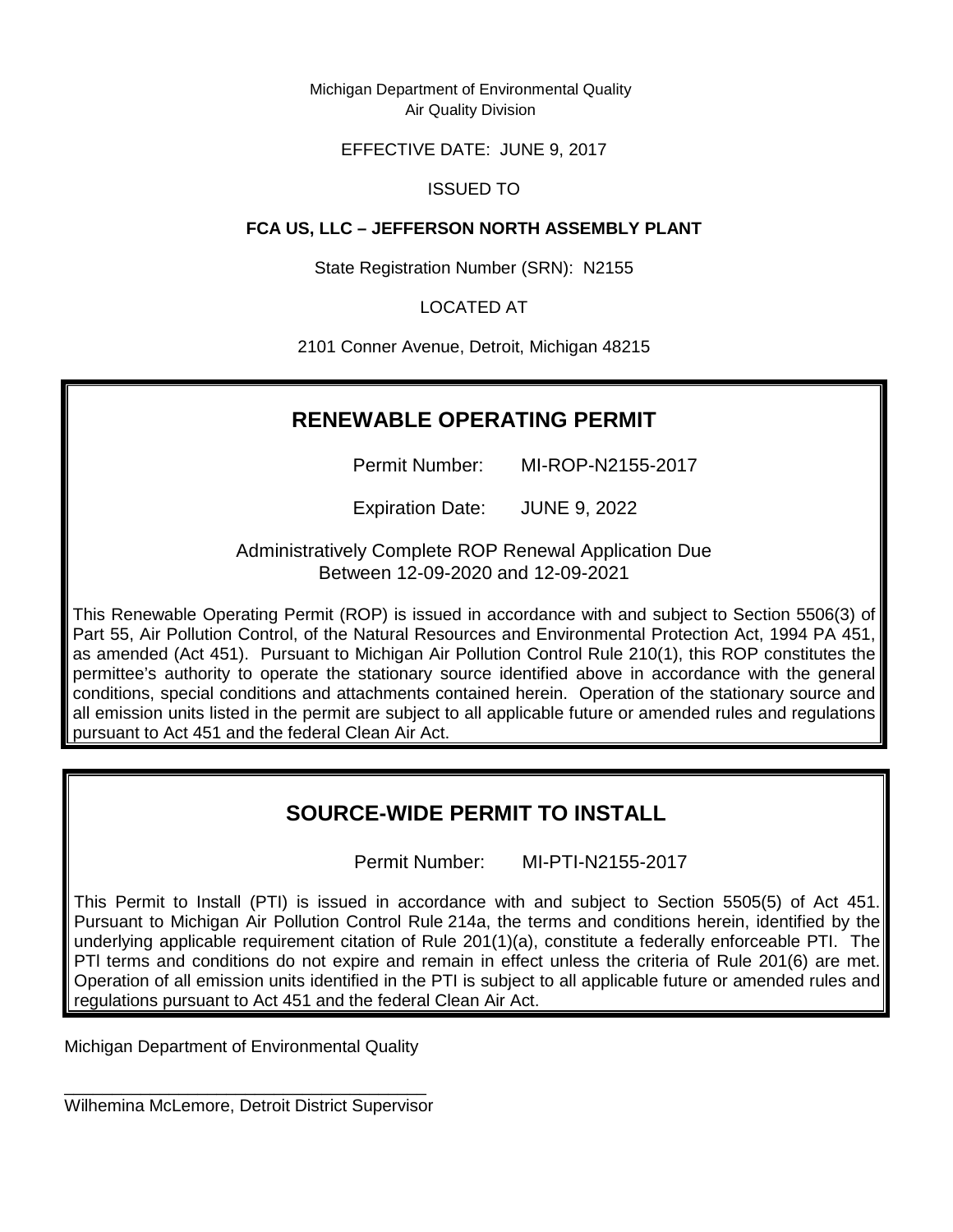Michigan Department of Environmental Quality
Air Quality Division

EFFECTIVE DATE: JUNE 9, 2017

ISSUED TO

**FCA US, LLC – JEFFERSON NORTH ASSEMBLY PLANT**

State Registration Number (SRN): N2155

LOCATED AT

2101 Conner Avenue, Detroit, Michigan 48215

## RENEWABLE OPERATING PERMIT

Permit Number: MI-ROP-N2155-2017

Expiration Date: JUNE 9, 2022

Administratively Complete ROP Renewal Application Due Between 12-09-2020 and 12-09-2021

This Renewable Operating Permit (ROP) is issued in accordance with and subject to Section 5506(3) of Part 55, Air Pollution Control, of the Natural Resources and Environmental Protection Act, 1994 PA 451, as amended (Act 451). Pursuant to Michigan Air Pollution Control Rule 210(1), this ROP constitutes the permittee's authority to operate the stationary source identified above in accordance with the general conditions, special conditions and attachments contained herein. Operation of the stationary source and all emission units listed in the permit are subject to all applicable future or amended rules and regulations pursuant to Act 451 and the federal Clean Air Act.

## SOURCE-WIDE PERMIT TO INSTALL

Permit Number: MI-PTI-N2155-2017

This Permit to Install (PTI) is issued in accordance with and subject to Section 5505(5) of Act 451. Pursuant to Michigan Air Pollution Control Rule 214a, the terms and conditions herein, identified by the underlying applicable requirement citation of Rule 201(1)(a), constitute a federally enforceable PTI. The PTI terms and conditions do not expire and remain in effect unless the criteria of Rule 201(6) are met. Operation of all emission units identified in the PTI is subject to all applicable future or amended rules and regulations pursuant to Act 451 and the federal Clean Air Act.

Michigan Department of Environmental Quality

\_\_\_\_\_\_\_\_\_\_\_\_\_\_\_\_\_\_\_\_\_\_\_\_\_\_\_\_\_\_\_\_\_\_\_\_\_\_\_\_

Wilhemina McLemore, Detroit District Supervisor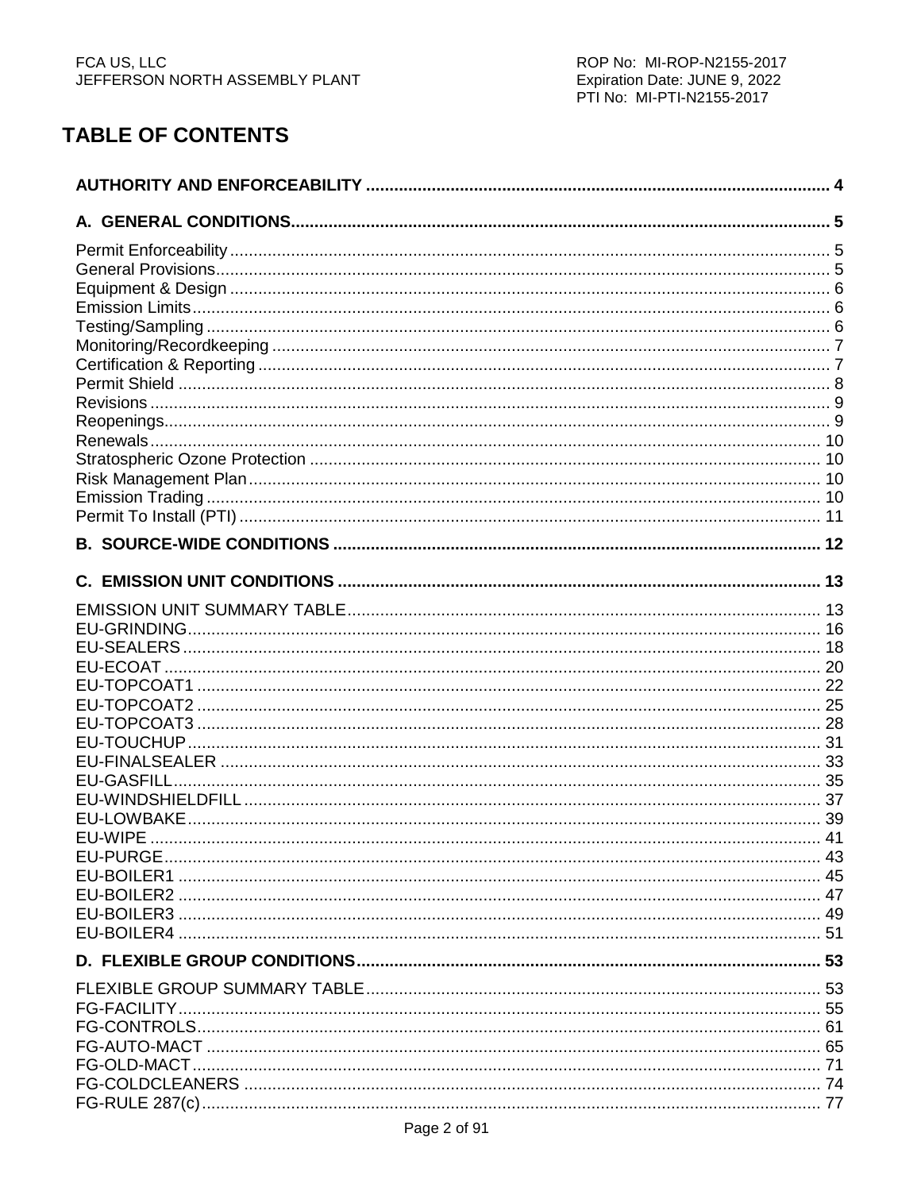# TABLE OF CONTENTS

**AUTHORITY AND ENFORCEABILITY** .......... 4

**A. GENERAL CONDITIONS** .......... 5

Permit Enforceability .......... 5
General Provisions .......... 5
Equipment & Design .......... 6
Emission Limits .......... 6
Testing/Sampling .......... 6
Monitoring/Recordkeeping .......... 7
Certification & Reporting .......... 7
Permit Shield .......... 8
Revisions .......... 9
Reopenings .......... 9
Renewals .......... 10
Stratospheric Ozone Protection .......... 10
Risk Management Plan .......... 10
Emission Trading .......... 10
Permit To Install (PTI) .......... 11

**B. SOURCE-WIDE CONDITIONS** .......... 12

**C. EMISSION UNIT CONDITIONS** .......... 13

EMISSION UNIT SUMMARY TABLE .......... 13
EU-GRINDING .......... 16
EU-SEALERS .......... 18
EU-ECOAT .......... 20
EU-TOPCOAT1 .......... 22
EU-TOPCOAT2 .......... 25
EU-TOPCOAT3 .......... 28
EU-TOUCHUP .......... 31
EU-FINALSEALER .......... 33
EU-GASFILL .......... 35
EU-WINDSHIELDFILL .......... 37
EU-LOWBAKE .......... 39
EU-WIPE .......... 41
EU-PURGE .......... 43
EU-BOILER1 .......... 45
EU-BOILER2 .......... 47
EU-BOILER3 .......... 49
EU-BOILER4 .......... 51

**D. FLEXIBLE GROUP CONDITIONS** .......... 53

FLEXIBLE GROUP SUMMARY TABLE .......... 53
FG-FACILITY .......... 55
FG-CONTROLS .......... 61
FG-AUTO-MACT .......... 65
FG-OLD-MACT .......... 71
FG-COLDCLEANERS .......... 74
FG-RULE 287(c) .......... 77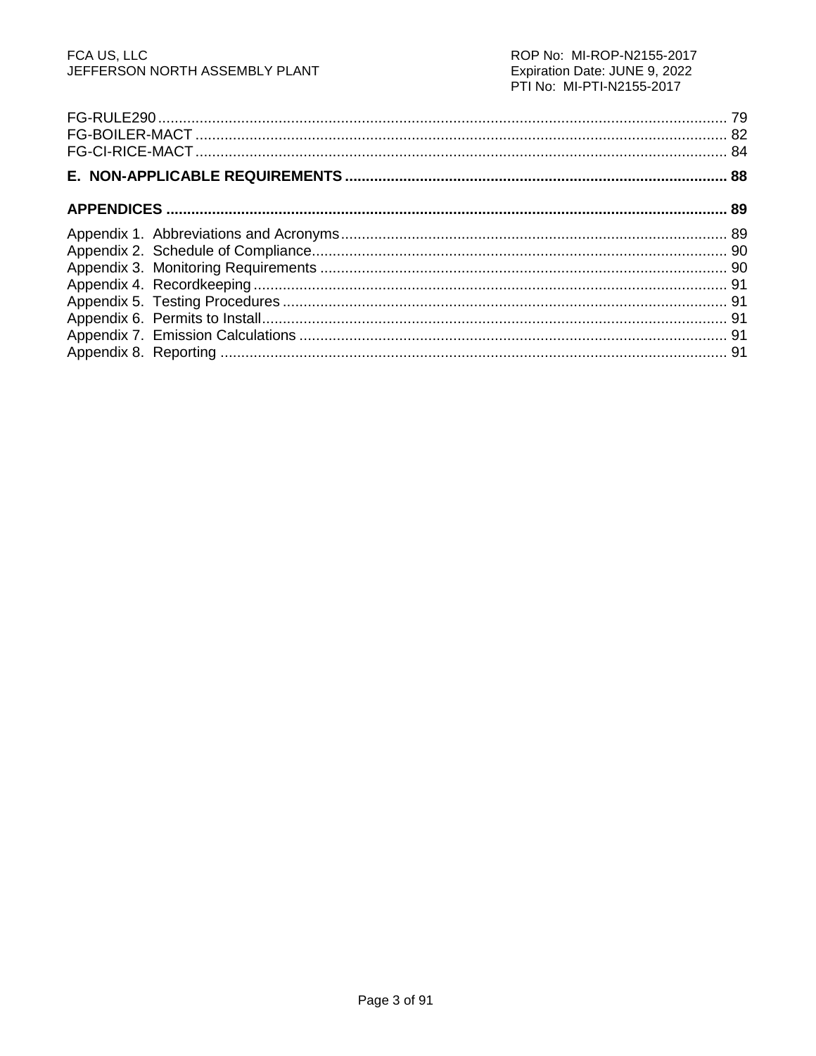FG-RULE290 ........ 79
FG-BOILER-MACT ........ 82
FG-CI-RICE-MACT ........ 84

**E. NON-APPLICABLE REQUIREMENTS ........ 88**

**APPENDICES ........ 89**

Appendix 1. Abbreviations and Acronyms ........ 89
Appendix 2. Schedule of Compliance ........ 90
Appendix 3. Monitoring Requirements ........ 90
Appendix 4. Recordkeeping ........ 91
Appendix 5. Testing Procedures ........ 91
Appendix 6. Permits to Install ........ 91
Appendix 7. Emission Calculations ........ 91
Appendix 8. Reporting ........ 91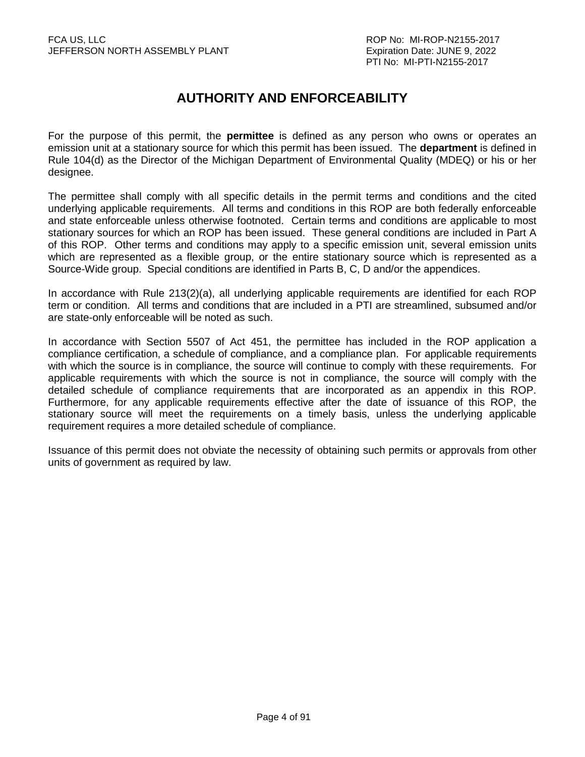# AUTHORITY AND ENFORCEABILITY

For the purpose of this permit, the **permittee** is defined as any person who owns or operates an emission unit at a stationary source for which this permit has been issued. The **department** is defined in Rule 104(d) as the Director of the Michigan Department of Environmental Quality (MDEQ) or his or her designee.

The permittee shall comply with all specific details in the permit terms and conditions and the cited underlying applicable requirements. All terms and conditions in this ROP are both federally enforceable and state enforceable unless otherwise footnoted. Certain terms and conditions are applicable to most stationary sources for which an ROP has been issued. These general conditions are included in Part A of this ROP. Other terms and conditions may apply to a specific emission unit, several emission units which are represented as a flexible group, or the entire stationary source which is represented as a Source-Wide group. Special conditions are identified in Parts B, C, D and/or the appendices.

In accordance with Rule 213(2)(a), all underlying applicable requirements are identified for each ROP term or condition. All terms and conditions that are included in a PTI are streamlined, subsumed and/or are state-only enforceable will be noted as such.

In accordance with Section 5507 of Act 451, the permittee has included in the ROP application a compliance certification, a schedule of compliance, and a compliance plan. For applicable requirements with which the source is in compliance, the source will continue to comply with these requirements. For applicable requirements with which the source is not in compliance, the source will comply with the detailed schedule of compliance requirements that are incorporated as an appendix in this ROP. Furthermore, for any applicable requirements effective after the date of issuance of this ROP, the stationary source will meet the requirements on a timely basis, unless the underlying applicable requirement requires a more detailed schedule of compliance.

Issuance of this permit does not obviate the necessity of obtaining such permits or approvals from other units of government as required by law.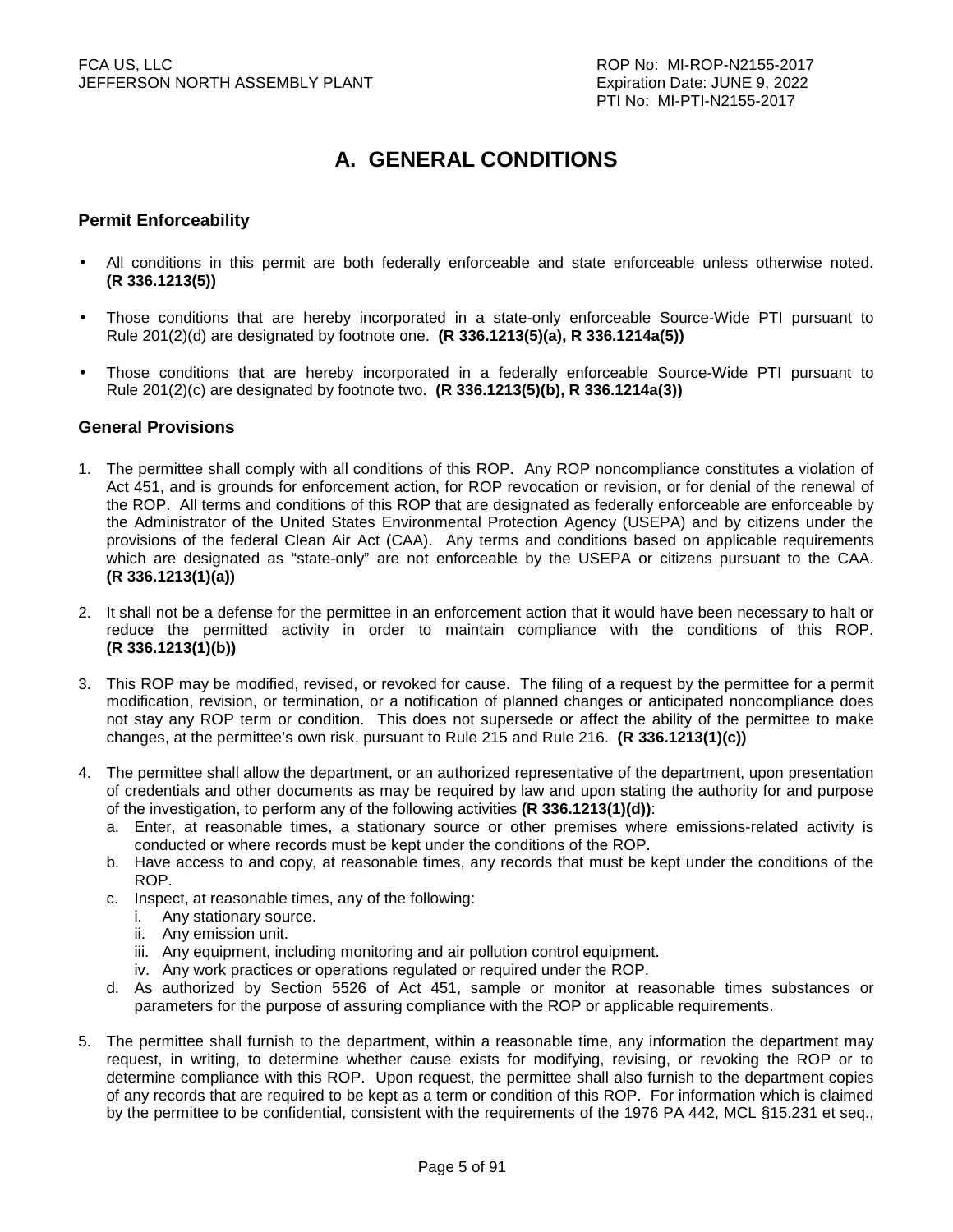# A. GENERAL CONDITIONS

### Permit Enforceability

- All conditions in this permit are both federally enforceable and state enforceable unless otherwise noted. **(R 336.1213(5))**
- Those conditions that are hereby incorporated in a state-only enforceable Source-Wide PTI pursuant to Rule 201(2)(d) are designated by footnote one. **(R 336.1213(5)(a), R 336.1214a(5))**
- Those conditions that are hereby incorporated in a federally enforceable Source-Wide PTI pursuant to Rule 201(2)(c) are designated by footnote two. **(R 336.1213(5)(b), R 336.1214a(3))**

### General Provisions

1. The permittee shall comply with all conditions of this ROP. Any ROP noncompliance constitutes a violation of Act 451, and is grounds for enforcement action, for ROP revocation or revision, or for denial of the renewal of the ROP. All terms and conditions of this ROP that are designated as federally enforceable are enforceable by the Administrator of the United States Environmental Protection Agency (USEPA) and by citizens under the provisions of the federal Clean Air Act (CAA). Any terms and conditions based on applicable requirements which are designated as "state-only" are not enforceable by the USEPA or citizens pursuant to the CAA. **(R 336.1213(1)(a))**
2. It shall not be a defense for the permittee in an enforcement action that it would have been necessary to halt or reduce the permitted activity in order to maintain compliance with the conditions of this ROP. **(R 336.1213(1)(b))**
3. This ROP may be modified, revised, or revoked for cause. The filing of a request by the permittee for a permit modification, revision, or termination, or a notification of planned changes or anticipated noncompliance does not stay any ROP term or condition. This does not supersede or affect the ability of the permittee to make changes, at the permittee's own risk, pursuant to Rule 215 and Rule 216. **(R 336.1213(1)(c))**
4. The permittee shall allow the department, or an authorized representative of the department, upon presentation of credentials and other documents as may be required by law and upon stating the authority for and purpose of the investigation, to perform any of the following activities **(R 336.1213(1)(d))**:
   a. Enter, at reasonable times, a stationary source or other premises where emissions-related activity is conducted or where records must be kept under the conditions of the ROP.
   b. Have access to and copy, at reasonable times, any records that must be kept under the conditions of the ROP.
   c. Inspect, at reasonable times, any of the following:
      i. Any stationary source.
      ii. Any emission unit.
      iii. Any equipment, including monitoring and air pollution control equipment.
      iv. Any work practices or operations regulated or required under the ROP.
   d. As authorized by Section 5526 of Act 451, sample or monitor at reasonable times substances or parameters for the purpose of assuring compliance with the ROP or applicable requirements.
5. The permittee shall furnish to the department, within a reasonable time, any information the department may request, in writing, to determine whether cause exists for modifying, revising, or revoking the ROP or to determine compliance with this ROP. Upon request, the permittee shall also furnish to the department copies of any records that are required to be kept as a term or condition of this ROP. For information which is claimed by the permittee to be confidential, consistent with the requirements of the 1976 PA 442, MCL §15.231 et seq.,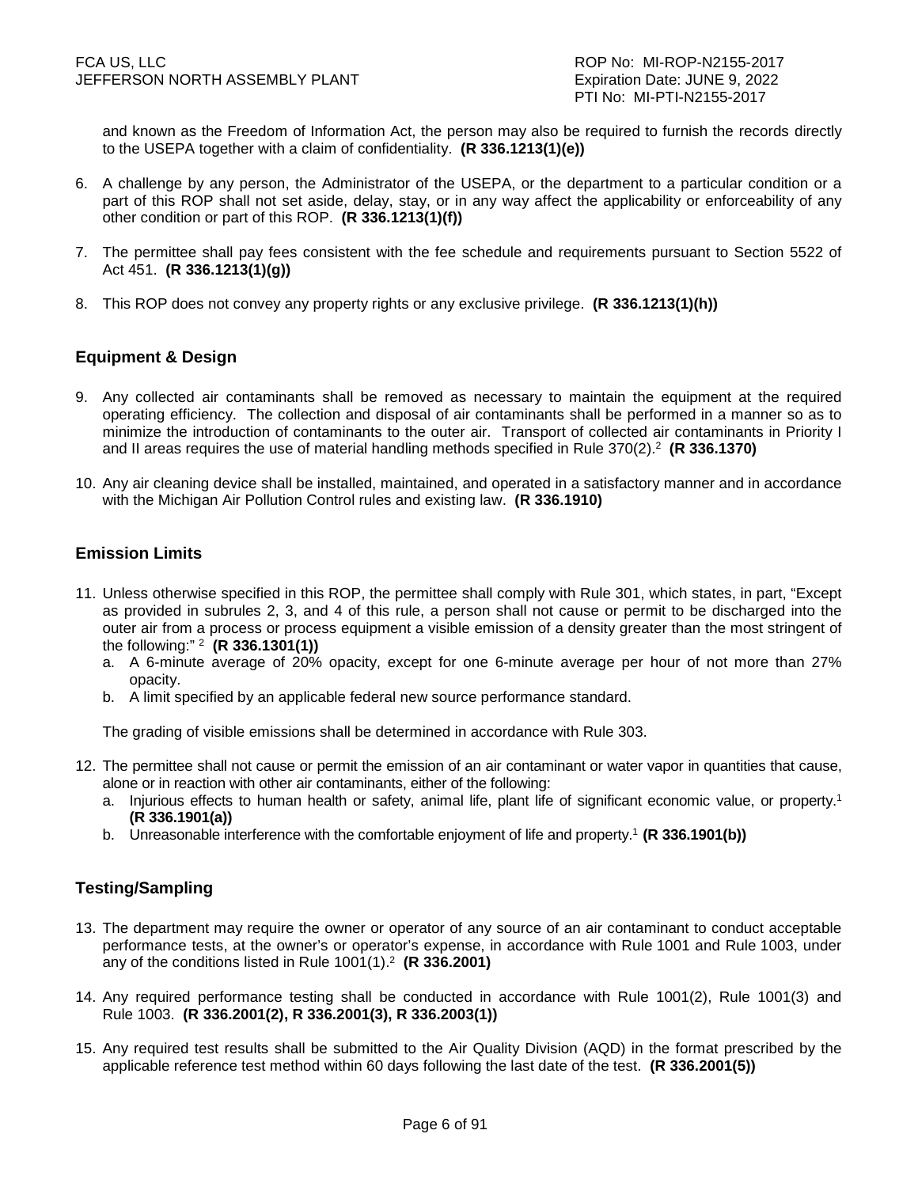and known as the Freedom of Information Act, the person may also be required to furnish the records directly to the USEPA together with a claim of confidentiality. **(R 336.1213(1)(e))**

6. A challenge by any person, the Administrator of the USEPA, or the department to a particular condition or a part of this ROP shall not set aside, delay, stay, or in any way affect the applicability or enforceability of any other condition or part of this ROP. **(R 336.1213(1)(f))**

7. The permittee shall pay fees consistent with the fee schedule and requirements pursuant to Section 5522 of Act 451. **(R 336.1213(1)(g))**

8. This ROP does not convey any property rights or any exclusive privilege. **(R 336.1213(1)(h))**

## Equipment & Design

9. Any collected air contaminants shall be removed as necessary to maintain the equipment at the required operating efficiency. The collection and disposal of air contaminants shall be performed in a manner so as to minimize the introduction of contaminants to the outer air. Transport of collected air contaminants in Priority I and II areas requires the use of material handling methods specified in Rule 370(2).[2] **(R 336.1370)**

10. Any air cleaning device shall be installed, maintained, and operated in a satisfactory manner and in accordance with the Michigan Air Pollution Control rules and existing law. **(R 336.1910)**

## Emission Limits

11. Unless otherwise specified in this ROP, the permittee shall comply with Rule 301, which states, in part, "Except as provided in subrules 2, 3, and 4 of this rule, a person shall not cause or permit to be discharged into the outer air from a process or process equipment a visible emission of a density greater than the most stringent of the following:" [2] **(R 336.1301(1))**
    a. A 6-minute average of 20% opacity, except for one 6-minute average per hour of not more than 27% opacity.
    b. A limit specified by an applicable federal new source performance standard.

    The grading of visible emissions shall be determined in accordance with Rule 303.

12. The permittee shall not cause or permit the emission of an air contaminant or water vapor in quantities that cause, alone or in reaction with other air contaminants, either of the following:
    a. Injurious effects to human health or safety, animal life, plant life of significant economic value, or property.[1] **(R 336.1901(a))**
    b. Unreasonable interference with the comfortable enjoyment of life and property.[1] **(R 336.1901(b))**

## Testing/Sampling

13. The department may require the owner or operator of any source of an air contaminant to conduct acceptable performance tests, at the owner's or operator's expense, in accordance with Rule 1001 and Rule 1003, under any of the conditions listed in Rule 1001(1).[2] **(R 336.2001)**

14. Any required performance testing shall be conducted in accordance with Rule 1001(2), Rule 1001(3) and Rule 1003. **(R 336.2001(2), R 336.2001(3), R 336.2003(1))**

15. Any required test results shall be submitted to the Air Quality Division (AQD) in the format prescribed by the applicable reference test method within 60 days following the last date of the test. **(R 336.2001(5))**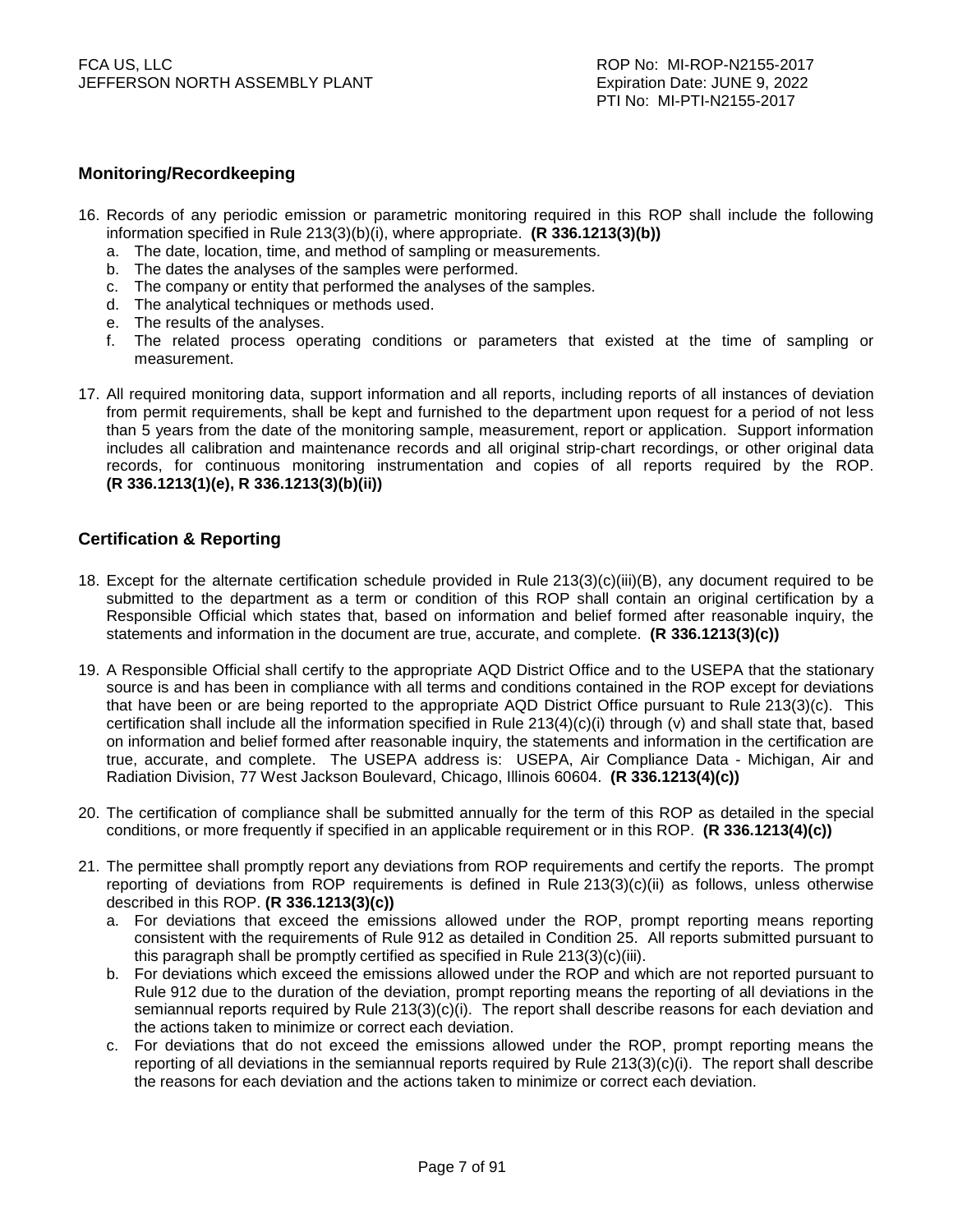## Monitoring/Recordkeeping

16. Records of any periodic emission or parametric monitoring required in this ROP shall include the following information specified in Rule 213(3)(b)(i), where appropriate. **(R 336.1213(3)(b))**
    a. The date, location, time, and method of sampling or measurements.
    b. The dates the analyses of the samples were performed.
    c. The company or entity that performed the analyses of the samples.
    d. The analytical techniques or methods used.
    e. The results of the analyses.
    f. The related process operating conditions or parameters that existed at the time of sampling or measurement.

17. All required monitoring data, support information and all reports, including reports of all instances of deviation from permit requirements, shall be kept and furnished to the department upon request for a period of not less than 5 years from the date of the monitoring sample, measurement, report or application. Support information includes all calibration and maintenance records and all original strip-chart recordings, or other original data records, for continuous monitoring instrumentation and copies of all reports required by the ROP. **(R 336.1213(1)(e), R 336.1213(3)(b)(ii))**

## Certification & Reporting

18. Except for the alternate certification schedule provided in Rule 213(3)(c)(iii)(B), any document required to be submitted to the department as a term or condition of this ROP shall contain an original certification by a Responsible Official which states that, based on information and belief formed after reasonable inquiry, the statements and information in the document are true, accurate, and complete. **(R 336.1213(3)(c))**

19. A Responsible Official shall certify to the appropriate AQD District Office and to the USEPA that the stationary source is and has been in compliance with all terms and conditions contained in the ROP except for deviations that have been or are being reported to the appropriate AQD District Office pursuant to Rule 213(3)(c). This certification shall include all the information specified in Rule 213(4)(c)(i) through (v) and shall state that, based on information and belief formed after reasonable inquiry, the statements and information in the certification are true, accurate, and complete. The USEPA address is: USEPA, Air Compliance Data - Michigan, Air and Radiation Division, 77 West Jackson Boulevard, Chicago, Illinois 60604. **(R 336.1213(4)(c))**

20. The certification of compliance shall be submitted annually for the term of this ROP as detailed in the special conditions, or more frequently if specified in an applicable requirement or in this ROP. **(R 336.1213(4)(c))**

21. The permittee shall promptly report any deviations from ROP requirements and certify the reports. The prompt reporting of deviations from ROP requirements is defined in Rule 213(3)(c)(ii) as follows, unless otherwise described in this ROP. **(R 336.1213(3)(c))**
    a. For deviations that exceed the emissions allowed under the ROP, prompt reporting means reporting consistent with the requirements of Rule 912 as detailed in Condition 25. All reports submitted pursuant to this paragraph shall be promptly certified as specified in Rule 213(3)(c)(iii).
    b. For deviations which exceed the emissions allowed under the ROP and which are not reported pursuant to Rule 912 due to the duration of the deviation, prompt reporting means the reporting of all deviations in the semiannual reports required by Rule 213(3)(c)(i). The report shall describe reasons for each deviation and the actions taken to minimize or correct each deviation.
    c. For deviations that do not exceed the emissions allowed under the ROP, prompt reporting means the reporting of all deviations in the semiannual reports required by Rule 213(3)(c)(i). The report shall describe the reasons for each deviation and the actions taken to minimize or correct each deviation.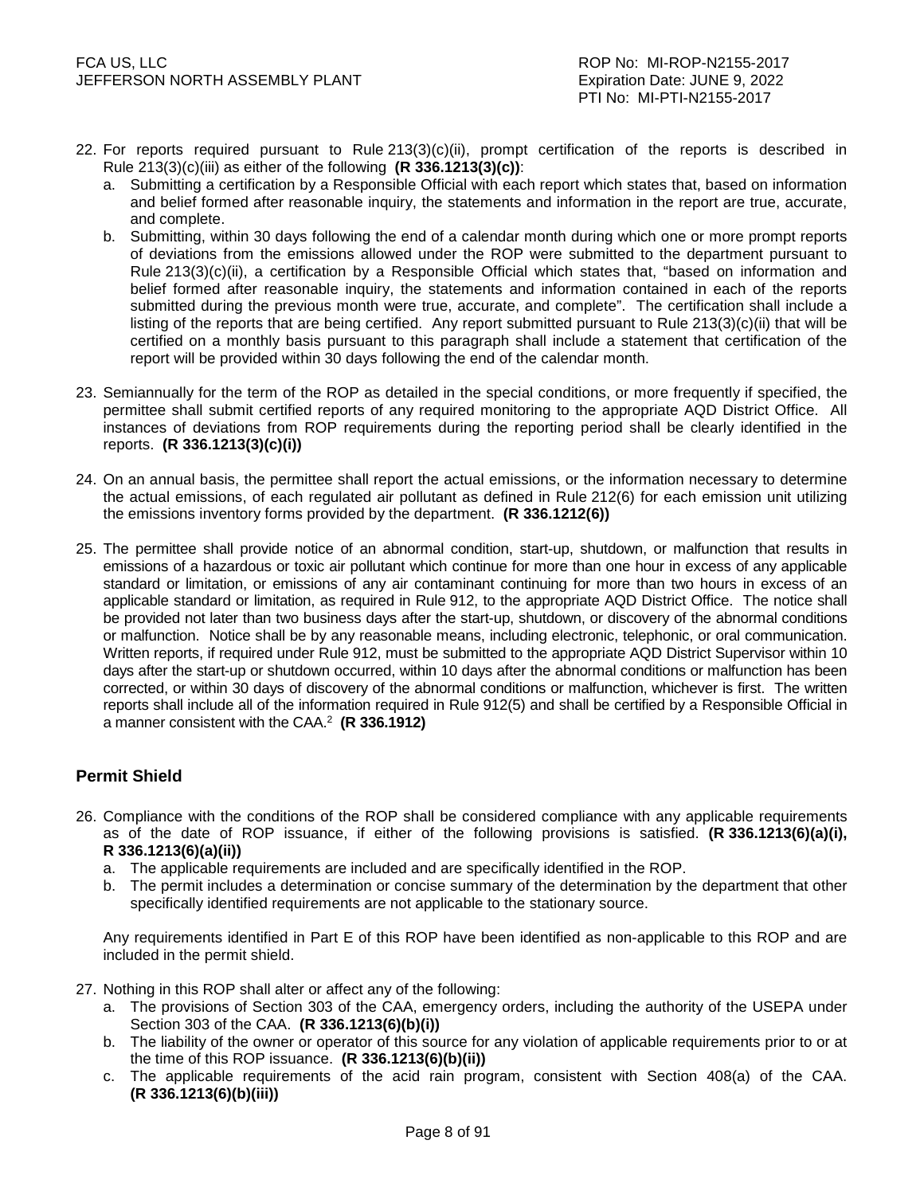22. For reports required pursuant to Rule 213(3)(c)(ii), prompt certification of the reports is described in Rule 213(3)(c)(iii) as either of the following **(R 336.1213(3)(c))**:
    a. Submitting a certification by a Responsible Official with each report which states that, based on information and belief formed after reasonable inquiry, the statements and information in the report are true, accurate, and complete.
    b. Submitting, within 30 days following the end of a calendar month during which one or more prompt reports of deviations from the emissions allowed under the ROP were submitted to the department pursuant to Rule 213(3)(c)(ii), a certification by a Responsible Official which states that, "based on information and belief formed after reasonable inquiry, the statements and information contained in each of the reports submitted during the previous month were true, accurate, and complete". The certification shall include a listing of the reports that are being certified. Any report submitted pursuant to Rule 213(3)(c)(ii) that will be certified on a monthly basis pursuant to this paragraph shall include a statement that certification of the report will be provided within 30 days following the end of the calendar month.

23. Semiannually for the term of the ROP as detailed in the special conditions, or more frequently if specified, the permittee shall submit certified reports of any required monitoring to the appropriate AQD District Office. All instances of deviations from ROP requirements during the reporting period shall be clearly identified in the reports. **(R 336.1213(3)(c)(i))**

24. On an annual basis, the permittee shall report the actual emissions, or the information necessary to determine the actual emissions, of each regulated air pollutant as defined in Rule 212(6) for each emission unit utilizing the emissions inventory forms provided by the department. **(R 336.1212(6))**

25. The permittee shall provide notice of an abnormal condition, start-up, shutdown, or malfunction that results in emissions of a hazardous or toxic air pollutant which continue for more than one hour in excess of any applicable standard or limitation, or emissions of any air contaminant continuing for more than two hours in excess of an applicable standard or limitation, as required in Rule 912, to the appropriate AQD District Office. The notice shall be provided not later than two business days after the start-up, shutdown, or discovery of the abnormal conditions or malfunction. Notice shall be by any reasonable means, including electronic, telephonic, or oral communication. Written reports, if required under Rule 912, must be submitted to the appropriate AQD District Supervisor within 10 days after the start-up or shutdown occurred, within 10 days after the abnormal conditions or malfunction has been corrected, or within 30 days of discovery of the abnormal conditions or malfunction, whichever is first. The written reports shall include all of the information required in Rule 912(5) and shall be certified by a Responsible Official in a manner consistent with the CAA.[2] **(R 336.1912)**

## Permit Shield

26. Compliance with the conditions of the ROP shall be considered compliance with any applicable requirements as of the date of ROP issuance, if either of the following provisions is satisfied. **(R 336.1213(6)(a)(i), R 336.1213(6)(a)(ii))**
    a. The applicable requirements are included and are specifically identified in the ROP.
    b. The permit includes a determination or concise summary of the determination by the department that other specifically identified requirements are not applicable to the stationary source.

    Any requirements identified in Part E of this ROP have been identified as non-applicable to this ROP and are included in the permit shield.

27. Nothing in this ROP shall alter or affect any of the following:
    a. The provisions of Section 303 of the CAA, emergency orders, including the authority of the USEPA under Section 303 of the CAA. **(R 336.1213(6)(b)(i))**
    b. The liability of the owner or operator of this source for any violation of applicable requirements prior to or at the time of this ROP issuance. **(R 336.1213(6)(b)(ii))**
    c. The applicable requirements of the acid rain program, consistent with Section 408(a) of the CAA. **(R 336.1213(6)(b)(iii))**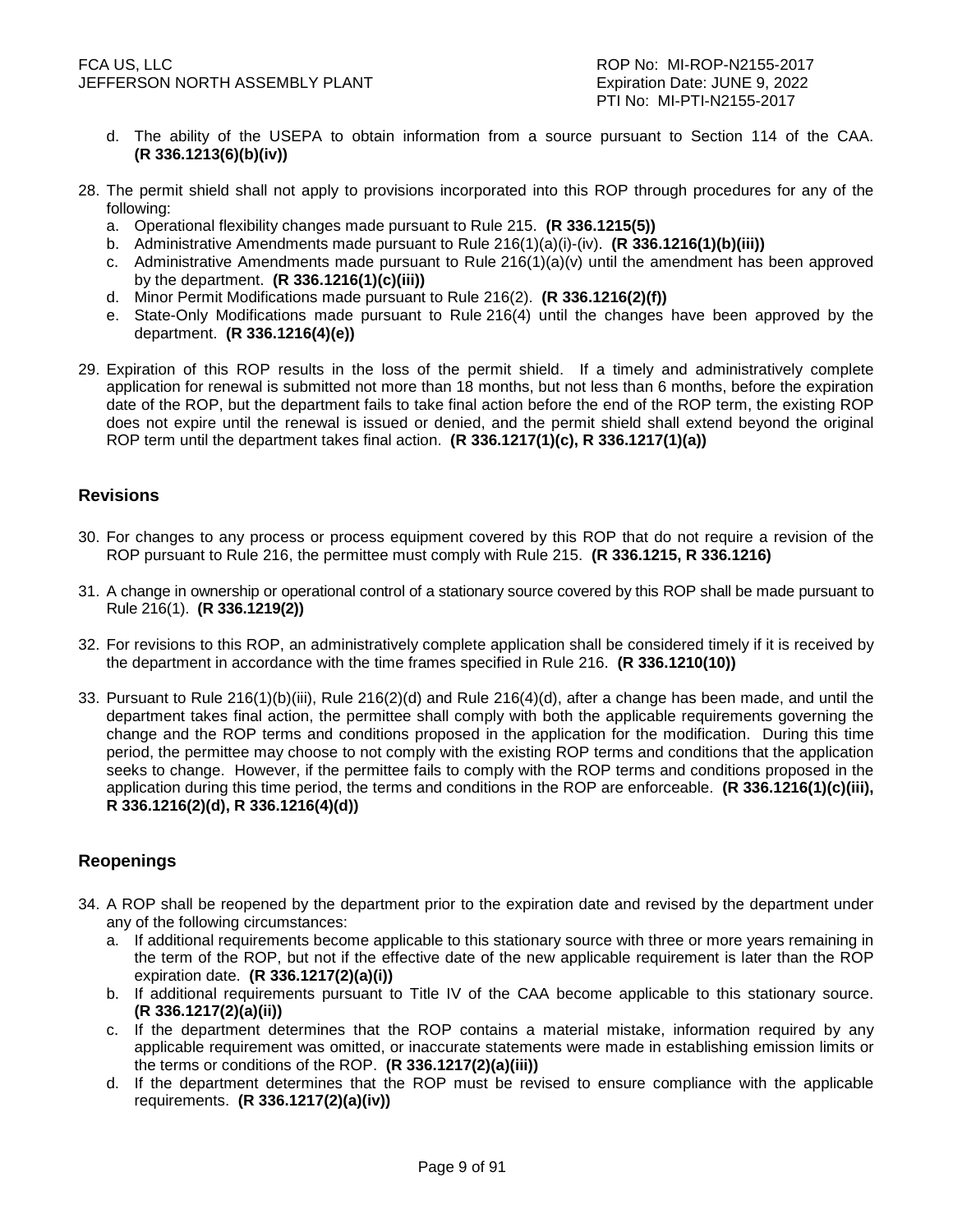d. The ability of the USEPA to obtain information from a source pursuant to Section 114 of the CAA. **(R 336.1213(6)(b)(iv))**

28. The permit shield shall not apply to provisions incorporated into this ROP through procedures for any of the following:
    a. Operational flexibility changes made pursuant to Rule 215. **(R 336.1215(5))**
    b. Administrative Amendments made pursuant to Rule 216(1)(a)(i)-(iv). **(R 336.1216(1)(b)(iii))**
    c. Administrative Amendments made pursuant to Rule 216(1)(a)(v) until the amendment has been approved by the department. **(R 336.1216(1)(c)(iii))**
    d. Minor Permit Modifications made pursuant to Rule 216(2). **(R 336.1216(2)(f))**
    e. State-Only Modifications made pursuant to Rule 216(4) until the changes have been approved by the department. **(R 336.1216(4)(e))**

29. Expiration of this ROP results in the loss of the permit shield. If a timely and administratively complete application for renewal is submitted not more than 18 months, but not less than 6 months, before the expiration date of the ROP, but the department fails to take final action before the end of the ROP term, the existing ROP does not expire until the renewal is issued or denied, and the permit shield shall extend beyond the original ROP term until the department takes final action. **(R 336.1217(1)(c), R 336.1217(1)(a))**

## Revisions

30. For changes to any process or process equipment covered by this ROP that do not require a revision of the ROP pursuant to Rule 216, the permittee must comply with Rule 215. **(R 336.1215, R 336.1216)**

31. A change in ownership or operational control of a stationary source covered by this ROP shall be made pursuant to Rule 216(1). **(R 336.1219(2))**

32. For revisions to this ROP, an administratively complete application shall be considered timely if it is received by the department in accordance with the time frames specified in Rule 216. **(R 336.1210(10))**

33. Pursuant to Rule 216(1)(b)(iii), Rule 216(2)(d) and Rule 216(4)(d), after a change has been made, and until the department takes final action, the permittee shall comply with both the applicable requirements governing the change and the ROP terms and conditions proposed in the application for the modification. During this time period, the permittee may choose to not comply with the existing ROP terms and conditions that the application seeks to change. However, if the permittee fails to comply with the ROP terms and conditions proposed in the application during this time period, the terms and conditions in the ROP are enforceable. **(R 336.1216(1)(c)(iii), R 336.1216(2)(d), R 336.1216(4)(d))**

## Reopenings

34. A ROP shall be reopened by the department prior to the expiration date and revised by the department under any of the following circumstances:
    a. If additional requirements become applicable to this stationary source with three or more years remaining in the term of the ROP, but not if the effective date of the new applicable requirement is later than the ROP expiration date. **(R 336.1217(2)(a)(i))**
    b. If additional requirements pursuant to Title IV of the CAA become applicable to this stationary source. **(R 336.1217(2)(a)(ii))**
    c. If the department determines that the ROP contains a material mistake, information required by any applicable requirement was omitted, or inaccurate statements were made in establishing emission limits or the terms or conditions of the ROP. **(R 336.1217(2)(a)(iii))**
    d. If the department determines that the ROP must be revised to ensure compliance with the applicable requirements. **(R 336.1217(2)(a)(iv))**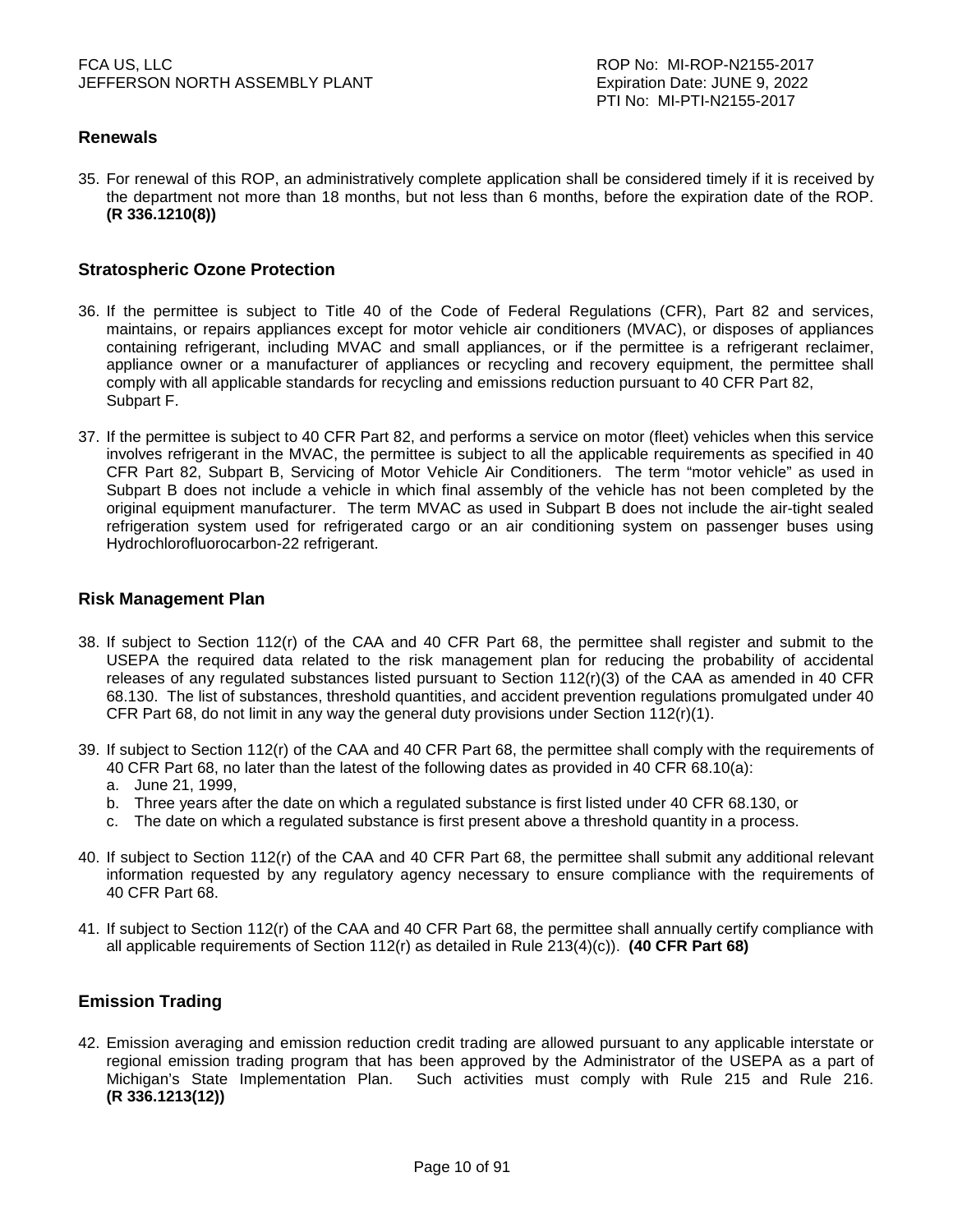## Renewals

35. For renewal of this ROP, an administratively complete application shall be considered timely if it is received by the department not more than 18 months, but not less than 6 months, before the expiration date of the ROP. **(R 336.1210(8))**

## Stratospheric Ozone Protection

36. If the permittee is subject to Title 40 of the Code of Federal Regulations (CFR), Part 82 and services, maintains, or repairs appliances except for motor vehicle air conditioners (MVAC), or disposes of appliances containing refrigerant, including MVAC and small appliances, or if the permittee is a refrigerant reclaimer, appliance owner or a manufacturer of appliances or recycling and recovery equipment, the permittee shall comply with all applicable standards for recycling and emissions reduction pursuant to 40 CFR Part 82, Subpart F.

37. If the permittee is subject to 40 CFR Part 82, and performs a service on motor (fleet) vehicles when this service involves refrigerant in the MVAC, the permittee is subject to all the applicable requirements as specified in 40 CFR Part 82, Subpart B, Servicing of Motor Vehicle Air Conditioners. The term "motor vehicle" as used in Subpart B does not include a vehicle in which final assembly of the vehicle has not been completed by the original equipment manufacturer. The term MVAC as used in Subpart B does not include the air-tight sealed refrigeration system used for refrigerated cargo or an air conditioning system on passenger buses using Hydrochlorofluorocarbon-22 refrigerant.

## Risk Management Plan

38. If subject to Section 112(r) of the CAA and 40 CFR Part 68, the permittee shall register and submit to the USEPA the required data related to the risk management plan for reducing the probability of accidental releases of any regulated substances listed pursuant to Section 112(r)(3) of the CAA as amended in 40 CFR 68.130. The list of substances, threshold quantities, and accident prevention regulations promulgated under 40 CFR Part 68, do not limit in any way the general duty provisions under Section 112(r)(1).

39. If subject to Section 112(r) of the CAA and 40 CFR Part 68, the permittee shall comply with the requirements of 40 CFR Part 68, no later than the latest of the following dates as provided in 40 CFR 68.10(a):
    a. June 21, 1999,
    b. Three years after the date on which a regulated substance is first listed under 40 CFR 68.130, or
    c. The date on which a regulated substance is first present above a threshold quantity in a process.

40. If subject to Section 112(r) of the CAA and 40 CFR Part 68, the permittee shall submit any additional relevant information requested by any regulatory agency necessary to ensure compliance with the requirements of 40 CFR Part 68.

41. If subject to Section 112(r) of the CAA and 40 CFR Part 68, the permittee shall annually certify compliance with all applicable requirements of Section 112(r) as detailed in Rule 213(4)(c)). **(40 CFR Part 68)**

## Emission Trading

42. Emission averaging and emission reduction credit trading are allowed pursuant to any applicable interstate or regional emission trading program that has been approved by the Administrator of the USEPA as a part of Michigan's State Implementation Plan. Such activities must comply with Rule 215 and Rule 216. **(R 336.1213(12))**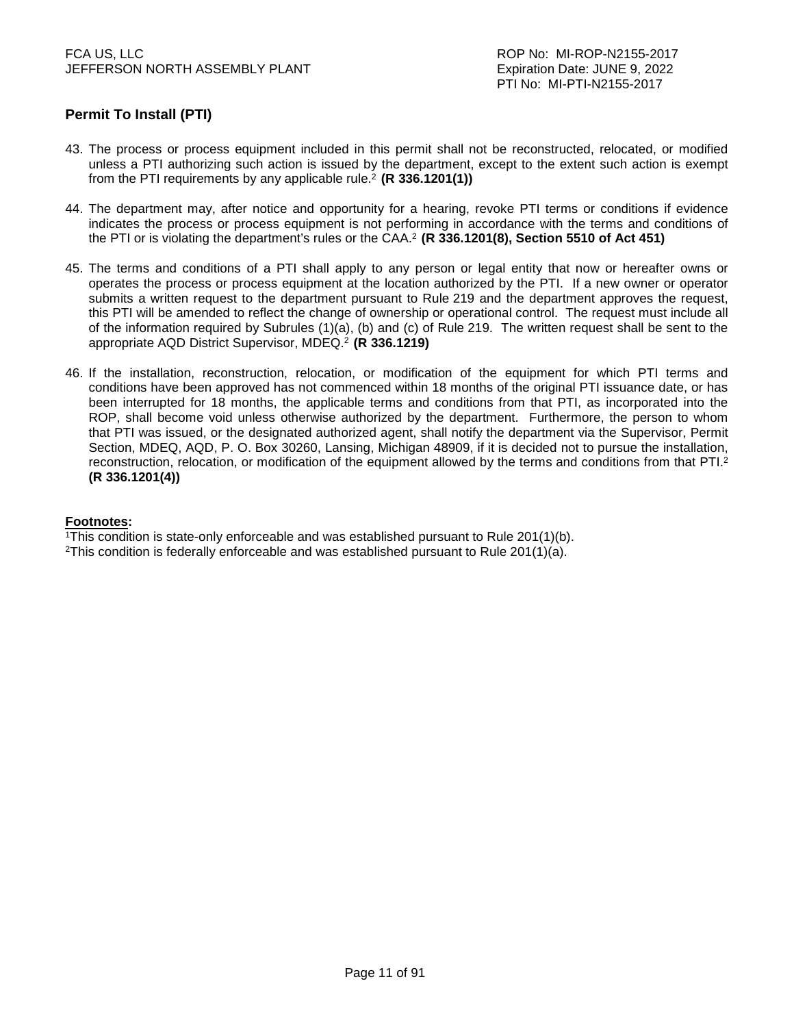## Permit To Install (PTI)

43. The process or process equipment included in this permit shall not be reconstructed, relocated, or modified unless a PTI authorizing such action is issued by the department, except to the extent such action is exempt from the PTI requirements by any applicable rule.[2] **(R 336.1201(1))**

44. The department may, after notice and opportunity for a hearing, revoke PTI terms or conditions if evidence indicates the process or process equipment is not performing in accordance with the terms and conditions of the PTI or is violating the department's rules or the CAA.[2] **(R 336.1201(8), Section 5510 of Act 451)**

45. The terms and conditions of a PTI shall apply to any person or legal entity that now or hereafter owns or operates the process or process equipment at the location authorized by the PTI. If a new owner or operator submits a written request to the department pursuant to Rule 219 and the department approves the request, this PTI will be amended to reflect the change of ownership or operational control. The request must include all of the information required by Subrules (1)(a), (b) and (c) of Rule 219. The written request shall be sent to the appropriate AQD District Supervisor, MDEQ.[2] **(R 336.1219)**

46. If the installation, reconstruction, relocation, or modification of the equipment for which PTI terms and conditions have been approved has not commenced within 18 months of the original PTI issuance date, or has been interrupted for 18 months, the applicable terms and conditions from that PTI, as incorporated into the ROP, shall become void unless otherwise authorized by the department. Furthermore, the person to whom that PTI was issued, or the designated authorized agent, shall notify the department via the Supervisor, Permit Section, MDEQ, AQD, P. O. Box 30260, Lansing, Michigan 48909, if it is decided not to pursue the installation, reconstruction, relocation, or modification of the equipment allowed by the terms and conditions from that PTI.[2] **(R 336.1201(4))**

**Footnotes:**

[1]This condition is state-only enforceable and was established pursuant to Rule 201(1)(b).
[2]This condition is federally enforceable and was established pursuant to Rule 201(1)(a).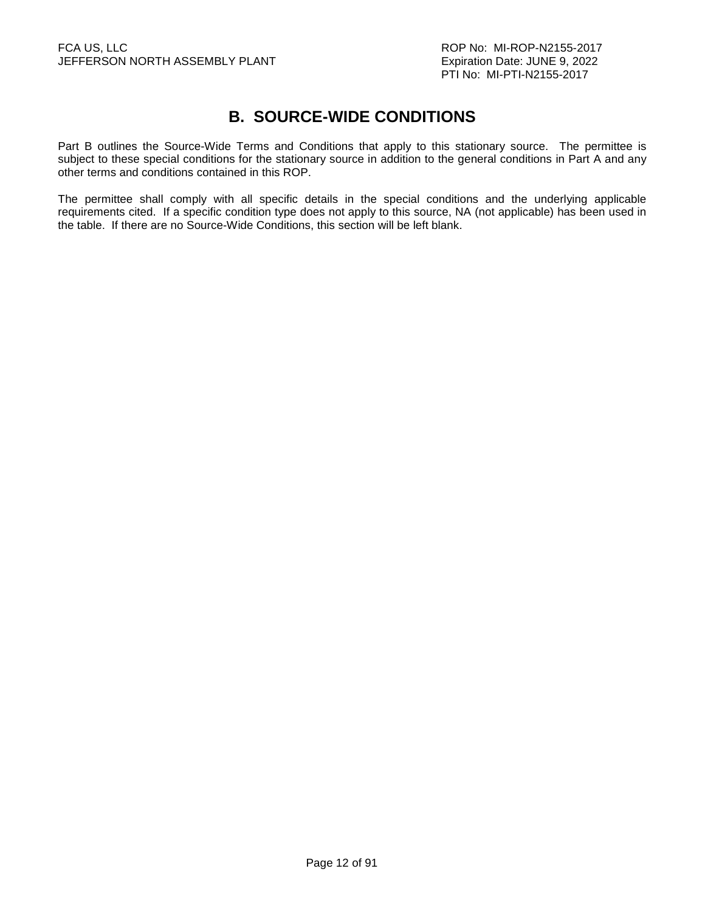# B. SOURCE-WIDE CONDITIONS

Part B outlines the Source-Wide Terms and Conditions that apply to this stationary source. The permittee is subject to these special conditions for the stationary source in addition to the general conditions in Part A and any other terms and conditions contained in this ROP.

The permittee shall comply with all specific details in the special conditions and the underlying applicable requirements cited. If a specific condition type does not apply to this source, NA (not applicable) has been used in the table. If there are no Source-Wide Conditions, this section will be left blank.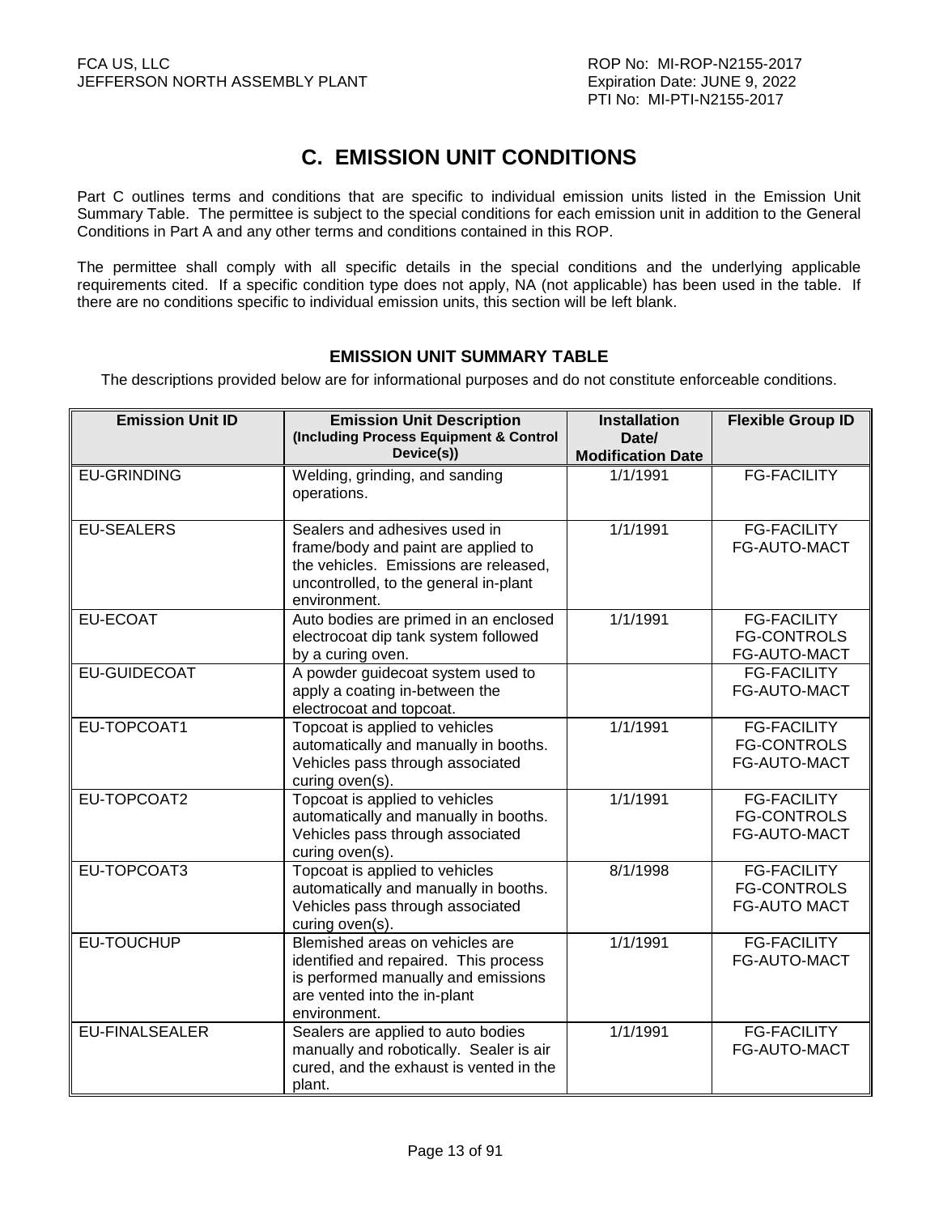# C. EMISSION UNIT CONDITIONS

Part C outlines terms and conditions that are specific to individual emission units listed in the Emission Unit Summary Table. The permittee is subject to the special conditions for each emission unit in addition to the General Conditions in Part A and any other terms and conditions contained in this ROP.

The permittee shall comply with all specific details in the special conditions and the underlying applicable requirements cited. If a specific condition type does not apply, NA (not applicable) has been used in the table. If there are no conditions specific to individual emission units, this section will be left blank.

### EMISSION UNIT SUMMARY TABLE

The descriptions provided below are for informational purposes and do not constitute enforceable conditions.

| Emission Unit ID | Emission Unit Description (Including Process Equipment & Control Device(s)) | Installation Date/ Modification Date | Flexible Group ID |
|---|---|---|---|
| EU-GRINDING | Welding, grinding, and sanding operations. | 1/1/1991 | FG-FACILITY |
| EU-SEALERS | Sealers and adhesives used in frame/body and paint are applied to the vehicles. Emissions are released, uncontrolled, to the general in-plant environment. | 1/1/1991 | FG-FACILITY<br>FG-AUTO-MACT |
| EU-ECOAT | Auto bodies are primed in an enclosed electrocoat dip tank system followed by a curing oven. | 1/1/1991 | FG-FACILITY<br>FG-CONTROLS<br>FG-AUTO-MACT |
| EU-GUIDECOAT | A powder guidecoat system used to apply a coating in-between the electrocoat and topcoat. | | FG-FACILITY<br>FG-AUTO-MACT |
| EU-TOPCOAT1 | Topcoat is applied to vehicles automatically and manually in booths. Vehicles pass through associated curing oven(s). | 1/1/1991 | FG-FACILITY<br>FG-CONTROLS<br>FG-AUTO-MACT |
| EU-TOPCOAT2 | Topcoat is applied to vehicles automatically and manually in booths. Vehicles pass through associated curing oven(s). | 1/1/1991 | FG-FACILITY<br>FG-CONTROLS<br>FG-AUTO-MACT |
| EU-TOPCOAT3 | Topcoat is applied to vehicles automatically and manually in booths. Vehicles pass through associated curing oven(s). | 8/1/1998 | FG-FACILITY<br>FG-CONTROLS<br>FG-AUTO MACT |
| EU-TOUCHUP | Blemished areas on vehicles are identified and repaired. This process is performed manually and emissions are vented into the in-plant environment. | 1/1/1991 | FG-FACILITY<br>FG-AUTO-MACT |
| EU-FINALSEALER | Sealers are applied to auto bodies manually and robotically. Sealer is air cured, and the exhaust is vented in the plant. | 1/1/1991 | FG-FACILITY<br>FG-AUTO-MACT |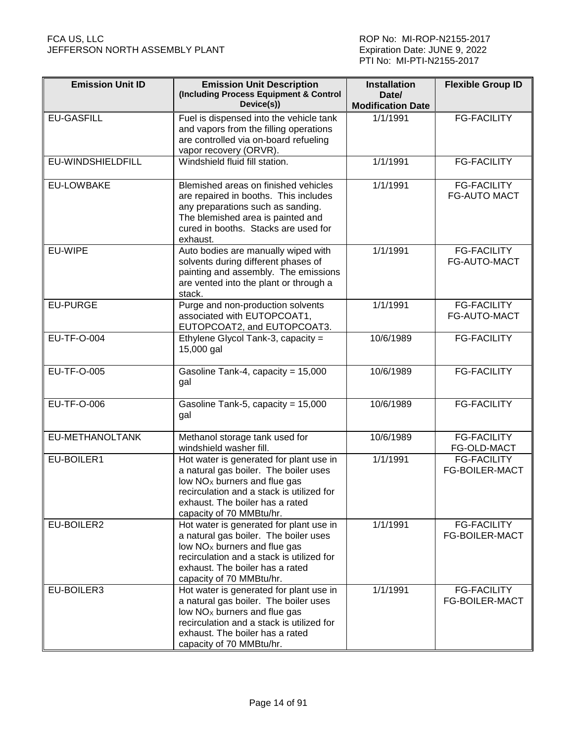| Emission Unit ID | Emission Unit Description (Including Process Equipment & Control Device(s)) | Installation Date/ Modification Date | Flexible Group ID |
|---|---|---|---|
| EU-GASFILL | Fuel is dispensed into the vehicle tank and vapors from the filling operations are controlled via on-board refueling vapor recovery (ORVR). | 1/1/1991 | FG-FACILITY |
| EU-WINDSHIELDFILL | Windshield fluid fill station. | 1/1/1991 | FG-FACILITY |
| EU-LOWBAKE | Blemished areas on finished vehicles are repaired in booths. This includes any preparations such as sanding. The blemished area is painted and cured in booths. Stacks are used for exhaust. | 1/1/1991 | FG-FACILITY<br>FG-AUTO MACT |
| EU-WIPE | Auto bodies are manually wiped with solvents during different phases of painting and assembly. The emissions are vented into the plant or through a stack. | 1/1/1991 | FG-FACILITY<br>FG-AUTO-MACT |
| EU-PURGE | Purge and non-production solvents associated with EUTOPCOAT1, EUTOPCOAT2, and EUTOPCOAT3. | 1/1/1991 | FG-FACILITY<br>FG-AUTO-MACT |
| EU-TF-O-004 | Ethylene Glycol Tank-3, capacity = 15,000 gal | 10/6/1989 | FG-FACILITY |
| EU-TF-O-005 | Gasoline Tank-4, capacity = 15,000 gal | 10/6/1989 | FG-FACILITY |
| EU-TF-O-006 | Gasoline Tank-5, capacity = 15,000 gal | 10/6/1989 | FG-FACILITY |
| EU-METHANOLTANK | Methanol storage tank used for windshield washer fill. | 10/6/1989 | FG-FACILITY<br>FG-OLD-MACT |
| EU-BOILER1 | Hot water is generated for plant use in a natural gas boiler. The boiler uses low $NO_X$ burners and flue gas recirculation and a stack is utilized for exhaust. The boiler has a rated capacity of 70 MMBtu/hr. | 1/1/1991 | FG-FACILITY<br>FG-BOILER-MACT |
| EU-BOILER2 | Hot water is generated for plant use in a natural gas boiler. The boiler uses low $NO_X$ burners and flue gas recirculation and a stack is utilized for exhaust. The boiler has a rated capacity of 70 MMBtu/hr. | 1/1/1991 | FG-FACILITY<br>FG-BOILER-MACT |
| EU-BOILER3 | Hot water is generated for plant use in a natural gas boiler. The boiler uses low $NO_X$ burners and flue gas recirculation and a stack is utilized for exhaust. The boiler has a rated capacity of 70 MMBtu/hr. | 1/1/1991 | FG-FACILITY<br>FG-BOILER-MACT |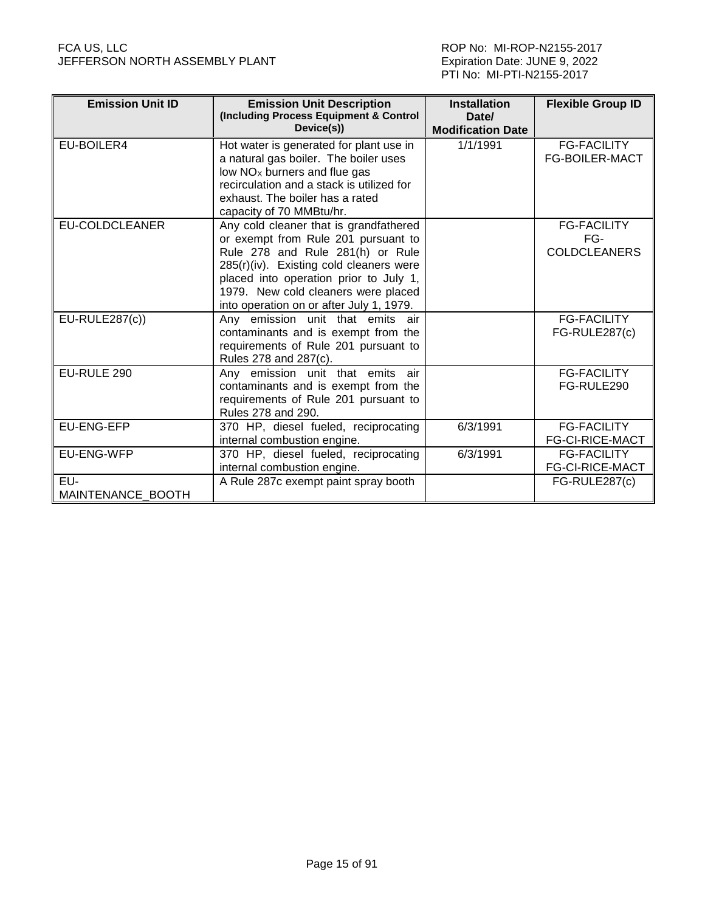| Emission Unit ID | Emission Unit Description (Including Process Equipment & Control Device(s)) | Installation Date/ Modification Date | Flexible Group ID |
|---|---|---|---|
| EU-BOILER4 | Hot water is generated for plant use in a natural gas boiler. The boiler uses low $NO_X$ burners and flue gas recirculation and a stack is utilized for exhaust. The boiler has a rated capacity of 70 MMBtu/hr. | 1/1/1991 | FG-FACILITY FG-BOILER-MACT |
| EU-COLDCLEANER | Any cold cleaner that is grandfathered or exempt from Rule 201 pursuant to Rule 278 and Rule 281(h) or Rule 285(r)(iv). Existing cold cleaners were placed into operation prior to July 1, 1979. New cold cleaners were placed into operation on or after July 1, 1979. | | FG-FACILITY FG-COLDCLEANERS |
| EU-RULE287(c)) | Any emission unit that emits air contaminants and is exempt from the requirements of Rule 201 pursuant to Rules 278 and 287(c). | | FG-FACILITY FG-RULE287(c) |
| EU-RULE 290 | Any emission unit that emits air contaminants and is exempt from the requirements of Rule 201 pursuant to Rules 278 and 290. | | FG-FACILITY FG-RULE290 |
| EU-ENG-EFP | 370 HP, diesel fueled, reciprocating internal combustion engine. | 6/3/1991 | FG-FACILITY FG-CI-RICE-MACT |
| EU-ENG-WFP | 370 HP, diesel fueled, reciprocating internal combustion engine. | 6/3/1991 | FG-FACILITY FG-CI-RICE-MACT |
| EU-MAINTENANCE_BOOTH | A Rule 287c exempt paint spray booth | | FG-RULE287(c) |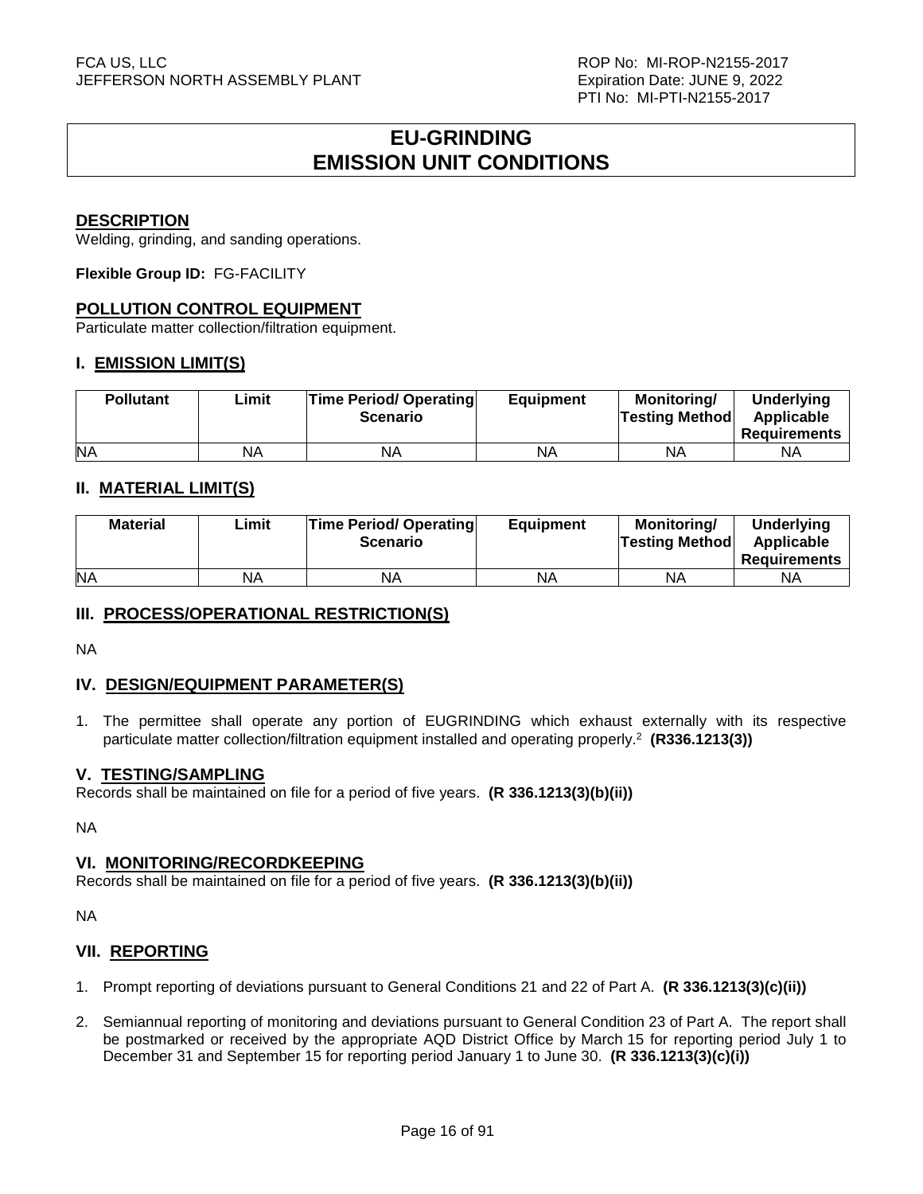# EU-GRINDING
# EMISSION UNIT CONDITIONS

## DESCRIPTION

Welding, grinding, and sanding operations.

**Flexible Group ID:** FG-FACILITY

## POLLUTION CONTROL EQUIPMENT

Particulate matter collection/filtration equipment.

## I. EMISSION LIMIT(S)

| Pollutant | Limit | Time Period/ Operating Scenario | Equipment | Monitoring/ Testing Method | Underlying Applicable Requirements |
|---|---|---|---|---|---|
| NA | NA | NA | NA | NA | NA |

## II. MATERIAL LIMIT(S)

| Material | Limit | Time Period/ Operating Scenario | Equipment | Monitoring/ Testing Method | Underlying Applicable Requirements |
|---|---|---|---|---|---|
| NA | NA | NA | NA | NA | NA |

## III. PROCESS/OPERATIONAL RESTRICTION(S)

NA

## IV. DESIGN/EQUIPMENT PARAMETER(S)

1. The permittee shall operate any portion of EUGRINDING which exhaust externally with its respective particulate matter collection/filtration equipment installed and operating properly.[2] **(R336.1213(3))**

## V. TESTING/SAMPLING

Records shall be maintained on file for a period of five years. **(R 336.1213(3)(b)(ii))**

NA

## VI. MONITORING/RECORDKEEPING

Records shall be maintained on file for a period of five years. **(R 336.1213(3)(b)(ii))**

NA

## VII. REPORTING

1. Prompt reporting of deviations pursuant to General Conditions 21 and 22 of Part A. **(R 336.1213(3)(c)(ii))**
2. Semiannual reporting of monitoring and deviations pursuant to General Condition 23 of Part A. The report shall be postmarked or received by the appropriate AQD District Office by March 15 for reporting period July 1 to December 31 and September 15 for reporting period January 1 to June 30. **(R 336.1213(3)(c)(i))**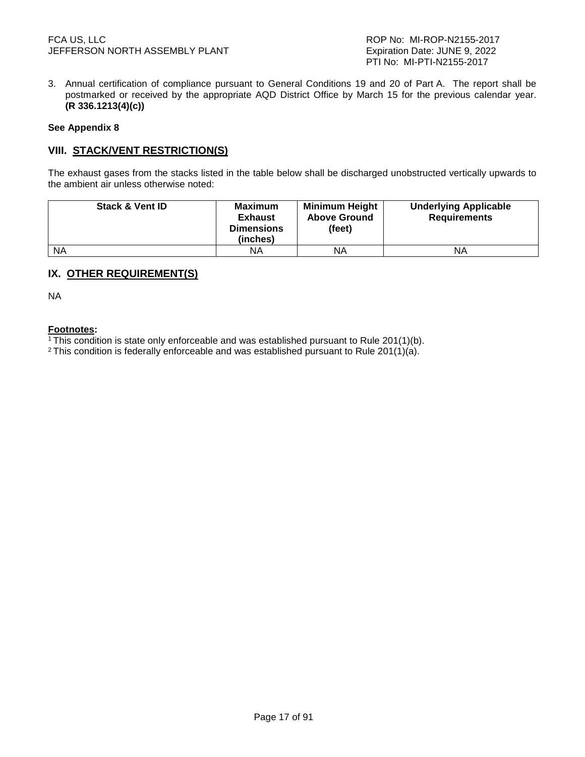3. Annual certification of compliance pursuant to General Conditions 19 and 20 of Part A. The report shall be postmarked or received by the appropriate AQD District Office by March 15 for the previous calendar year. **(R 336.1213(4)(c))**

**See Appendix 8**

## VIII. STACK/VENT RESTRICTION(S)

The exhaust gases from the stacks listed in the table below shall be discharged unobstructed vertically upwards to the ambient air unless otherwise noted:

| Stack & Vent ID | Maximum Exhaust Dimensions (inches) | Minimum Height Above Ground (feet) | Underlying Applicable Requirements |
|---|---|---|---|
| NA | NA | NA | NA |

## IX. OTHER REQUIREMENT(S)

NA

**Footnotes:**

[1] This condition is state only enforceable and was established pursuant to Rule 201(1)(b).
[2] This condition is federally enforceable and was established pursuant to Rule 201(1)(a).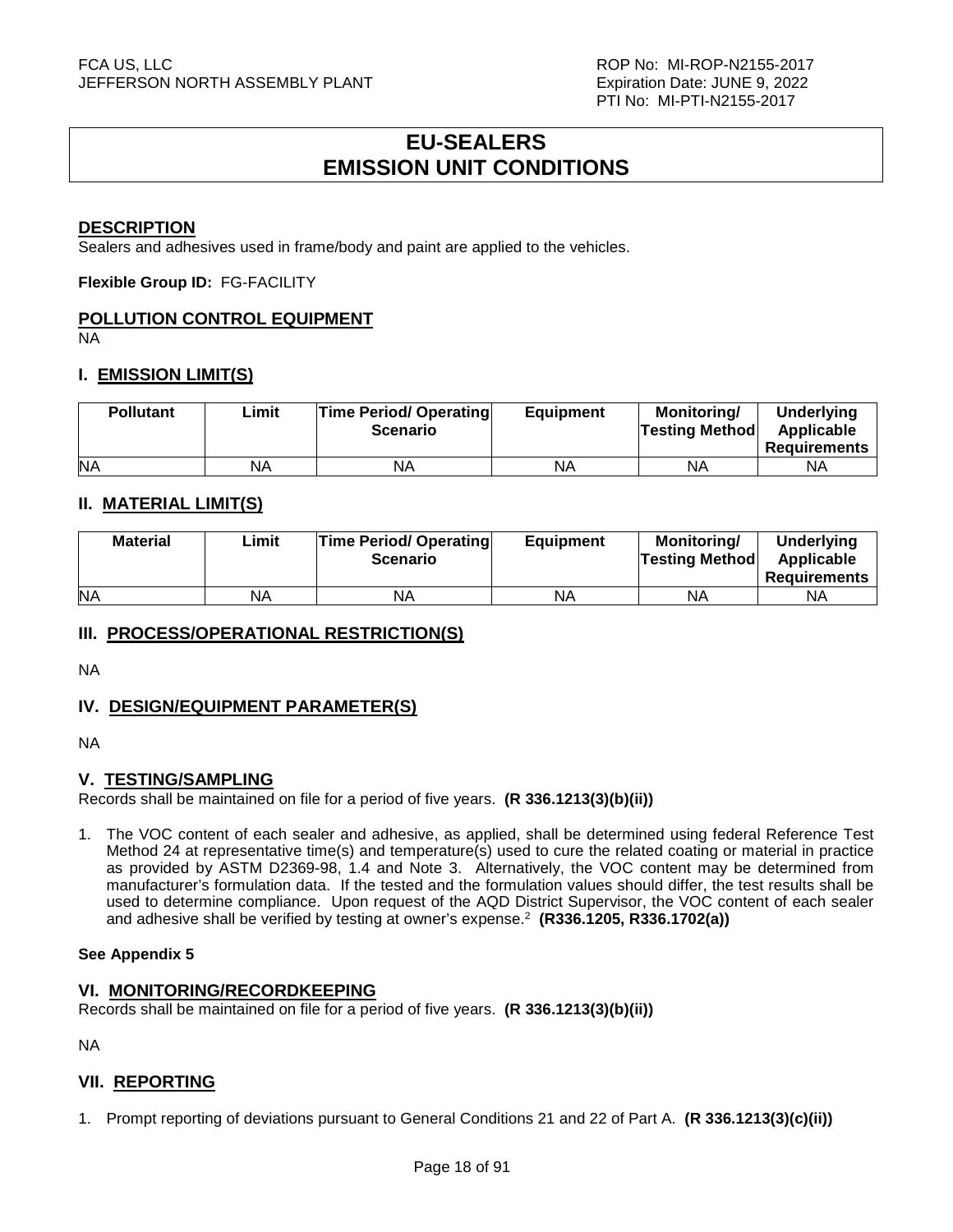# EU-SEALERS
# EMISSION UNIT CONDITIONS

## DESCRIPTION

Sealers and adhesives used in frame/body and paint are applied to the vehicles.

**Flexible Group ID:** FG-FACILITY

## POLLUTION CONTROL EQUIPMENT

NA

## I. EMISSION LIMIT(S)

| Pollutant | Limit | Time Period/ Operating Scenario | Equipment | Monitoring/ Testing Method | Underlying Applicable Requirements |
|---|---|---|---|---|---|
| NA | NA | NA | NA | NA | NA |

## II. MATERIAL LIMIT(S)

| Material | Limit | Time Period/ Operating Scenario | Equipment | Monitoring/ Testing Method | Underlying Applicable Requirements |
|---|---|---|---|---|---|
| NA | NA | NA | NA | NA | NA |

## III. PROCESS/OPERATIONAL RESTRICTION(S)

NA

## IV. DESIGN/EQUIPMENT PARAMETER(S)

NA

## V. TESTING/SAMPLING

Records shall be maintained on file for a period of five years. **(R 336.1213(3)(b)(ii))**

1. The VOC content of each sealer and adhesive, as applied, shall be determined using federal Reference Test Method 24 at representative time(s) and temperature(s) used to cure the related coating or material in practice as provided by ASTM D2369-98, 1.4 and Note 3. Alternatively, the VOC content may be determined from manufacturer's formulation data. If the tested and the formulation values should differ, the test results shall be used to determine compliance. Upon request of the AQD District Supervisor, the VOC content of each sealer and adhesive shall be verified by testing at owner's expense.[2] **(R336.1205, R336.1702(a))**

**See Appendix 5**

## VI. MONITORING/RECORDKEEPING

Records shall be maintained on file for a period of five years. **(R 336.1213(3)(b)(ii))**

NA

## VII. REPORTING

1. Prompt reporting of deviations pursuant to General Conditions 21 and 22 of Part A. **(R 336.1213(3)(c)(ii))**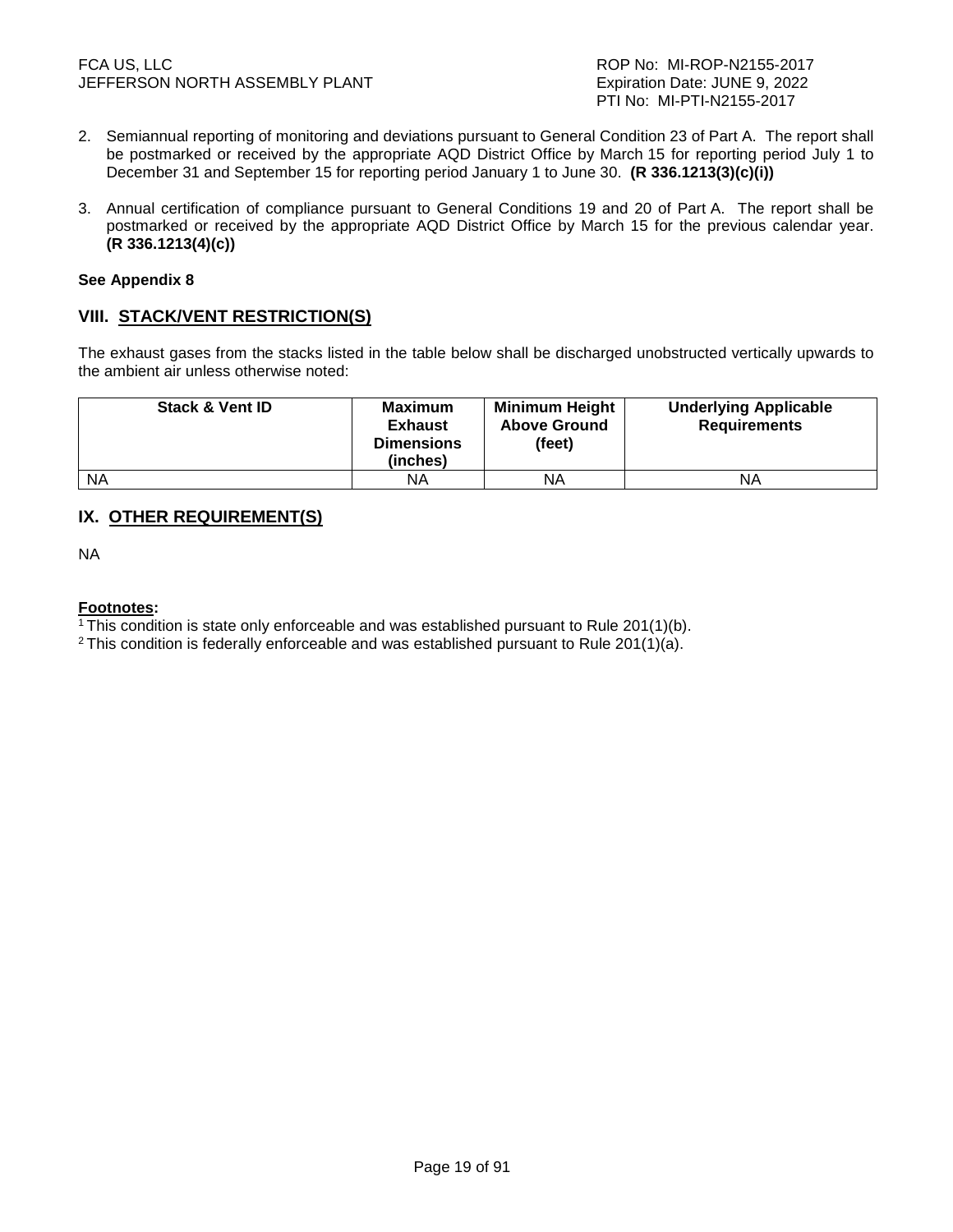2. Semiannual reporting of monitoring and deviations pursuant to General Condition 23 of Part A. The report shall be postmarked or received by the appropriate AQD District Office by March 15 for reporting period July 1 to December 31 and September 15 for reporting period January 1 to June 30. **(R 336.1213(3)(c)(i))**

3. Annual certification of compliance pursuant to General Conditions 19 and 20 of Part A. The report shall be postmarked or received by the appropriate AQD District Office by March 15 for the previous calendar year. **(R 336.1213(4)(c))**

**See Appendix 8**

## VIII. STACK/VENT RESTRICTION(S)

The exhaust gases from the stacks listed in the table below shall be discharged unobstructed vertically upwards to the ambient air unless otherwise noted:

| Stack & Vent ID | Maximum Exhaust Dimensions (inches) | Minimum Height Above Ground (feet) | Underlying Applicable Requirements |
|---|---|---|---|
| NA | NA | NA | NA |

## IX. OTHER REQUIREMENT(S)

NA

**Footnotes:**

[1] This condition is state only enforceable and was established pursuant to Rule 201(1)(b).

[2] This condition is federally enforceable and was established pursuant to Rule 201(1)(a).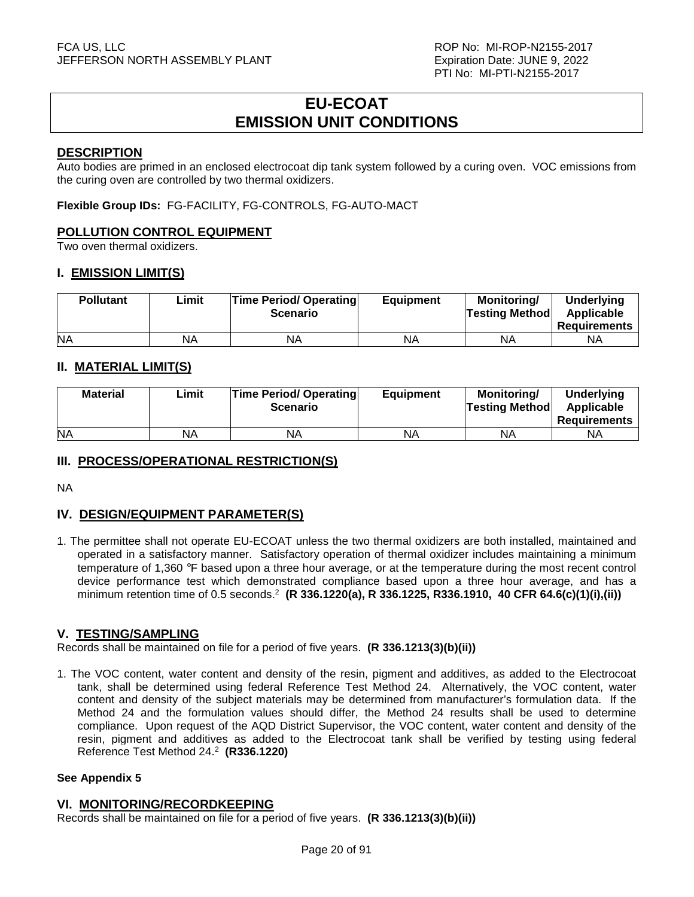# EU-ECOAT
# EMISSION UNIT CONDITIONS

## DESCRIPTION

Auto bodies are primed in an enclosed electrocoat dip tank system followed by a curing oven. VOC emissions from the curing oven are controlled by two thermal oxidizers.

**Flexible Group IDs:** FG-FACILITY, FG-CONTROLS, FG-AUTO-MACT

## POLLUTION CONTROL EQUIPMENT

Two oven thermal oxidizers.

## I. EMISSION LIMIT(S)

| Pollutant | Limit | Time Period/ Operating Scenario | Equipment | Monitoring/ Testing Method | Underlying Applicable Requirements |
|---|---|---|---|---|---|
| NA | NA | NA | NA | NA | NA |

## II. MATERIAL LIMIT(S)

| Material | Limit | Time Period/ Operating Scenario | Equipment | Monitoring/ Testing Method | Underlying Applicable Requirements |
|---|---|---|---|---|---|
| NA | NA | NA | NA | NA | NA |

## III. PROCESS/OPERATIONAL RESTRICTION(S)

NA

## IV. DESIGN/EQUIPMENT PARAMETER(S)

1. The permittee shall not operate EU-ECOAT unless the two thermal oxidizers are both installed, maintained and operated in a satisfactory manner. Satisfactory operation of thermal oxidizer includes maintaining a minimum temperature of 1,360 °F based upon a three hour average, or at the temperature during the most recent control device performance test which demonstrated compliance based upon a three hour average, and has a minimum retention time of 0.5 seconds.[2] **(R 336.1220(a), R 336.1225, R336.1910, 40 CFR 64.6(c)(1)(i),(ii))**

## V. TESTING/SAMPLING

Records shall be maintained on file for a period of five years. **(R 336.1213(3)(b)(ii))**

1. The VOC content, water content and density of the resin, pigment and additives, as added to the Electrocoat tank, shall be determined using federal Reference Test Method 24. Alternatively, the VOC content, water content and density of the subject materials may be determined from manufacturer's formulation data. If the Method 24 and the formulation values should differ, the Method 24 results shall be used to determine compliance. Upon request of the AQD District Supervisor, the VOC content, water content and density of the resin, pigment and additives as added to the Electrocoat tank shall be verified by testing using federal Reference Test Method 24.[2] **(R336.1220)**

**See Appendix 5**

## VI. MONITORING/RECORDKEEPING

Records shall be maintained on file for a period of five years. **(R 336.1213(3)(b)(ii))**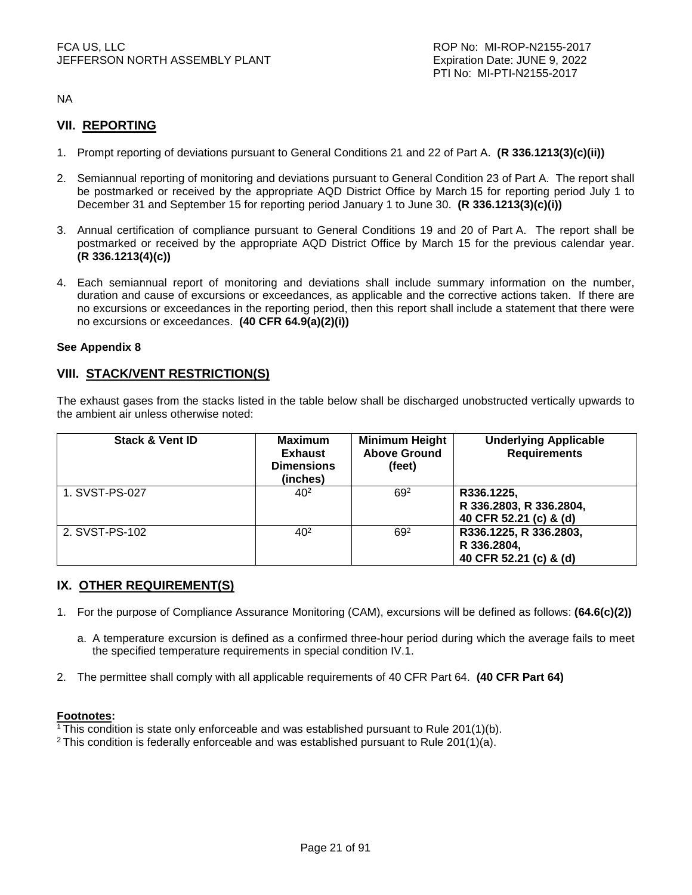NA

## VII. REPORTING

1. Prompt reporting of deviations pursuant to General Conditions 21 and 22 of Part A. **(R 336.1213(3)(c)(ii))**

2. Semiannual reporting of monitoring and deviations pursuant to General Condition 23 of Part A. The report shall be postmarked or received by the appropriate AQD District Office by March 15 for reporting period July 1 to December 31 and September 15 for reporting period January 1 to June 30. **(R 336.1213(3)(c)(i))**

3. Annual certification of compliance pursuant to General Conditions 19 and 20 of Part A. The report shall be postmarked or received by the appropriate AQD District Office by March 15 for the previous calendar year. **(R 336.1213(4)(c))**

4. Each semiannual report of monitoring and deviations shall include summary information on the number, duration and cause of excursions or exceedances, as applicable and the corrective actions taken. If there are no excursions or exceedances in the reporting period, then this report shall include a statement that there were no excursions or exceedances. **(40 CFR 64.9(a)(2)(i))**

**See Appendix 8**

## VIII. STACK/VENT RESTRICTION(S)

The exhaust gases from the stacks listed in the table below shall be discharged unobstructed vertically upwards to the ambient air unless otherwise noted:

| Stack & Vent ID | Maximum Exhaust Dimensions (inches) | Minimum Height Above Ground (feet) | Underlying Applicable Requirements |
|---|---|---|---|
| 1. SVST-PS-027 | 40[2] | 69[2] | **R336.1225, R 336.2803, R 336.2804, 40 CFR 52.21 (c) & (d)** |
| 2. SVST-PS-102 | 40[2] | 69[2] | **R336.1225, R 336.2803, R 336.2804, 40 CFR 52.21 (c) & (d)** |

## IX. OTHER REQUIREMENT(S)

1. For the purpose of Compliance Assurance Monitoring (CAM), excursions will be defined as follows: **(64.6(c)(2))**

   a. A temperature excursion is defined as a confirmed three-hour period during which the average fails to meet the specified temperature requirements in special condition IV.1.

2. The permittee shall comply with all applicable requirements of 40 CFR Part 64. **(40 CFR Part 64)**

**Footnotes:**

[1] This condition is state only enforceable and was established pursuant to Rule 201(1)(b).

[2] This condition is federally enforceable and was established pursuant to Rule 201(1)(a).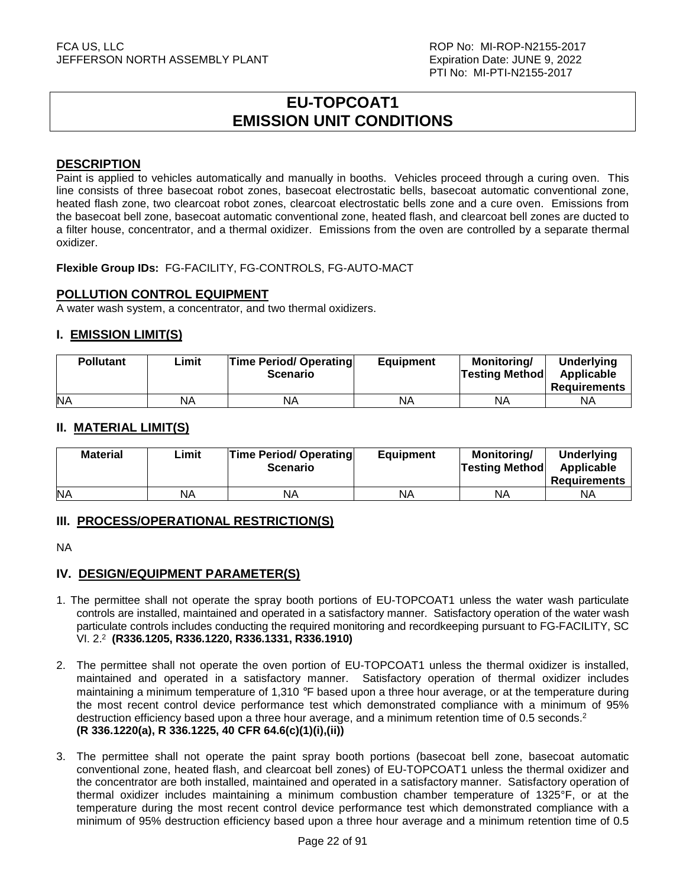# EU-TOPCOAT1
# EMISSION UNIT CONDITIONS

## DESCRIPTION

Paint is applied to vehicles automatically and manually in booths. Vehicles proceed through a curing oven. This line consists of three basecoat robot zones, basecoat electrostatic bells, basecoat automatic conventional zone, heated flash zone, two clearcoat robot zones, clearcoat electrostatic bells zone and a cure oven. Emissions from the basecoat bell zone, basecoat automatic conventional zone, heated flash, and clearcoat bell zones are ducted to a filter house, concentrator, and a thermal oxidizer. Emissions from the oven are controlled by a separate thermal oxidizer.

**Flexible Group IDs:** FG-FACILITY, FG-CONTROLS, FG-AUTO-MACT

## POLLUTION CONTROL EQUIPMENT

A water wash system, a concentrator, and two thermal oxidizers.

## I. EMISSION LIMIT(S)

| Pollutant | Limit | Time Period/ Operating Scenario | Equipment | Monitoring/ Testing Method | Underlying Applicable Requirements |
|---|---|---|---|---|---|
| NA | NA | NA | NA | NA | NA |

## II. MATERIAL LIMIT(S)

| Material | Limit | Time Period/ Operating Scenario | Equipment | Monitoring/ Testing Method | Underlying Applicable Requirements |
|---|---|---|---|---|---|
| NA | NA | NA | NA | NA | NA |

## III. PROCESS/OPERATIONAL RESTRICTION(S)

NA

## IV. DESIGN/EQUIPMENT PARAMETER(S)

1. The permittee shall not operate the spray booth portions of EU-TOPCOAT1 unless the water wash particulate controls are installed, maintained and operated in a satisfactory manner. Satisfactory operation of the water wash particulate controls includes conducting the required monitoring and recordkeeping pursuant to FG-FACILITY, SC VI. 2.[2] **(R336.1205, R336.1220, R336.1331, R336.1910)**

2. The permittee shall not operate the oven portion of EU-TOPCOAT1 unless the thermal oxidizer is installed, maintained and operated in a satisfactory manner. Satisfactory operation of thermal oxidizer includes maintaining a minimum temperature of 1,310 °F based upon a three hour average, or at the temperature during the most recent control device performance test which demonstrated compliance with a minimum of 95% destruction efficiency based upon a three hour average, and a minimum retention time of 0.5 seconds.[2] **(R 336.1220(a), R 336.1225, 40 CFR 64.6(c)(1)(i),(ii))**

3. The permittee shall not operate the paint spray booth portions (basecoat bell zone, basecoat automatic conventional zone, heated flash, and clearcoat bell zones) of EU-TOPCOAT1 unless the thermal oxidizer and the concentrator are both installed, maintained and operated in a satisfactory manner. Satisfactory operation of thermal oxidizer includes maintaining a minimum combustion chamber temperature of 1325°F, or at the temperature during the most recent control device performance test which demonstrated compliance with a minimum of 95% destruction efficiency based upon a three hour average and a minimum retention time of 0.5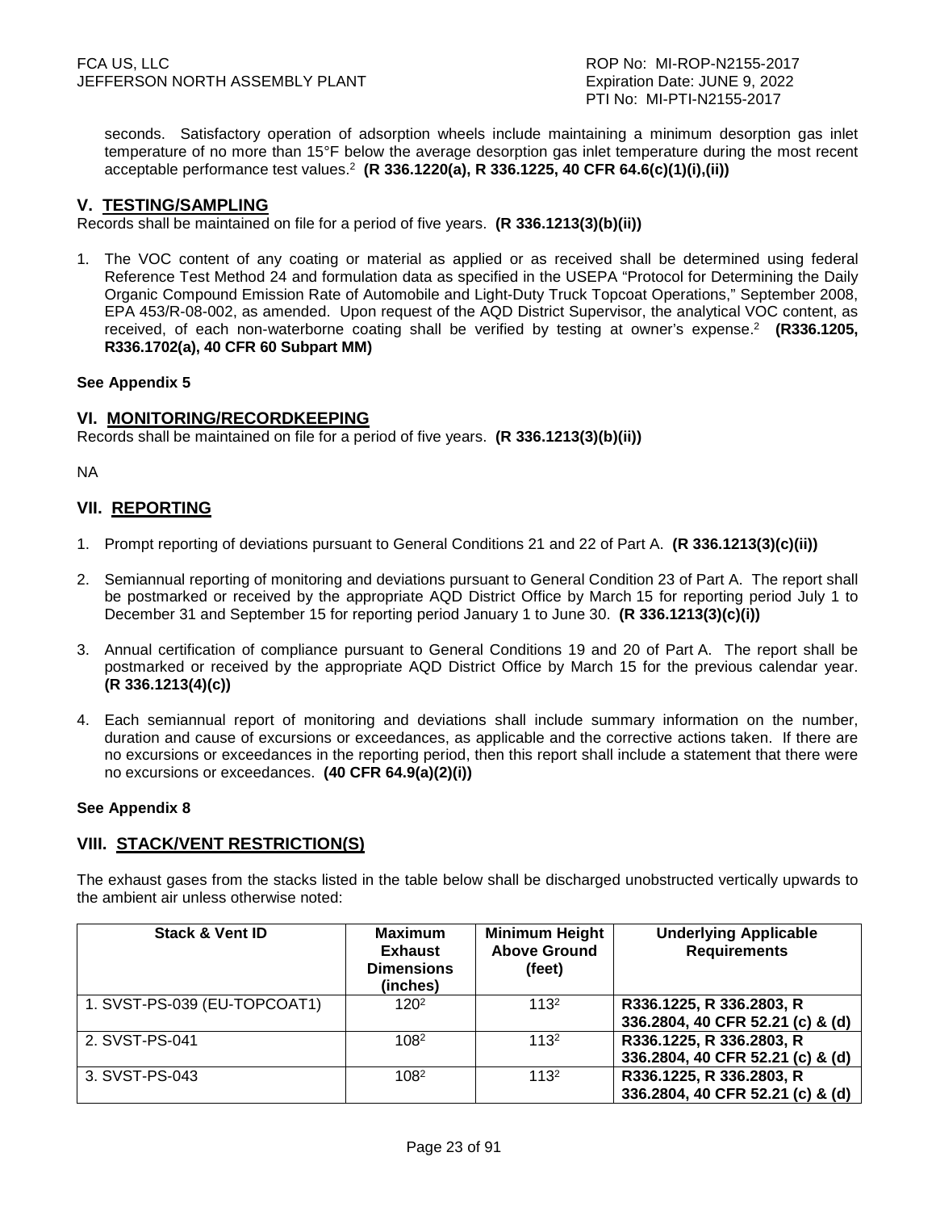seconds. Satisfactory operation of adsorption wheels include maintaining a minimum desorption gas inlet temperature of no more than 15°F below the average desorption gas inlet temperature during the most recent acceptable performance test values.[2] **(R 336.1220(a), R 336.1225, 40 CFR 64.6(c)(1)(i),(ii))**

## V. TESTING/SAMPLING

Records shall be maintained on file for a period of five years. **(R 336.1213(3)(b)(ii))**

1. The VOC content of any coating or material as applied or as received shall be determined using federal Reference Test Method 24 and formulation data as specified in the USEPA "Protocol for Determining the Daily Organic Compound Emission Rate of Automobile and Light-Duty Truck Topcoat Operations," September 2008, EPA 453/R-08-002, as amended. Upon request of the AQD District Supervisor, the analytical VOC content, as received, of each non-waterborne coating shall be verified by testing at owner's expense.[2] **(R336.1205, R336.1702(a), 40 CFR 60 Subpart MM)**

**See Appendix 5**

## VI. MONITORING/RECORDKEEPING

Records shall be maintained on file for a period of five years. **(R 336.1213(3)(b)(ii))**

NA

## VII. REPORTING

1. Prompt reporting of deviations pursuant to General Conditions 21 and 22 of Part A. **(R 336.1213(3)(c)(ii))**
2. Semiannual reporting of monitoring and deviations pursuant to General Condition 23 of Part A. The report shall be postmarked or received by the appropriate AQD District Office by March 15 for reporting period July 1 to December 31 and September 15 for reporting period January 1 to June 30. **(R 336.1213(3)(c)(i))**
3. Annual certification of compliance pursuant to General Conditions 19 and 20 of Part A. The report shall be postmarked or received by the appropriate AQD District Office by March 15 for the previous calendar year. **(R 336.1213(4)(c))**
4. Each semiannual report of monitoring and deviations shall include summary information on the number, duration and cause of excursions or exceedances, as applicable and the corrective actions taken. If there are no excursions or exceedances in the reporting period, then this report shall include a statement that there were no excursions or exceedances. **(40 CFR 64.9(a)(2)(i))**

**See Appendix 8**

## VIII. STACK/VENT RESTRICTION(S)

The exhaust gases from the stacks listed in the table below shall be discharged unobstructed vertically upwards to the ambient air unless otherwise noted:

| Stack & Vent ID | Maximum Exhaust Dimensions (inches) | Minimum Height Above Ground (feet) | Underlying Applicable Requirements |
|---|---|---|---|
| 1. SVST-PS-039 (EU-TOPCOAT1) | 120[2] | 113[2] | **R336.1225, R 336.2803, R 336.2804, 40 CFR 52.21 (c) & (d)** |
| 2. SVST-PS-041 | 108[2] | 113[2] | **R336.1225, R 336.2803, R 336.2804, 40 CFR 52.21 (c) & (d)** |
| 3. SVST-PS-043 | 108[2] | 113[2] | **R336.1225, R 336.2803, R 336.2804, 40 CFR 52.21 (c) & (d)** |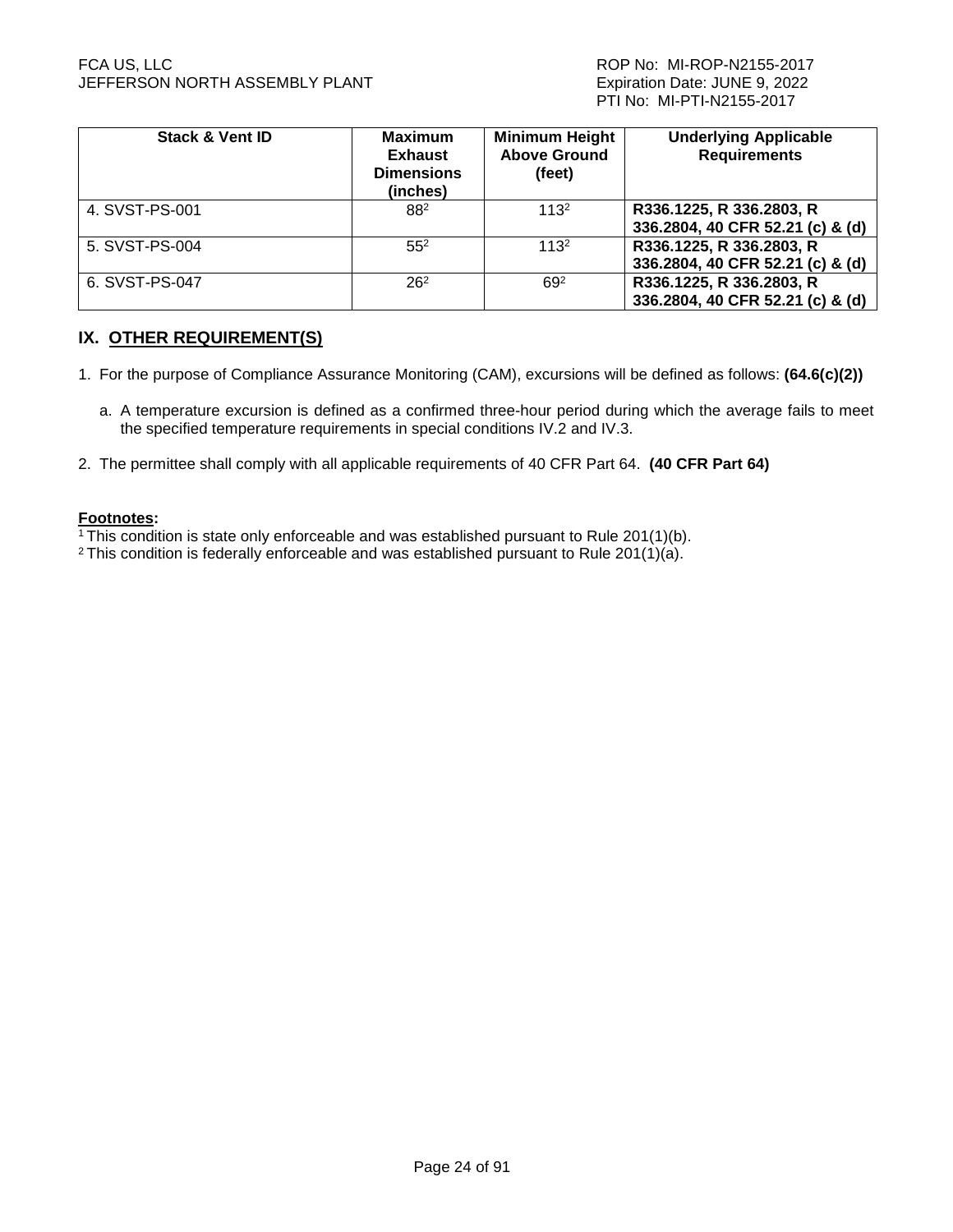| Stack & Vent ID | Maximum Exhaust Dimensions (inches) | Minimum Height Above Ground (feet) | Underlying Applicable Requirements |
|---|---|---|---|
| 4. SVST-PS-001 | 88[2] | 113[2] | **R336.1225, R 336.2803, R 336.2804, 40 CFR 52.21 (c) & (d)** |
| 5. SVST-PS-004 | 55[2] | 113[2] | **R336.1225, R 336.2803, R 336.2804, 40 CFR 52.21 (c) & (d)** |
| 6. SVST-PS-047 | 26[2] | 69[2] | **R336.1225, R 336.2803, R 336.2804, 40 CFR 52.21 (c) & (d)** |

## IX. OTHER REQUIREMENT(S)

1. For the purpose of Compliance Assurance Monitoring (CAM), excursions will be defined as follows: **(64.6(c)(2))**

   a. A temperature excursion is defined as a confirmed three-hour period during which the average fails to meet the specified temperature requirements in special conditions IV.2 and IV.3.

2. The permittee shall comply with all applicable requirements of 40 CFR Part 64. **(40 CFR Part 64)**

**Footnotes:**

[1] This condition is state only enforceable and was established pursuant to Rule 201(1)(b).

[2] This condition is federally enforceable and was established pursuant to Rule 201(1)(a).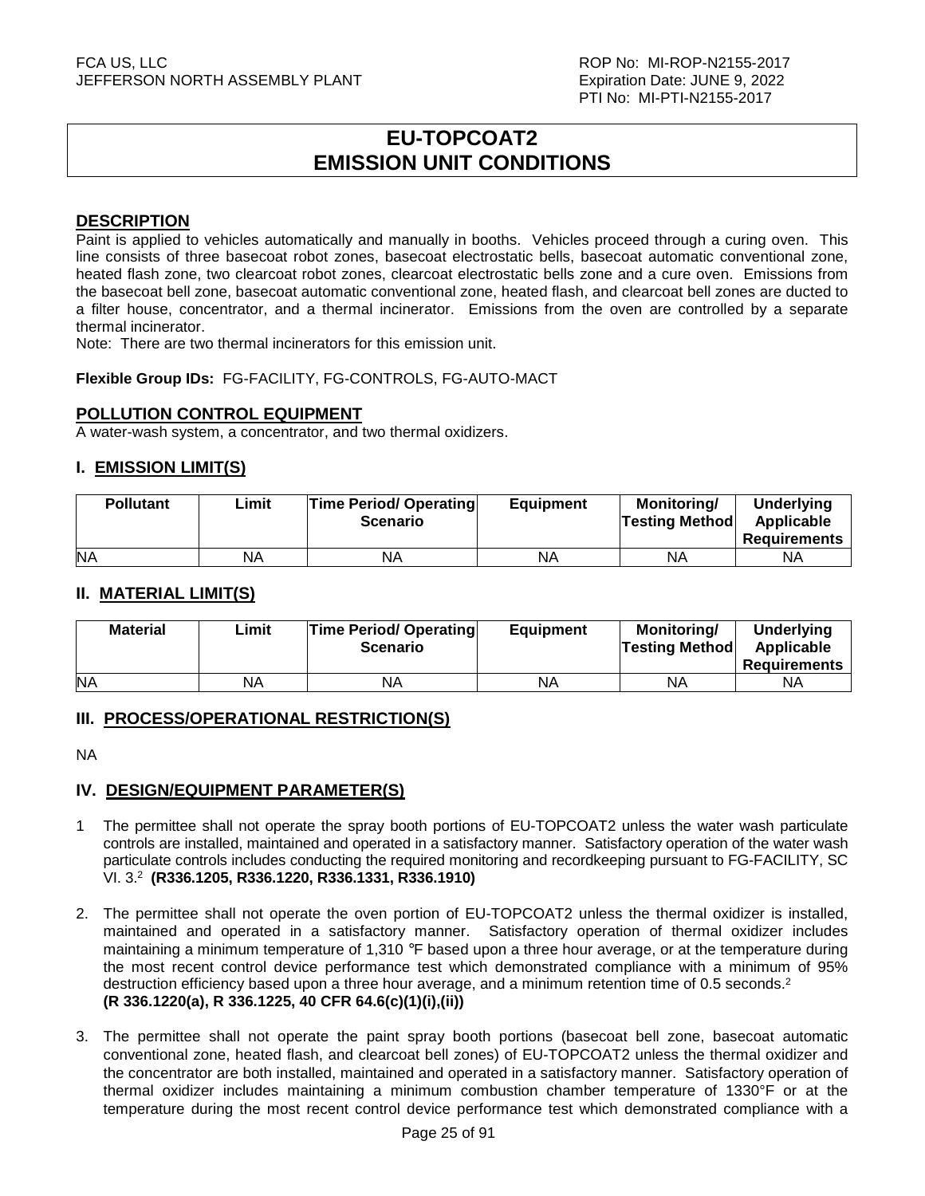# EU-TOPCOAT2 EMISSION UNIT CONDITIONS

## DESCRIPTION

Paint is applied to vehicles automatically and manually in booths. Vehicles proceed through a curing oven. This line consists of three basecoat robot zones, basecoat electrostatic bells, basecoat automatic conventional zone, heated flash zone, two clearcoat robot zones, clearcoat electrostatic bells zone and a cure oven. Emissions from the basecoat bell zone, basecoat automatic conventional zone, heated flash, and clearcoat bell zones are ducted to a filter house, concentrator, and a thermal incinerator. Emissions from the oven are controlled by a separate thermal incinerator.

Note: There are two thermal incinerators for this emission unit.

**Flexible Group IDs:** FG-FACILITY, FG-CONTROLS, FG-AUTO-MACT

## POLLUTION CONTROL EQUIPMENT

A water-wash system, a concentrator, and two thermal oxidizers.

## I. EMISSION LIMIT(S)

| Pollutant | Limit | Time Period/ Operating Scenario | Equipment | Monitoring/ Testing Method | Underlying Applicable Requirements |
|---|---|---|---|---|---|
| NA | NA | NA | NA | NA | NA |

## II. MATERIAL LIMIT(S)

| Material | Limit | Time Period/ Operating Scenario | Equipment | Monitoring/ Testing Method | Underlying Applicable Requirements |
|---|---|---|---|---|---|
| NA | NA | NA | NA | NA | NA |

## III. PROCESS/OPERATIONAL RESTRICTION(S)

NA

## IV. DESIGN/EQUIPMENT PARAMETER(S)

1 The permittee shall not operate the spray booth portions of EU-TOPCOAT2 unless the water wash particulate controls are installed, maintained and operated in a satisfactory manner. Satisfactory operation of the water wash particulate controls includes conducting the required monitoring and recordkeeping pursuant to FG-FACILITY, SC VI. 3.[2] **(R336.1205, R336.1220, R336.1331, R336.1910)**

2. The permittee shall not operate the oven portion of EU-TOPCOAT2 unless the thermal oxidizer is installed, maintained and operated in a satisfactory manner. Satisfactory operation of thermal oxidizer includes maintaining a minimum temperature of 1,310 °F based upon a three hour average, or at the temperature during the most recent control device performance test which demonstrated compliance with a minimum of 95% destruction efficiency based upon a three hour average, and a minimum retention time of 0.5 seconds.[2] **(R 336.1220(a), R 336.1225, 40 CFR 64.6(c)(1)(i),(ii))**

3. The permittee shall not operate the paint spray booth portions (basecoat bell zone, basecoat automatic conventional zone, heated flash, and clearcoat bell zones) of EU-TOPCOAT2 unless the thermal oxidizer and the concentrator are both installed, maintained and operated in a satisfactory manner. Satisfactory operation of thermal oxidizer includes maintaining a minimum combustion chamber temperature of 1330°F or at the temperature during the most recent control device performance test which demonstrated compliance with a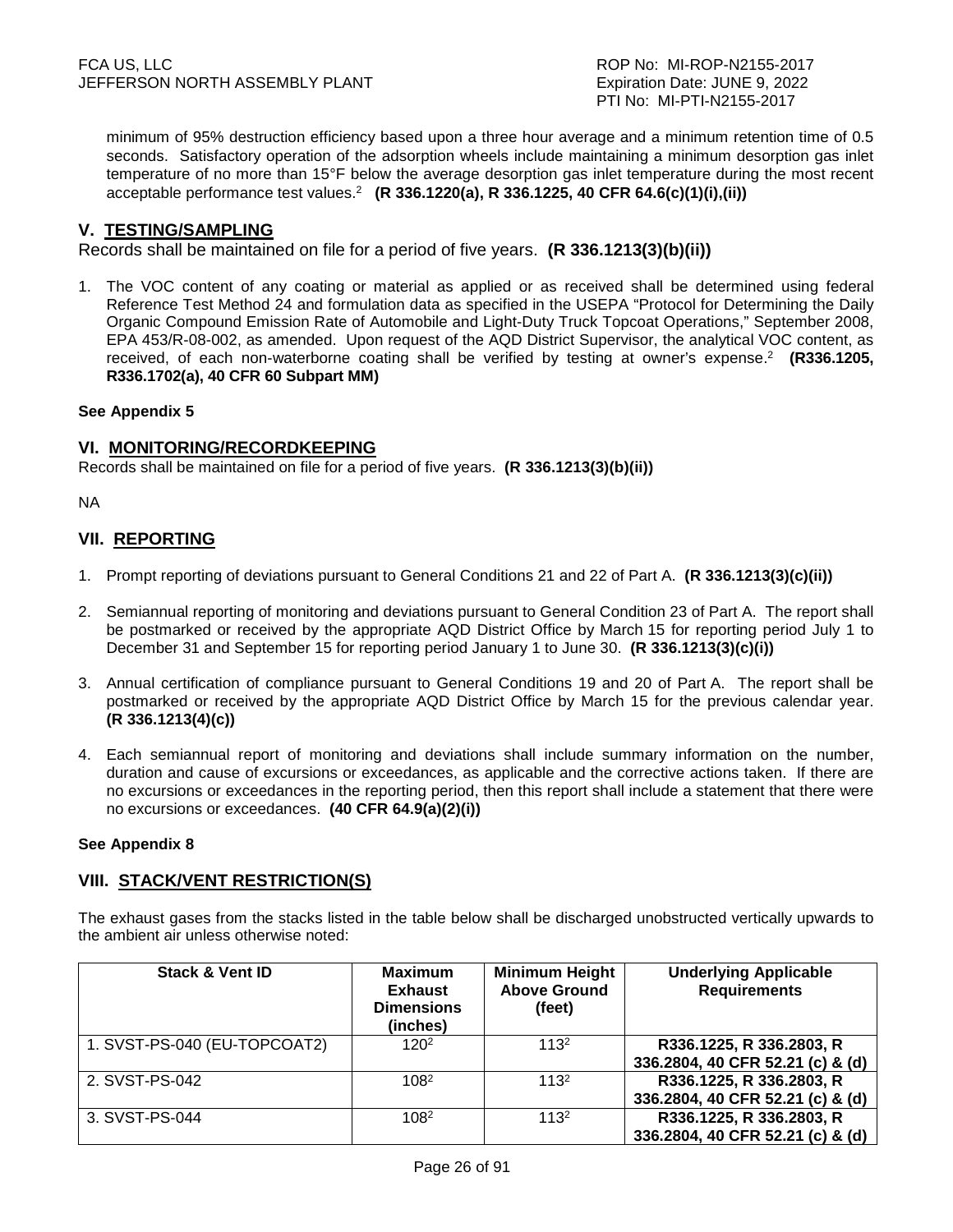minimum of 95% destruction efficiency based upon a three hour average and a minimum retention time of 0.5 seconds. Satisfactory operation of the adsorption wheels include maintaining a minimum desorption gas inlet temperature of no more than 15°F below the average desorption gas inlet temperature during the most recent acceptable performance test values.[2] **(R 336.1220(a), R 336.1225, 40 CFR 64.6(c)(1)(i),(ii))**

## V. TESTING/SAMPLING

Records shall be maintained on file for a period of five years. **(R 336.1213(3)(b)(ii))**

1. The VOC content of any coating or material as applied or as received shall be determined using federal Reference Test Method 24 and formulation data as specified in the USEPA "Protocol for Determining the Daily Organic Compound Emission Rate of Automobile and Light-Duty Truck Topcoat Operations," September 2008, EPA 453/R-08-002, as amended. Upon request of the AQD District Supervisor, the analytical VOC content, as received, of each non-waterborne coating shall be verified by testing at owner's expense.[2] **(R336.1205, R336.1702(a), 40 CFR 60 Subpart MM)**

**See Appendix 5**

## VI. MONITORING/RECORDKEEPING

Records shall be maintained on file for a period of five years. **(R 336.1213(3)(b)(ii))**

NA

## VII. REPORTING

1. Prompt reporting of deviations pursuant to General Conditions 21 and 22 of Part A. **(R 336.1213(3)(c)(ii))**

2. Semiannual reporting of monitoring and deviations pursuant to General Condition 23 of Part A. The report shall be postmarked or received by the appropriate AQD District Office by March 15 for reporting period July 1 to December 31 and September 15 for reporting period January 1 to June 30. **(R 336.1213(3)(c)(i))**

3. Annual certification of compliance pursuant to General Conditions 19 and 20 of Part A. The report shall be postmarked or received by the appropriate AQD District Office by March 15 for the previous calendar year. **(R 336.1213(4)(c))**

4. Each semiannual report of monitoring and deviations shall include summary information on the number, duration and cause of excursions or exceedances, as applicable and the corrective actions taken. If there are no excursions or exceedances in the reporting period, then this report shall include a statement that there were no excursions or exceedances. **(40 CFR 64.9(a)(2)(i))**

**See Appendix 8**

## VIII. STACK/VENT RESTRICTION(S)

The exhaust gases from the stacks listed in the table below shall be discharged unobstructed vertically upwards to the ambient air unless otherwise noted:

| Stack & Vent ID | Maximum Exhaust Dimensions (inches) | Minimum Height Above Ground (feet) | Underlying Applicable Requirements |
|---|---|---|---|
| 1. SVST-PS-040 (EU-TOPCOAT2) | 120[2] | 113[2] | **R336.1225, R 336.2803, R 336.2804, 40 CFR 52.21 (c) & (d)** |
| 2. SVST-PS-042 | 108[2] | 113[2] | **R336.1225, R 336.2803, R 336.2804, 40 CFR 52.21 (c) & (d)** |
| 3. SVST-PS-044 | 108[2] | 113[2] | **R336.1225, R 336.2803, R 336.2804, 40 CFR 52.21 (c) & (d)** |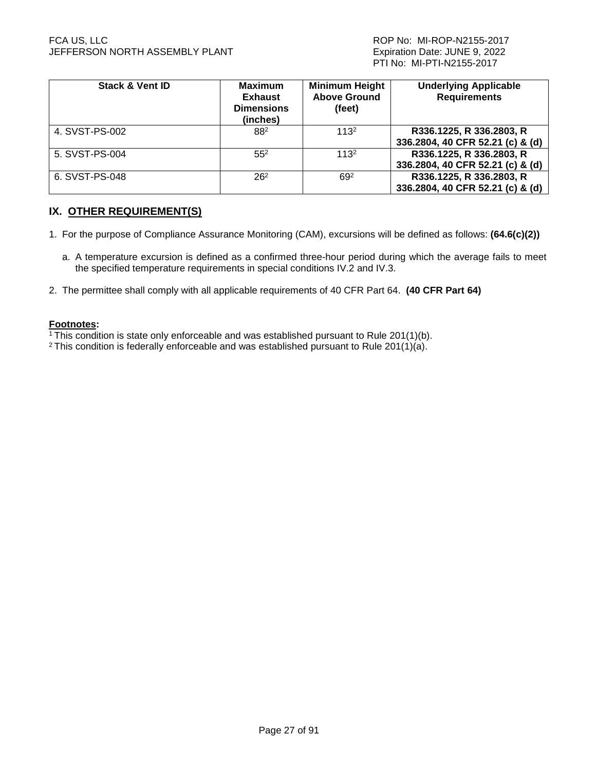| Stack & Vent ID | Maximum Exhaust Dimensions (inches) | Minimum Height Above Ground (feet) | Underlying Applicable Requirements |
|---|---|---|---|
| 4. SVST-PS-002 | 88[2] | 113[2] | **R336.1225, R 336.2803, R 336.2804, 40 CFR 52.21 (c) & (d)** |
| 5. SVST-PS-004 | 55[2] | 113[2] | **R336.1225, R 336.2803, R 336.2804, 40 CFR 52.21 (c) & (d)** |
| 6. SVST-PS-048 | 26[2] | 69[2] | **R336.1225, R 336.2803, R 336.2804, 40 CFR 52.21 (c) & (d)** |

## IX. OTHER REQUIREMENT(S)

1. For the purpose of Compliance Assurance Monitoring (CAM), excursions will be defined as follows: **(64.6(c)(2))**

   a. A temperature excursion is defined as a confirmed three-hour period during which the average fails to meet the specified temperature requirements in special conditions IV.2 and IV.3.

2. The permittee shall comply with all applicable requirements of 40 CFR Part 64. **(40 CFR Part 64)**

**Footnotes:**

[1] This condition is state only enforceable and was established pursuant to Rule 201(1)(b).

[2] This condition is federally enforceable and was established pursuant to Rule 201(1)(a).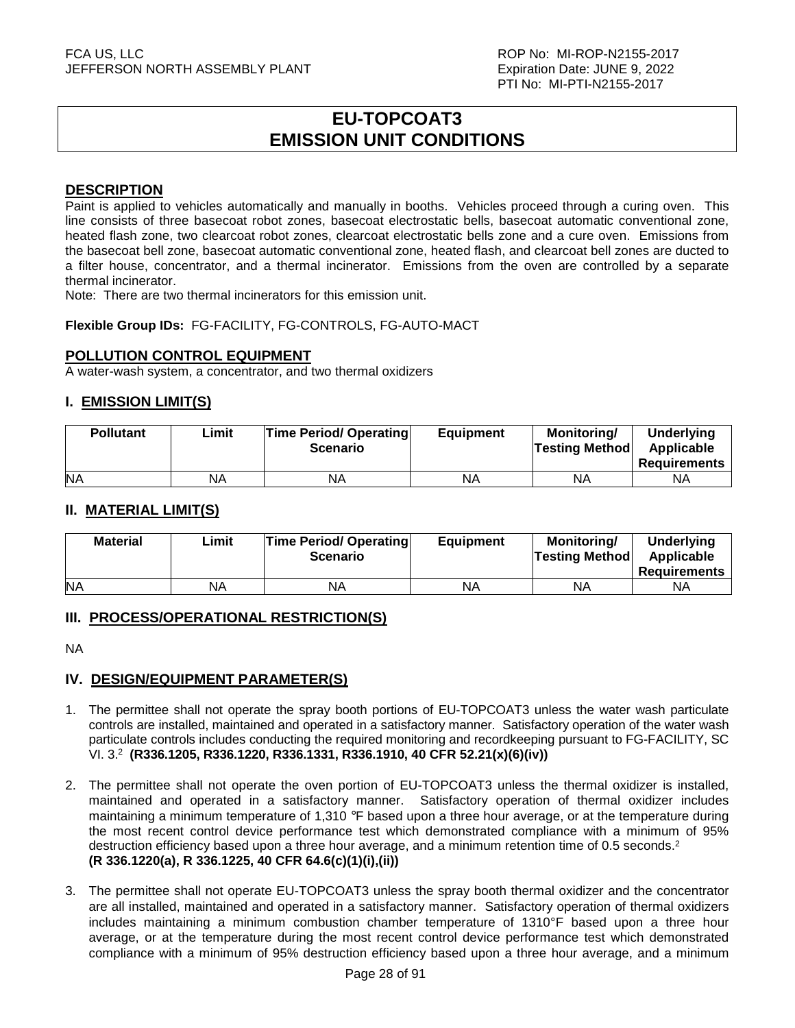# EU-TOPCOAT3 EMISSION UNIT CONDITIONS

## DESCRIPTION

Paint is applied to vehicles automatically and manually in booths. Vehicles proceed through a curing oven. This line consists of three basecoat robot zones, basecoat electrostatic bells, basecoat automatic conventional zone, heated flash zone, two clearcoat robot zones, clearcoat electrostatic bells zone and a cure oven. Emissions from the basecoat bell zone, basecoat automatic conventional zone, heated flash, and clearcoat bell zones are ducted to a filter house, concentrator, and a thermal incinerator. Emissions from the oven are controlled by a separate thermal incinerator.

Note: There are two thermal incinerators for this emission unit.

**Flexible Group IDs:** FG-FACILITY, FG-CONTROLS, FG-AUTO-MACT

## POLLUTION CONTROL EQUIPMENT

A water-wash system, a concentrator, and two thermal oxidizers

## I. EMISSION LIMIT(S)

| Pollutant | Limit | Time Period/ Operating Scenario | Equipment | Monitoring/ Testing Method | Underlying Applicable Requirements |
|---|---|---|---|---|---|
| NA | NA | NA | NA | NA | NA |

## II. MATERIAL LIMIT(S)

| Material | Limit | Time Period/ Operating Scenario | Equipment | Monitoring/ Testing Method | Underlying Applicable Requirements |
|---|---|---|---|---|---|
| NA | NA | NA | NA | NA | NA |

## III. PROCESS/OPERATIONAL RESTRICTION(S)

NA

## IV. DESIGN/EQUIPMENT PARAMETER(S)

1. The permittee shall not operate the spray booth portions of EU-TOPCOAT3 unless the water wash particulate controls are installed, maintained and operated in a satisfactory manner. Satisfactory operation of the water wash particulate controls includes conducting the required monitoring and recordkeeping pursuant to FG-FACILITY, SC VI. 3.[2] **(R336.1205, R336.1220, R336.1331, R336.1910, 40 CFR 52.21(x)(6)(iv))**

2. The permittee shall not operate the oven portion of EU-TOPCOAT3 unless the thermal oxidizer is installed, maintained and operated in a satisfactory manner. Satisfactory operation of thermal oxidizer includes maintaining a minimum temperature of 1,310 °F based upon a three hour average, or at the temperature during the most recent control device performance test which demonstrated compliance with a minimum of 95% destruction efficiency based upon a three hour average, and a minimum retention time of 0.5 seconds.[2] **(R 336.1220(a), R 336.1225, 40 CFR 64.6(c)(1)(i),(ii))**

3. The permittee shall not operate EU-TOPCOAT3 unless the spray booth thermal oxidizer and the concentrator are all installed, maintained and operated in a satisfactory manner. Satisfactory operation of thermal oxidizers includes maintaining a minimum combustion chamber temperature of 1310°F based upon a three hour average, or at the temperature during the most recent control device performance test which demonstrated compliance with a minimum of 95% destruction efficiency based upon a three hour average, and a minimum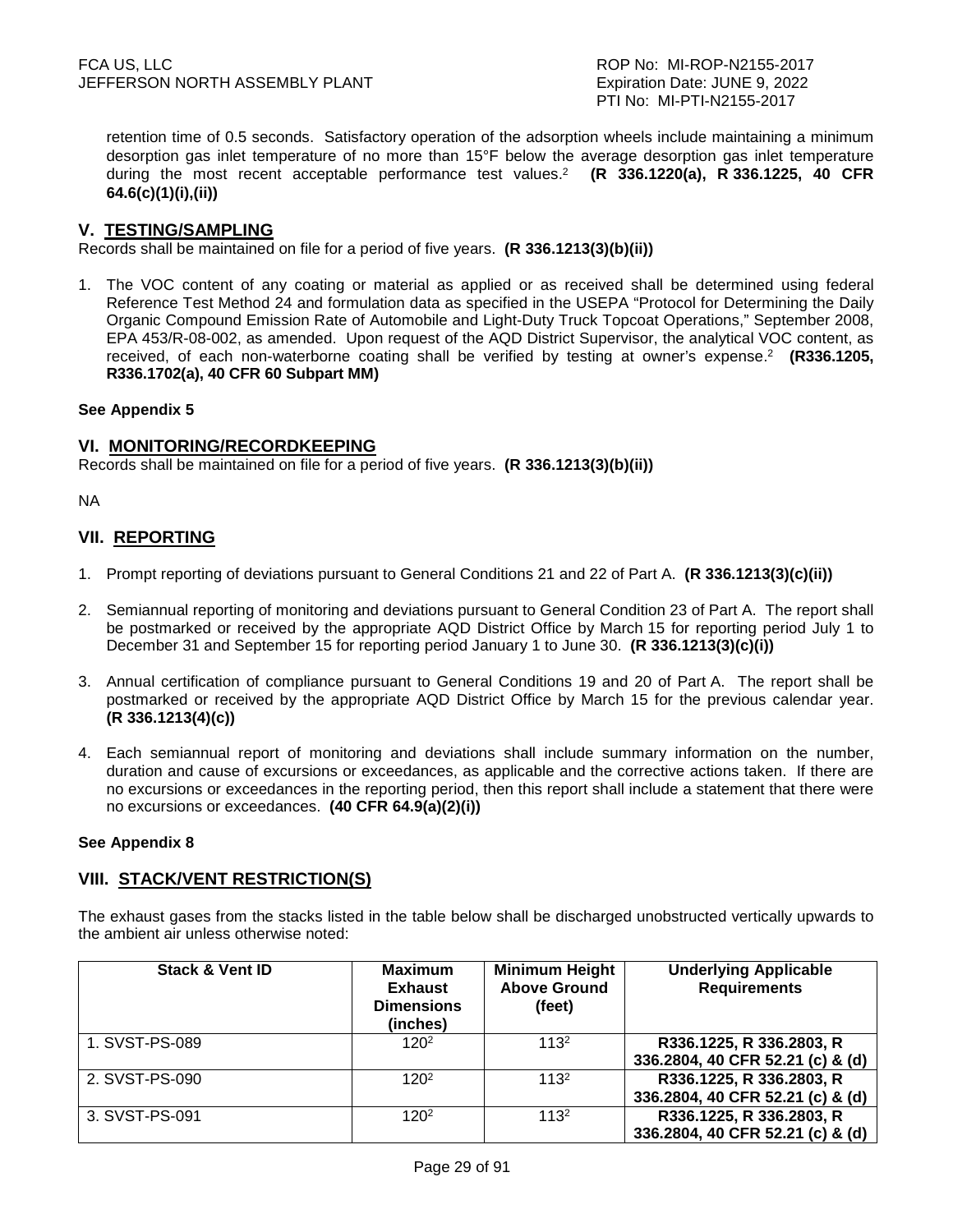retention time of 0.5 seconds. Satisfactory operation of the adsorption wheels include maintaining a minimum desorption gas inlet temperature of no more than 15°F below the average desorption gas inlet temperature during the most recent acceptable performance test values.[2] **(R 336.1220(a), R 336.1225, 40 CFR 64.6(c)(1)(i),(ii))**

## V. TESTING/SAMPLING

Records shall be maintained on file for a period of five years. **(R 336.1213(3)(b)(ii))**

1. The VOC content of any coating or material as applied or as received shall be determined using federal Reference Test Method 24 and formulation data as specified in the USEPA "Protocol for Determining the Daily Organic Compound Emission Rate of Automobile and Light-Duty Truck Topcoat Operations," September 2008, EPA 453/R-08-002, as amended. Upon request of the AQD District Supervisor, the analytical VOC content, as received, of each non-waterborne coating shall be verified by testing at owner's expense.[2] **(R336.1205, R336.1702(a), 40 CFR 60 Subpart MM)**

**See Appendix 5**

## VI. MONITORING/RECORDKEEPING

Records shall be maintained on file for a period of five years. **(R 336.1213(3)(b)(ii))**

NA

## VII. REPORTING

1. Prompt reporting of deviations pursuant to General Conditions 21 and 22 of Part A. **(R 336.1213(3)(c)(ii))**

2. Semiannual reporting of monitoring and deviations pursuant to General Condition 23 of Part A. The report shall be postmarked or received by the appropriate AQD District Office by March 15 for reporting period July 1 to December 31 and September 15 for reporting period January 1 to June 30. **(R 336.1213(3)(c)(i))**

3. Annual certification of compliance pursuant to General Conditions 19 and 20 of Part A. The report shall be postmarked or received by the appropriate AQD District Office by March 15 for the previous calendar year. **(R 336.1213(4)(c))**

4. Each semiannual report of monitoring and deviations shall include summary information on the number, duration and cause of excursions or exceedances, as applicable and the corrective actions taken. If there are no excursions or exceedances in the reporting period, then this report shall include a statement that there were no excursions or exceedances. **(40 CFR 64.9(a)(2)(i))**

**See Appendix 8**

## VIII. STACK/VENT RESTRICTION(S)

The exhaust gases from the stacks listed in the table below shall be discharged unobstructed vertically upwards to the ambient air unless otherwise noted:

| Stack & Vent ID | Maximum Exhaust Dimensions (inches) | Minimum Height Above Ground (feet) | Underlying Applicable Requirements |
|---|---|---|---|
| 1. SVST-PS-089 | 120[2] | 113[2] | **R336.1225, R 336.2803, R 336.2804, 40 CFR 52.21 (c) & (d)** |
| 2. SVST-PS-090 | 120[2] | 113[2] | **R336.1225, R 336.2803, R 336.2804, 40 CFR 52.21 (c) & (d)** |
| 3. SVST-PS-091 | 120[2] | 113[2] | **R336.1225, R 336.2803, R 336.2804, 40 CFR 52.21 (c) & (d)** |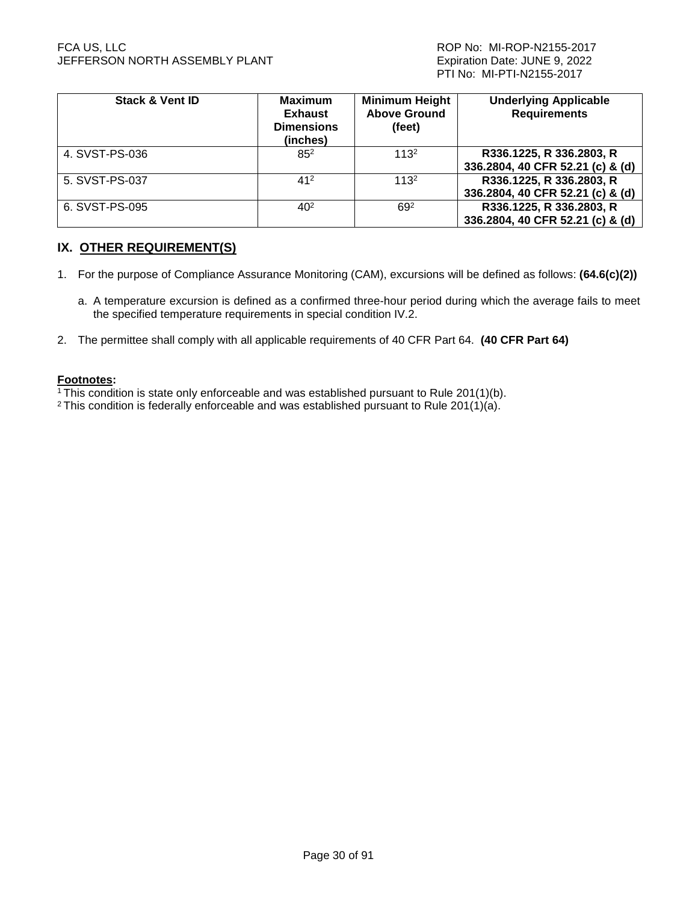| Stack & Vent ID | Maximum Exhaust Dimensions (inches) | Minimum Height Above Ground (feet) | Underlying Applicable Requirements |
| --- | --- | --- | --- |
| 4. SVST-PS-036 | 85[2] | 113[2] | **R336.1225, R 336.2803, R 336.2804, 40 CFR 52.21 (c) & (d)** |
| 5. SVST-PS-037 | 41[2] | 113[2] | **R336.1225, R 336.2803, R 336.2804, 40 CFR 52.21 (c) & (d)** |
| 6. SVST-PS-095 | 40[2] | 69[2] | **R336.1225, R 336.2803, R 336.2804, 40 CFR 52.21 (c) & (d)** |

## IX. OTHER REQUIREMENT(S)

1. For the purpose of Compliance Assurance Monitoring (CAM), excursions will be defined as follows: **(64.6(c)(2))**

   a. A temperature excursion is defined as a confirmed three-hour period during which the average fails to meet the specified temperature requirements in special condition IV.2.

2. The permittee shall comply with all applicable requirements of 40 CFR Part 64. **(40 CFR Part 64)**

**Footnotes:**

[1] This condition is state only enforceable and was established pursuant to Rule 201(1)(b).
[2] This condition is federally enforceable and was established pursuant to Rule 201(1)(a).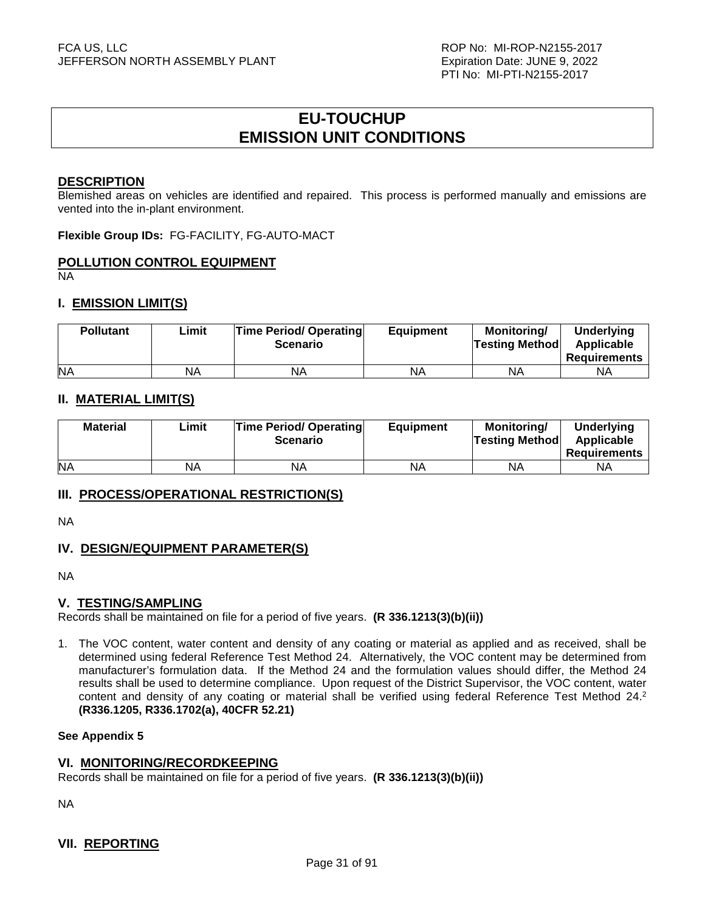# EU-TOUCHUP
# EMISSION UNIT CONDITIONS

## DESCRIPTION

Blemished areas on vehicles are identified and repaired. This process is performed manually and emissions are vented into the in-plant environment.

**Flexible Group IDs:** FG-FACILITY, FG-AUTO-MACT

## POLLUTION CONTROL EQUIPMENT

NA

## I. EMISSION LIMIT(S)

| Pollutant | Limit | Time Period/ Operating Scenario | Equipment | Monitoring/ Testing Method | Underlying Applicable Requirements |
|---|---|---|---|---|---|
| NA | NA | NA | NA | NA | NA |

## II. MATERIAL LIMIT(S)

| Material | Limit | Time Period/ Operating Scenario | Equipment | Monitoring/ Testing Method | Underlying Applicable Requirements |
|---|---|---|---|---|---|
| NA | NA | NA | NA | NA | NA |

## III. PROCESS/OPERATIONAL RESTRICTION(S)

NA

## IV. DESIGN/EQUIPMENT PARAMETER(S)

NA

## V. TESTING/SAMPLING

Records shall be maintained on file for a period of five years. **(R 336.1213(3)(b)(ii))**

1. The VOC content, water content and density of any coating or material as applied and as received, shall be determined using federal Reference Test Method 24. Alternatively, the VOC content may be determined from manufacturer's formulation data. If the Method 24 and the formulation values should differ, the Method 24 results shall be used to determine compliance. Upon request of the District Supervisor, the VOC content, water content and density of any coating or material shall be verified using federal Reference Test Method 24.[2] **(R336.1205, R336.1702(a), 40CFR 52.21)**

**See Appendix 5**

## VI. MONITORING/RECORDKEEPING

Records shall be maintained on file for a period of five years. **(R 336.1213(3)(b)(ii))**

NA

## VII. REPORTING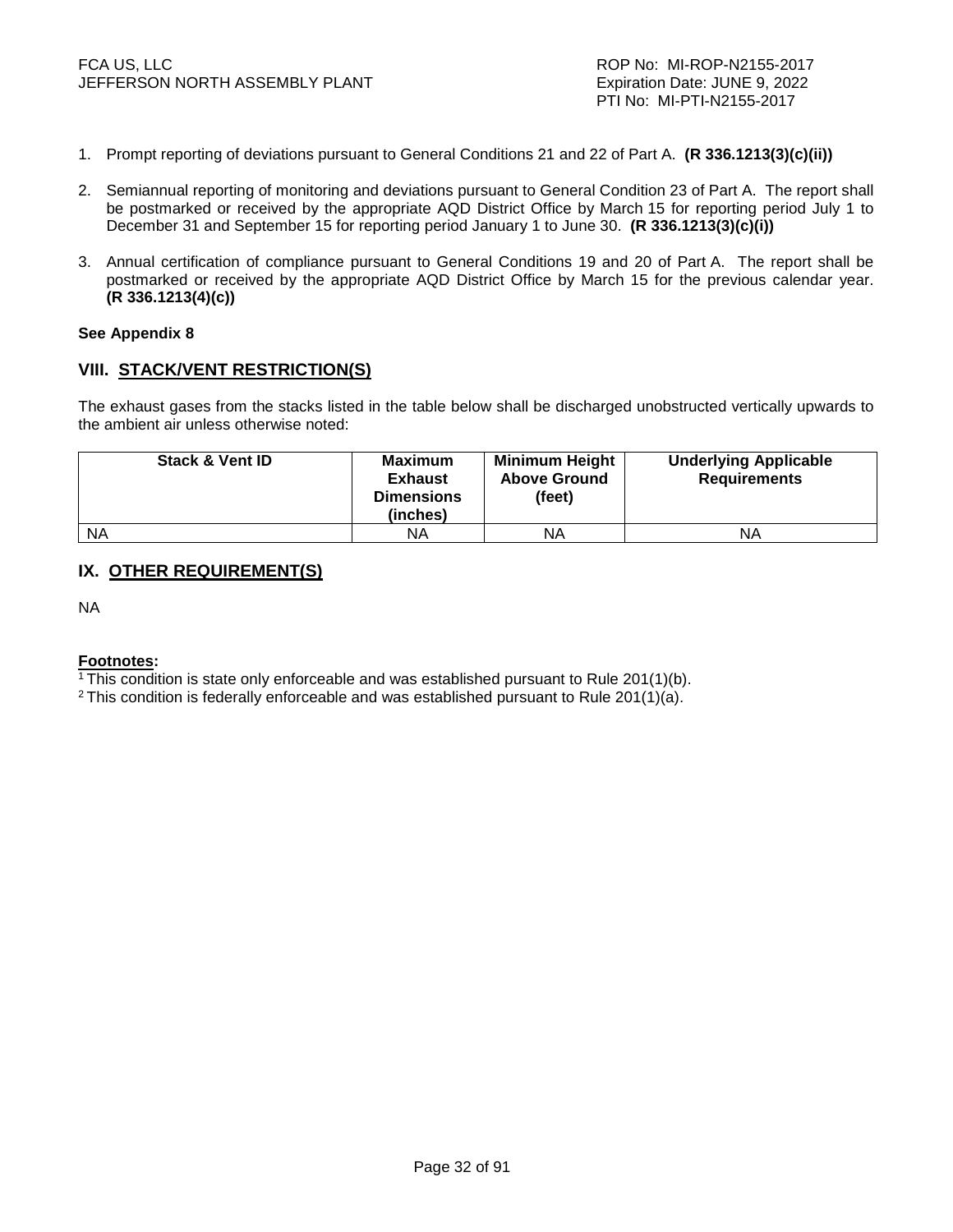1. Prompt reporting of deviations pursuant to General Conditions 21 and 22 of Part A. **(R 336.1213(3)(c)(ii))**

2. Semiannual reporting of monitoring and deviations pursuant to General Condition 23 of Part A. The report shall be postmarked or received by the appropriate AQD District Office by March 15 for reporting period July 1 to December 31 and September 15 for reporting period January 1 to June 30. **(R 336.1213(3)(c)(i))**

3. Annual certification of compliance pursuant to General Conditions 19 and 20 of Part A. The report shall be postmarked or received by the appropriate AQD District Office by March 15 for the previous calendar year. **(R 336.1213(4)(c))**

**See Appendix 8**

## VIII. STACK/VENT RESTRICTION(S)

The exhaust gases from the stacks listed in the table below shall be discharged unobstructed vertically upwards to the ambient air unless otherwise noted:

| Stack & Vent ID | Maximum Exhaust Dimensions (inches) | Minimum Height Above Ground (feet) | Underlying Applicable Requirements |
|---|---|---|---|
| NA | NA | NA | NA |

## IX. OTHER REQUIREMENT(S)

NA

**Footnotes:**

[1] This condition is state only enforceable and was established pursuant to Rule 201(1)(b).
[2] This condition is federally enforceable and was established pursuant to Rule 201(1)(a).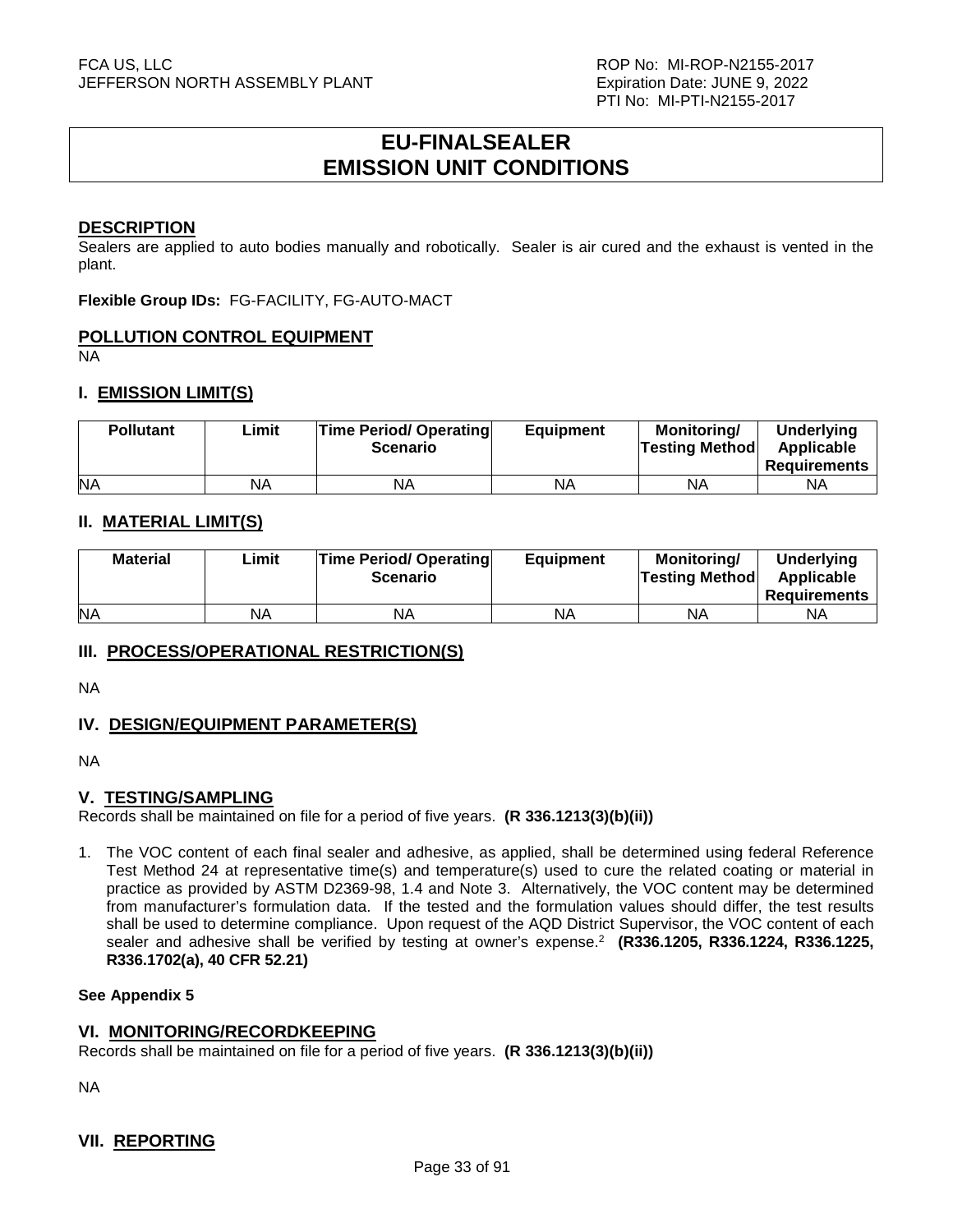# EU-FINALSEALER
# EMISSION UNIT CONDITIONS

## DESCRIPTION

Sealers are applied to auto bodies manually and robotically. Sealer is air cured and the exhaust is vented in the plant.

**Flexible Group IDs:** FG-FACILITY, FG-AUTO-MACT

## POLLUTION CONTROL EQUIPMENT

NA

## I. EMISSION LIMIT(S)

| Pollutant | Limit | Time Period/ Operating Scenario | Equipment | Monitoring/ Testing Method | Underlying Applicable Requirements |
|---|---|---|---|---|---|
| NA | NA | NA | NA | NA | NA |

## II. MATERIAL LIMIT(S)

| Material | Limit | Time Period/ Operating Scenario | Equipment | Monitoring/ Testing Method | Underlying Applicable Requirements |
|---|---|---|---|---|---|
| NA | NA | NA | NA | NA | NA |

## III. PROCESS/OPERATIONAL RESTRICTION(S)

NA

## IV. DESIGN/EQUIPMENT PARAMETER(S)

NA

## V. TESTING/SAMPLING

Records shall be maintained on file for a period of five years. **(R 336.1213(3)(b)(ii))**

1. The VOC content of each final sealer and adhesive, as applied, shall be determined using federal Reference Test Method 24 at representative time(s) and temperature(s) used to cure the related coating or material in practice as provided by ASTM D2369-98, 1.4 and Note 3. Alternatively, the VOC content may be determined from manufacturer's formulation data. If the tested and the formulation values should differ, the test results shall be used to determine compliance. Upon request of the AQD District Supervisor, the VOC content of each sealer and adhesive shall be verified by testing at owner's expense.[2] **(R336.1205, R336.1224, R336.1225, R336.1702(a), 40 CFR 52.21)**

**See Appendix 5**

## VI. MONITORING/RECORDKEEPING

Records shall be maintained on file for a period of five years. **(R 336.1213(3)(b)(ii))**

NA

## VII. REPORTING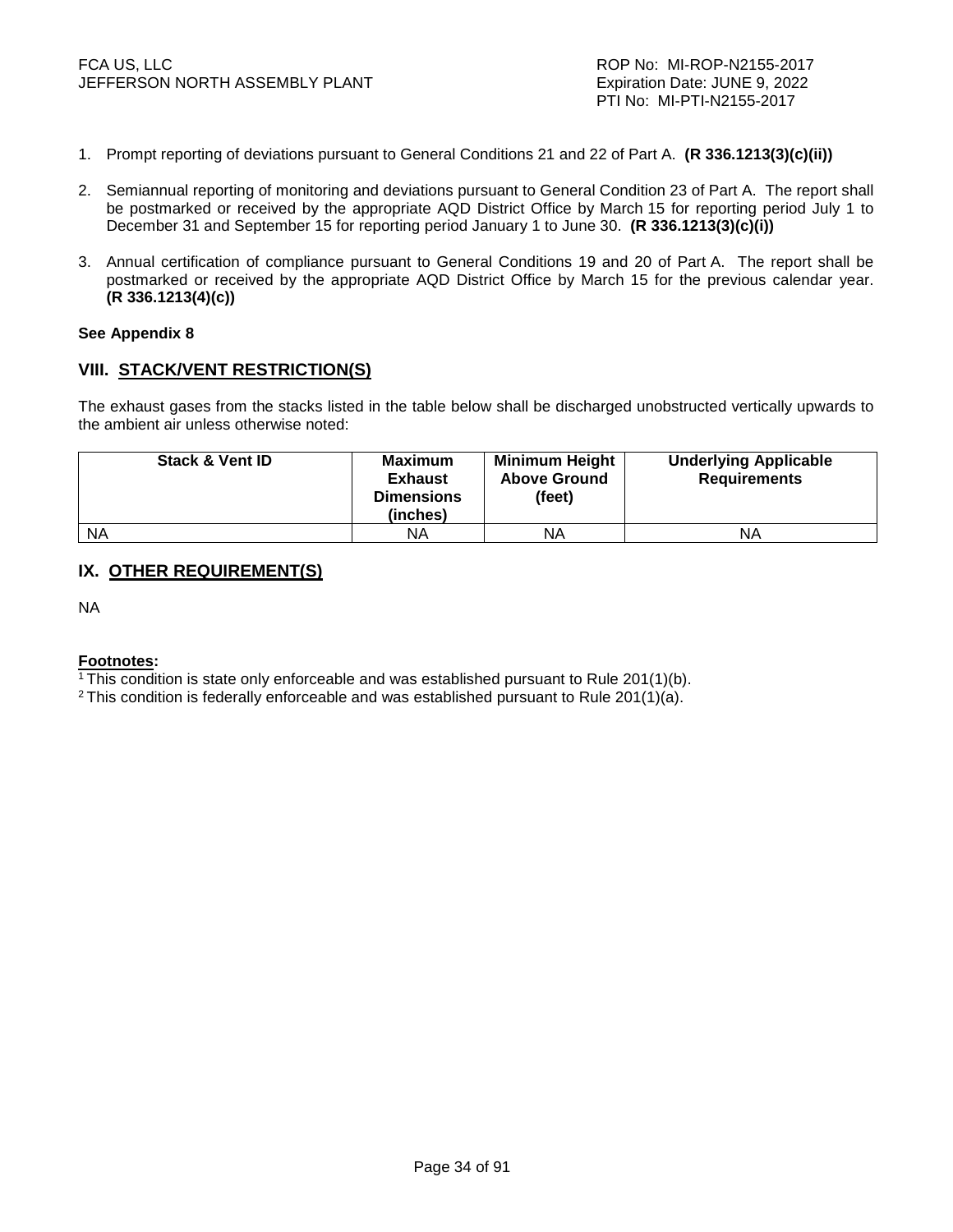1. Prompt reporting of deviations pursuant to General Conditions 21 and 22 of Part A. **(R 336.1213(3)(c)(ii))**

2. Semiannual reporting of monitoring and deviations pursuant to General Condition 23 of Part A. The report shall be postmarked or received by the appropriate AQD District Office by March 15 for reporting period July 1 to December 31 and September 15 for reporting period January 1 to June 30. **(R 336.1213(3)(c)(i))**

3. Annual certification of compliance pursuant to General Conditions 19 and 20 of Part A. The report shall be postmarked or received by the appropriate AQD District Office by March 15 for the previous calendar year. **(R 336.1213(4)(c))**

**See Appendix 8**

## VIII. STACK/VENT RESTRICTION(S)

The exhaust gases from the stacks listed in the table below shall be discharged unobstructed vertically upwards to the ambient air unless otherwise noted:

| Stack & Vent ID | Maximum Exhaust Dimensions (inches) | Minimum Height Above Ground (feet) | Underlying Applicable Requirements |
|---|---|---|---|
| NA | NA | NA | NA |

## IX. OTHER REQUIREMENT(S)

NA

**Footnotes:**

[1] This condition is state only enforceable and was established pursuant to Rule 201(1)(b).
[2] This condition is federally enforceable and was established pursuant to Rule 201(1)(a).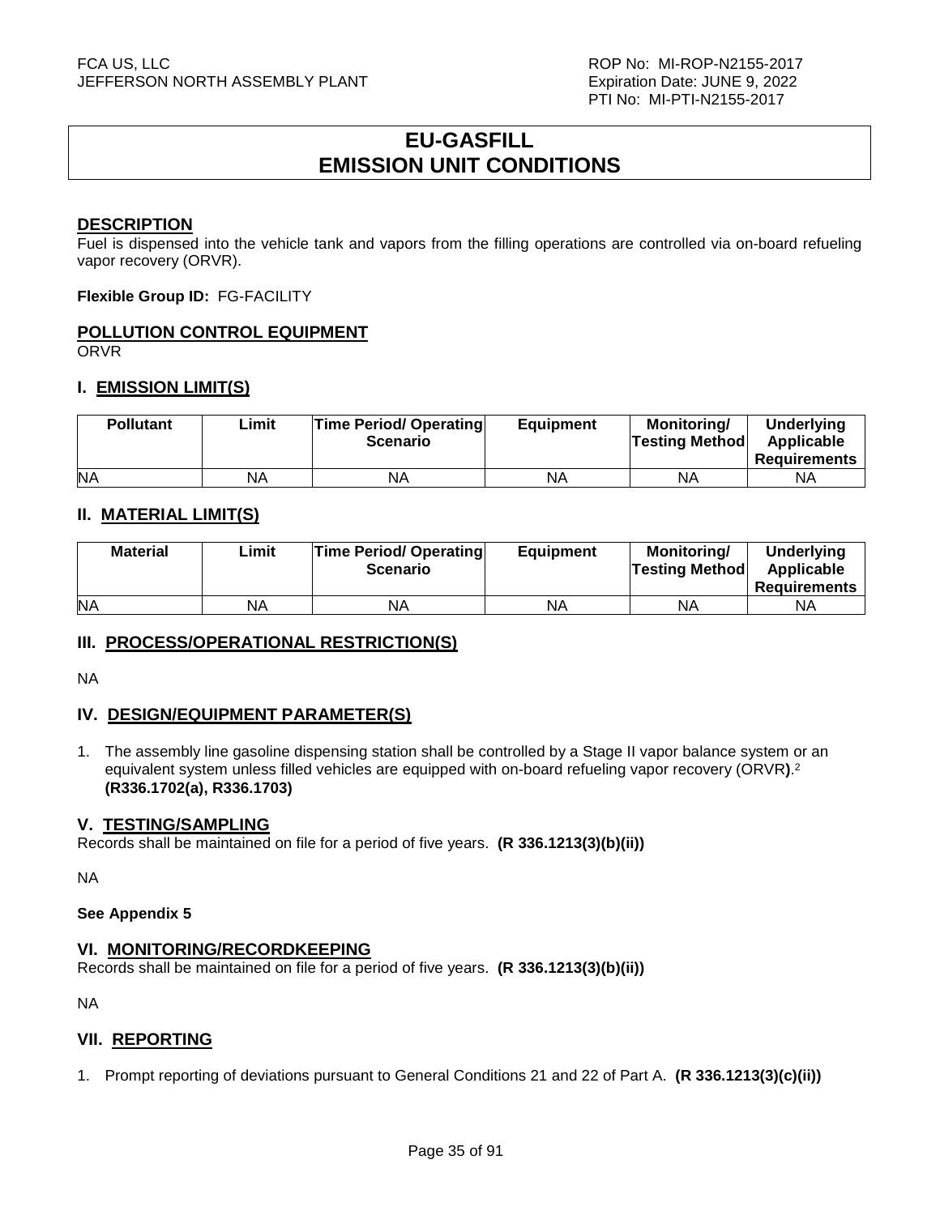# EU-GASFILL
# EMISSION UNIT CONDITIONS

## DESCRIPTION

Fuel is dispensed into the vehicle tank and vapors from the filling operations are controlled via on-board refueling vapor recovery (ORVR).

**Flexible Group ID:** FG-FACILITY

## POLLUTION CONTROL EQUIPMENT

ORVR

## I. EMISSION LIMIT(S)

| Pollutant | Limit | Time Period/ Operating Scenario | Equipment | Monitoring/ Testing Method | Underlying Applicable Requirements |
|---|---|---|---|---|---|
| NA | NA | NA | NA | NA | NA |

## II. MATERIAL LIMIT(S)

| Material | Limit | Time Period/ Operating Scenario | Equipment | Monitoring/ Testing Method | Underlying Applicable Requirements |
|---|---|---|---|---|---|
| NA | NA | NA | NA | NA | NA |

## III. PROCESS/OPERATIONAL RESTRICTION(S)

NA

## IV. DESIGN/EQUIPMENT PARAMETER(S)

1. The assembly line gasoline dispensing station shall be controlled by a Stage II vapor balance system or an equivalent system unless filled vehicles are equipped with on-board refueling vapor recovery (ORVR**)**.[2] **(R336.1702(a), R336.1703)**

## V. TESTING/SAMPLING

Records shall be maintained on file for a period of five years. **(R 336.1213(3)(b)(ii))**

NA

**See Appendix 5**

## VI. MONITORING/RECORDKEEPING

Records shall be maintained on file for a period of five years. **(R 336.1213(3)(b)(ii))**

NA

## VII. REPORTING

1. Prompt reporting of deviations pursuant to General Conditions 21 and 22 of Part A. **(R 336.1213(3)(c)(ii))**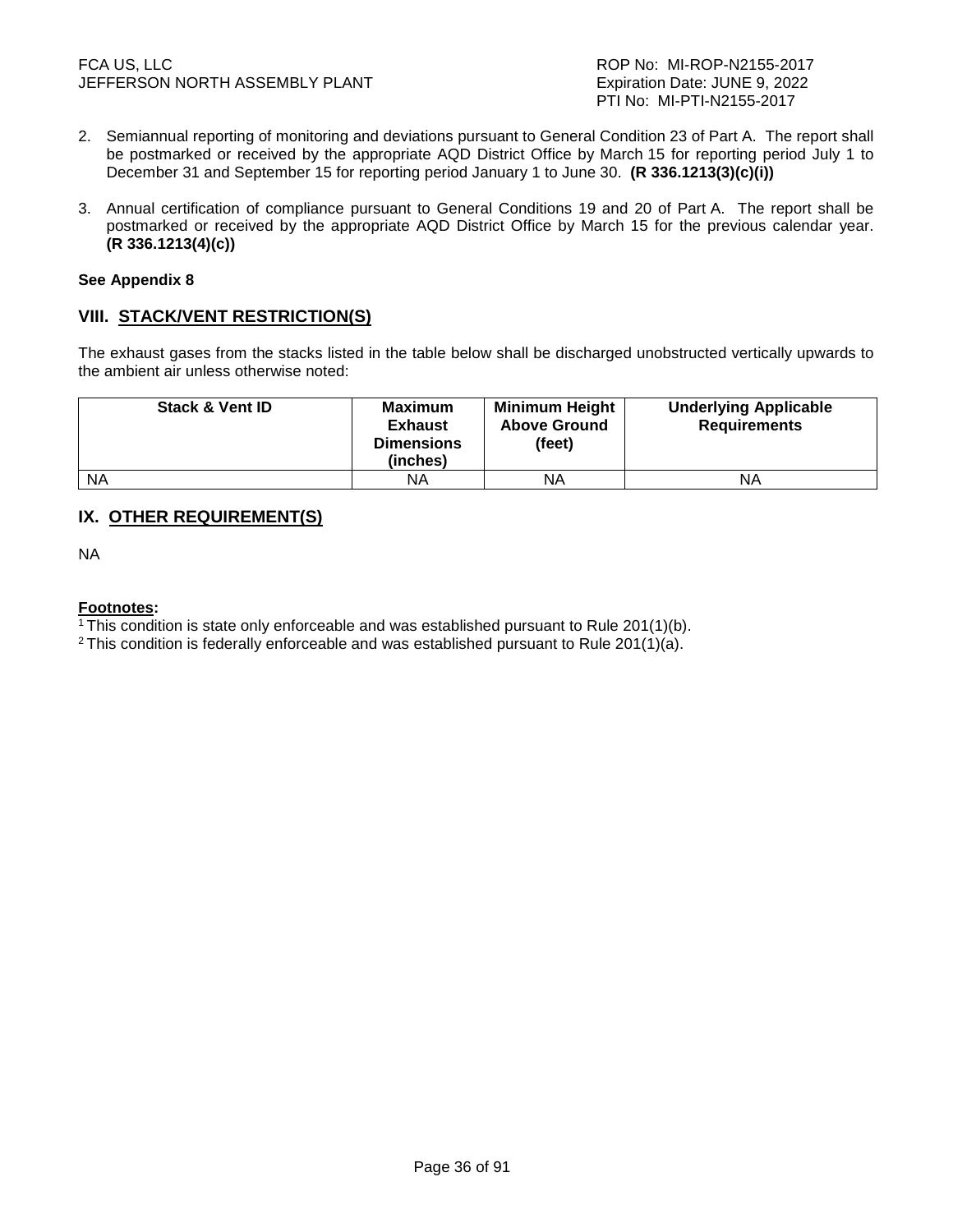2. Semiannual reporting of monitoring and deviations pursuant to General Condition 23 of Part A. The report shall be postmarked or received by the appropriate AQD District Office by March 15 for reporting period July 1 to December 31 and September 15 for reporting period January 1 to June 30. **(R 336.1213(3)(c)(i))**

3. Annual certification of compliance pursuant to General Conditions 19 and 20 of Part A. The report shall be postmarked or received by the appropriate AQD District Office by March 15 for the previous calendar year. **(R 336.1213(4)(c))**

**See Appendix 8**

## VIII. STACK/VENT RESTRICTION(S)

The exhaust gases from the stacks listed in the table below shall be discharged unobstructed vertically upwards to the ambient air unless otherwise noted:

| Stack & Vent ID | Maximum Exhaust Dimensions (inches) | Minimum Height Above Ground (feet) | Underlying Applicable Requirements |
|---|---|---|---|
| NA | NA | NA | NA |

## IX. OTHER REQUIREMENT(S)

NA

**Footnotes:**

[1] This condition is state only enforceable and was established pursuant to Rule 201(1)(b).

[2] This condition is federally enforceable and was established pursuant to Rule 201(1)(a).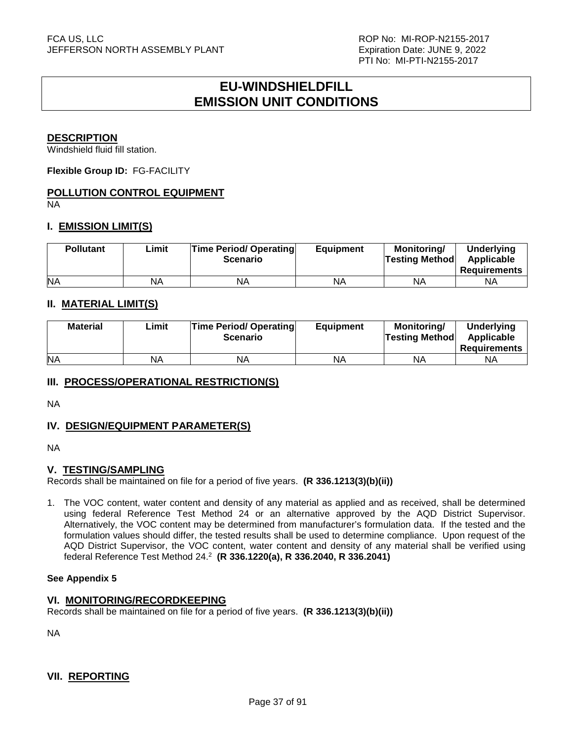# EU-WINDSHIELDFILL EMISSION UNIT CONDITIONS

## DESCRIPTION

Windshield fluid fill station.

**Flexible Group ID:** FG-FACILITY

## POLLUTION CONTROL EQUIPMENT

NA

## I. EMISSION LIMIT(S)

| Pollutant | Limit | Time Period/ Operating Scenario | Equipment | Monitoring/ Testing Method | Underlying Applicable Requirements |
|---|---|---|---|---|---|
| NA | NA | NA | NA | NA | NA |

## II. MATERIAL LIMIT(S)

| Material | Limit | Time Period/ Operating Scenario | Equipment | Monitoring/ Testing Method | Underlying Applicable Requirements |
|---|---|---|---|---|---|
| NA | NA | NA | NA | NA | NA |

## III. PROCESS/OPERATIONAL RESTRICTION(S)

NA

## IV. DESIGN/EQUIPMENT PARAMETER(S)

NA

## V. TESTING/SAMPLING

Records shall be maintained on file for a period of five years. **(R 336.1213(3)(b)(ii))**

1. The VOC content, water content and density of any material as applied and as received, shall be determined using federal Reference Test Method 24 or an alternative approved by the AQD District Supervisor. Alternatively, the VOC content may be determined from manufacturer's formulation data. If the tested and the formulation values should differ, the tested results shall be used to determine compliance. Upon request of the AQD District Supervisor, the VOC content, water content and density of any material shall be verified using federal Reference Test Method 24.[2] **(R 336.1220(a), R 336.2040, R 336.2041)**

**See Appendix 5**

## VI. MONITORING/RECORDKEEPING

Records shall be maintained on file for a period of five years. **(R 336.1213(3)(b)(ii))**

NA

## VII. REPORTING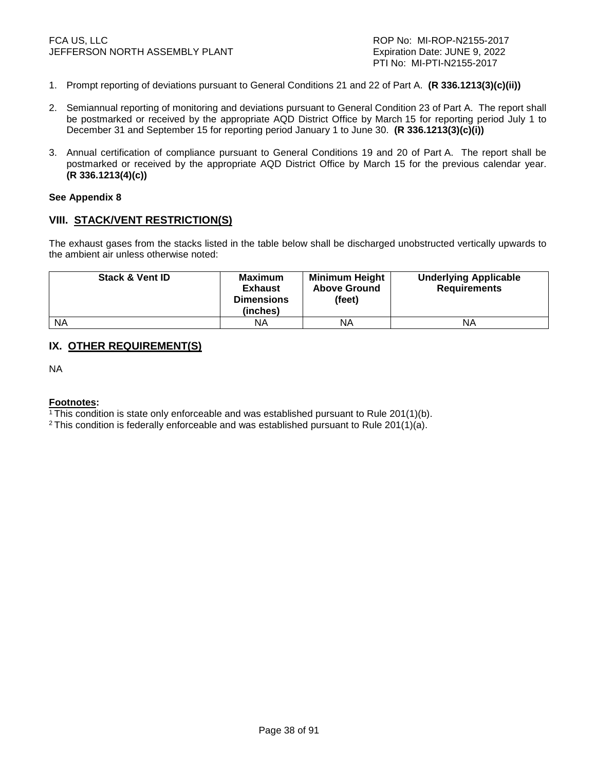1. Prompt reporting of deviations pursuant to General Conditions 21 and 22 of Part A. **(R 336.1213(3)(c)(ii))**

2. Semiannual reporting of monitoring and deviations pursuant to General Condition 23 of Part A. The report shall be postmarked or received by the appropriate AQD District Office by March 15 for reporting period July 1 to December 31 and September 15 for reporting period January 1 to June 30. **(R 336.1213(3)(c)(i))**

3. Annual certification of compliance pursuant to General Conditions 19 and 20 of Part A. The report shall be postmarked or received by the appropriate AQD District Office by March 15 for the previous calendar year. **(R 336.1213(4)(c))**

**See Appendix 8**

## VIII. STACK/VENT RESTRICTION(S)

The exhaust gases from the stacks listed in the table below shall be discharged unobstructed vertically upwards to the ambient air unless otherwise noted:

| Stack & Vent ID | Maximum Exhaust Dimensions (inches) | Minimum Height Above Ground (feet) | Underlying Applicable Requirements |
|---|---|---|---|
| NA | NA | NA | NA |

## IX. OTHER REQUIREMENT(S)

NA

**Footnotes:**

[1] This condition is state only enforceable and was established pursuant to Rule 201(1)(b).

[2] This condition is federally enforceable and was established pursuant to Rule 201(1)(a).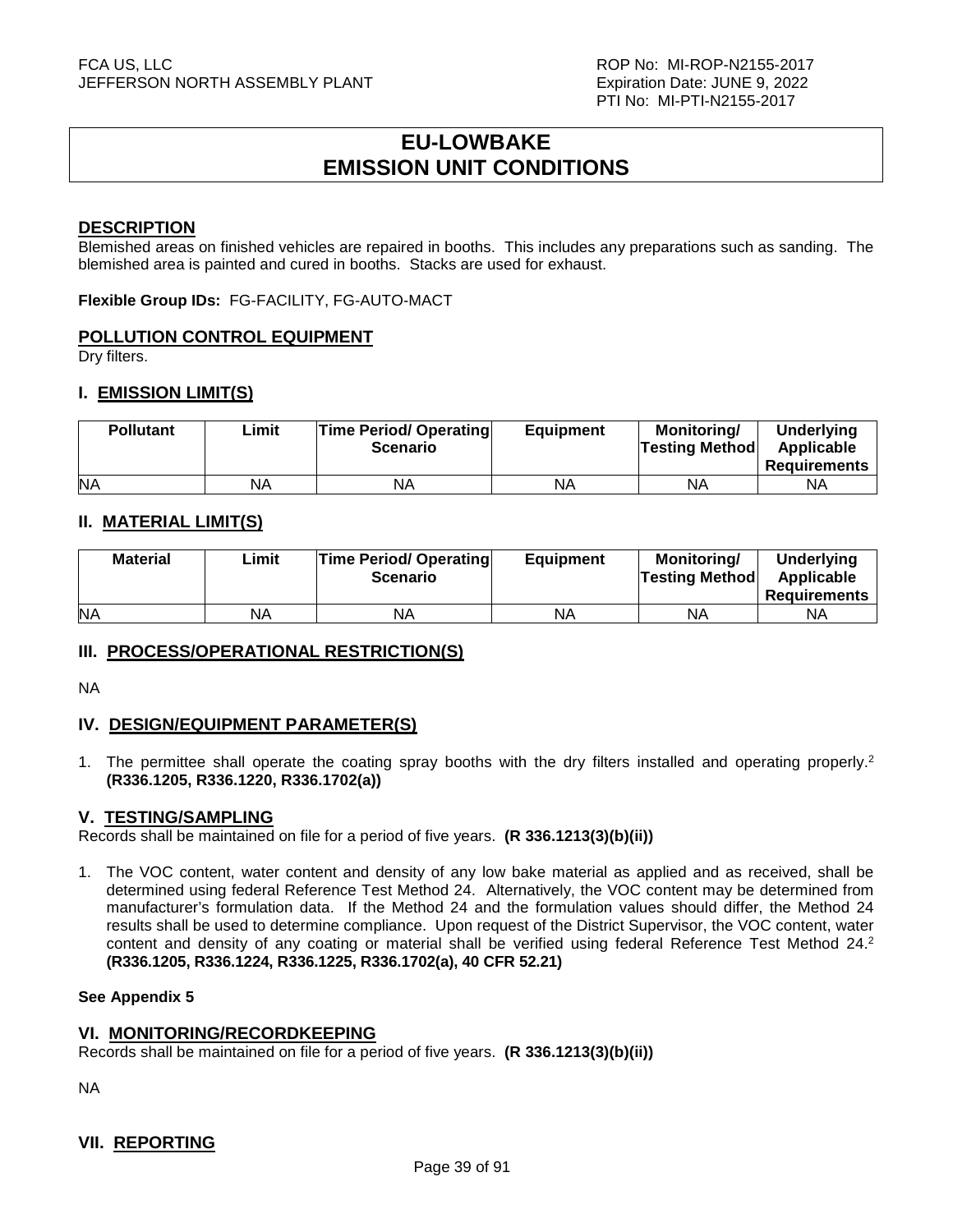# EU-LOWBAKE
# EMISSION UNIT CONDITIONS

## DESCRIPTION

Blemished areas on finished vehicles are repaired in booths. This includes any preparations such as sanding. The blemished area is painted and cured in booths. Stacks are used for exhaust.

**Flexible Group IDs:** FG-FACILITY, FG-AUTO-MACT

## POLLUTION CONTROL EQUIPMENT

Dry filters.

## I. EMISSION LIMIT(S)

| Pollutant | Limit | Time Period/ Operating Scenario | Equipment | Monitoring/ Testing Method | Underlying Applicable Requirements |
|---|---|---|---|---|---|
| NA | NA | NA | NA | NA | NA |

## II. MATERIAL LIMIT(S)

| Material | Limit | Time Period/ Operating Scenario | Equipment | Monitoring/ Testing Method | Underlying Applicable Requirements |
|---|---|---|---|---|---|
| NA | NA | NA | NA | NA | NA |

## III. PROCESS/OPERATIONAL RESTRICTION(S)

NA

## IV. DESIGN/EQUIPMENT PARAMETER(S)

1. The permittee shall operate the coating spray booths with the dry filters installed and operating properly.[2] **(R336.1205, R336.1220, R336.1702(a))**

## V. TESTING/SAMPLING

Records shall be maintained on file for a period of five years. **(R 336.1213(3)(b)(ii))**

1. The VOC content, water content and density of any low bake material as applied and as received, shall be determined using federal Reference Test Method 24. Alternatively, the VOC content may be determined from manufacturer's formulation data. If the Method 24 and the formulation values should differ, the Method 24 results shall be used to determine compliance. Upon request of the District Supervisor, the VOC content, water content and density of any coating or material shall be verified using federal Reference Test Method 24.[2] **(R336.1205, R336.1224, R336.1225, R336.1702(a), 40 CFR 52.21)**

**See Appendix 5**

## VI. MONITORING/RECORDKEEPING

Records shall be maintained on file for a period of five years. **(R 336.1213(3)(b)(ii))**

NA

## VII. REPORTING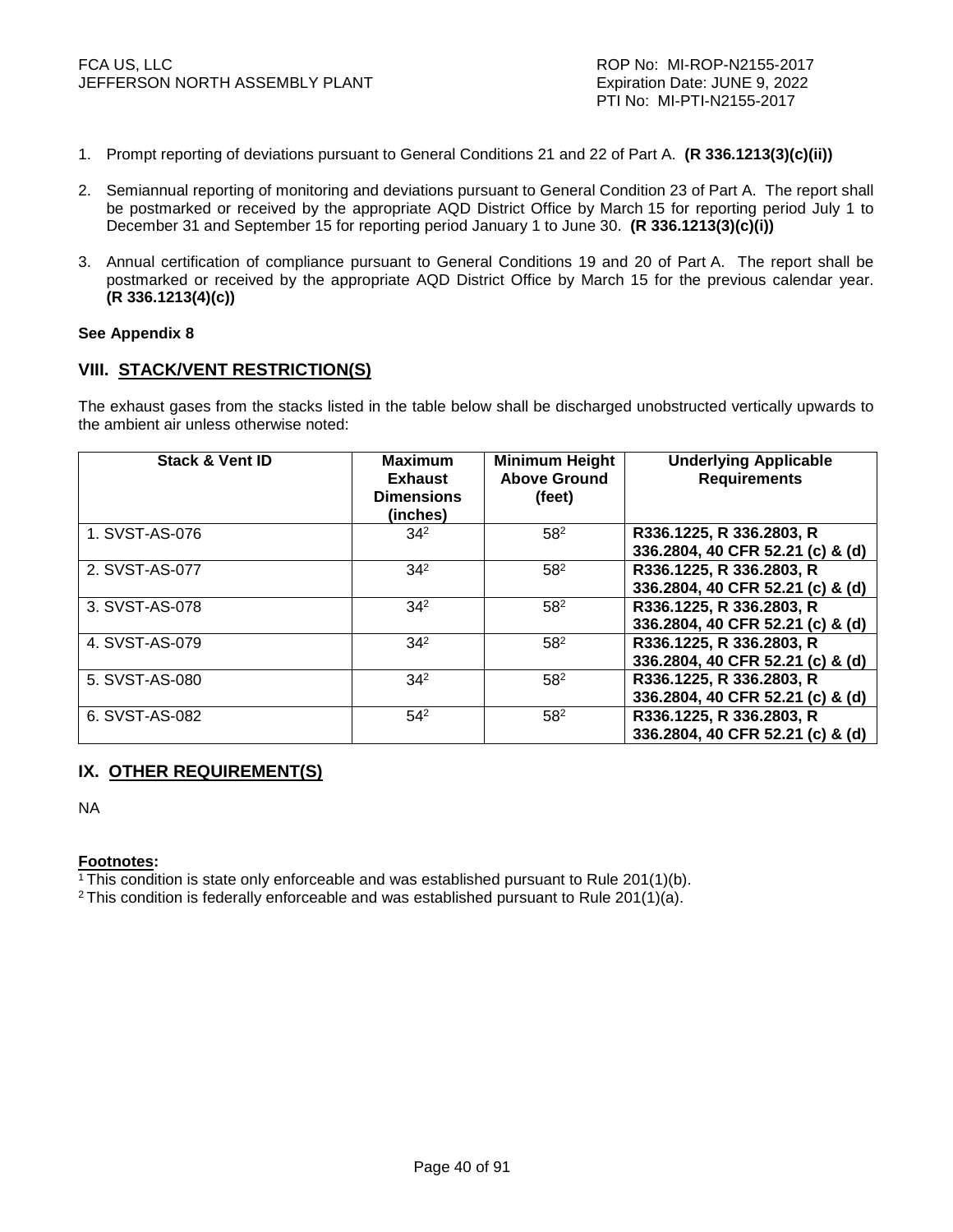1. Prompt reporting of deviations pursuant to General Conditions 21 and 22 of Part A. **(R 336.1213(3)(c)(ii))**

2. Semiannual reporting of monitoring and deviations pursuant to General Condition 23 of Part A. The report shall be postmarked or received by the appropriate AQD District Office by March 15 for reporting period July 1 to December 31 and September 15 for reporting period January 1 to June 30. **(R 336.1213(3)(c)(i))**

3. Annual certification of compliance pursuant to General Conditions 19 and 20 of Part A. The report shall be postmarked or received by the appropriate AQD District Office by March 15 for the previous calendar year. **(R 336.1213(4)(c))**

**See Appendix 8**

## VIII. STACK/VENT RESTRICTION(S)

The exhaust gases from the stacks listed in the table below shall be discharged unobstructed vertically upwards to the ambient air unless otherwise noted:

| Stack & Vent ID | Maximum Exhaust Dimensions (inches) | Minimum Height Above Ground (feet) | Underlying Applicable Requirements |
|---|---|---|---|
| 1. SVST-AS-076 | 34[2] | 58[2] | **R336.1225, R 336.2803, R 336.2804, 40 CFR 52.21 (c) & (d)** |
| 2. SVST-AS-077 | 34[2] | 58[2] | **R336.1225, R 336.2803, R 336.2804, 40 CFR 52.21 (c) & (d)** |
| 3. SVST-AS-078 | 34[2] | 58[2] | **R336.1225, R 336.2803, R 336.2804, 40 CFR 52.21 (c) & (d)** |
| 4. SVST-AS-079 | 34[2] | 58[2] | **R336.1225, R 336.2803, R 336.2804, 40 CFR 52.21 (c) & (d)** |
| 5. SVST-AS-080 | 34[2] | 58[2] | **R336.1225, R 336.2803, R 336.2804, 40 CFR 52.21 (c) & (d)** |
| 6. SVST-AS-082 | 54[2] | 58[2] | **R336.1225, R 336.2803, R 336.2804, 40 CFR 52.21 (c) & (d)** |

## IX. OTHER REQUIREMENT(S)

NA

**Footnotes:**

[1] This condition is state only enforceable and was established pursuant to Rule 201(1)(b).
[2] This condition is federally enforceable and was established pursuant to Rule 201(1)(a).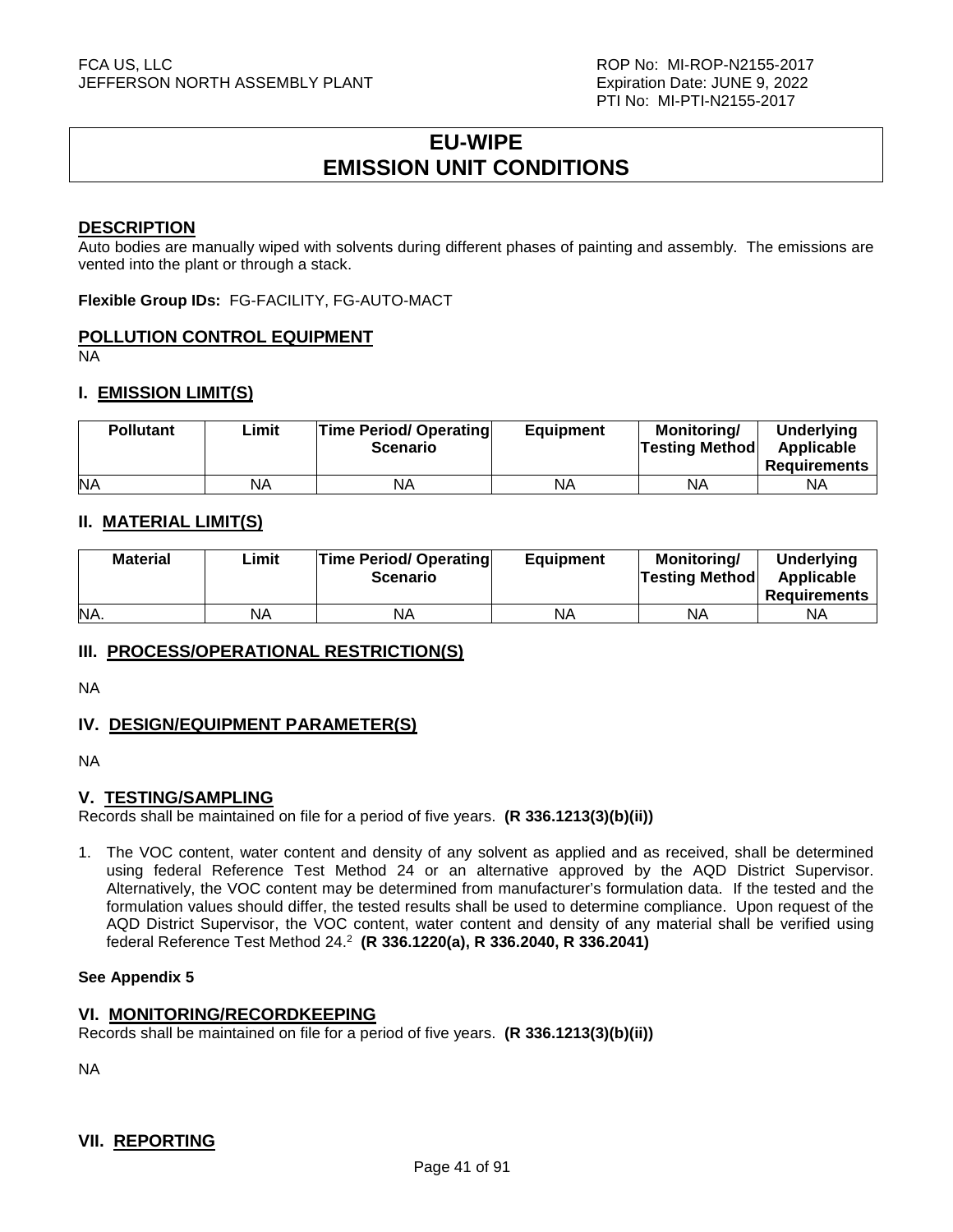# EU-WIPE
# EMISSION UNIT CONDITIONS

## DESCRIPTION

Auto bodies are manually wiped with solvents during different phases of painting and assembly. The emissions are vented into the plant or through a stack.

**Flexible Group IDs:** FG-FACILITY, FG-AUTO-MACT

## POLLUTION CONTROL EQUIPMENT

NA

## I. EMISSION LIMIT(S)

| Pollutant | Limit | Time Period/ Operating Scenario | Equipment | Monitoring/ Testing Method | Underlying Applicable Requirements |
|---|---|---|---|---|---|
| NA | NA | NA | NA | NA | NA |

## II. MATERIAL LIMIT(S)

| Material | Limit | Time Period/ Operating Scenario | Equipment | Monitoring/ Testing Method | Underlying Applicable Requirements |
|---|---|---|---|---|---|
| NA. | NA | NA | NA | NA | NA |

## III. PROCESS/OPERATIONAL RESTRICTION(S)

NA

## IV. DESIGN/EQUIPMENT PARAMETER(S)

NA

## V. TESTING/SAMPLING

Records shall be maintained on file for a period of five years. **(R 336.1213(3)(b)(ii))**

1. The VOC content, water content and density of any solvent as applied and as received, shall be determined using federal Reference Test Method 24 or an alternative approved by the AQD District Supervisor. Alternatively, the VOC content may be determined from manufacturer's formulation data. If the tested and the formulation values should differ, the tested results shall be used to determine compliance. Upon request of the AQD District Supervisor, the VOC content, water content and density of any material shall be verified using federal Reference Test Method 24.[2] **(R 336.1220(a), R 336.2040, R 336.2041)**

**See Appendix 5**

## VI. MONITORING/RECORDKEEPING

Records shall be maintained on file for a period of five years. **(R 336.1213(3)(b)(ii))**

NA

## VII. REPORTING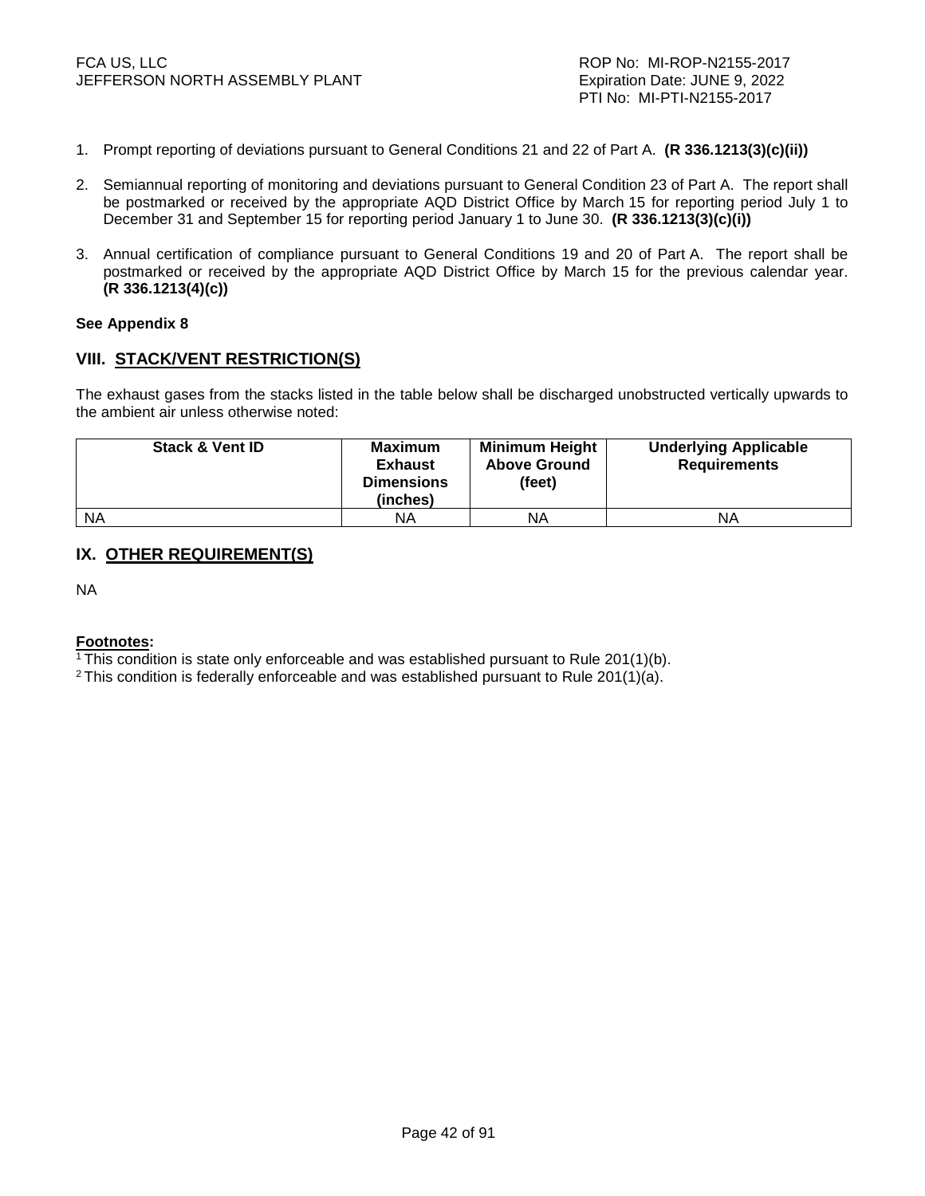1. Prompt reporting of deviations pursuant to General Conditions 21 and 22 of Part A. **(R 336.1213(3)(c)(ii))**

2. Semiannual reporting of monitoring and deviations pursuant to General Condition 23 of Part A. The report shall be postmarked or received by the appropriate AQD District Office by March 15 for reporting period July 1 to December 31 and September 15 for reporting period January 1 to June 30. **(R 336.1213(3)(c)(i))**

3. Annual certification of compliance pursuant to General Conditions 19 and 20 of Part A. The report shall be postmarked or received by the appropriate AQD District Office by March 15 for the previous calendar year. **(R 336.1213(4)(c))**

**See Appendix 8**

## VIII. STACK/VENT RESTRICTION(S)

The exhaust gases from the stacks listed in the table below shall be discharged unobstructed vertically upwards to the ambient air unless otherwise noted:

| Stack & Vent ID | Maximum Exhaust Dimensions (inches) | Minimum Height Above Ground (feet) | Underlying Applicable Requirements |
|---|---|---|---|
| NA | NA | NA | NA |

## IX. OTHER REQUIREMENT(S)

NA

**Footnotes:**

[1] This condition is state only enforceable and was established pursuant to Rule 201(1)(b).
[2] This condition is federally enforceable and was established pursuant to Rule 201(1)(a).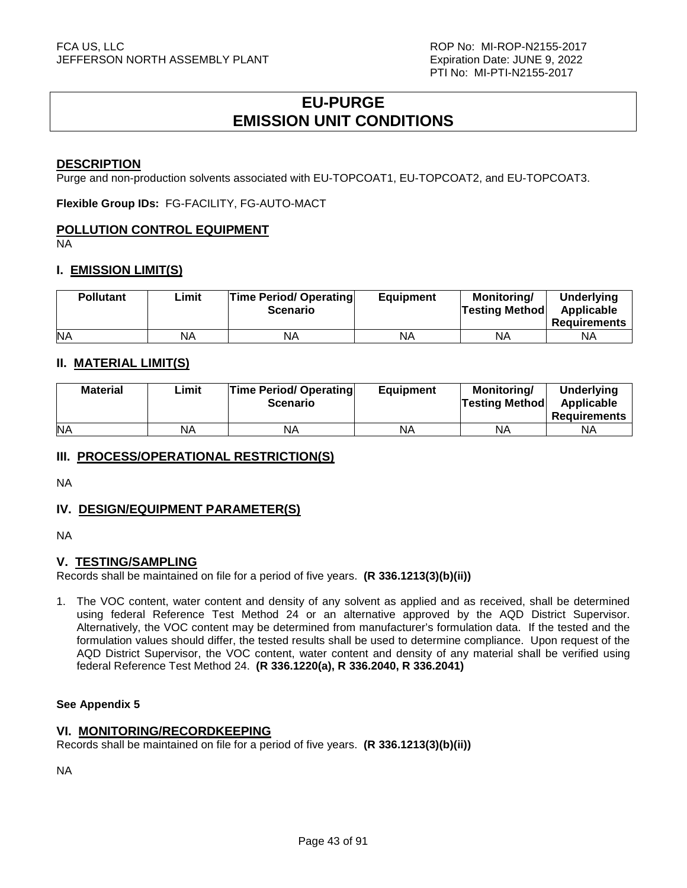# EU-PURGE
# EMISSION UNIT CONDITIONS

## DESCRIPTION

Purge and non-production solvents associated with EU-TOPCOAT1, EU-TOPCOAT2, and EU-TOPCOAT3.

**Flexible Group IDs:** FG-FACILITY, FG-AUTO-MACT

## POLLUTION CONTROL EQUIPMENT

NA

## I. EMISSION LIMIT(S)

| Pollutant | Limit | Time Period/ Operating Scenario | Equipment | Monitoring/ Testing Method | Underlying Applicable Requirements |
|---|---|---|---|---|---|
| NA | NA | NA | NA | NA | NA |

## II. MATERIAL LIMIT(S)

| Material | Limit | Time Period/ Operating Scenario | Equipment | Monitoring/ Testing Method | Underlying Applicable Requirements |
|---|---|---|---|---|---|
| NA | NA | NA | NA | NA | NA |

## III. PROCESS/OPERATIONAL RESTRICTION(S)

NA

## IV. DESIGN/EQUIPMENT PARAMETER(S)

NA

## V. TESTING/SAMPLING

Records shall be maintained on file for a period of five years. **(R 336.1213(3)(b)(ii))**

1. The VOC content, water content and density of any solvent as applied and as received, shall be determined using federal Reference Test Method 24 or an alternative approved by the AQD District Supervisor. Alternatively, the VOC content may be determined from manufacturer's formulation data. If the tested and the formulation values should differ, the tested results shall be used to determine compliance. Upon request of the AQD District Supervisor, the VOC content, water content and density of any material shall be verified using federal Reference Test Method 24. **(R 336.1220(a), R 336.2040, R 336.2041)**

**See Appendix 5**

## VI. MONITORING/RECORDKEEPING

Records shall be maintained on file for a period of five years. **(R 336.1213(3)(b)(ii))**

NA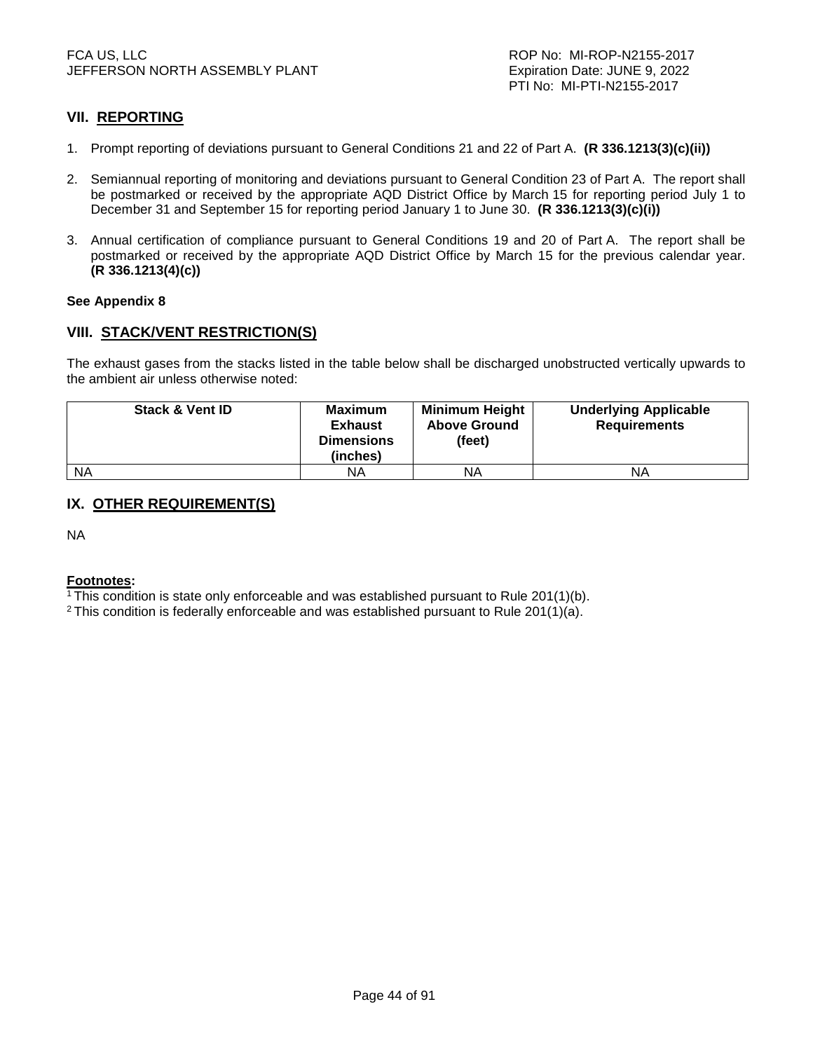## VII. REPORTING

1. Prompt reporting of deviations pursuant to General Conditions 21 and 22 of Part A. **(R 336.1213(3)(c)(ii))**

2. Semiannual reporting of monitoring and deviations pursuant to General Condition 23 of Part A. The report shall be postmarked or received by the appropriate AQD District Office by March 15 for reporting period July 1 to December 31 and September 15 for reporting period January 1 to June 30. **(R 336.1213(3)(c)(i))**

3. Annual certification of compliance pursuant to General Conditions 19 and 20 of Part A. The report shall be postmarked or received by the appropriate AQD District Office by March 15 for the previous calendar year. **(R 336.1213(4)(c))**

**See Appendix 8**

## VIII. STACK/VENT RESTRICTION(S)

The exhaust gases from the stacks listed in the table below shall be discharged unobstructed vertically upwards to the ambient air unless otherwise noted:

| Stack & Vent ID | Maximum Exhaust Dimensions (inches) | Minimum Height Above Ground (feet) | Underlying Applicable Requirements |
|---|---|---|---|
| NA | NA | NA | NA |

## IX. OTHER REQUIREMENT(S)

NA

**Footnotes:**

[1] This condition is state only enforceable and was established pursuant to Rule 201(1)(b).

[2] This condition is federally enforceable and was established pursuant to Rule 201(1)(a).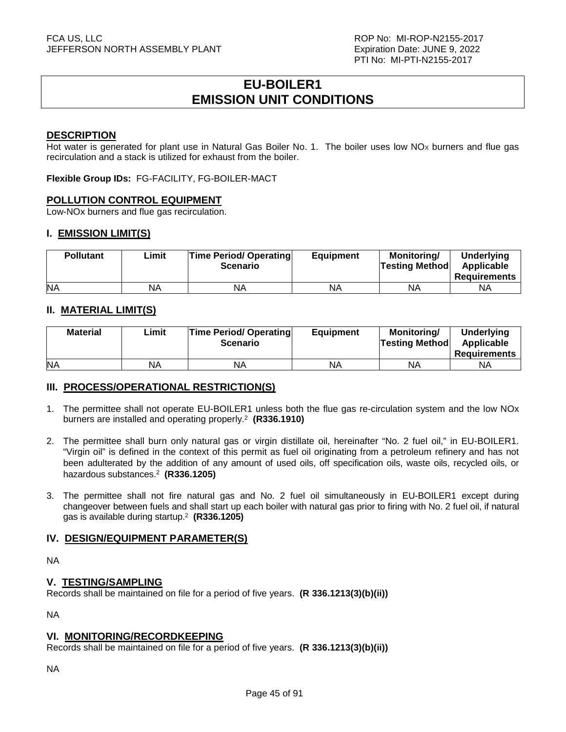# EU-BOILER1
# EMISSION UNIT CONDITIONS

## DESCRIPTION

Hot water is generated for plant use in Natural Gas Boiler No. 1. The boiler uses low $NO_X$ burners and flue gas recirculation and a stack is utilized for exhaust from the boiler.

**Flexible Group IDs:** FG-FACILITY, FG-BOILER-MACT

## POLLUTION CONTROL EQUIPMENT

Low-NOx burners and flue gas recirculation.

## I. EMISSION LIMIT(S)

| Pollutant | Limit | Time Period/ Operating Scenario | Equipment | Monitoring/ Testing Method | Underlying Applicable Requirements |
|---|---|---|---|---|---|
| NA | NA | NA | NA | NA | NA |

## II. MATERIAL LIMIT(S)

| Material | Limit | Time Period/ Operating Scenario | Equipment | Monitoring/ Testing Method | Underlying Applicable Requirements |
|---|---|---|---|---|---|
| NA | NA | NA | NA | NA | NA |

## III. PROCESS/OPERATIONAL RESTRICTION(S)

1. The permittee shall not operate EU-BOILER1 unless both the flue gas re-circulation system and the low NOx burners are installed and operating properly.[2] **(R336.1910)**

2. The permittee shall burn only natural gas or virgin distillate oil, hereinafter "No. 2 fuel oil," in EU-BOILER1. "Virgin oil" is defined in the context of this permit as fuel oil originating from a petroleum refinery and has not been adulterated by the addition of any amount of used oils, off specification oils, waste oils, recycled oils, or hazardous substances.[2] **(R336.1205)**

3. The permittee shall not fire natural gas and No. 2 fuel oil simultaneously in EU-BOILER1 except during changeover between fuels and shall start up each boiler with natural gas prior to firing with No. 2 fuel oil, if natural gas is available during startup.[2] **(R336.1205)**

## IV. DESIGN/EQUIPMENT PARAMETER(S)

NA

## V. TESTING/SAMPLING

Records shall be maintained on file for a period of five years. **(R 336.1213(3)(b)(ii))**

NA

## VI. MONITORING/RECORDKEEPING

Records shall be maintained on file for a period of five years. **(R 336.1213(3)(b)(ii))**

NA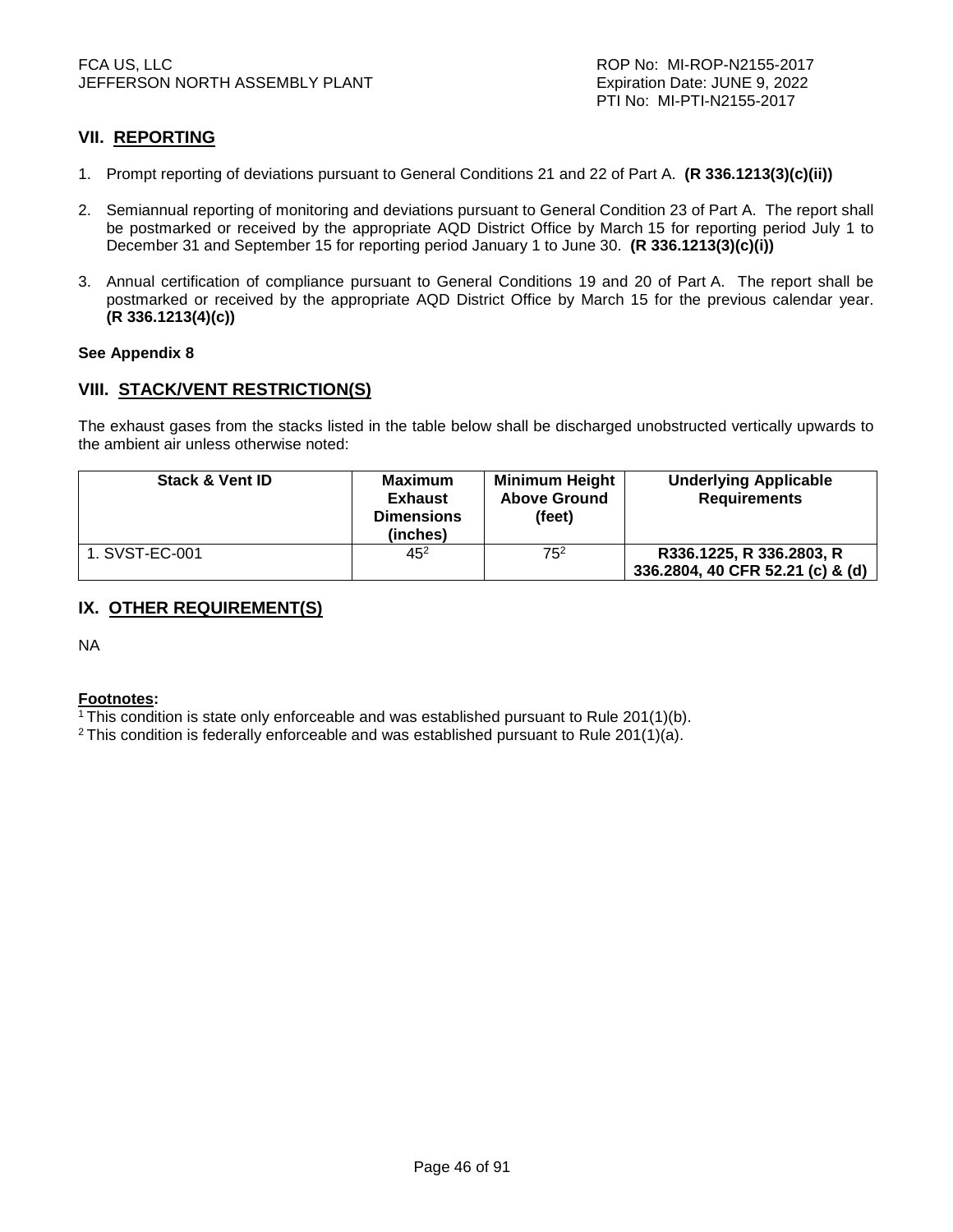## VII. REPORTING

1. Prompt reporting of deviations pursuant to General Conditions 21 and 22 of Part A. **(R 336.1213(3)(c)(ii))**

2. Semiannual reporting of monitoring and deviations pursuant to General Condition 23 of Part A. The report shall be postmarked or received by the appropriate AQD District Office by March 15 for reporting period July 1 to December 31 and September 15 for reporting period January 1 to June 30. **(R 336.1213(3)(c)(i))**

3. Annual certification of compliance pursuant to General Conditions 19 and 20 of Part A. The report shall be postmarked or received by the appropriate AQD District Office by March 15 for the previous calendar year. **(R 336.1213(4)(c))**

**See Appendix 8**

## VIII. STACK/VENT RESTRICTION(S)

The exhaust gases from the stacks listed in the table below shall be discharged unobstructed vertically upwards to the ambient air unless otherwise noted:

| Stack & Vent ID | Maximum Exhaust Dimensions (inches) | Minimum Height Above Ground (feet) | Underlying Applicable Requirements |
|---|---|---|---|
| 1. SVST-EC-001 | 45[2] | 75[2] | **R336.1225, R 336.2803, R 336.2804, 40 CFR 52.21 (c) & (d)** |

## IX. OTHER REQUIREMENT(S)

NA

**Footnotes:**

[1] This condition is state only enforceable and was established pursuant to Rule 201(1)(b).

[2] This condition is federally enforceable and was established pursuant to Rule 201(1)(a).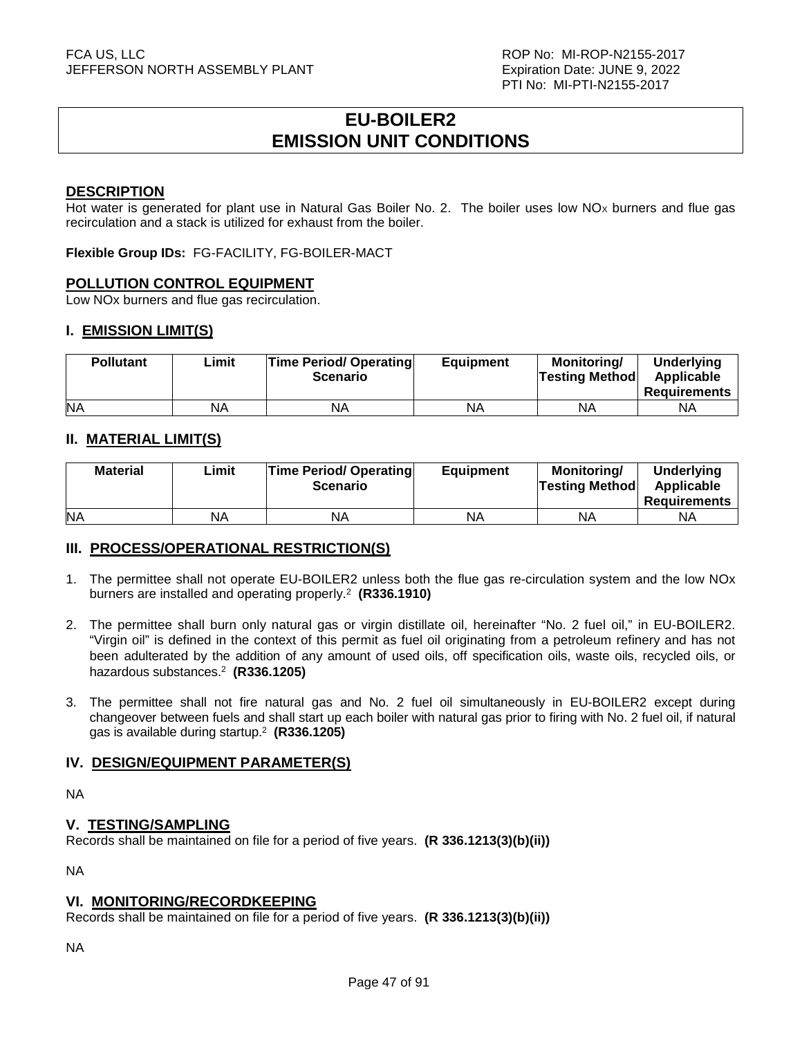# EU-BOILER2
# EMISSION UNIT CONDITIONS

## DESCRIPTION

Hot water is generated for plant use in Natural Gas Boiler No. 2. The boiler uses low $NO_X$ burners and flue gas recirculation and a stack is utilized for exhaust from the boiler.

**Flexible Group IDs:** FG-FACILITY, FG-BOILER-MACT

## POLLUTION CONTROL EQUIPMENT

Low NOx burners and flue gas recirculation.

## I. EMISSION LIMIT(S)

| Pollutant | Limit | Time Period/ Operating Scenario | Equipment | Monitoring/ Testing Method | Underlying Applicable Requirements |
|---|---|---|---|---|---|
| NA | NA | NA | NA | NA | NA |

## II. MATERIAL LIMIT(S)

| Material | Limit | Time Period/ Operating Scenario | Equipment | Monitoring/ Testing Method | Underlying Applicable Requirements |
|---|---|---|---|---|---|
| NA | NA | NA | NA | NA | NA |

## III. PROCESS/OPERATIONAL RESTRICTION(S)

1. The permittee shall not operate EU-BOILER2 unless both the flue gas re-circulation system and the low NOx burners are installed and operating properly.[2] **(R336.1910)**

2. The permittee shall burn only natural gas or virgin distillate oil, hereinafter "No. 2 fuel oil," in EU-BOILER2. "Virgin oil" is defined in the context of this permit as fuel oil originating from a petroleum refinery and has not been adulterated by the addition of any amount of used oils, off specification oils, waste oils, recycled oils, or hazardous substances.[2] **(R336.1205)**

3. The permittee shall not fire natural gas and No. 2 fuel oil simultaneously in EU-BOILER2 except during changeover between fuels and shall start up each boiler with natural gas prior to firing with No. 2 fuel oil, if natural gas is available during startup.[2] **(R336.1205)**

## IV. DESIGN/EQUIPMENT PARAMETER(S)

NA

## V. TESTING/SAMPLING

Records shall be maintained on file for a period of five years. **(R 336.1213(3)(b)(ii))**

NA

## VI. MONITORING/RECORDKEEPING

Records shall be maintained on file for a period of five years. **(R 336.1213(3)(b)(ii))**

NA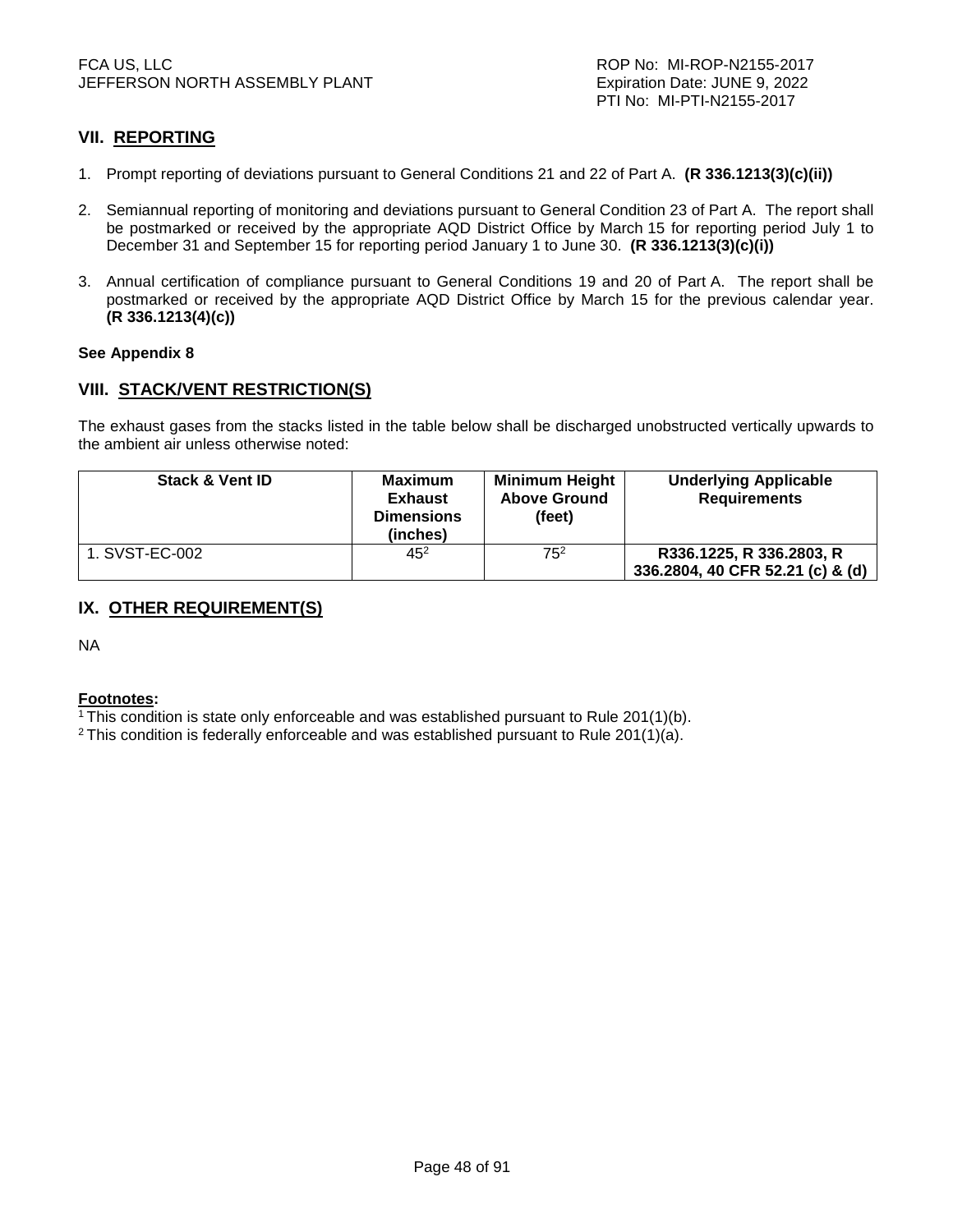## VII. REPORTING

1. Prompt reporting of deviations pursuant to General Conditions 21 and 22 of Part A. **(R 336.1213(3)(c)(ii))**

2. Semiannual reporting of monitoring and deviations pursuant to General Condition 23 of Part A. The report shall be postmarked or received by the appropriate AQD District Office by March 15 for reporting period July 1 to December 31 and September 15 for reporting period January 1 to June 30. **(R 336.1213(3)(c)(i))**

3. Annual certification of compliance pursuant to General Conditions 19 and 20 of Part A. The report shall be postmarked or received by the appropriate AQD District Office by March 15 for the previous calendar year. **(R 336.1213(4)(c))**

**See Appendix 8**

## VIII. STACK/VENT RESTRICTION(S)

The exhaust gases from the stacks listed in the table below shall be discharged unobstructed vertically upwards to the ambient air unless otherwise noted:

| Stack & Vent ID | Maximum Exhaust Dimensions (inches) | Minimum Height Above Ground (feet) | Underlying Applicable Requirements |
|---|---|---|---|
| 1. SVST-EC-002 | 45[2] | 75[2] | **R336.1225, R 336.2803, R 336.2804, 40 CFR 52.21 (c) & (d)** |

## IX. OTHER REQUIREMENT(S)

NA

**Footnotes:**

[1] This condition is state only enforceable and was established pursuant to Rule 201(1)(b).
[2] This condition is federally enforceable and was established pursuant to Rule 201(1)(a).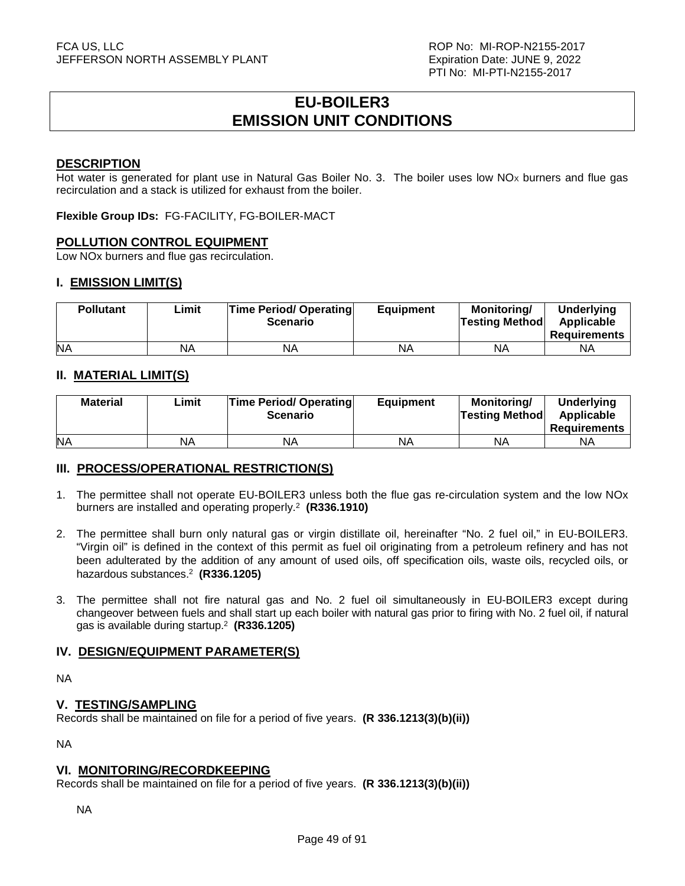# EU-BOILER3
# EMISSION UNIT CONDITIONS

## DESCRIPTION

Hot water is generated for plant use in Natural Gas Boiler No. 3. The boiler uses low $NO_X$ burners and flue gas recirculation and a stack is utilized for exhaust from the boiler.

**Flexible Group IDs:** FG-FACILITY, FG-BOILER-MACT

## POLLUTION CONTROL EQUIPMENT

Low NOx burners and flue gas recirculation.

## I. EMISSION LIMIT(S)

| Pollutant | Limit | Time Period/ Operating Scenario | Equipment | Monitoring/ Testing Method | Underlying Applicable Requirements |
|---|---|---|---|---|---|
| NA | NA | NA | NA | NA | NA |

## II. MATERIAL LIMIT(S)

| Material | Limit | Time Period/ Operating Scenario | Equipment | Monitoring/ Testing Method | Underlying Applicable Requirements |
|---|---|---|---|---|---|
| NA | NA | NA | NA | NA | NA |

## III. PROCESS/OPERATIONAL RESTRICTION(S)

1. The permittee shall not operate EU-BOILER3 unless both the flue gas re-circulation system and the low NOx burners are installed and operating properly.[2] **(R336.1910)**

2. The permittee shall burn only natural gas or virgin distillate oil, hereinafter "No. 2 fuel oil," in EU-BOILER3. "Virgin oil" is defined in the context of this permit as fuel oil originating from a petroleum refinery and has not been adulterated by the addition of any amount of used oils, off specification oils, waste oils, recycled oils, or hazardous substances.[2] **(R336.1205)**

3. The permittee shall not fire natural gas and No. 2 fuel oil simultaneously in EU-BOILER3 except during changeover between fuels and shall start up each boiler with natural gas prior to firing with No. 2 fuel oil, if natural gas is available during startup.[2] **(R336.1205)**

## IV. DESIGN/EQUIPMENT PARAMETER(S)

NA

## V. TESTING/SAMPLING

Records shall be maintained on file for a period of five years. **(R 336.1213(3)(b)(ii))**

NA

## VI. MONITORING/RECORDKEEPING

Records shall be maintained on file for a period of five years. **(R 336.1213(3)(b)(ii))**

NA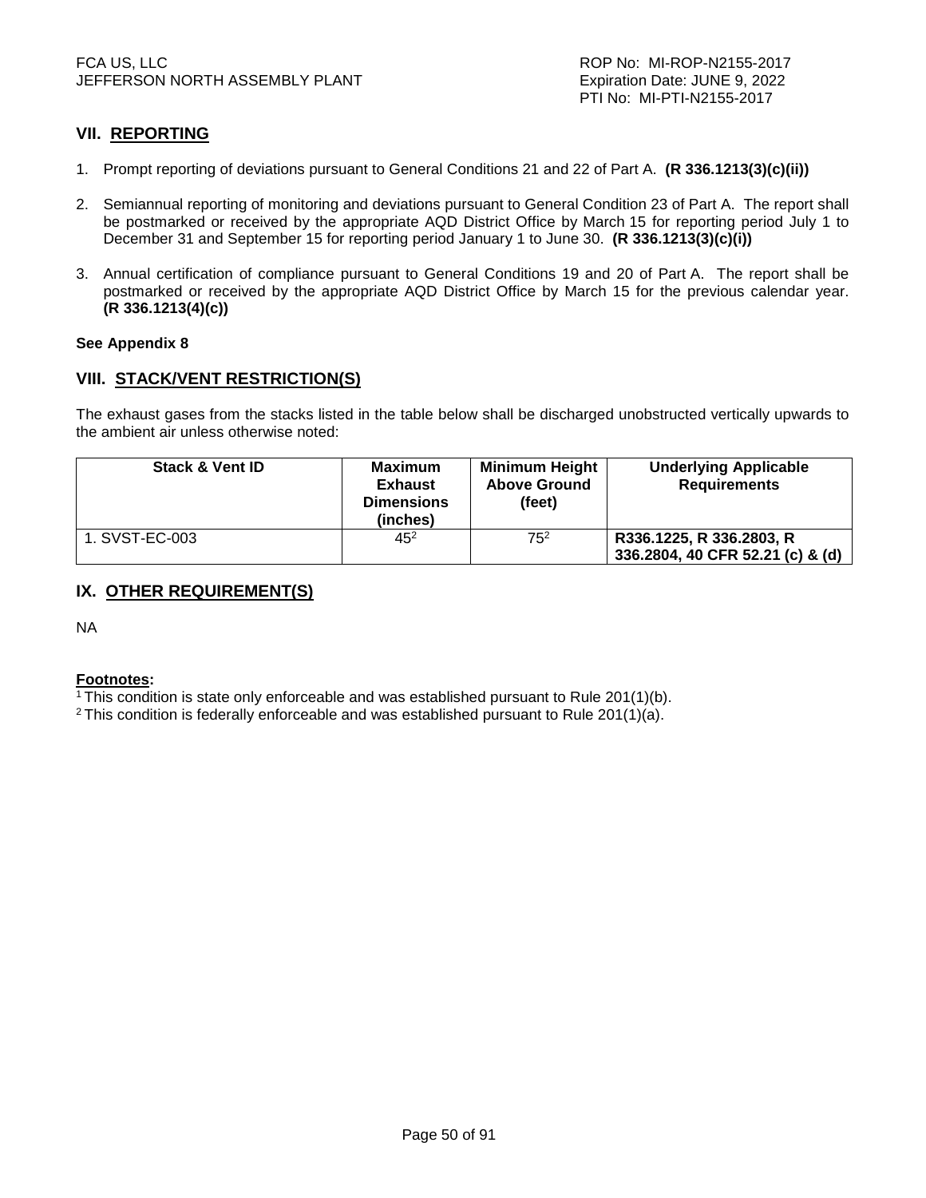## VII. REPORTING

1. Prompt reporting of deviations pursuant to General Conditions 21 and 22 of Part A. **(R 336.1213(3)(c)(ii))**

2. Semiannual reporting of monitoring and deviations pursuant to General Condition 23 of Part A. The report shall be postmarked or received by the appropriate AQD District Office by March 15 for reporting period July 1 to December 31 and September 15 for reporting period January 1 to June 30. **(R 336.1213(3)(c)(i))**

3. Annual certification of compliance pursuant to General Conditions 19 and 20 of Part A. The report shall be postmarked or received by the appropriate AQD District Office by March 15 for the previous calendar year. **(R 336.1213(4)(c))**

**See Appendix 8**

## VIII. STACK/VENT RESTRICTION(S)

The exhaust gases from the stacks listed in the table below shall be discharged unobstructed vertically upwards to the ambient air unless otherwise noted:

| Stack & Vent ID | Maximum Exhaust Dimensions (inches) | Minimum Height Above Ground (feet) | Underlying Applicable Requirements |
|---|---|---|---|
| 1. SVST-EC-003 | 45[2] | 75[2] | **R336.1225, R 336.2803, R 336.2804, 40 CFR 52.21 (c) & (d)** |

## IX. OTHER REQUIREMENT(S)

NA

**Footnotes:**

[1] This condition is state only enforceable and was established pursuant to Rule 201(1)(b).
[2] This condition is federally enforceable and was established pursuant to Rule 201(1)(a).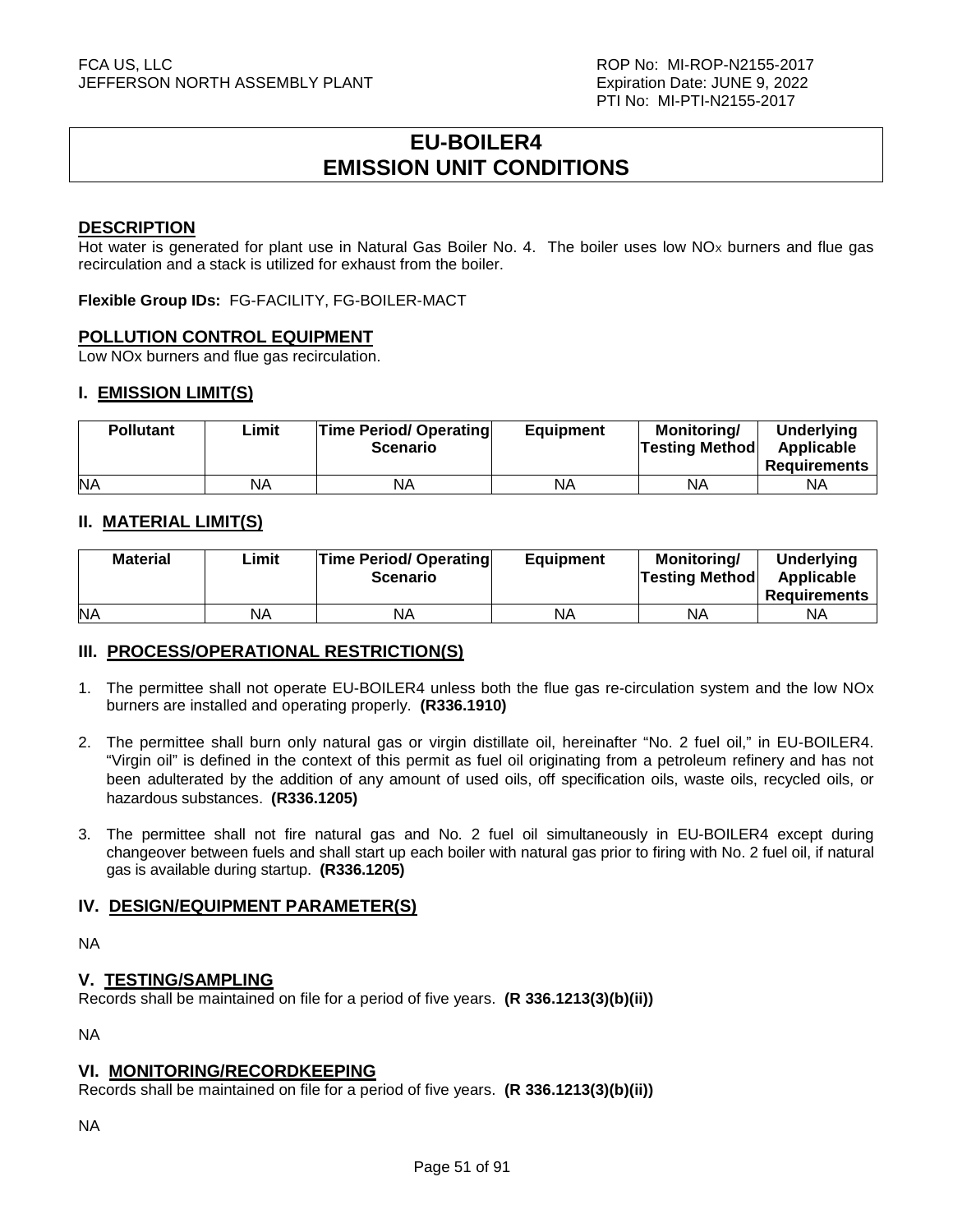# EU-BOILER4
# EMISSION UNIT CONDITIONS

## DESCRIPTION

Hot water is generated for plant use in Natural Gas Boiler No. 4. The boiler uses low $NO_X$ burners and flue gas recirculation and a stack is utilized for exhaust from the boiler.

**Flexible Group IDs:** FG-FACILITY, FG-BOILER-MACT

## POLLUTION CONTROL EQUIPMENT

Low NOx burners and flue gas recirculation.

## I. EMISSION LIMIT(S)

| Pollutant | Limit | Time Period/ Operating Scenario | Equipment | Monitoring/ Testing Method | Underlying Applicable Requirements |
|---|---|---|---|---|---|
| NA | NA | NA | NA | NA | NA |

## II. MATERIAL LIMIT(S)

| Material | Limit | Time Period/ Operating Scenario | Equipment | Monitoring/ Testing Method | Underlying Applicable Requirements |
|---|---|---|---|---|---|
| NA | NA | NA | NA | NA | NA |

## III. PROCESS/OPERATIONAL RESTRICTION(S)

1. The permittee shall not operate EU-BOILER4 unless both the flue gas re-circulation system and the low NOx burners are installed and operating properly. **(R336.1910)**

2. The permittee shall burn only natural gas or virgin distillate oil, hereinafter "No. 2 fuel oil," in EU-BOILER4. "Virgin oil" is defined in the context of this permit as fuel oil originating from a petroleum refinery and has not been adulterated by the addition of any amount of used oils, off specification oils, waste oils, recycled oils, or hazardous substances. **(R336.1205)**

3. The permittee shall not fire natural gas and No. 2 fuel oil simultaneously in EU-BOILER4 except during changeover between fuels and shall start up each boiler with natural gas prior to firing with No. 2 fuel oil, if natural gas is available during startup. **(R336.1205)**

## IV. DESIGN/EQUIPMENT PARAMETER(S)

NA

## V. TESTING/SAMPLING

Records shall be maintained on file for a period of five years. **(R 336.1213(3)(b)(ii))**

NA

## VI. MONITORING/RECORDKEEPING

Records shall be maintained on file for a period of five years. **(R 336.1213(3)(b)(ii))**

NA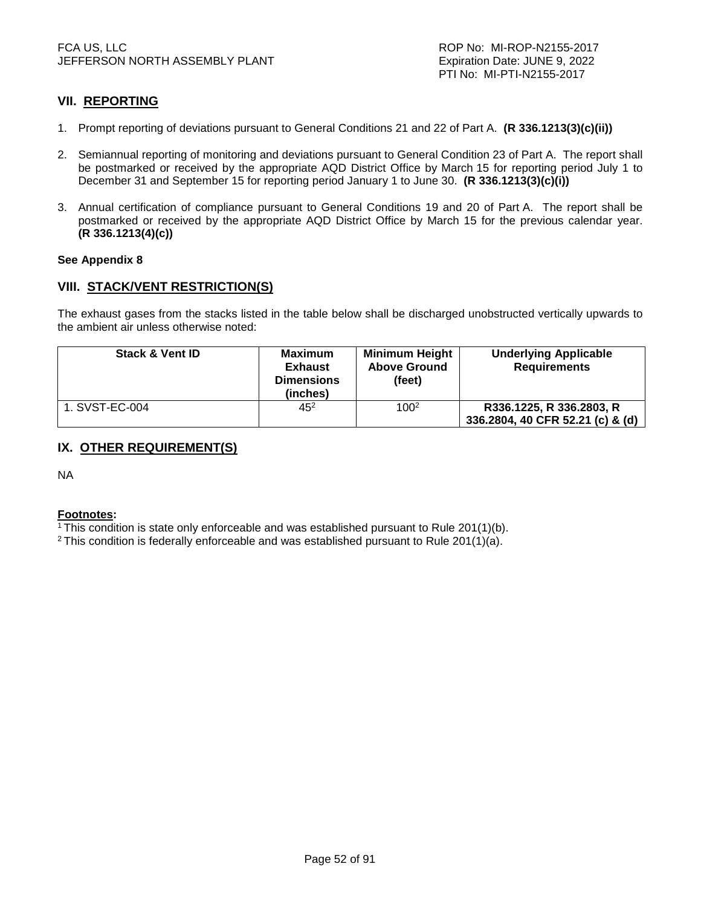## VII. REPORTING

1. Prompt reporting of deviations pursuant to General Conditions 21 and 22 of Part A. **(R 336.1213(3)(c)(ii))**

2. Semiannual reporting of monitoring and deviations pursuant to General Condition 23 of Part A. The report shall be postmarked or received by the appropriate AQD District Office by March 15 for reporting period July 1 to December 31 and September 15 for reporting period January 1 to June 30. **(R 336.1213(3)(c)(i))**

3. Annual certification of compliance pursuant to General Conditions 19 and 20 of Part A. The report shall be postmarked or received by the appropriate AQD District Office by March 15 for the previous calendar year. **(R 336.1213(4)(c))**

**See Appendix 8**

## VIII. STACK/VENT RESTRICTION(S)

The exhaust gases from the stacks listed in the table below shall be discharged unobstructed vertically upwards to the ambient air unless otherwise noted:

| Stack & Vent ID | Maximum Exhaust Dimensions (inches) | Minimum Height Above Ground (feet) | Underlying Applicable Requirements |
|---|---|---|---|
| 1. SVST-EC-004 | 45[2] | 100[2] | **R336.1225, R 336.2803, R 336.2804, 40 CFR 52.21 (c) & (d)** |

## IX. OTHER REQUIREMENT(S)

NA

**Footnotes:**

[1] This condition is state only enforceable and was established pursuant to Rule 201(1)(b).
[2] This condition is federally enforceable and was established pursuant to Rule 201(1)(a).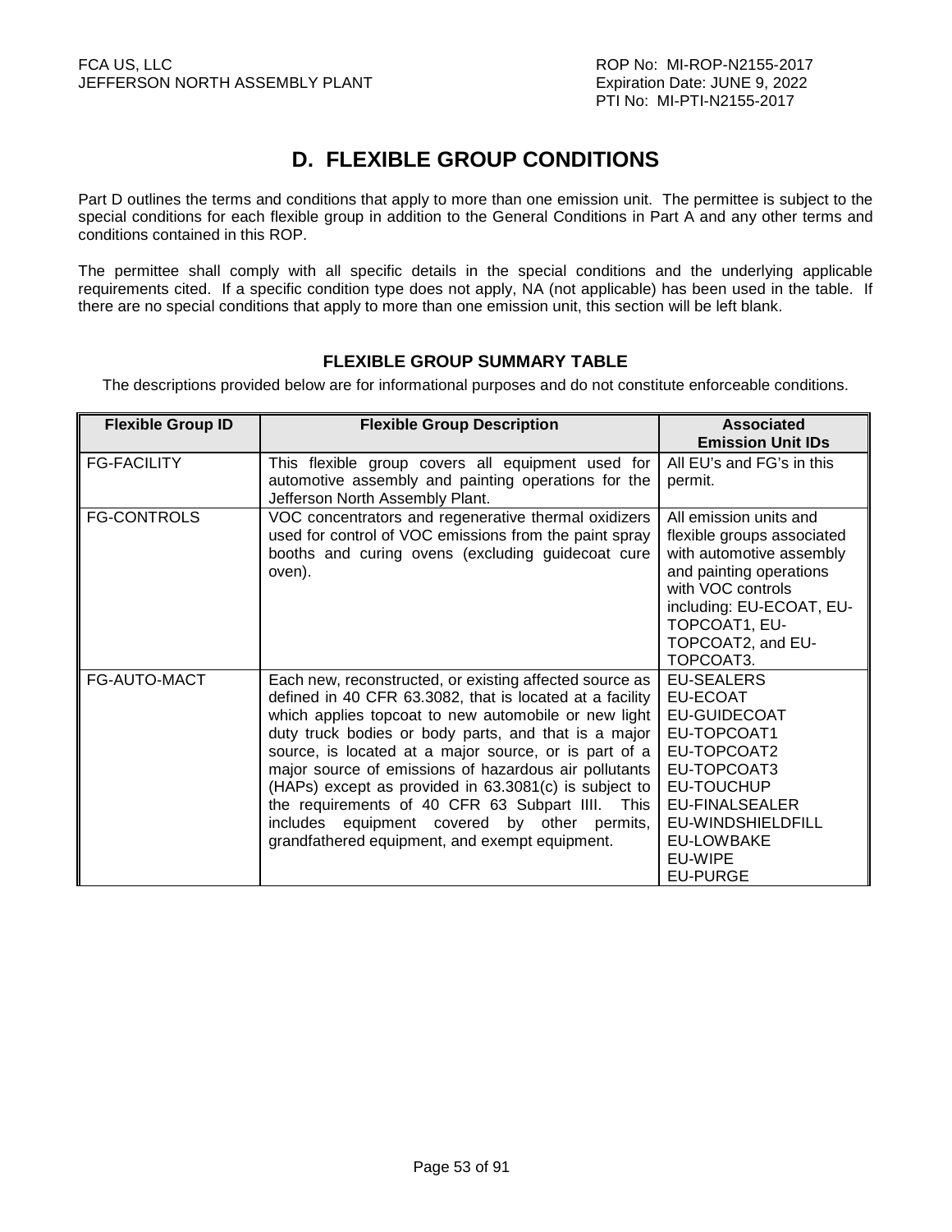# D. FLEXIBLE GROUP CONDITIONS

Part D outlines the terms and conditions that apply to more than one emission unit. The permittee is subject to the special conditions for each flexible group in addition to the General Conditions in Part A and any other terms and conditions contained in this ROP.

The permittee shall comply with all specific details in the special conditions and the underlying applicable requirements cited. If a specific condition type does not apply, NA (not applicable) has been used in the table. If there are no special conditions that apply to more than one emission unit, this section will be left blank.

### FLEXIBLE GROUP SUMMARY TABLE

The descriptions provided below are for informational purposes and do not constitute enforceable conditions.

| Flexible Group ID | Flexible Group Description | Associated Emission Unit IDs |
|---|---|---|
| FG-FACILITY | This flexible group covers all equipment used for automotive assembly and painting operations for the Jefferson North Assembly Plant. | All EU's and FG's in this permit. |
| FG-CONTROLS | VOC concentrators and regenerative thermal oxidizers used for control of VOC emissions from the paint spray booths and curing ovens (excluding guidecoat cure oven). | All emission units and flexible groups associated with automotive assembly and painting operations with VOC controls including: EU-ECOAT, EU-TOPCOAT1, EU-TOPCOAT2, and EU-TOPCOAT3. |
| FG-AUTO-MACT | Each new, reconstructed, or existing affected source as defined in 40 CFR 63.3082, that is located at a facility which applies topcoat to new automobile or new light duty truck bodies or body parts, and that is a major source, is located at a major source, or is part of a major source of emissions of hazardous air pollutants (HAPs) except as provided in 63.3081(c) is subject to the requirements of 40 CFR 63 Subpart IIII. This includes equipment covered by other permits, grandfathered equipment, and exempt equipment. | EU-SEALERS<br>EU-ECOAT<br>EU-GUIDECOAT<br>EU-TOPCOAT1<br>EU-TOPCOAT2<br>EU-TOPCOAT3<br>EU-TOUCHUP<br>EU-FINALSEALER<br>EU-WINDSHIELDFILL<br>EU-LOWBAKE<br>EU-WIPE<br>EU-PURGE |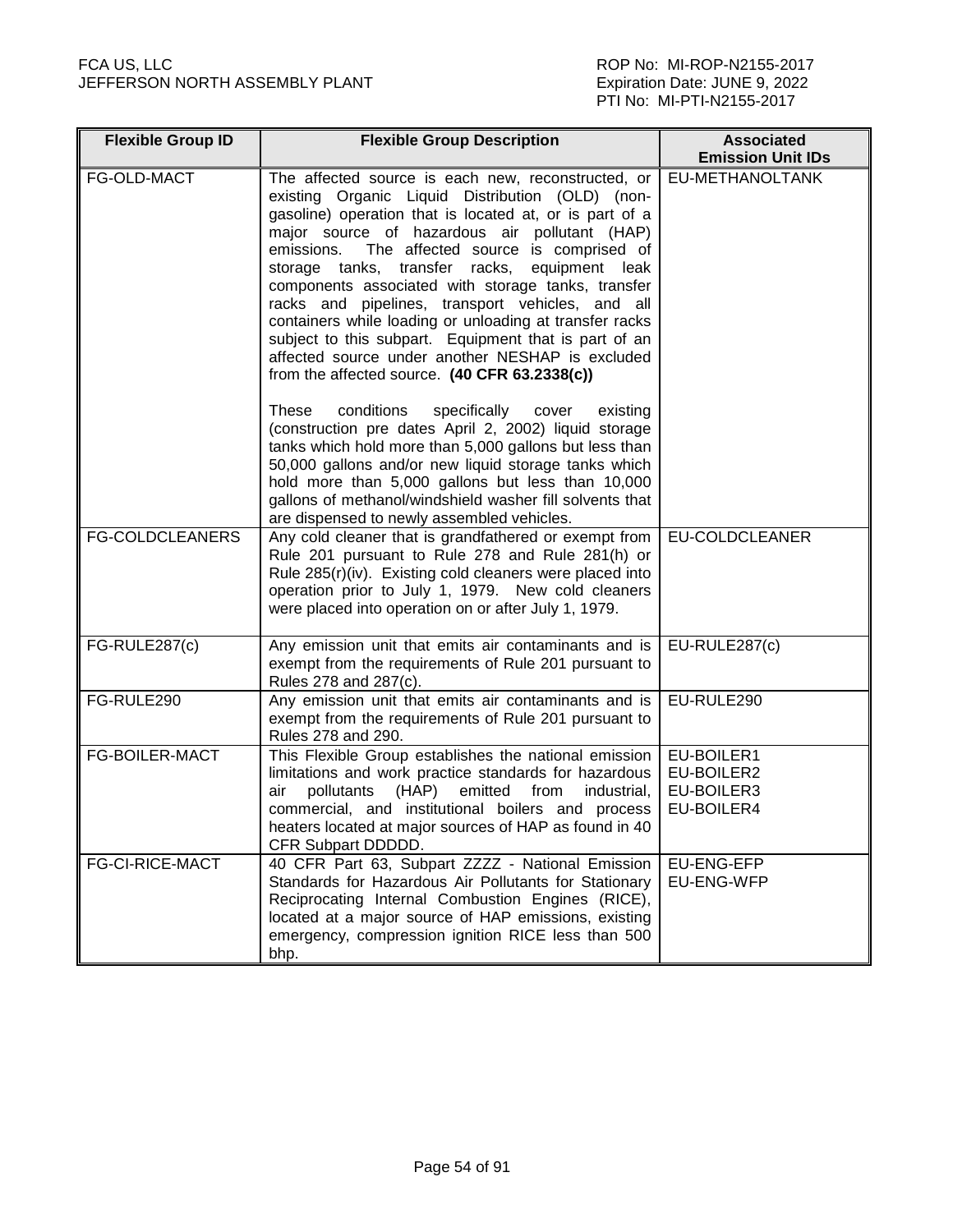| Flexible Group ID | Flexible Group Description | Associated Emission Unit IDs |
|---|---|---|
| FG-OLD-MACT | The affected source is each new, reconstructed, or existing Organic Liquid Distribution (OLD) (non-gasoline) operation that is located at, or is part of a major source of hazardous air pollutant (HAP) emissions. The affected source is comprised of storage tanks, transfer racks, equipment leak components associated with storage tanks, transfer racks and pipelines, transport vehicles, and all containers while loading or unloading at transfer racks subject to this subpart. Equipment that is part of an affected source under another NESHAP is excluded from the affected source. **(40 CFR 63.2338(c))**<br><br>These conditions specifically cover existing (construction pre dates April 2, 2002) liquid storage tanks which hold more than 5,000 gallons but less than 50,000 gallons and/or new liquid storage tanks which hold more than 5,000 but less than 10,000 gallons of methanol/windshield washer fill solvents that are dispensed to newly assembled vehicles. | EU-METHANOLTANK |
| FG-COLDCLEANERS | Any cold cleaner that is grandfathered or exempt from Rule 201 pursuant to Rule 278 and Rule 281(h) or Rule 285(r)(iv). Existing cold cleaners were placed into operation prior to July 1, 1979. New cold cleaners were placed into operation on or after July 1, 1979. | EU-COLDCLEANER |
| FG-RULE287(c) | Any emission unit that emits air contaminants and is exempt from the requirements of Rule 201 pursuant to Rules 278 and 287(c). | EU-RULE287(c) |
| FG-RULE290 | Any emission unit that emits air contaminants and is exempt from the requirements of Rule 201 pursuant to Rules 278 and 290. | EU-RULE290 |
| FG-BOILER-MACT | This Flexible Group establishes the national emission limitations and work practice standards for hazardous air pollutants (HAP) emitted from industrial, commercial, and institutional boilers and process heaters located at major sources of HAP as found in 40 CFR Subpart DDDDD. | EU-BOILER1<br>EU-BOILER2<br>EU-BOILER3<br>EU-BOILER4 |
| FG-CI-RICE-MACT | 40 CFR Part 63, Subpart ZZZZ - National Emission Standards for Hazardous Air Pollutants for Stationary Reciprocating Internal Combustion Engines (RICE), located at a major source of HAP emissions, existing emergency, compression ignition RICE less than 500 bhp. | EU-ENG-EFP<br>EU-ENG-WFP |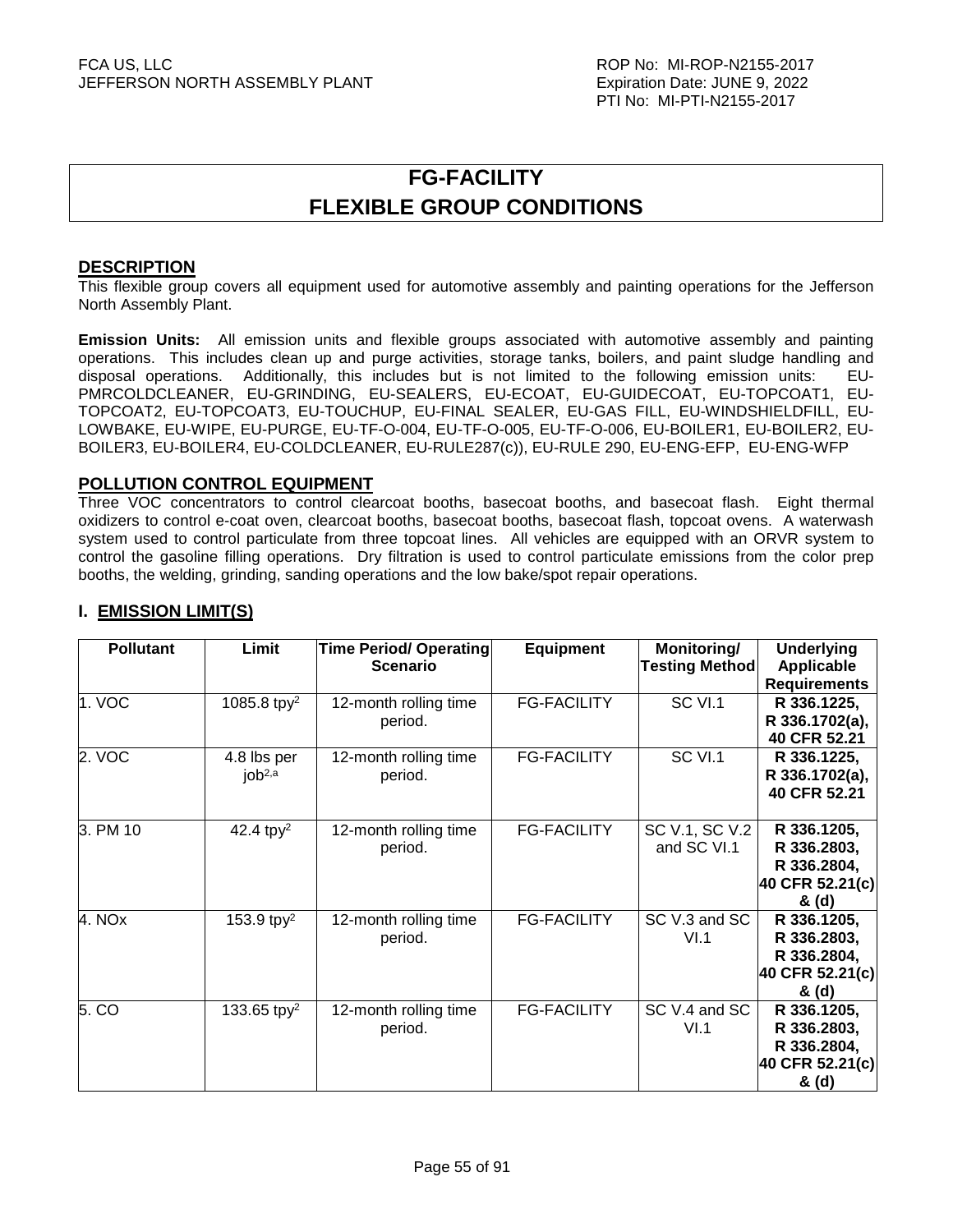# FG-FACILITY
# FLEXIBLE GROUP CONDITIONS

## DESCRIPTION

This flexible group covers all equipment used for automotive assembly and painting operations for the Jefferson North Assembly Plant.

**Emission Units:** All emission units and flexible groups associated with automotive assembly and painting operations. This includes clean up and purge activities, storage tanks, boilers, and paint sludge handling and disposal operations. Additionally, this includes but is not limited to the following emission units: EU-PMRCOLDCLEANER, EU-GRINDING, EU-SEALERS, EU-ECOAT, EU-GUIDECOAT, EU-TOPCOAT1, EU-TOPCOAT2, EU-TOPCOAT3, EU-TOUCHUP, EU-FINAL SEALER, EU-GAS FILL, EU-WINDSHIELDFILL, EU-LOWBAKE, EU-WIPE, EU-PURGE, EU-TF-O-004, EU-TF-O-005, EU-TF-O-006, EU-BOILER1, EU-BOILER2, EU-BOILER3, EU-BOILER4, EU-COLDCLEANER, EU-RULE287(c)), EU-RULE 290, EU-ENG-EFP, EU-ENG-WFP

## POLLUTION CONTROL EQUIPMENT

Three VOC concentrators to control clearcoat booths, basecoat booths, and basecoat flash. Eight thermal oxidizers to control e-coat oven, clearcoat booths, basecoat booths, basecoat flash, topcoat ovens. A waterwash system used to control particulate from three topcoat lines. All vehicles are equipped with an ORVR system to control the gasoline filling operations. Dry filtration is used to control particulate emissions from the color prep booths, the welding, grinding, sanding operations and the low bake/spot repair operations.

## I. EMISSION LIMIT(S)

| Pollutant | Limit | Time Period/ Operating Scenario | Equipment | Monitoring/ Testing Method | Underlying Applicable Requirements |
|---|---|---|---|---|---|
| 1. VOC | 1085.8 tpy[2] | 12-month rolling time period. | FG-FACILITY | SC VI.1 | **R 336.1225, R 336.1702(a), 40 CFR 52.21** |
| 2. VOC | 4.8 lbs per job[2,a] | 12-month rolling time period. | FG-FACILITY | SC VI.1 | **R 336.1225, R 336.1702(a), 40 CFR 52.21** |
| 3. PM 10 | 42.4 tpy[2] | 12-month rolling time period. | FG-FACILITY | SC V.1, SC V.2 and SC VI.1 | **R 336.1205, R 336.2803, R 336.2804, 40 CFR 52.21(c) & (d)** |
| 4. NOx | 153.9 tpy[2] | 12-month rolling time period. | FG-FACILITY | SC V.3 and SC VI.1 | **R 336.1205, R 336.2803, R 336.2804, 40 CFR 52.21(c) & (d)** |
| 5. CO | 133.65 tpy[2] | 12-month rolling time period. | FG-FACILITY | SC V.4 and SC VI.1 | **R 336.1205, R 336.2803, R 336.2804, 40 CFR 52.21(c) & (d)** |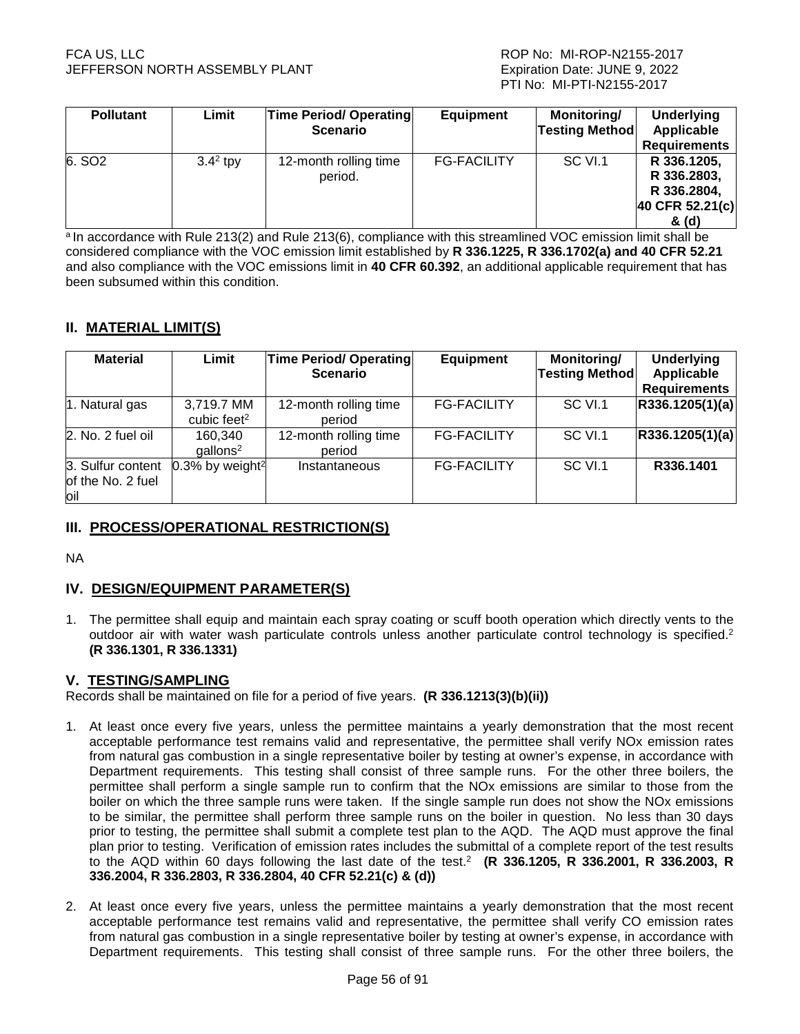| Pollutant | Limit | Time Period/ Operating Scenario | Equipment | Monitoring/ Testing Method | Underlying Applicable Requirements |
|---|---|---|---|---|---|
| 6. $SO_2$ | 3.4[2] tpy | 12-month rolling time period. | FG-FACILITY | SC VI.1 | **R 336.1205, R 336.2803, R 336.2804, 40 CFR 52.21(c) & (d)** |

[a] In accordance with Rule 213(2) and Rule 213(6), compliance with this streamlined VOC emission limit shall be considered compliance with the VOC emission limit established by **R 336.1225, R 336.1702(a) and 40 CFR 52.21** and also compliance with the VOC emissions limit in **40 CFR 60.392**, an additional applicable requirement that has been subsumed within this condition.

## II. MATERIAL LIMIT(S)

| Material | Limit | Time Period/ Operating Scenario | Equipment | Monitoring/ Testing Method | Underlying Applicable Requirements |
|---|---|---|---|---|---|
| 1. Natural gas | 3,719.7 MM cubic feet[2] | 12-month rolling time period | FG-FACILITY | SC VI.1 | **R336.1205(1)(a)** |
| 2. No. 2 fuel oil | 160,340 gallons[2] | 12-month rolling time period | FG-FACILITY | SC VI.1 | **R336.1205(1)(a)** |
| 3. Sulfur content of the No. 2 fuel oil | 0.3% by weight[2] | Instantaneous | FG-FACILITY | SC VI.1 | **R336.1401** |

## III. PROCESS/OPERATIONAL RESTRICTION(S)

NA

## IV. DESIGN/EQUIPMENT PARAMETER(S)

1. The permittee shall equip and maintain each spray coating or scuff booth operation which directly vents to the outdoor air with water wash particulate controls unless another particulate control technology is specified.[2] **(R 336.1301, R 336.1331)**

## V. TESTING/SAMPLING

Records shall be maintained on file for a period of five years. **(R 336.1213(3)(b)(ii))**

1. At least once every five years, unless the permittee maintains a yearly demonstration that the most recent acceptable performance test remains valid and representative, the permittee shall verify NOx emission rates from natural gas combustion in a single representative boiler by testing at owner's expense, in accordance with Department requirements. This testing shall consist of three sample runs. For the other three boilers, the permittee shall perform a single sample run to confirm that the NOx emissions are similar to those from the boiler on which the three sample runs were taken. If the single sample run does not show the NOx emissions to be similar, the permittee shall perform three sample runs on the boiler in question. No less than 30 days prior to testing, the permittee shall submit a complete test plan to the AQD. The AQD must approve the final plan prior to testing. Verification of emission rates includes the submittal of a complete report of the test results to the AQD within 60 days following the last date of the test.[2] **(R 336.1205, R 336.2001, R 336.2003, R 336.2004, R 336.2803, R 336.2804, 40 CFR 52.21(c) & (d))**

2. At least once every five years, unless the permittee maintains a yearly demonstration that the most recent acceptable performance test remains valid and representative, the permittee shall verify CO emission rates from natural gas combustion in a single representative boiler by testing at owner's expense, in accordance with Department requirements. This testing shall consist of three sample runs. For the other three boilers, the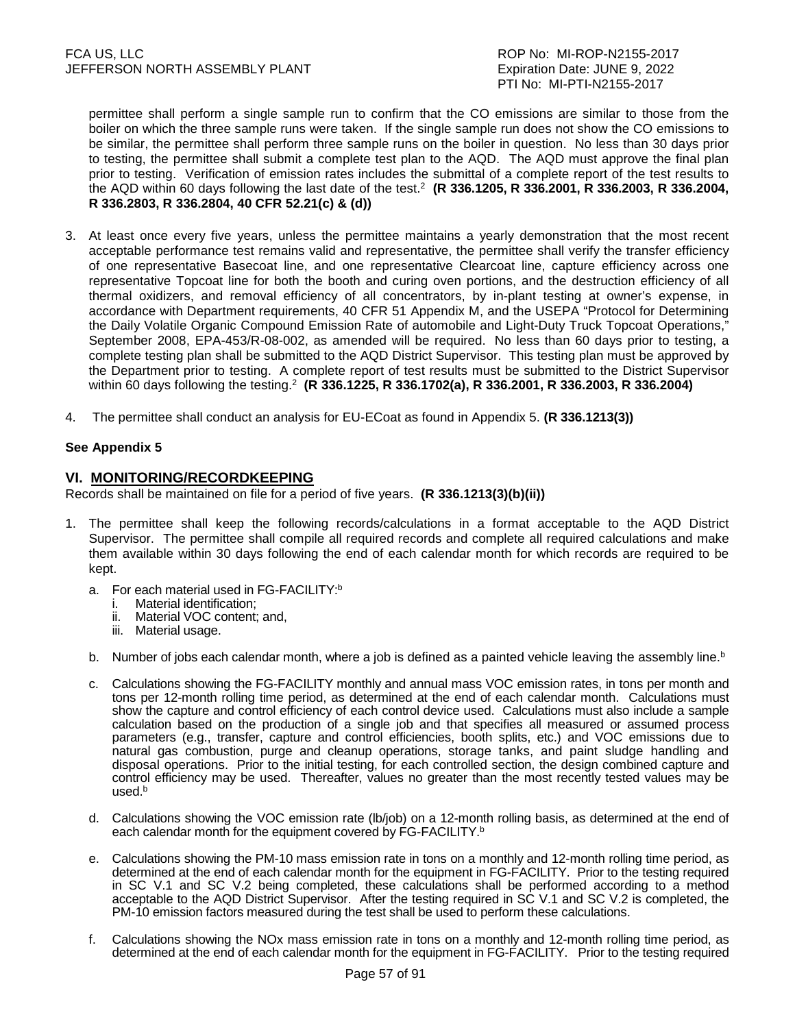permittee shall perform a single sample run to confirm that the CO emissions are similar to those from the boiler on which the three sample runs were taken. If the single sample run does not show the CO emissions to be similar, the permittee shall perform three sample runs on the boiler in question. No less than 30 days prior to testing, the permittee shall submit a complete test plan to the AQD. The AQD must approve the final plan prior to testing. Verification of emission rates includes the submittal of a complete report of the test results to the AQD within 60 days following the last date of the test.[2] **(R 336.1205, R 336.2001, R 336.2003, R 336.2004, R 336.2803, R 336.2804, 40 CFR 52.21(c) & (d))**

3. At least once every five years, unless the permittee maintains a yearly demonstration that the most recent acceptable performance test remains valid and representative, the permittee shall verify the transfer efficiency of one representative Basecoat line, and one representative Clearcoat line, capture efficiency across one representative Topcoat line for both the booth and curing oven portions, and the destruction efficiency of all thermal oxidizers, and removal efficiency of all concentrators, by in-plant testing at owner's expense, in accordance with Department requirements, 40 CFR 51 Appendix M, and the USEPA "Protocol for Determining the Daily Volatile Organic Compound Emission Rate of automobile and Light-Duty Truck Topcoat Operations," September 2008, EPA-453/R-08-002, as amended will be required. No less than 60 days prior to testing, a complete testing plan shall be submitted to the AQD District Supervisor. This testing plan must be approved by the Department prior to testing. A complete report of test results must be submitted to the District Supervisor within 60 days following the testing.[2] **(R 336.1225, R 336.1702(a), R 336.2001, R 336.2003, R 336.2004)**

4. The permittee shall conduct an analysis for EU-ECoat as found in Appendix 5. **(R 336.1213(3))**

**See Appendix 5**

## VI. MONITORING/RECORDKEEPING

Records shall be maintained on file for a period of five years. **(R 336.1213(3)(b)(ii))**

1. The permittee shall keep the following records/calculations in a format acceptable to the AQD District Supervisor. The permittee shall compile all required records and complete all required calculations and make them available within 30 days following the end of each calendar month for which records are required to be kept.

   a. For each material used in FG-FACILITY:[b]
      i. Material identification;
      ii. Material VOC content; and,
      iii. Material usage.

   b. Number of jobs each calendar month, where a job is defined as a painted vehicle leaving the assembly line.[b]

   c. Calculations showing the FG-FACILITY monthly and annual mass VOC emission rates, in tons per month and tons per 12-month rolling time period, as determined at the end of each calendar month. Calculations must show the capture and control efficiency of each control device used. Calculations must also include a sample calculation based on the production of a single job and that specifies all measured or assumed process parameters (e.g., transfer, capture and control efficiencies, booth splits, etc.) and VOC emissions due to natural gas combustion, purge and cleanup operations, storage tanks, and paint sludge handling and disposal operations. Prior to the initial testing, for each controlled section, the design combined capture and control efficiency may be used. Thereafter, values no greater than the most recently tested values may be used.[b]

   d. Calculations showing the VOC emission rate (lb/job) on a 12-month rolling basis, as determined at the end of each calendar month for the equipment covered by FG-FACILITY.[b]

   e. Calculations showing the PM-10 mass emission rate in tons on a monthly and 12-month rolling time period, as determined at the end of each calendar month for the equipment in FG-FACILITY. Prior to the testing required in SC V.1 and SC V.2 being completed, these calculations shall be performed according to a method acceptable to the AQD District Supervisor. After the testing required in SC V.1 and SC V.2 is completed, the PM-10 emission factors measured during the test shall be used to perform these calculations.

   f. Calculations showing the NOx mass emission rate in tons on a monthly and 12-month rolling time period, as determined at the end of each calendar month for the equipment in FG-FACILITY. Prior to the testing required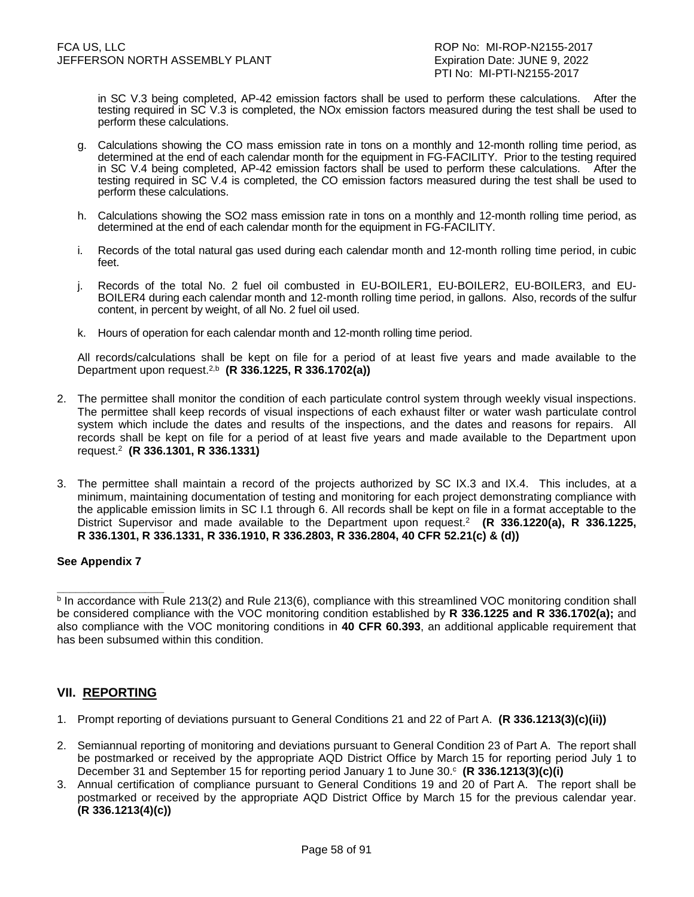in SC V.3 being completed, AP-42 emission factors shall be used to perform these calculations. After the testing required in SC V.3 is completed, the NOx emission factors measured during the test shall be used to perform these calculations.

g. Calculations showing the CO mass emission rate in tons on a monthly and 12-month rolling time period, as determined at the end of each calendar month for the equipment in FG-FACILITY. Prior to the testing required in SC V.4 being completed, AP-42 emission factors shall be used to perform these calculations. After the testing required in SC V.4 is completed, the CO emission factors measured during the test shall be used to perform these calculations.

h. Calculations showing the SO2 mass emission rate in tons on a monthly and 12-month rolling time period, as determined at the end of each calendar month for the equipment in FG-FACILITY.

i. Records of the total natural gas used during each calendar month and 12-month rolling time period, in cubic feet.

j. Records of the total No. 2 fuel oil combusted in EU-BOILER1, EU-BOILER2, EU-BOILER3, and EU-BOILER4 during each calendar month and 12-month rolling time period, in gallons. Also, records of the sulfur content, in percent by weight, of all No. 2 fuel oil used.

k. Hours of operation for each calendar month and 12-month rolling time period.

All records/calculations shall be kept on file for a period of at least five years and made available to the Department upon request.[2,b] **(R 336.1225, R 336.1702(a))**

2. The permittee shall monitor the condition of each particulate control system through weekly visual inspections. The permittee shall keep records of visual inspections of each exhaust filter or water wash particulate control system which include the dates and results of the inspections, and the dates and reasons for repairs. All records shall be kept on file for a period of at least five years and made available to the Department upon request.[2] **(R 336.1301, R 336.1331)**

3. The permittee shall maintain a record of the projects authorized by SC IX.3 and IX.4. This includes, at a minimum, maintaining documentation of testing and monitoring for each project demonstrating compliance with the applicable emission limits in SC I.1 through 6. All records shall be kept on file in a format acceptable to the District Supervisor and made available to the Department upon request.[2] **(R 336.1220(a), R 336.1225, R 336.1301, R 336.1331, R 336.1910, R 336.2803, R 336.2804, 40 CFR 52.21(c) & (d))**

**See Appendix 7**

---

[b] In accordance with Rule 213(2) and Rule 213(6), compliance with this streamlined VOC monitoring condition shall be considered compliance with the VOC monitoring condition established by **R 336.1225 and R 336.1702(a);** and also compliance with the VOC monitoring conditions in **40 CFR 60.393**, an additional applicable requirement that has been subsumed within this condition.

## VII. REPORTING

1. Prompt reporting of deviations pursuant to General Conditions 21 and 22 of Part A. **(R 336.1213(3)(c)(ii))**

2. Semiannual reporting of monitoring and deviations pursuant to General Condition 23 of Part A. The report shall be postmarked or received by the appropriate AQD District Office by March 15 for reporting period July 1 to December 31 and September 15 for reporting period January 1 to June 30.[c] **(R 336.1213(3)(c)(i)**

3. Annual certification of compliance pursuant to General Conditions 19 and 20 of Part A. The report shall be postmarked or received by the appropriate AQD District Office by March 15 for the previous calendar year. **(R 336.1213(4)(c))**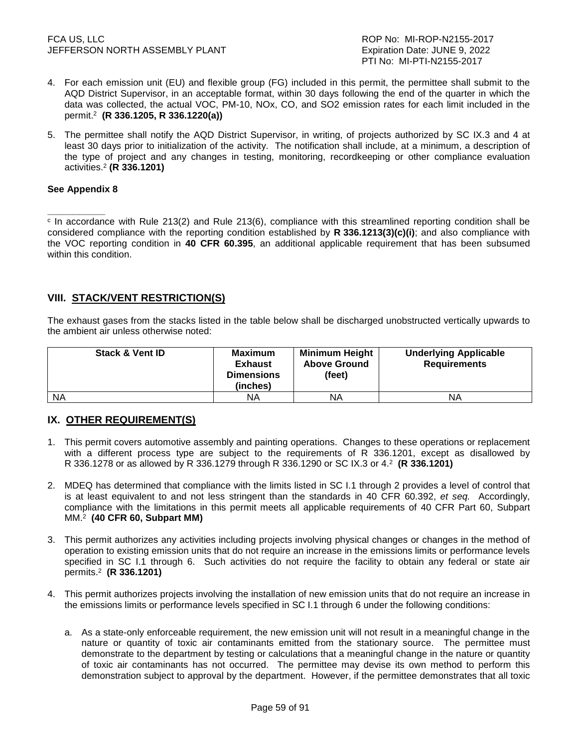4. For each emission unit (EU) and flexible group (FG) included in this permit, the permittee shall submit to the AQD District Supervisor, in an acceptable format, within 30 days following the end of the quarter in which the data was collected, the actual VOC, PM-10, NOx, CO, and SO2 emission rates for each limit included in the permit.[2] **(R 336.1205, R 336.1220(a))**

5. The permittee shall notify the AQD District Supervisor, in writing, of projects authorized by SC IX.3 and 4 at least 30 days prior to initialization of the activity. The notification shall include, at a minimum, a description of the type of project and any changes in testing, monitoring, recordkeeping or other compliance evaluation activities.[2] **(R 336.1201)**

**See Appendix 8**

---

[c] In accordance with Rule 213(2) and Rule 213(6), compliance with this streamlined reporting condition shall be considered compliance with the reporting condition established by **R 336.1213(3)(c)(i)**; and also compliance with the VOC reporting condition in **40 CFR 60.395**, an additional applicable requirement that has been subsumed within this condition.

## VIII. STACK/VENT RESTRICTION(S)

The exhaust gases from the stacks listed in the table below shall be discharged unobstructed vertically upwards to the ambient air unless otherwise noted:

| Stack & Vent ID | Maximum Exhaust Dimensions (inches) | Minimum Height Above Ground (feet) | Underlying Applicable Requirements |
|---|---|---|---|
| NA | NA | NA | NA |

## IX. OTHER REQUIREMENT(S)

1. This permit covers automotive assembly and painting operations. Changes to these operations or replacement with a different process type are subject to the requirements of R 336.1201, except as disallowed by R 336.1278 or as allowed by R 336.1279 through R 336.1290 or SC IX.3 or 4.[2] **(R 336.1201)**

2. MDEQ has determined that compliance with the limits listed in SC I.1 through 2 provides a level of control that is at least equivalent to and not less stringent than the standards in 40 CFR 60.392, *et seq.* Accordingly, compliance with the limitations in this permit meets all applicable requirements of 40 CFR Part 60, Subpart MM.[2] **(40 CFR 60, Subpart MM)**

3. This permit authorizes any activities including projects involving physical changes or changes in the method of operation to existing emission units that do not require an increase in the emissions limits or performance levels specified in SC I.1 through 6. Such activities do not require the facility to obtain any federal or state air permits.[2] **(R 336.1201)**

4. This permit authorizes projects involving the installation of new emission units that do not require an increase in the emissions limits or performance levels specified in SC I.1 through 6 under the following conditions:

   a. As a state-only enforceable requirement, the new emission unit will not result in a meaningful change in the nature or quantity of toxic air contaminants emitted from the stationary source. The permittee must demonstrate to the department by testing or calculations that a meaningful change in the nature or quantity of toxic air contaminants has not occurred. The permittee may devise its own method to perform this demonstration subject to approval by the department. However, if the permittee demonstrates that all toxic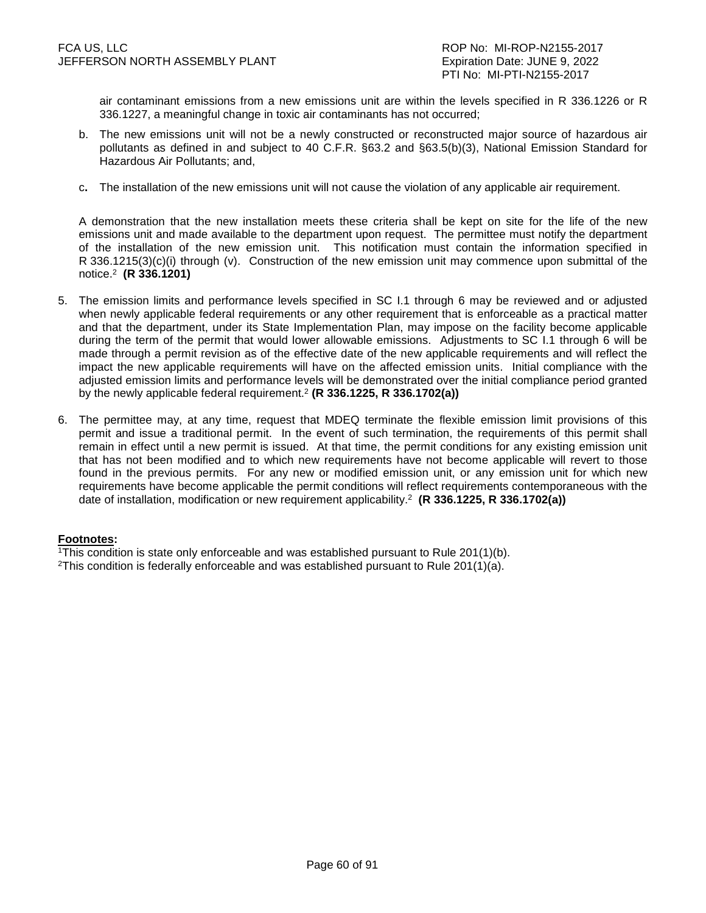air contaminant emissions from a new emissions unit are within the levels specified in R 336.1226 or R 336.1227, a meaningful change in toxic air contaminants has not occurred;

b. The new emissions unit will not be a newly constructed or reconstructed major source of hazardous air pollutants as defined in and subject to 40 C.F.R. §63.2 and §63.5(b)(3), National Emission Standard for Hazardous Air Pollutants; and,

c. The installation of the new emissions unit will not cause the violation of any applicable air requirement.

A demonstration that the new installation meets these criteria shall be kept on site for the life of the new emissions unit and made available to the department upon request. The permittee must notify the department of the installation of the new emission unit. This notification must contain the information specified in R 336.1215(3)(c)(i) through (v). Construction of the new emission unit may commence upon submittal of the notice.[2] **(R 336.1201)**

5. The emission limits and performance levels specified in SC I.1 through 6 may be reviewed and or adjusted when newly applicable federal requirements or any other requirement that is enforceable as a practical matter and that the department, under its State Implementation Plan, may impose on the facility become applicable during the term of the permit that would lower allowable emissions. Adjustments to SC I.1 through 6 will be made through a permit revision as of the effective date of the new applicable requirements and will reflect the impact the new applicable requirements will have on the affected emission units. Initial compliance with the adjusted emission limits and performance levels will be demonstrated over the initial compliance period granted by the newly applicable federal requirement.[2] **(R 336.1225, R 336.1702(a))**

6. The permittee may, at any time, request that MDEQ terminate the flexible emission limit provisions of this permit and issue a traditional permit. In the event of such termination, the requirements of this permit shall remain in effect until a new permit is issued. At that time, the permit conditions for any existing emission unit that has not been modified and to which new requirements have not become applicable will revert to those found in the previous permits. For any new or modified emission unit, or any emission unit for which new requirements have become applicable the permit conditions will reflect requirements contemporaneous with the date of installation, modification or new requirement applicability.[2] **(R 336.1225, R 336.1702(a))**

**Footnotes:**

[1]This condition is state only enforceable and was established pursuant to Rule 201(1)(b).
[2]This condition is federally enforceable and was established pursuant to Rule 201(1)(a).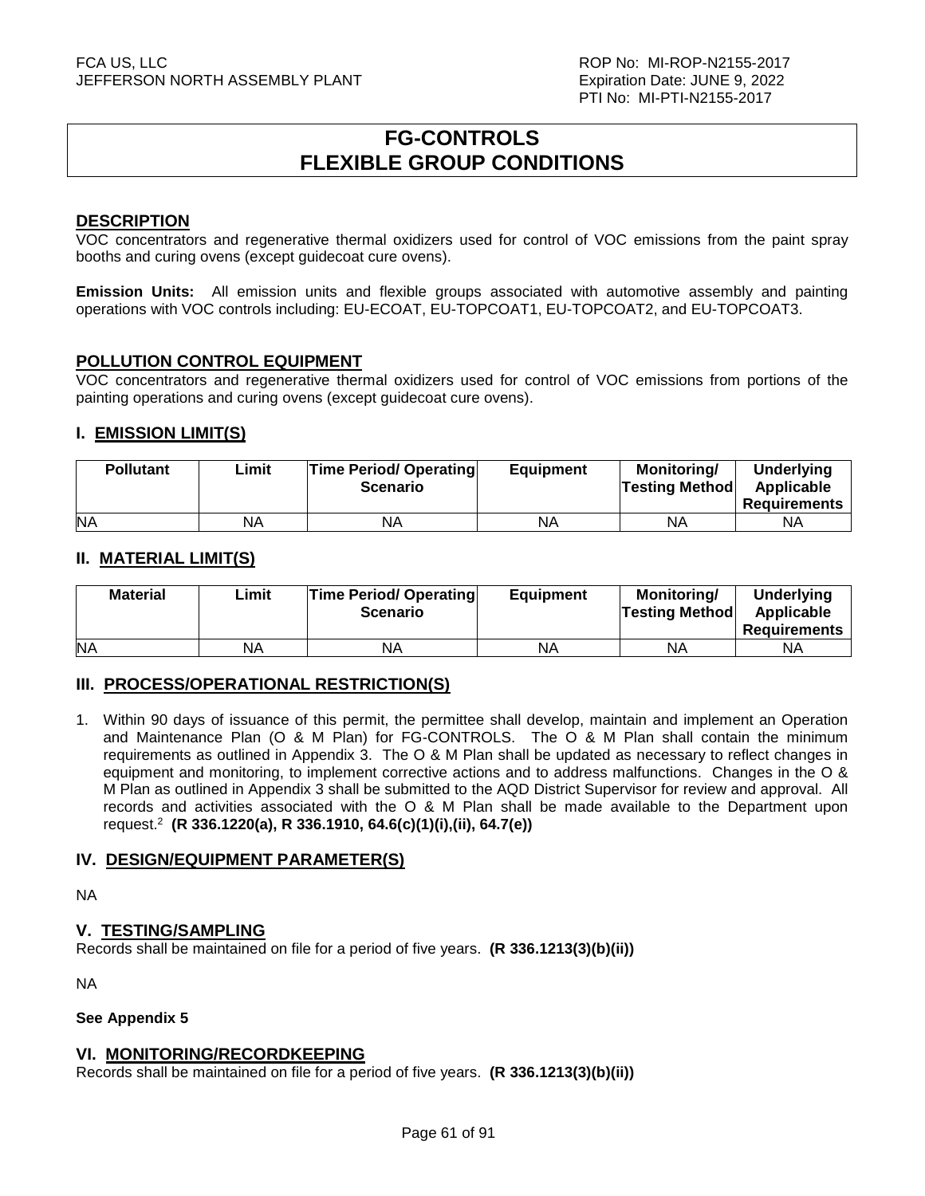# FG-CONTROLS
# FLEXIBLE GROUP CONDITIONS

## DESCRIPTION

VOC concentrators and regenerative thermal oxidizers used for control of VOC emissions from the paint spray booths and curing ovens (except guidecoat cure ovens).

**Emission Units:** All emission units and flexible groups associated with automotive assembly and painting operations with VOC controls including: EU-ECOAT, EU-TOPCOAT1, EU-TOPCOAT2, and EU-TOPCOAT3.

## POLLUTION CONTROL EQUIPMENT

VOC concentrators and regenerative thermal oxidizers used for control of VOC emissions from portions of the painting operations and curing ovens (except guidecoat cure ovens).

## I. EMISSION LIMIT(S)

| Pollutant | Limit | Time Period/ Operating Scenario | Equipment | Monitoring/ Testing Method | Underlying Applicable Requirements |
|---|---|---|---|---|---|
| NA | NA | NA | NA | NA | NA |

## II. MATERIAL LIMIT(S)

| Material | Limit | Time Period/ Operating Scenario | Equipment | Monitoring/ Testing Method | Underlying Applicable Requirements |
|---|---|---|---|---|---|
| NA | NA | NA | NA | NA | NA |

## III. PROCESS/OPERATIONAL RESTRICTION(S)

1. Within 90 days of issuance of this permit, the permittee shall develop, maintain and implement an Operation and Maintenance Plan (O & M Plan) for FG-CONTROLS. The O & M Plan shall contain the minimum requirements as outlined in Appendix 3. The O & M Plan shall be updated as necessary to reflect changes in equipment and monitoring, to implement corrective actions and to address malfunctions. Changes in the O & M Plan as outlined in Appendix 3 shall be submitted to the AQD District Supervisor for review and approval. All records and activities associated with the O & M Plan shall be made available to the Department upon request.[2] **(R 336.1220(a), R 336.1910, 64.6(c)(1)(i),(ii), 64.7(e))**

## IV. DESIGN/EQUIPMENT PARAMETER(S)

NA

## V. TESTING/SAMPLING

Records shall be maintained on file for a period of five years. **(R 336.1213(3)(b)(ii))**

NA

**See Appendix 5**

## VI. MONITORING/RECORDKEEPING

Records shall be maintained on file for a period of five years. **(R 336.1213(3)(b)(ii))**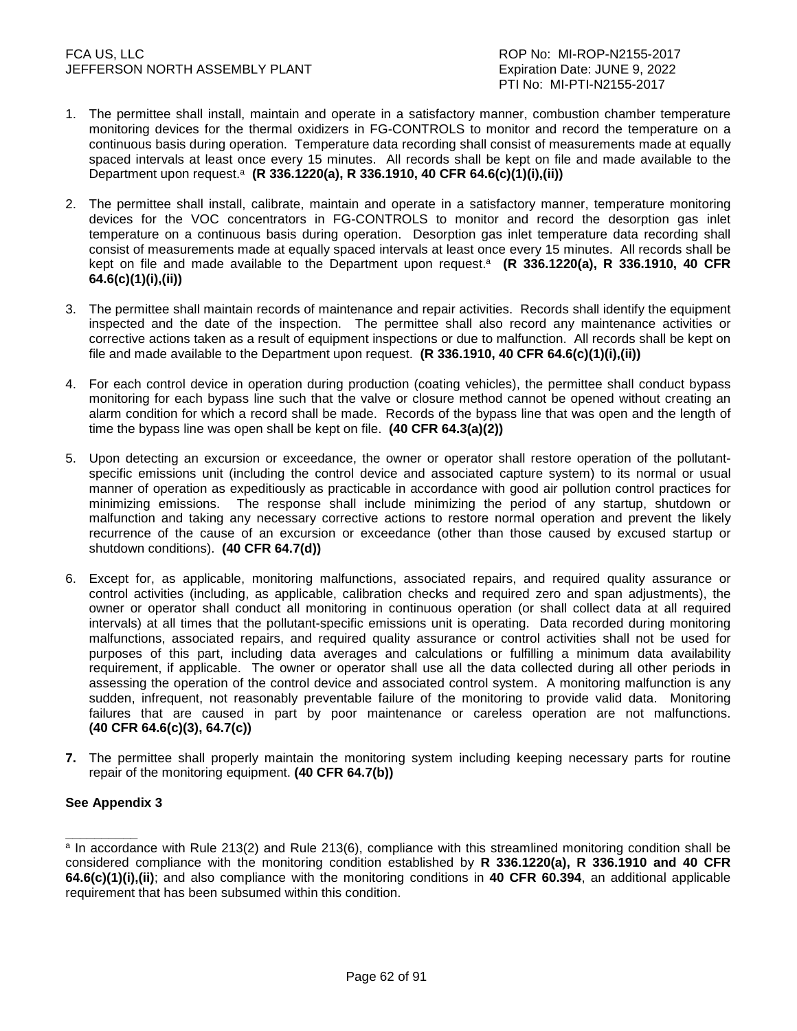1. The permittee shall install, maintain and operate in a satisfactory manner, combustion chamber temperature monitoring devices for the thermal oxidizers in FG-CONTROLS to monitor and record the temperature on a continuous basis during operation. Temperature data recording shall consist of measurements made at equally spaced intervals at least once every 15 minutes. All records shall be kept on file and made available to the Department upon request.[a] **(R 336.1220(a), R 336.1910, 40 CFR 64.6(c)(1)(i),(ii))**

2. The permittee shall install, calibrate, maintain and operate in a satisfactory manner, temperature monitoring devices for the VOC concentrators in FG-CONTROLS to monitor and record the desorption gas inlet temperature on a continuous basis during operation. Desorption gas inlet temperature data recording shall consist of measurements made at equally spaced intervals at least once every 15 minutes. All records shall be kept on file and made available to the Department upon request.[a] **(R 336.1220(a), R 336.1910, 40 CFR 64.6(c)(1)(i),(ii))**

3. The permittee shall maintain records of maintenance and repair activities. Records shall identify the equipment inspected and the date of the inspection. The permittee shall also record any maintenance activities or corrective actions taken as a result of equipment inspections or due to malfunction. All records shall be kept on file and made available to the Department upon request. **(R 336.1910, 40 CFR 64.6(c)(1)(i),(ii))**

4. For each control device in operation during production (coating vehicles), the permittee shall conduct bypass monitoring for each bypass line such that the valve or closure method cannot be opened without creating an alarm condition for which a record shall be made. Records of the bypass line that was open and the length of time the bypass line was open shall be kept on file. **(40 CFR 64.3(a)(2))**

5. Upon detecting an excursion or exceedance, the owner or operator shall restore operation of the pollutant-specific emissions unit (including the control device and associated capture system) to its normal or usual manner of operation as expeditiously as practicable in accordance with good air pollution control practices for minimizing emissions. The response shall include minimizing the period of any startup, shutdown or malfunction and taking any necessary corrective actions to restore normal operation and prevent the likely recurrence of the cause of an excursion or exceedance (other than those caused by excused startup or shutdown conditions). **(40 CFR 64.7(d))**

6. Except for, as applicable, monitoring malfunctions, associated repairs, and required quality assurance or control activities (including, as applicable, calibration checks and required zero and span adjustments), the owner or operator shall conduct all monitoring in continuous operation (or shall collect data at all required intervals) at all times that the pollutant-specific emissions unit is operating. Data recorded during monitoring malfunctions, associated repairs, and required quality assurance or control activities shall not be used for purposes of this part, including data averages and calculations or fulfilling a minimum data availability requirement, if applicable. The owner or operator shall use all the data collected during all other periods in assessing the operation of the control device and associated control system. A monitoring malfunction is any sudden, infrequent, not reasonably preventable failure of the monitoring to provide valid data. Monitoring failures that are caused in part by poor maintenance or careless operation are not malfunctions. **(40 CFR 64.6(c)(3), 64.7(c))**

7. The permittee shall properly maintain the monitoring system including keeping necessary parts for routine repair of the monitoring equipment. **(40 CFR 64.7(b))**

**See Appendix 3**

---

[a] In accordance with Rule 213(2) and Rule 213(6), compliance with this streamlined monitoring condition shall be considered compliance with the monitoring condition established by **R 336.1220(a), R 336.1910 and 40 CFR 64.6(c)(1)(i),(ii)**; and also compliance with the monitoring conditions in **40 CFR 60.394**, an additional applicable requirement that has been subsumed within this condition.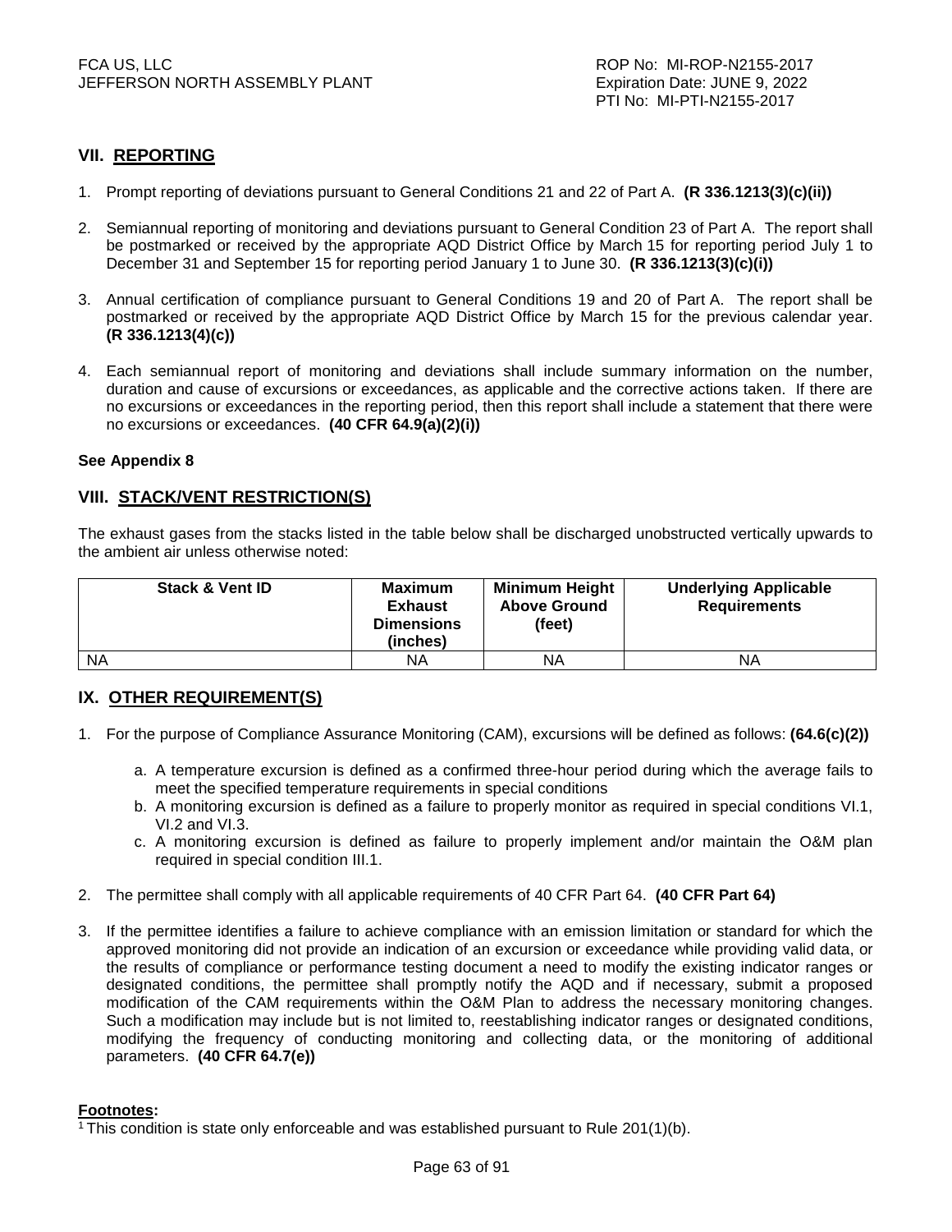## VII. REPORTING

1. Prompt reporting of deviations pursuant to General Conditions 21 and 22 of Part A. **(R 336.1213(3)(c)(ii))**

2. Semiannual reporting of monitoring and deviations pursuant to General Condition 23 of Part A. The report shall be postmarked or received by the appropriate AQD District Office by March 15 for reporting period July 1 to December 31 and September 15 for reporting period January 1 to June 30. **(R 336.1213(3)(c)(i))**

3. Annual certification of compliance pursuant to General Conditions 19 and 20 of Part A. The report shall be postmarked or received by the appropriate AQD District Office by March 15 for the previous calendar year. **(R 336.1213(4)(c))**

4. Each semiannual report of monitoring and deviations shall include summary information on the number, duration and cause of excursions or exceedances, as applicable and the corrective actions taken. If there are no excursions or exceedances in the reporting period, then this report shall include a statement that there were no excursions or exceedances. **(40 CFR 64.9(a)(2)(i))**

**See Appendix 8**

## VIII. STACK/VENT RESTRICTION(S)

The exhaust gases from the stacks listed in the table below shall be discharged unobstructed vertically upwards to the ambient air unless otherwise noted:

| Stack & Vent ID | Maximum Exhaust Dimensions (inches) | Minimum Height Above Ground (feet) | Underlying Applicable Requirements |
|---|---|---|---|
| NA | NA | NA | NA |

## IX. OTHER REQUIREMENT(S)

1. For the purpose of Compliance Assurance Monitoring (CAM), excursions will be defined as follows: **(64.6(c)(2))**

   a. A temperature excursion is defined as a confirmed three-hour period during which the average fails to meet the specified temperature requirements in special conditions
   b. A monitoring excursion is defined as a failure to properly monitor as required in special conditions VI.1, VI.2 and VI.3.
   c. A monitoring excursion is defined as failure to properly implement and/or maintain the O&M plan required in special condition III.1.

2. The permittee shall comply with all applicable requirements of 40 CFR Part 64. **(40 CFR Part 64)**

3. If the permittee identifies a failure to achieve compliance with an emission limitation or standard for which the approved monitoring did not provide an indication of an excursion or exceedance while providing valid data, or the results of compliance or performance testing document a need to modify the existing indicator ranges or designated conditions, the permittee shall promptly notify the AQD and if necessary, submit a proposed modification of the CAM requirements within the O&M Plan to address the necessary monitoring changes. Such a modification may include but is not limited to, reestablishing indicator ranges or designated conditions, modifying the frequency of conducting monitoring and collecting data, or the monitoring of additional parameters. **(40 CFR 64.7(e))**

**Footnotes:**

[1] This condition is state only enforceable and was established pursuant to Rule 201(1)(b).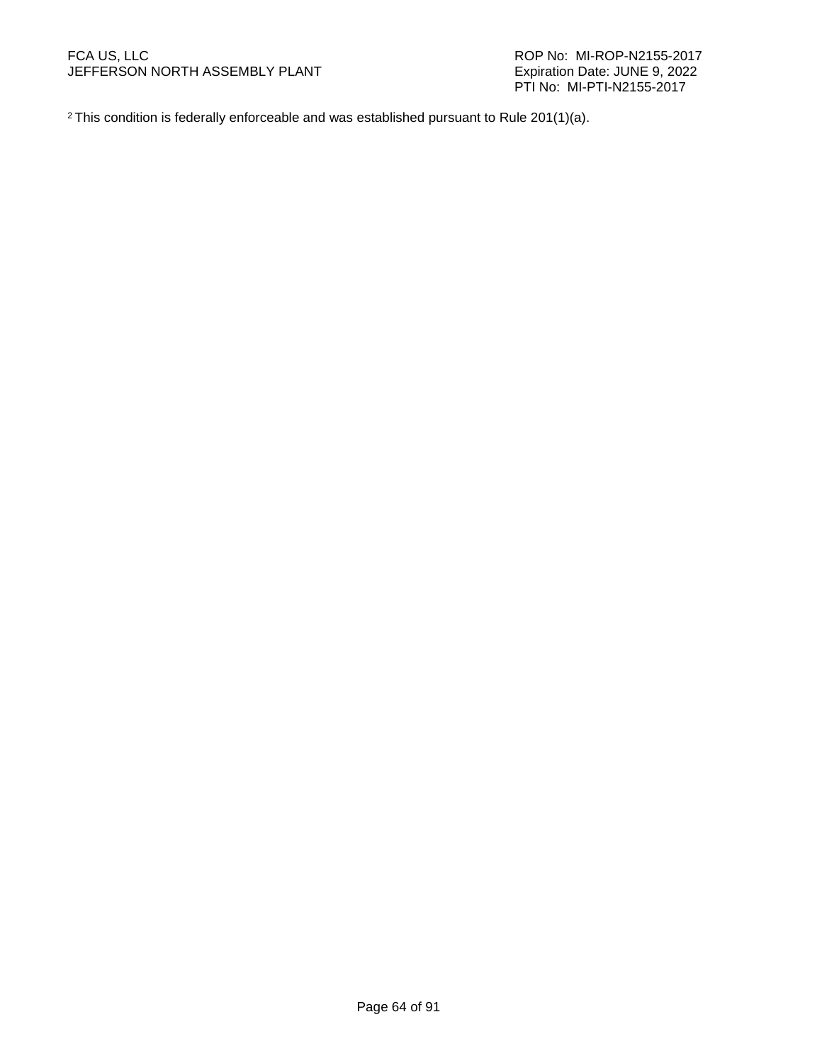[2] This condition is federally enforceable and was established pursuant to Rule 201(1)(a).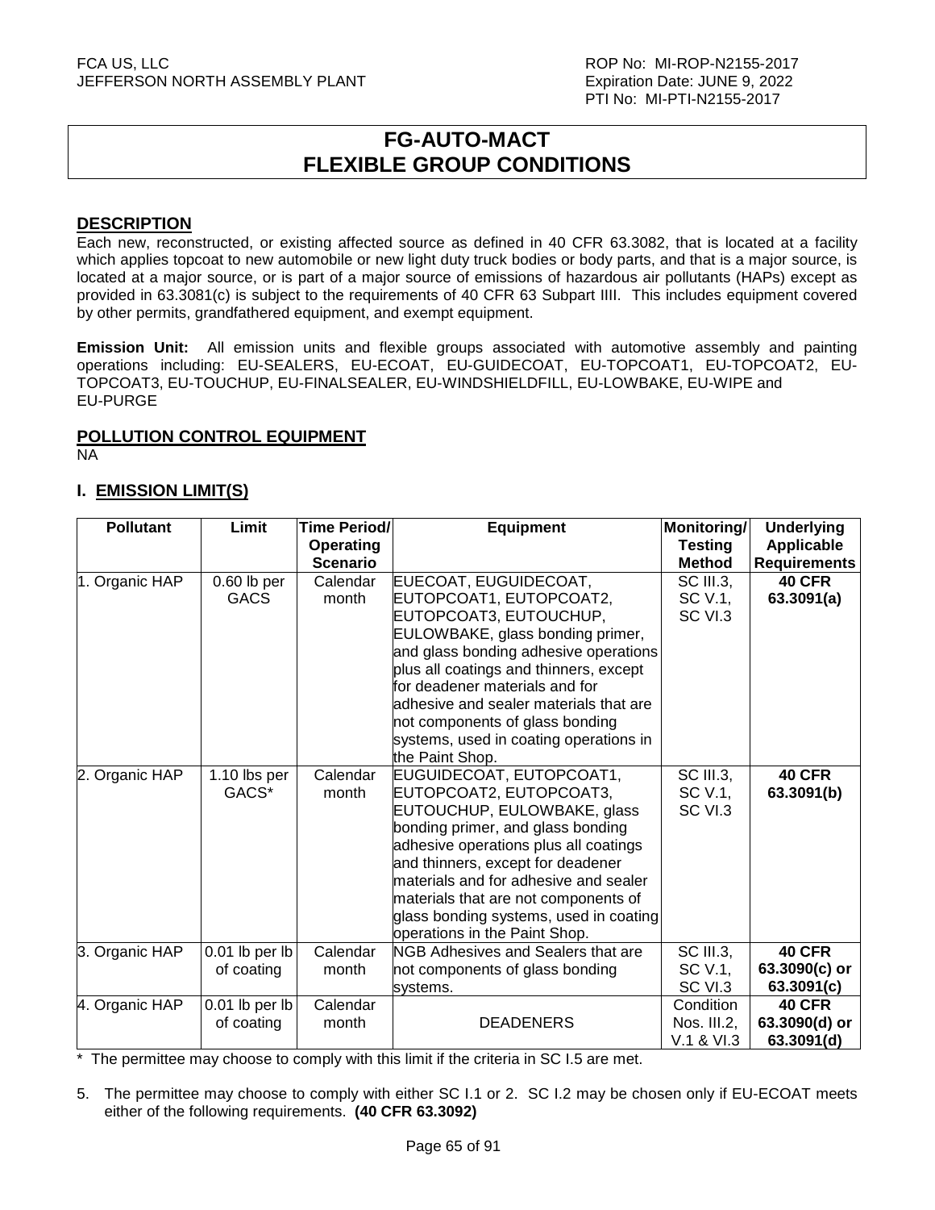# FG-AUTO-MACT
# FLEXIBLE GROUP CONDITIONS

## DESCRIPTION

Each new, reconstructed, or existing affected source as defined in 40 CFR 63.3082, that is located at a facility which applies topcoat to new automobile or new light duty truck bodies or body parts, and that is a major source, is located at a major source, or is part of a major source of emissions of hazardous air pollutants (HAPs) except as provided in 63.3081(c) is subject to the requirements of 40 CFR 63 Subpart IIII. This includes equipment covered by other permits, grandfathered equipment, and exempt equipment.

**Emission Unit:** All emission units and flexible groups associated with automotive assembly and painting operations including: EU-SEALERS, EU-ECOAT, EU-GUIDECOAT, EU-TOPCOAT1, EU-TOPCOAT2, EU-TOPCOAT3, EU-TOUCHUP, EU-FINALSEALER, EU-WINDSHIELDFILL, EU-LOWBAKE, EU-WIPE and EU-PURGE

## POLLUTION CONTROL EQUIPMENT

NA

## I. EMISSION LIMIT(S)

| Pollutant | Limit | Time Period/ Operating Scenario | Equipment | Monitoring/ Testing Method | Underlying Applicable Requirements |
|---|---|---|---|---|---|
| 1. Organic HAP | 0.60 lb per GACS | Calendar month | EUECOAT, EUGUIDECOAT, EUTOPCOAT1, EUTOPCOAT2, EUTOPCOAT3, EUTOUCHUP, EULOWBAKE, glass bonding primer, and glass bonding adhesive operations plus all coatings and thinners, except for deadener materials and for adhesive and sealer materials that are not components of glass bonding systems, used in coating operations in the Paint Shop. | SC III.3, SC V.1, SC VI.3 | **40 CFR 63.3091(a)** |
| 2. Organic HAP | 1.10 lbs per GACS* | Calendar month | EUGUIDECOAT, EUTOPCOAT1, EUTOPCOAT2, EUTOPCOAT3, EUTOUCHUP, EULOWBAKE, glass bonding primer, and glass bonding adhesive operations plus all coatings and thinners, except for deadener materials and for adhesive and sealer materials that are not components of glass bonding systems, used in coating operations in the Paint Shop. | SC III.3, SC V.1, SC VI.3 | **40 CFR 63.3091(b)** |
| 3. Organic HAP | 0.01 lb per lb of coating | Calendar month | NGB Adhesives and Sealers that are not components of glass bonding systems. | SC III.3, SC V.1, SC VI.3 | **40 CFR 63.3090(c) or 63.3091(c)** |
| 4. Organic HAP | 0.01 lb per lb of coating | Calendar month | DEADENERS | Condition Nos. III.2, V.1 & VI.3 | **40 CFR 63.3090(d) or 63.3091(d)** |

\* The permittee may choose to comply with this limit if the criteria in SC I.5 are met.

5. The permittee may choose to comply with either SC I.1 or 2. SC I.2 may be chosen only if EU-ECOAT meets either of the following requirements. **(40 CFR 63.3092)**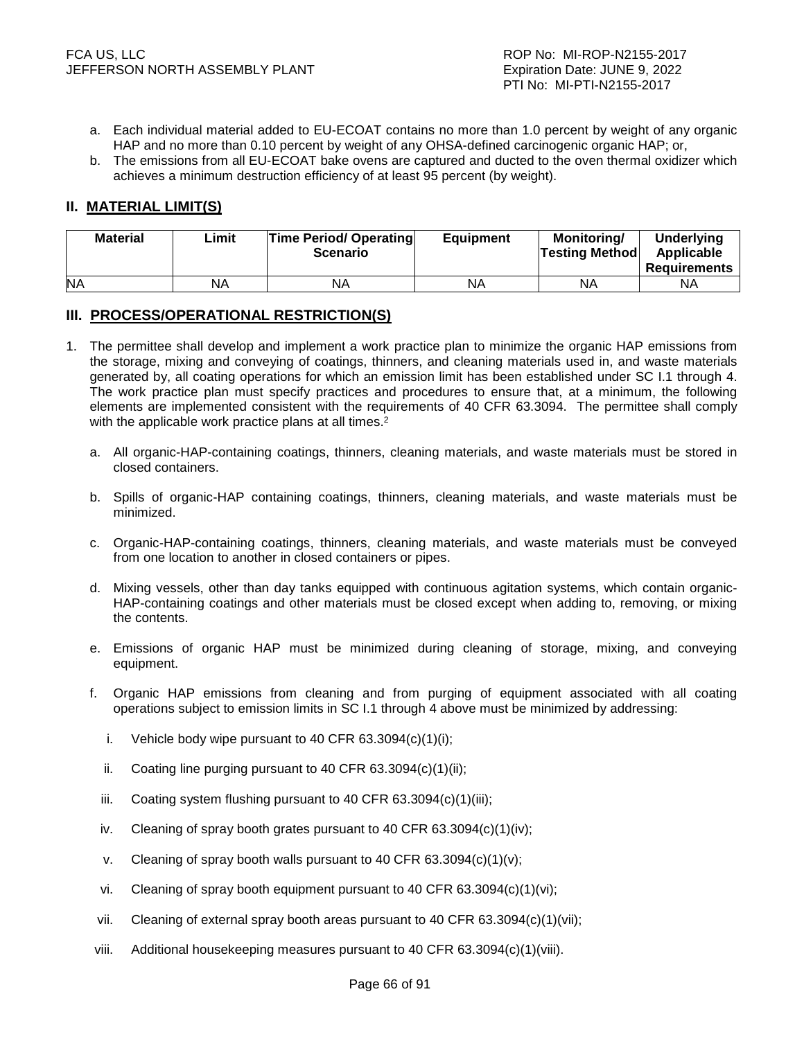a. Each individual material added to EU-ECOAT contains no more than 1.0 percent by weight of any organic HAP and no more than 0.10 percent by weight of any OHSA-defined carcinogenic organic HAP; or,

b. The emissions from all EU-ECOAT bake ovens are captured and ducted to the oven thermal oxidizer which achieves a minimum destruction efficiency of at least 95 percent (by weight).

## II. MATERIAL LIMIT(S)

| Material | Limit | Time Period/ Operating Scenario | Equipment | Monitoring/ Testing Method | Underlying Applicable Requirements |
|---|---|---|---|---|---|
| NA | NA | NA | NA | NA | NA |

## III. PROCESS/OPERATIONAL RESTRICTION(S)

1. The permittee shall develop and implement a work practice plan to minimize the organic HAP emissions from the storage, mixing and conveying of coatings, thinners, and cleaning materials used in, and waste materials generated by, all coating operations for which an emission limit has been established under SC I.1 through 4. The work practice plan must specify practices and procedures to ensure that, at a minimum, the following elements are implemented consistent with the requirements of 40 CFR 63.3094. The permittee shall comply with the applicable work practice plans at all times.[2]

   a. All organic-HAP-containing coatings, thinners, cleaning materials, and waste materials must be stored in closed containers.

   b. Spills of organic-HAP containing coatings, thinners, cleaning materials, and waste materials must be minimized.

   c. Organic-HAP-containing coatings, thinners, cleaning materials, and waste materials must be conveyed from one location to another in closed containers or pipes.

   d. Mixing vessels, other than day tanks equipped with continuous agitation systems, which contain organic-HAP-containing coatings and other materials must be closed except when adding to, removing, or mixing the contents.

   e. Emissions of organic HAP must be minimized during cleaning of storage, mixing, and conveying equipment.

   f. Organic HAP emissions from cleaning and from purging of equipment associated with all coating operations subject to emission limits in SC I.1 through 4 above must be minimized by addressing:

      i. Vehicle body wipe pursuant to 40 CFR 63.3094(c)(1)(i);

      ii. Coating line purging pursuant to 40 CFR 63.3094(c)(1)(ii);

      iii. Coating system flushing pursuant to 40 CFR 63.3094(c)(1)(iii);

      iv. Cleaning of spray booth grates pursuant to 40 CFR 63.3094(c)(1)(iv);

      v. Cleaning of spray booth walls pursuant to 40 CFR 63.3094(c)(1)(v);

      vi. Cleaning of spray booth equipment pursuant to 40 CFR 63.3094(c)(1)(vi);

      vii. Cleaning of external spray booth areas pursuant to 40 CFR 63.3094(c)(1)(vii);

      viii. Additional housekeeping measures pursuant to 40 CFR 63.3094(c)(1)(viii).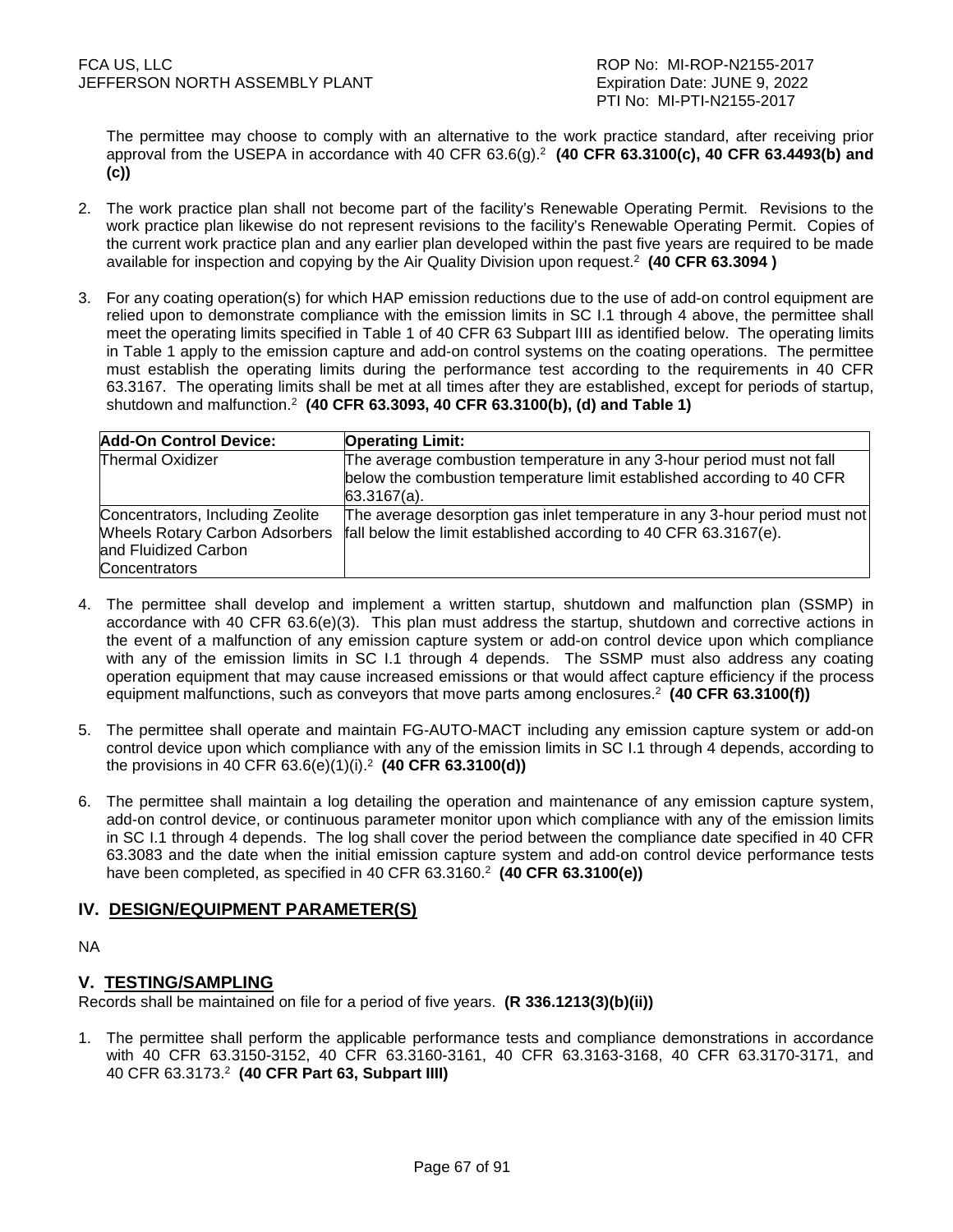The permittee may choose to comply with an alternative to the work practice standard, after receiving prior approval from the USEPA in accordance with 40 CFR 63.6(g).[2] **(40 CFR 63.3100(c), 40 CFR 63.4493(b) and (c))**

2. The work practice plan shall not become part of the facility's Renewable Operating Permit. Revisions to the work practice plan likewise do not represent revisions to the facility's Renewable Operating Permit. Copies of the current work practice plan and any earlier plan developed within the past five years are required to be made available for inspection and copying by the Air Quality Division upon request.[2] **(40 CFR 63.3094 )**

3. For any coating operation(s) for which HAP emission reductions due to the use of add-on control equipment are relied upon to demonstrate compliance with the emission limits in SC I.1 through 4 above, the permittee shall meet the operating limits specified in Table 1 of 40 CFR 63 Subpart IIII as identified below. The operating limits in Table 1 apply to the emission capture and add-on control systems on the coating operations. The permittee must establish the operating limits during the performance test according to the requirements in 40 CFR 63.3167. The operating limits shall be met at all times after they are established, except for periods of startup, shutdown and malfunction.[2] **(40 CFR 63.3093, 40 CFR 63.3100(b), (d) and Table 1)**

| **Add-On Control Device:** | **Operating Limit:** |
|---|---|
| Thermal Oxidizer | The average combustion temperature in any 3-hour period must not fall below the combustion temperature limit established according to 40 CFR 63.3167(a). |
| Concentrators, Including Zeolite Wheels Rotary Carbon Adsorbers and Fluidized Carbon Concentrators | The average desorption gas inlet temperature in any 3-hour period must not fall below the limit established according to 40 CFR 63.3167(e). |

4. The permittee shall develop and implement a written startup, shutdown and malfunction plan (SSMP) in accordance with 40 CFR 63.6(e)(3). This plan must address the startup, shutdown and corrective actions in the event of a malfunction of any emission capture system or add-on control device upon which compliance with any of the emission limits in SC I.1 through 4 depends. The SSMP must also address any coating operation equipment that may cause increased emissions or that would affect capture efficiency if the process equipment malfunctions, such as conveyors that move parts among enclosures.[2] **(40 CFR 63.3100(f))**

5. The permittee shall operate and maintain FG-AUTO-MACT including any emission capture system or add-on control device upon which compliance with any of the emission limits in SC I.1 through 4 depends, according to the provisions in 40 CFR 63.6(e)(1)(i).[2] **(40 CFR 63.3100(d))**

6. The permittee shall maintain a log detailing the operation and maintenance of any emission capture system, add-on control device, or continuous parameter monitor upon which compliance with any of the emission limits in SC I.1 through 4 depends. The log shall cover the period between the compliance date specified in 40 CFR 63.3083 and the date when the initial emission capture system and add-on control device performance tests have been completed, as specified in 40 CFR 63.3160.[2] **(40 CFR 63.3100(e))**

## IV. DESIGN/EQUIPMENT PARAMETER(S)

NA

## V. TESTING/SAMPLING

Records shall be maintained on file for a period of five years. **(R 336.1213(3)(b)(ii))**

1. The permittee shall perform the applicable performance tests and compliance demonstrations in accordance with 40 CFR 63.3150-3152, 40 CFR 63.3160-3161, 40 CFR 63.3163-3168, 40 CFR 63.3170-3171, and 40 CFR 63.3173.[2] **(40 CFR Part 63, Subpart IIII)**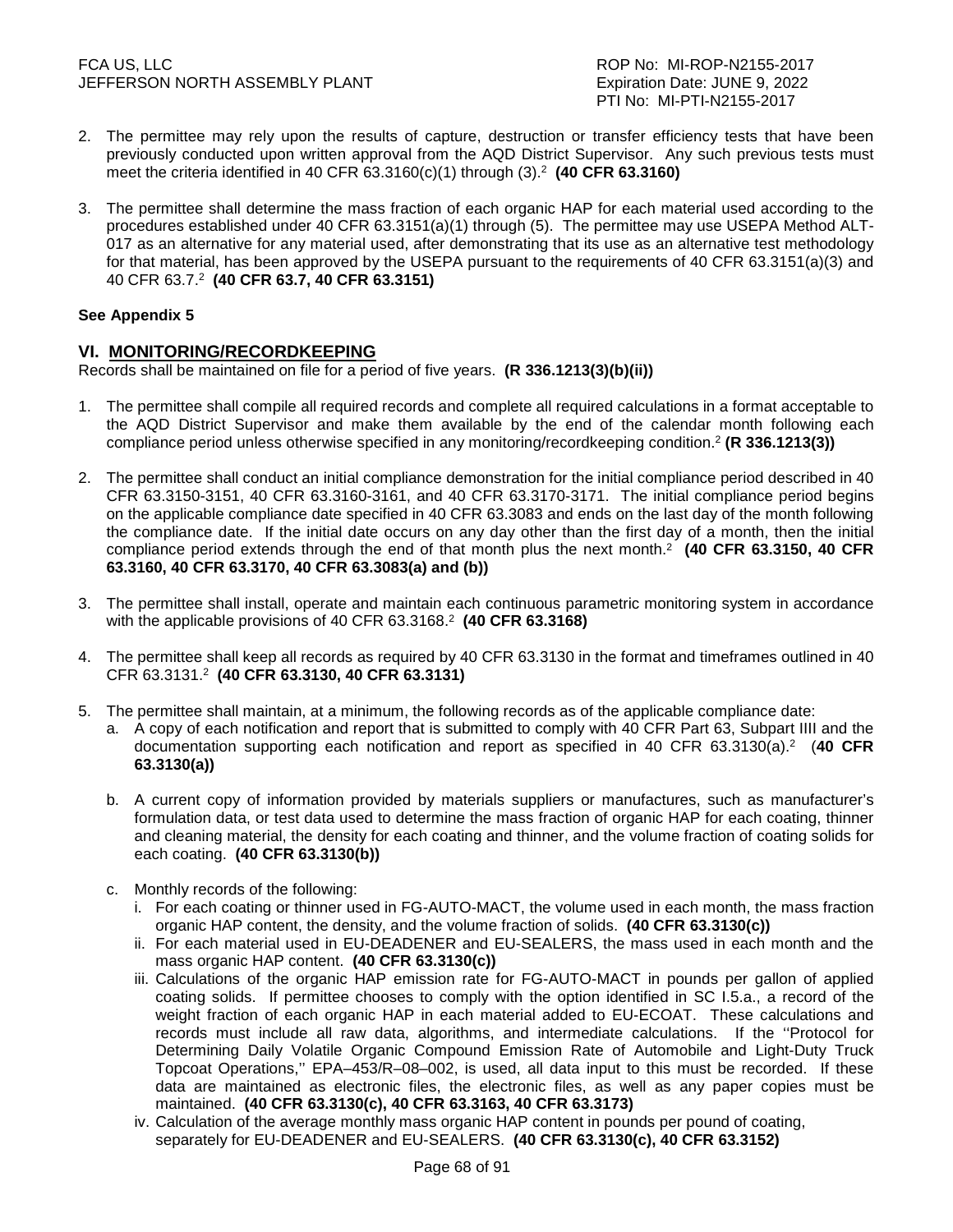2. The permittee may rely upon the results of capture, destruction or transfer efficiency tests that have been previously conducted upon written approval from the AQD District Supervisor. Any such previous tests must meet the criteria identified in 40 CFR 63.3160(c)(1) through (3).[2] **(40 CFR 63.3160)**

3. The permittee shall determine the mass fraction of each organic HAP for each material used according to the procedures established under 40 CFR 63.3151(a)(1) through (5). The permittee may use USEPA Method ALT-017 as an alternative for any material used, after demonstrating that its use as an alternative test methodology for that material, has been approved by the USEPA pursuant to the requirements of 40 CFR 63.3151(a)(3) and 40 CFR 63.7.[2] **(40 CFR 63.7, 40 CFR 63.3151)**

**See Appendix 5**

## VI. MONITORING/RECORDKEEPING

Records shall be maintained on file for a period of five years. **(R 336.1213(3)(b)(ii))**

1. The permittee shall compile all required records and complete all required calculations in a format acceptable to the AQD District Supervisor and make them available by the end of the calendar month following each compliance period unless otherwise specified in any monitoring/recordkeeping condition.[2] **(R 336.1213(3))**

2. The permittee shall conduct an initial compliance demonstration for the initial compliance period described in 40 CFR 63.3150-3151, 40 CFR 63.3160-3161, and 40 CFR 63.3170-3171. The initial compliance period begins on the applicable compliance date specified in 40 CFR 63.3083 and ends on the last day of the month following the compliance date. If the initial date occurs on any day other than the first day of a month, then the initial compliance period extends through the end of that month plus the next month.[2] **(40 CFR 63.3150, 40 CFR 63.3160, 40 CFR 63.3170, 40 CFR 63.3083(a) and (b))**

3. The permittee shall install, operate and maintain each continuous parametric monitoring system in accordance with the applicable provisions of 40 CFR 63.3168.[2] **(40 CFR 63.3168)**

4. The permittee shall keep all records as required by 40 CFR 63.3130 in the format and timeframes outlined in 40 CFR 63.3131.[2] **(40 CFR 63.3130, 40 CFR 63.3131)**

5. The permittee shall maintain, at a minimum, the following records as of the applicable compliance date:
   a. A copy of each notification and report that is submitted to comply with 40 CFR Part 63, Subpart IIII and the documentation supporting each notification and report as specified in 40 CFR 63.3130(a).[2] (**40 CFR 63.3130(a))**

   b. A current copy of information provided by materials suppliers or manufactures, such as manufacturer's formulation data, or test data used to determine the mass fraction of organic HAP for each coating, thinner and cleaning material, the density for each coating and thinner, and the volume fraction of coating solids for each coating. **(40 CFR 63.3130(b))**

   c. Monthly records of the following:
      i. For each coating or thinner used in FG-AUTO-MACT, the volume used in each month, the mass fraction organic HAP content, the density, and the volume fraction of solids. **(40 CFR 63.3130(c))**
      ii. For each material used in EU-DEADENER and EU-SEALERS, the mass used in each month and the mass organic HAP content. **(40 CFR 63.3130(c))**
      iii. Calculations of the organic HAP emission rate for FG-AUTO-MACT in pounds per gallon of applied coating solids. If permittee chooses to comply with the option identified in SC I.5.a., a record of the weight fraction of each organic HAP in each material added to EU-ECOAT. These calculations and records must include all raw data, algorithms, and intermediate calculations. If the ''Protocol for Determining Daily Volatile Organic Compound Emission Rate of Automobile and Light-Duty Truck Topcoat Operations,'' EPA–453/R–08–002, is used, all data input to this must be recorded. If these data are maintained as electronic files, the electronic files, as well as any paper copies must be maintained. **(40 CFR 63.3130(c), 40 CFR 63.3163, 40 CFR 63.3173)**
      iv. Calculation of the average monthly mass organic HAP content in pounds per pound of coating, separately for EU-DEADENER and EU-SEALERS. **(40 CFR 63.3130(c), 40 CFR 63.3152)**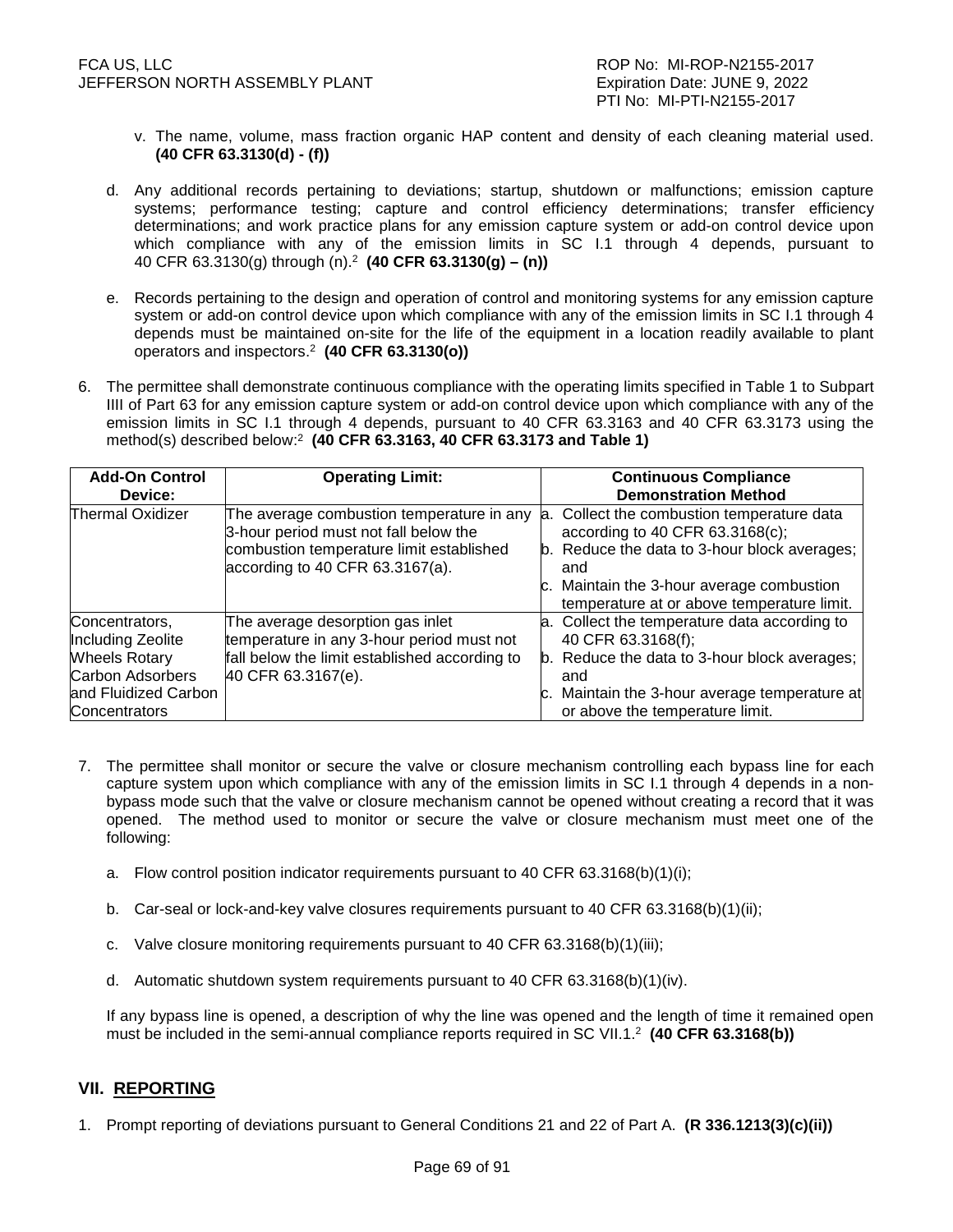v. The name, volume, mass fraction organic HAP content and density of each cleaning material used. **(40 CFR 63.3130(d) - (f))**

d. Any additional records pertaining to deviations; startup, shutdown or malfunctions; emission capture systems; performance testing; capture and control efficiency determinations; transfer efficiency determinations; and work practice plans for any emission capture system or add-on control device upon which compliance with any of the emission limits in SC I.1 through 4 depends, pursuant to 40 CFR 63.3130(g) through (n).[2] **(40 CFR 63.3130(g) – (n))**

e. Records pertaining to the design and operation of control and monitoring systems for any emission capture system or add-on control device upon which compliance with any of the emission limits in SC I.1 through 4 depends must be maintained on-site for the life of the equipment in a location readily available to plant operators and inspectors.[2] **(40 CFR 63.3130(o))**

6. The permittee shall demonstrate continuous compliance with the operating limits specified in Table 1 to Subpart IIII of Part 63 for any emission capture system or add-on control device upon which compliance with any of the emission limits in SC I.1 through 4 depends, pursuant to 40 CFR 63.3163 and 40 CFR 63.3173 using the method(s) described below:[2] **(40 CFR 63.3163, 40 CFR 63.3173 and Table 1)**

| **Add-On Control Device:** | **Operating Limit:** | **Continuous Compliance Demonstration Method** |
|---|---|---|
| Thermal Oxidizer | The average combustion temperature in any 3-hour period must not fall below the combustion temperature limit established according to 40 CFR 63.3167(a). | a. Collect the combustion temperature data according to 40 CFR 63.3168(c);<br>b. Reduce the data to 3-hour block averages; and<br>c. Maintain the 3-hour average combustion temperature at or above temperature limit. |
| Concentrators, Including Zeolite Wheels Rotary Carbon Adsorbers and Fluidized Carbon Concentrators | The average desorption gas inlet temperature in any 3-hour period must not fall below the limit established according to 40 CFR 63.3167(e). | a. Collect the temperature data according to 40 CFR 63.3168(f);<br>b. Reduce the data to 3-hour block averages; and<br>c. Maintain the 3-hour average temperature at or above the temperature limit. |

7. The permittee shall monitor or secure the valve or closure mechanism controlling each bypass line for each capture system upon which compliance with any of the emission limits in SC I.1 through 4 depends in a non-bypass mode such that the valve or closure mechanism cannot be opened without creating a record that it was opened. The method used to monitor or secure the valve or closure mechanism must meet one of the following:

   a. Flow control position indicator requirements pursuant to 40 CFR 63.3168(b)(1)(i);

   b. Car-seal or lock-and-key valve closures requirements pursuant to 40 CFR 63.3168(b)(1)(ii);

   c. Valve closure monitoring requirements pursuant to 40 CFR 63.3168(b)(1)(iii);

   d. Automatic shutdown system requirements pursuant to 40 CFR 63.3168(b)(1)(iv).

   If any bypass line is opened, a description of why the line was opened and the length of time it remained open must be included in the semi-annual compliance reports required in SC VII.1.[2] **(40 CFR 63.3168(b))**

## VII. <u>REPORTING</u>

1. Prompt reporting of deviations pursuant to General Conditions 21 and 22 of Part A. **(R 336.1213(3)(c)(ii))**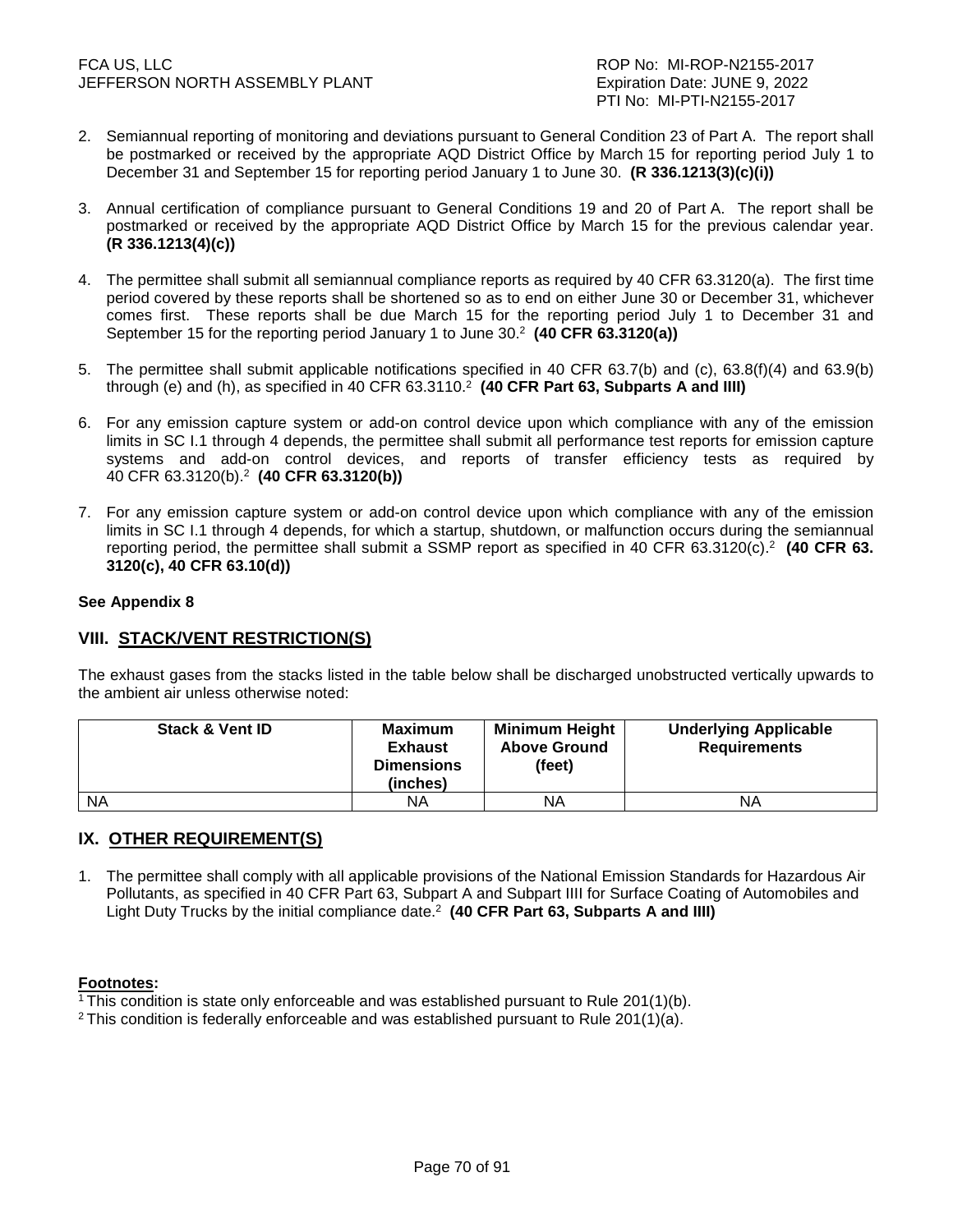2. Semiannual reporting of monitoring and deviations pursuant to General Condition 23 of Part A. The report shall be postmarked or received by the appropriate AQD District Office by March 15 for reporting period July 1 to December 31 and September 15 for reporting period January 1 to June 30. **(R 336.1213(3)(c)(i))**

3. Annual certification of compliance pursuant to General Conditions 19 and 20 of Part A. The report shall be postmarked or received by the appropriate AQD District Office by March 15 for the previous calendar year. **(R 336.1213(4)(c))**

4. The permittee shall submit all semiannual compliance reports as required by 40 CFR 63.3120(a). The first time period covered by these reports shall be shortened so as to end on either June 30 or December 31, whichever comes first. These reports shall be due March 15 for the reporting period July 1 to December 31 and September 15 for the reporting period January 1 to June 30.[2] **(40 CFR 63.3120(a))**

5. The permittee shall submit applicable notifications specified in 40 CFR 63.7(b) and (c), 63.8(f)(4) and 63.9(b) through (e) and (h), as specified in 40 CFR 63.3110.[2] **(40 CFR Part 63, Subparts A and IIII)**

6. For any emission capture system or add-on control device upon which compliance with any of the emission limits in SC I.1 through 4 depends, the permittee shall submit all performance test reports for emission capture systems and add-on control devices, and reports of transfer efficiency tests as required by 40 CFR 63.3120(b).[2] **(40 CFR 63.3120(b))**

7. For any emission capture system or add-on control device upon which compliance with any of the emission limits in SC I.1 through 4 depends, for which a startup, shutdown, or malfunction occurs during the semiannual reporting period, the permittee shall submit a SSMP report as specified in 40 CFR 63.3120(c).[2] **(40 CFR 63. 3120(c), 40 CFR 63.10(d))**

**See Appendix 8**

## VIII. STACK/VENT RESTRICTION(S)

The exhaust gases from the stacks listed in the table below shall be discharged unobstructed vertically upwards to the ambient air unless otherwise noted:

| Stack & Vent ID | Maximum Exhaust Dimensions (inches) | Minimum Height Above Ground (feet) | Underlying Applicable Requirements |
|---|---|---|---|
| NA | NA | NA | NA |

## IX. OTHER REQUIREMENT(S)

1. The permittee shall comply with all applicable provisions of the National Emission Standards for Hazardous Air Pollutants, as specified in 40 CFR Part 63, Subpart A and Subpart IIII for Surface Coating of Automobiles and Light Duty Trucks by the initial compliance date.[2] **(40 CFR Part 63, Subparts A and IIII)**

**Footnotes:**

[1] This condition is state only enforceable and was established pursuant to Rule 201(1)(b).

[2] This condition is federally enforceable and was established pursuant to Rule 201(1)(a).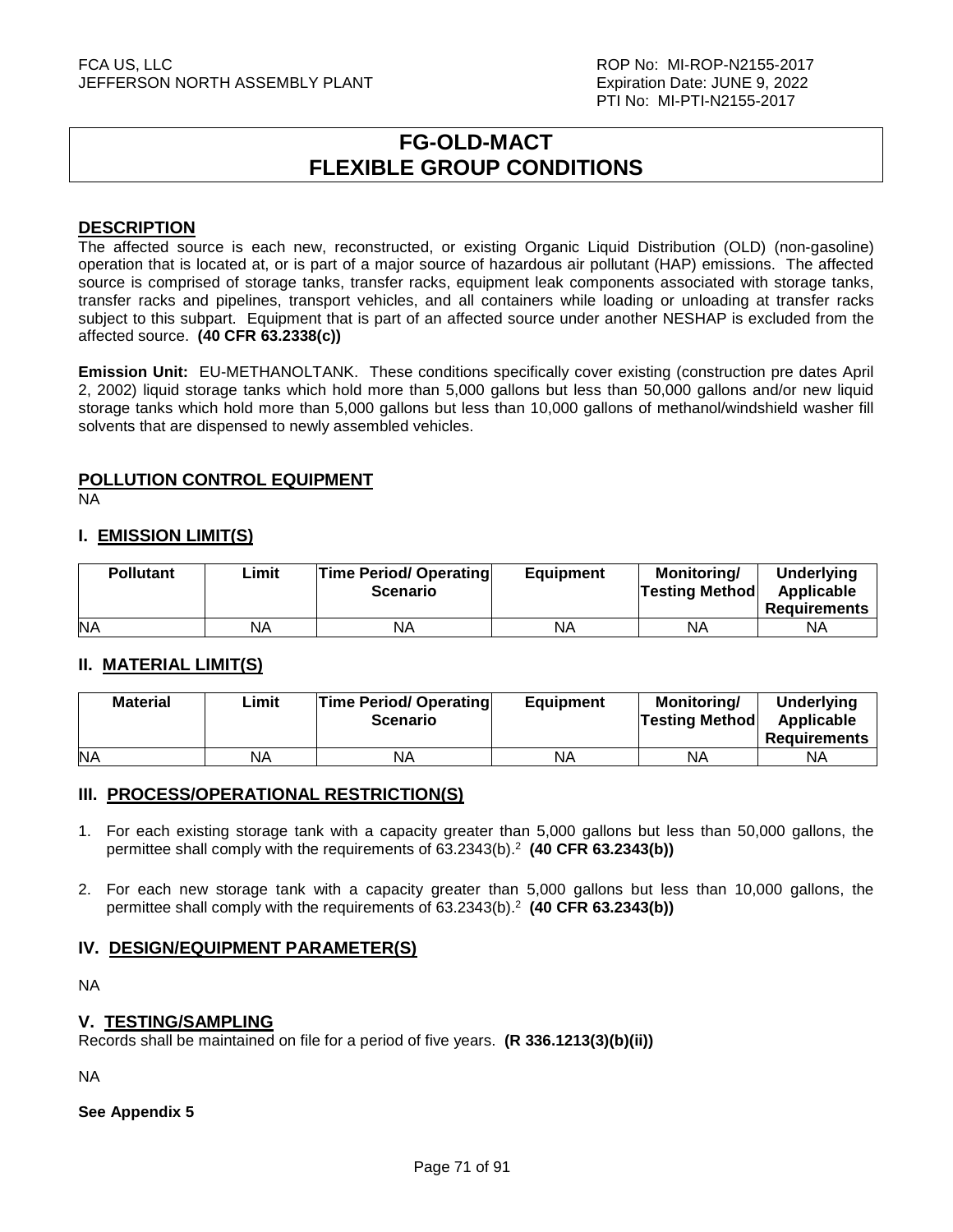# FG-OLD-MACT
# FLEXIBLE GROUP CONDITIONS

## DESCRIPTION

The affected source is each new, reconstructed, or existing Organic Liquid Distribution (OLD) (non-gasoline) operation that is located at, or is part of a major source of hazardous air pollutant (HAP) emissions. The affected source is comprised of storage tanks, transfer racks, equipment leak components associated with storage tanks, transfer racks and pipelines, transport vehicles, and all containers while loading or unloading at transfer racks subject to this subpart. Equipment that is part of an affected source under another NESHAP is excluded from the affected source. **(40 CFR 63.2338(c))**

**Emission Unit:** EU-METHANOLTANK. These conditions specifically cover existing (construction pre dates April 2, 2002) liquid storage tanks which hold more than 5,000 gallons but less than 50,000 gallons and/or new liquid storage tanks which hold more than 5,000 gallons but less than 10,000 gallons of methanol/windshield washer fill solvents that are dispensed to newly assembled vehicles.

## POLLUTION CONTROL EQUIPMENT

NA

## I. EMISSION LIMIT(S)

| Pollutant | Limit | Time Period/ Operating Scenario | Equipment | Monitoring/ Testing Method | Underlying Applicable Requirements |
|---|---|---|---|---|---|
| NA | NA | NA | NA | NA | NA |

## II. MATERIAL LIMIT(S)

| Material | Limit | Time Period/ Operating Scenario | Equipment | Monitoring/ Testing Method | Underlying Applicable Requirements |
|---|---|---|---|---|---|
| NA | NA | NA | NA | NA | NA |

## III. PROCESS/OPERATIONAL RESTRICTION(S)

1. For each existing storage tank with a capacity greater than 5,000 gallons but less than 50,000 gallons, the permittee shall comply with the requirements of 63.2343(b).[2] **(40 CFR 63.2343(b))**

2. For each new storage tank with a capacity greater than 5,000 gallons but less than 10,000 gallons, the permittee shall comply with the requirements of 63.2343(b).[2] **(40 CFR 63.2343(b))**

## IV. DESIGN/EQUIPMENT PARAMETER(S)

NA

## V. TESTING/SAMPLING

Records shall be maintained on file for a period of five years. **(R 336.1213(3)(b)(ii))**

NA

**See Appendix 5**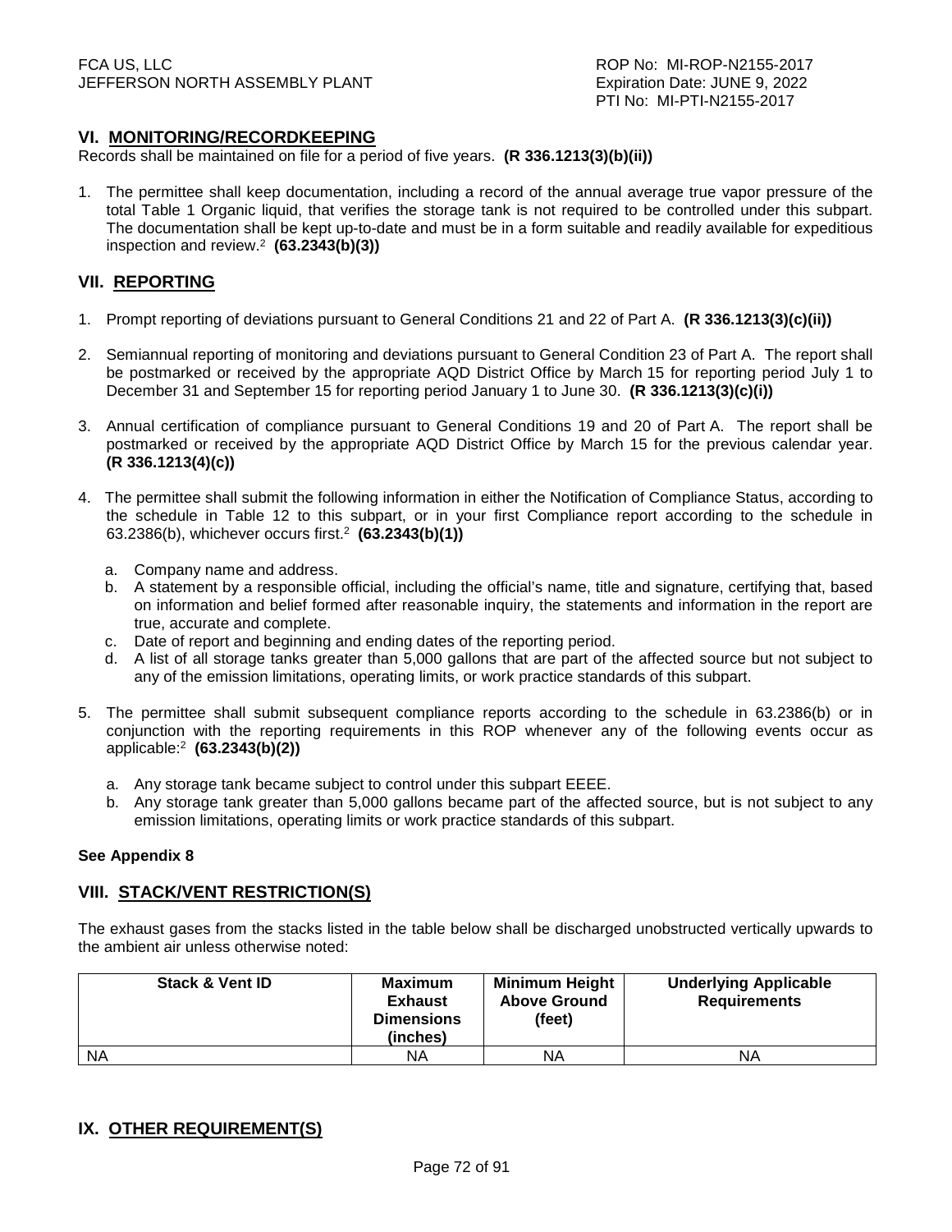## VI. MONITORING/RECORDKEEPING

Records shall be maintained on file for a period of five years. **(R 336.1213(3)(b)(ii))**

1. The permittee shall keep documentation, including a record of the annual average true vapor pressure of the total Table 1 Organic liquid, that verifies the storage tank is not required to be controlled under this subpart. The documentation shall be kept up-to-date and must be in a form suitable and readily available for expeditious inspection and review.[2] **(63.2343(b)(3))**

## VII. REPORTING

1. Prompt reporting of deviations pursuant to General Conditions 21 and 22 of Part A. **(R 336.1213(3)(c)(ii))**

2. Semiannual reporting of monitoring and deviations pursuant to General Condition 23 of Part A. The report shall be postmarked or received by the appropriate AQD District Office by March 15 for reporting period July 1 to December 31 and September 15 for reporting period January 1 to June 30. **(R 336.1213(3)(c)(i))**

3. Annual certification of compliance pursuant to General Conditions 19 and 20 of Part A. The report shall be postmarked or received by the appropriate AQD District Office by March 15 for the previous calendar year. **(R 336.1213(4)(c))**

4. The permittee shall submit the following information in either the Notification of Compliance Status, according to the schedule in Table 12 to this subpart, or in your first Compliance report according to the schedule in 63.2386(b), whichever occurs first.[2] **(63.2343(b)(1))**

   a. Company name and address.
   b. A statement by a responsible official, including the official's name, title and signature, certifying that, based on information and belief formed after reasonable inquiry, the statements and information in the report are true, accurate and complete.
   c. Date of report and beginning and ending dates of the reporting period.
   d. A list of all storage tanks greater than 5,000 gallons that are part of the affected source but not subject to any of the emission limitations, operating limits, or work practice standards of this subpart.

5. The permittee shall submit subsequent compliance reports according to the schedule in 63.2386(b) or in conjunction with the reporting requirements in this ROP whenever any of the following events occur as applicable:[2] **(63.2343(b)(2))**

   a. Any storage tank became subject to control under this subpart EEEE.
   b. Any storage tank greater than 5,000 gallons became part of the affected source, but is not subject to any emission limitations, operating limits or work practice standards of this subpart.

**See Appendix 8**

## VIII. STACK/VENT RESTRICTION(S)

The exhaust gases from the stacks listed in the table below shall be discharged unobstructed vertically upwards to the ambient air unless otherwise noted:

| Stack & Vent ID | Maximum Exhaust Dimensions (inches) | Minimum Height Above Ground (feet) | Underlying Applicable Requirements |
|---|---|---|---|
| NA | NA | NA | NA |

## IX. OTHER REQUIREMENT(S)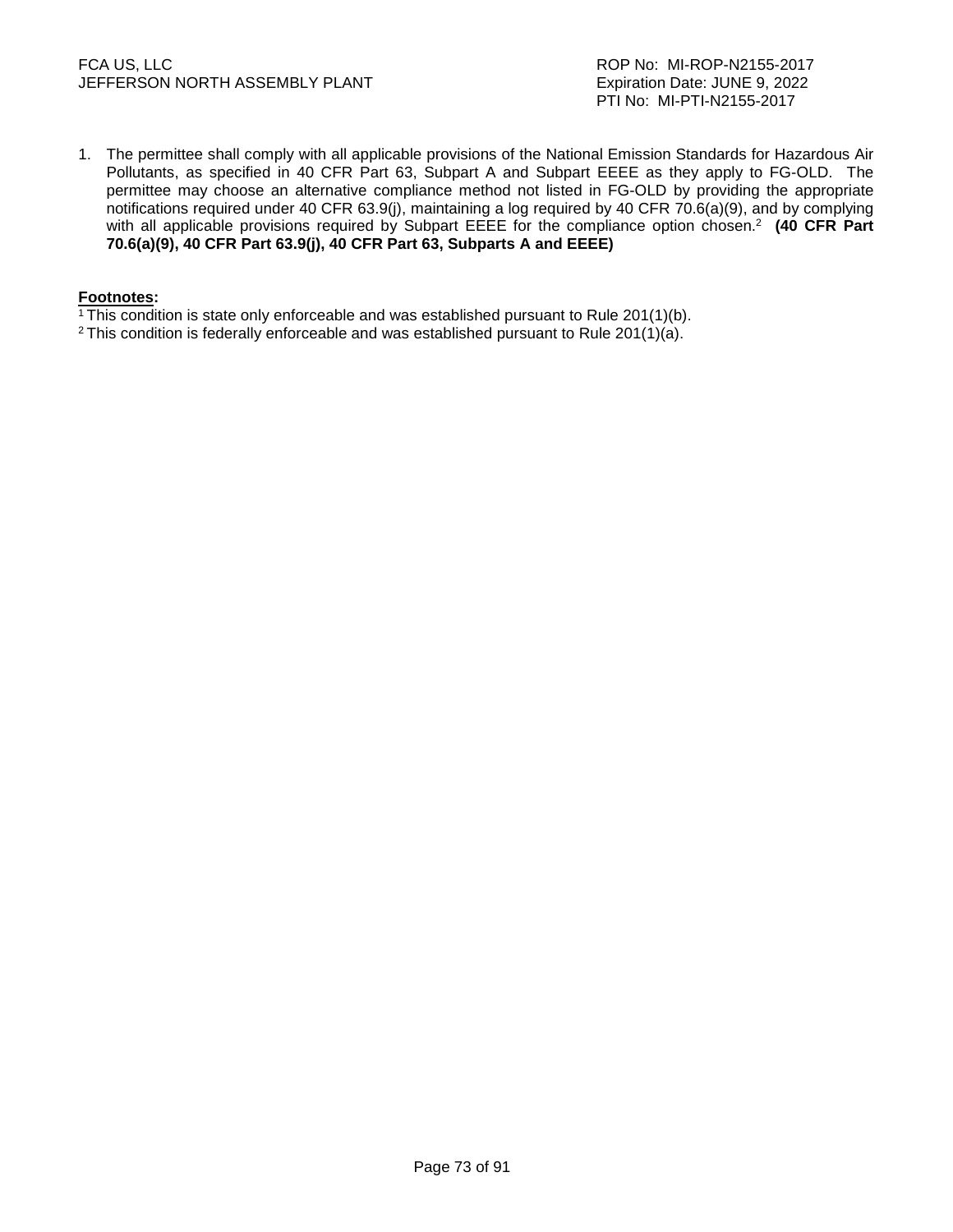1. The permittee shall comply with all applicable provisions of the National Emission Standards for Hazardous Air Pollutants, as specified in 40 CFR Part 63, Subpart A and Subpart EEEE as they apply to FG-OLD. The permittee may choose an alternative compliance method not listed in FG-OLD by providing the appropriate notifications required under 40 CFR 63.9(j), maintaining a log required by 40 CFR 70.6(a)(9), and by complying with all applicable provisions required by Subpart EEEE for the compliance option chosen.[2] **(40 CFR Part 70.6(a)(9), 40 CFR Part 63.9(j), 40 CFR Part 63, Subparts A and EEEE)**

**Footnotes:**

[1] This condition is state only enforceable and was established pursuant to Rule 201(1)(b).

[2] This condition is federally enforceable and was established pursuant to Rule 201(1)(a).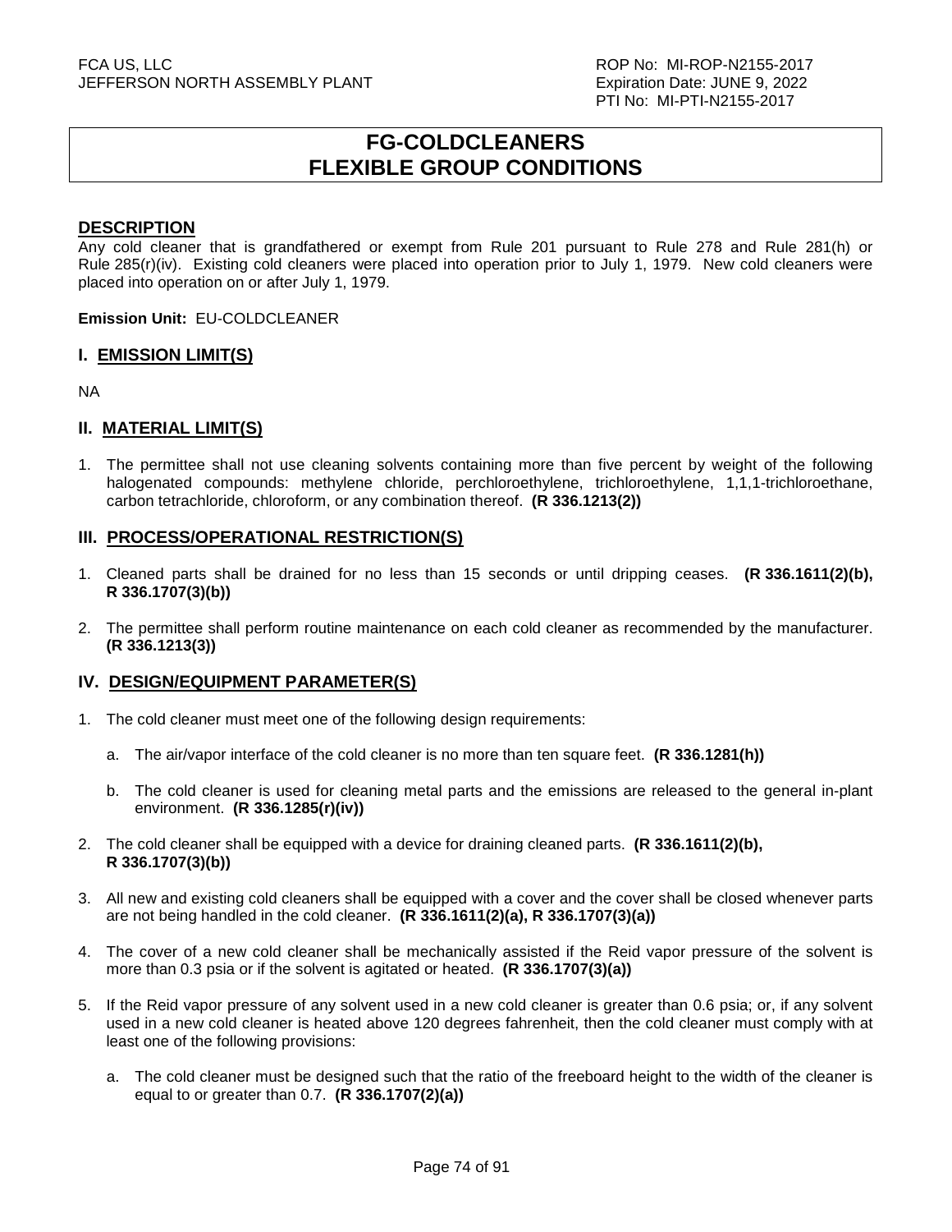# FG-COLDCLEANERS
# FLEXIBLE GROUP CONDITIONS

## DESCRIPTION

Any cold cleaner that is grandfathered or exempt from Rule 201 pursuant to Rule 278 and Rule 281(h) or Rule 285(r)(iv). Existing cold cleaners were placed into operation prior to July 1, 1979. New cold cleaners were placed into operation on or after July 1, 1979.

**Emission Unit:** EU-COLDCLEANER

## I. EMISSION LIMIT(S)

NA

## II. MATERIAL LIMIT(S)

1. The permittee shall not use cleaning solvents containing more than five percent by weight of the following halogenated compounds: methylene chloride, perchloroethylene, trichloroethylene, 1,1,1-trichloroethane, carbon tetrachloride, chloroform, or any combination thereof. **(R 336.1213(2))**

## III. PROCESS/OPERATIONAL RESTRICTION(S)

1. Cleaned parts shall be drained for no less than 15 seconds or until dripping ceases. **(R 336.1611(2)(b), R 336.1707(3)(b))**
2. The permittee shall perform routine maintenance on each cold cleaner as recommended by the manufacturer. **(R 336.1213(3))**

## IV. DESIGN/EQUIPMENT PARAMETER(S)

1. The cold cleaner must meet one of the following design requirements:
   a. The air/vapor interface of the cold cleaner is no more than ten square feet. **(R 336.1281(h))**
   b. The cold cleaner is used for cleaning metal parts and the emissions are released to the general in-plant environment. **(R 336.1285(r)(iv))**
2. The cold cleaner shall be equipped with a device for draining cleaned parts. **(R 336.1611(2)(b), R 336.1707(3)(b))**
3. All new and existing cold cleaners shall be equipped with a cover and the cover shall be closed whenever parts are not being handled in the cold cleaner. **(R 336.1611(2)(a), R 336.1707(3)(a))**
4. The cover of a new cold cleaner shall be mechanically assisted if the Reid vapor pressure of the solvent is more than 0.3 psia or if the solvent is agitated or heated. **(R 336.1707(3)(a))**
5. If the Reid vapor pressure of any solvent used in a new cold cleaner is greater than 0.6 psia; or, if any solvent used in a new cold cleaner is heated above 120 degrees fahrenheit, then the cold cleaner must comply with at least one of the following provisions:
   a. The cold cleaner must be designed such that the ratio of the freeboard height to the width of the cleaner is equal to or greater than 0.7. **(R 336.1707(2)(a))**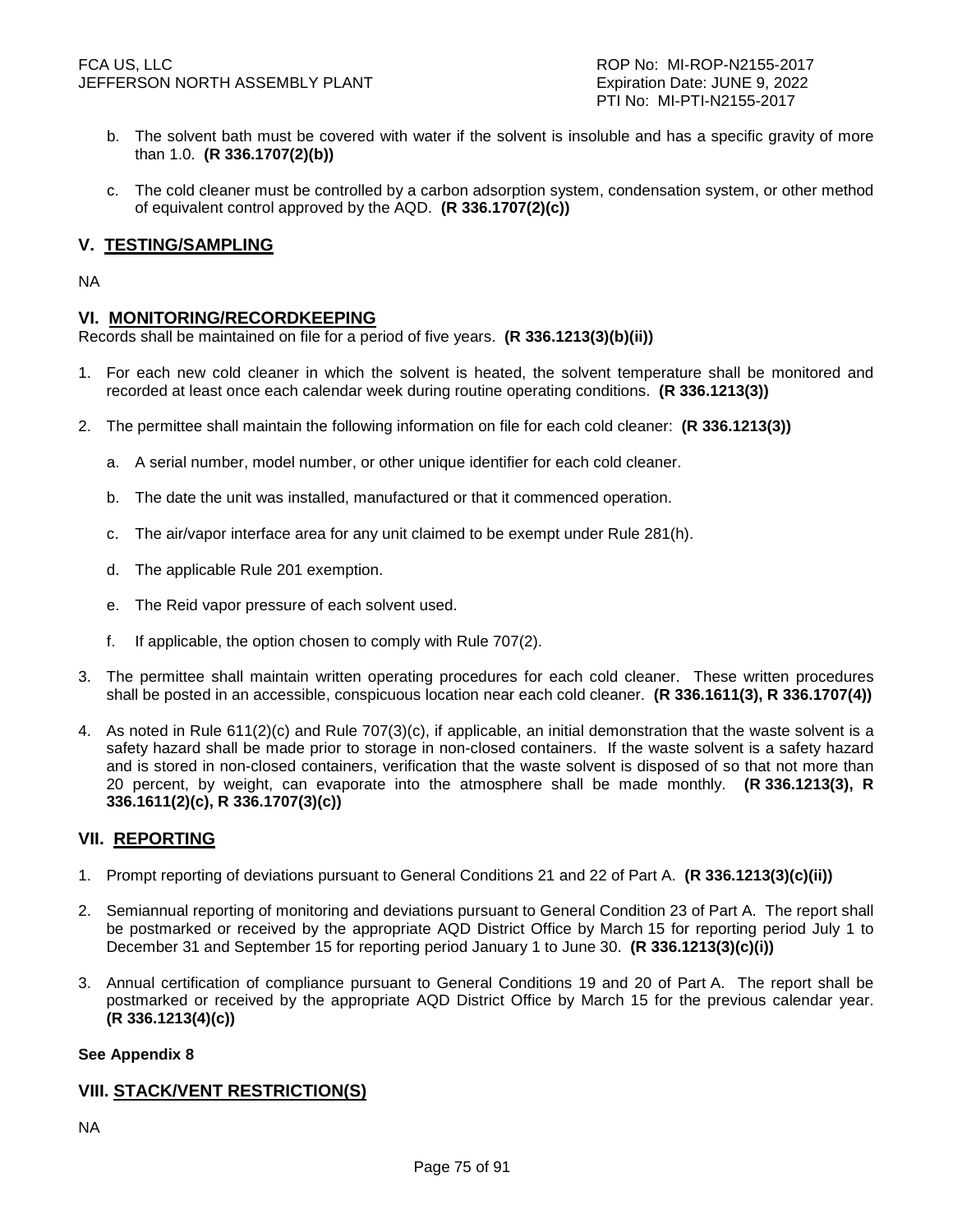b. The solvent bath must be covered with water if the solvent is insoluble and has a specific gravity of more than 1.0. **(R 336.1707(2)(b))**

c. The cold cleaner must be controlled by a carbon adsorption system, condensation system, or other method of equivalent control approved by the AQD. **(R 336.1707(2)(c))**

## V. TESTING/SAMPLING

NA

## VI. MONITORING/RECORDKEEPING

Records shall be maintained on file for a period of five years. **(R 336.1213(3)(b)(ii))**

1. For each new cold cleaner in which the solvent is heated, the solvent temperature shall be monitored and recorded at least once each calendar week during routine operating conditions. **(R 336.1213(3))**

2. The permittee shall maintain the following information on file for each cold cleaner: **(R 336.1213(3))**

   a. A serial number, model number, or other unique identifier for each cold cleaner.

   b. The date the unit was installed, manufactured or that it commenced operation.

   c. The air/vapor interface area for any unit claimed to be exempt under Rule 281(h).

   d. The applicable Rule 201 exemption.

   e. The Reid vapor pressure of each solvent used.

   f. If applicable, the option chosen to comply with Rule 707(2).

3. The permittee shall maintain written operating procedures for each cold cleaner. These written procedures shall be posted in an accessible, conspicuous location near each cold cleaner. **(R 336.1611(3), R 336.1707(4))**

4. As noted in Rule 611(2)(c) and Rule 707(3)(c), if applicable, an initial demonstration that the waste solvent is a safety hazard shall be made prior to storage in non-closed containers. If the waste solvent is a safety hazard and is stored in non-closed containers, verification that the waste solvent is disposed of so that not more than 20 percent, by weight, can evaporate into the atmosphere shall be made monthly. **(R 336.1213(3), R 336.1611(2)(c), R 336.1707(3)(c))**

## VII. REPORTING

1. Prompt reporting of deviations pursuant to General Conditions 21 and 22 of Part A. **(R 336.1213(3)(c)(ii))**

2. Semiannual reporting of monitoring and deviations pursuant to General Condition 23 of Part A. The report shall be postmarked or received by the appropriate AQD District Office by March 15 for reporting period July 1 to December 31 and September 15 for reporting period January 1 to June 30. **(R 336.1213(3)(c)(i))**

3. Annual certification of compliance pursuant to General Conditions 19 and 20 of Part A. The report shall be postmarked or received by the appropriate AQD District Office by March 15 for the previous calendar year. **(R 336.1213(4)(c))**

**See Appendix 8**

## VIII. STACK/VENT RESTRICTION(S)

NA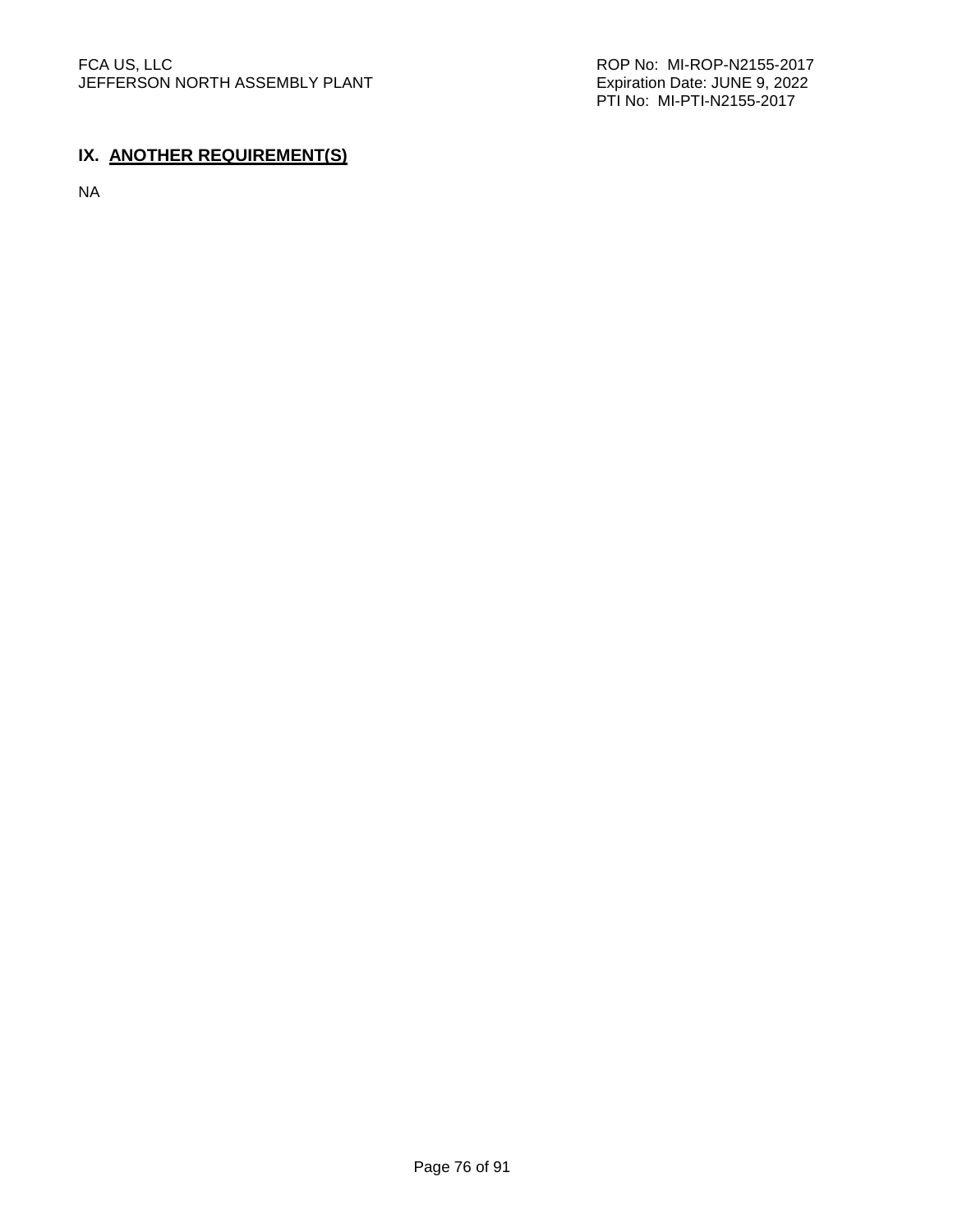## IX. ANOTHER REQUIREMENT(S)

NA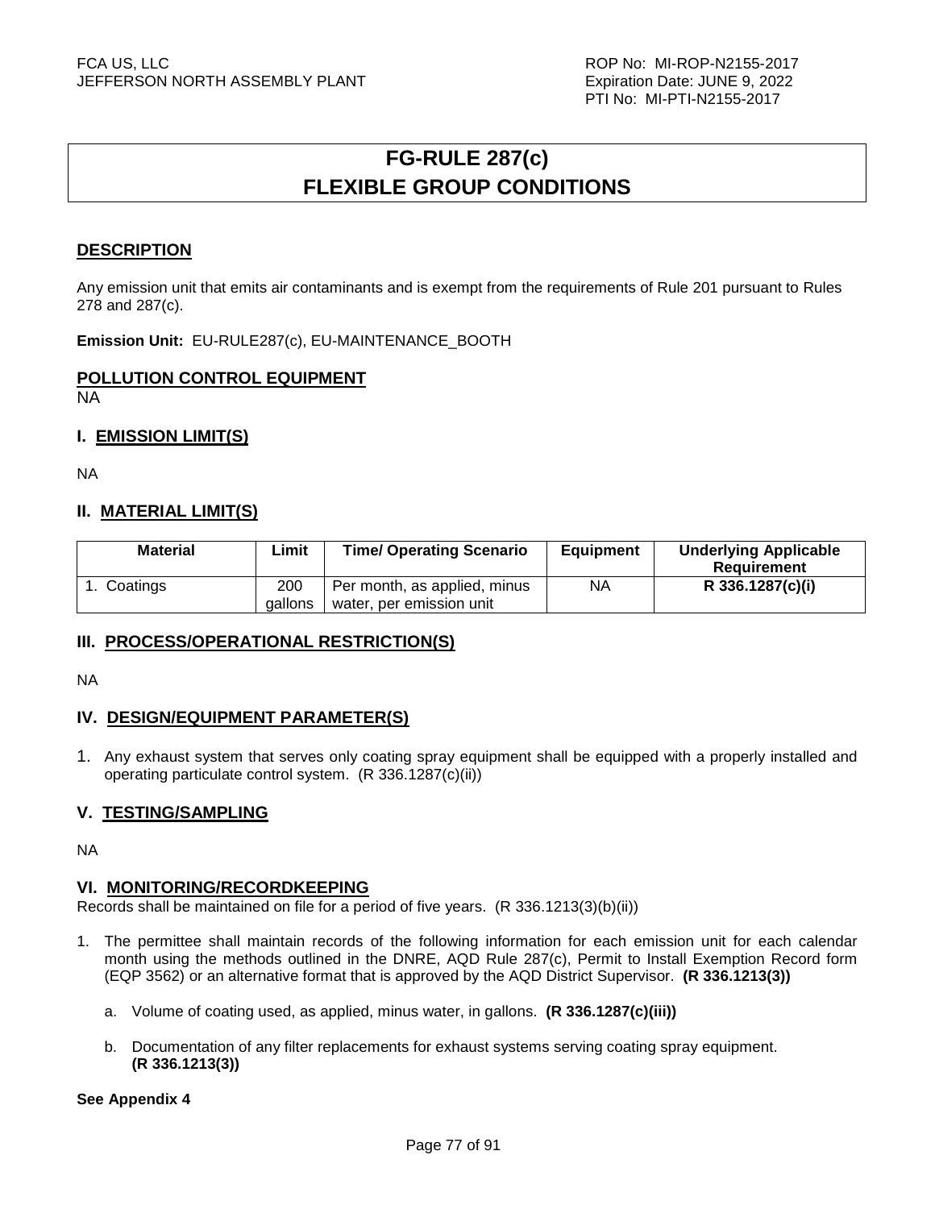# FG-RULE 287(c) FLEXIBLE GROUP CONDITIONS

## DESCRIPTION

Any emission unit that emits air contaminants and is exempt from the requirements of Rule 201 pursuant to Rules 278 and 287(c).

**Emission Unit:** EU-RULE287(c), EU-MAINTENANCE_BOOTH

## POLLUTION CONTROL EQUIPMENT

NA

## I. EMISSION LIMIT(S)

NA

## II. MATERIAL LIMIT(S)

| Material | Limit | Time/ Operating Scenario | Equipment | Underlying Applicable Requirement |
|---|---|---|---|---|
| 1. Coatings | 200 gallons | Per month, as applied, minus water, per emission unit | NA | **R 336.1287(c)(i)** |

## III. PROCESS/OPERATIONAL RESTRICTION(S)

NA

## IV. DESIGN/EQUIPMENT PARAMETER(S)

1. Any exhaust system that serves only coating spray equipment shall be equipped with a properly installed and operating particulate control system. (R 336.1287(c)(ii))

## V. TESTING/SAMPLING

NA

## VI. MONITORING/RECORDKEEPING

Records shall be maintained on file for a period of five years. (R 336.1213(3)(b)(ii))

1. The permittee shall maintain records of the following information for each emission unit for each calendar month using the methods outlined in the DNRE, AQD Rule 287(c), Permit to Install Exemption Record form (EQP 3562) or an alternative format that is approved by the AQD District Supervisor. **(R 336.1213(3))**

   a. Volume of coating used, as applied, minus water, in gallons. **(R 336.1287(c)(iii))**

   b. Documentation of any filter replacements for exhaust systems serving coating spray equipment. **(R 336.1213(3))**

**See Appendix 4**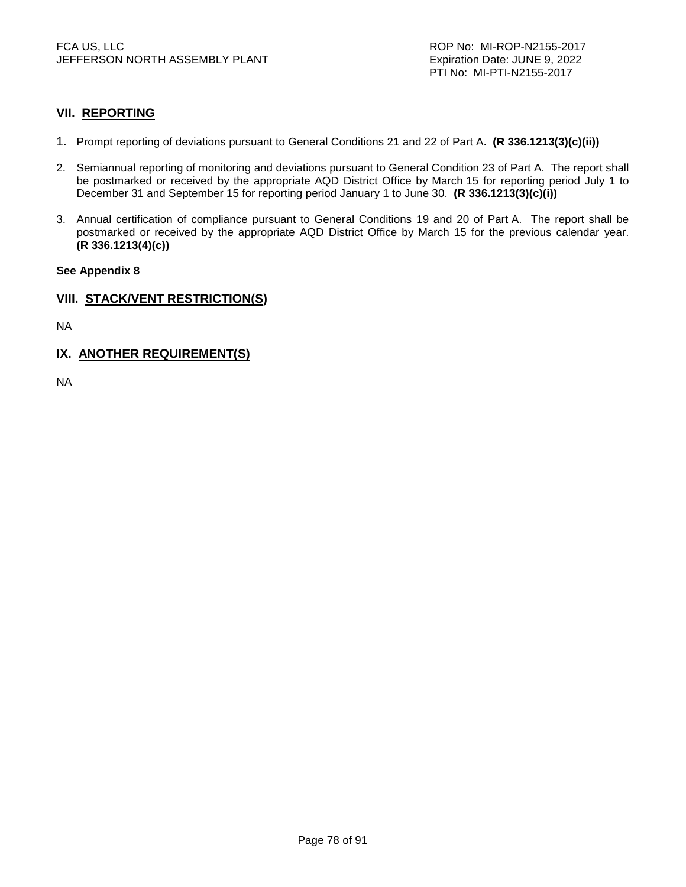## VII. REPORTING

1. Prompt reporting of deviations pursuant to General Conditions 21 and 22 of Part A. **(R 336.1213(3)(c)(ii))**

2. Semiannual reporting of monitoring and deviations pursuant to General Condition 23 of Part A. The report shall be postmarked or received by the appropriate AQD District Office by March 15 for reporting period July 1 to December 31 and September 15 for reporting period January 1 to June 30. **(R 336.1213(3)(c)(i))**

3. Annual certification of compliance pursuant to General Conditions 19 and 20 of Part A. The report shall be postmarked or received by the appropriate AQD District Office by March 15 for the previous calendar year. **(R 336.1213(4)(c))**

**See Appendix 8**

## VIII. STACK/VENT RESTRICTION(S)

NA

## IX. ANOTHER REQUIREMENT(S)

NA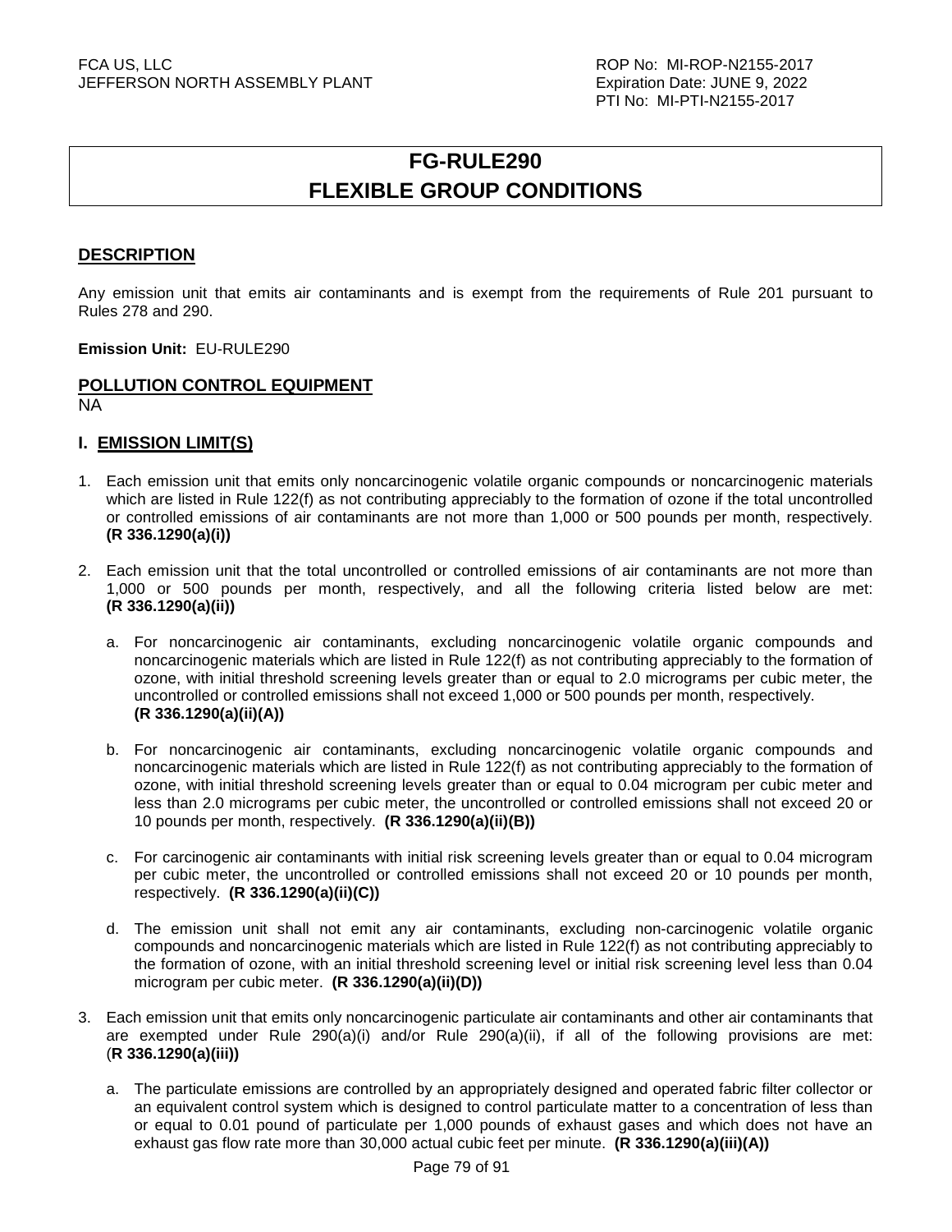# FG-RULE290
# FLEXIBLE GROUP CONDITIONS

## DESCRIPTION

Any emission unit that emits air contaminants and is exempt from the requirements of Rule 201 pursuant to Rules 278 and 290.

**Emission Unit:** EU-RULE290

## POLLUTION CONTROL EQUIPMENT

NA

## I. EMISSION LIMIT(S)

1. Each emission unit that emits only noncarcinogenic volatile organic compounds or noncarcinogenic materials which are listed in Rule 122(f) as not contributing appreciably to the formation of ozone if the total uncontrolled or controlled emissions of air contaminants are not more than 1,000 or 500 pounds per month, respectively. **(R 336.1290(a)(i))**

2. Each emission unit that the total uncontrolled or controlled emissions of air contaminants are not more than 1,000 or 500 pounds per month, respectively, and all the following criteria listed below are met: **(R 336.1290(a)(ii))**

   a. For noncarcinogenic air contaminants, excluding noncarcinogenic volatile organic compounds and noncarcinogenic materials which are listed in Rule 122(f) as not contributing appreciably to the formation of ozone, with initial threshold screening levels greater than or equal to 2.0 micrograms per cubic meter, the uncontrolled or controlled emissions shall not exceed 1,000 or 500 pounds per month, respectively. **(R 336.1290(a)(ii)(A))**

   b. For noncarcinogenic air contaminants, excluding noncarcinogenic volatile organic compounds and noncarcinogenic materials which are listed in Rule 122(f) as not contributing appreciably to the formation of ozone, with initial threshold screening levels greater than or equal to 0.04 microgram per cubic meter and less than 2.0 micrograms per cubic meter, the uncontrolled or controlled emissions shall not exceed 20 or 10 pounds per month, respectively. **(R 336.1290(a)(ii)(B))**

   c. For carcinogenic air contaminants with initial risk screening levels greater than or equal to 0.04 microgram per cubic meter, the uncontrolled or controlled emissions shall not exceed 20 or 10 pounds per month, respectively. **(R 336.1290(a)(ii)(C))**

   d. The emission unit shall not emit any air contaminants, excluding non-carcinogenic volatile organic compounds and noncarcinogenic materials which are listed in Rule 122(f) as not contributing appreciably to the formation of ozone, with an initial threshold screening level or initial risk screening level less than 0.04 microgram per cubic meter. **(R 336.1290(a)(ii)(D))**

3. Each emission unit that emits only noncarcinogenic particulate air contaminants and other air contaminants that are exempted under Rule 290(a)(i) and/or Rule 290(a)(ii), if all of the following provisions are met: (**R 336.1290(a)(iii))**

   a. The particulate emissions are controlled by an appropriately designed and operated fabric filter collector or an equivalent control system which is designed to control particulate matter to a concentration of less than or equal to 0.01 pound of particulate per 1,000 pounds of exhaust gases and which does not have an exhaust gas flow rate more than 30,000 actual cubic feet per minute. **(R 336.1290(a)(iii)(A))**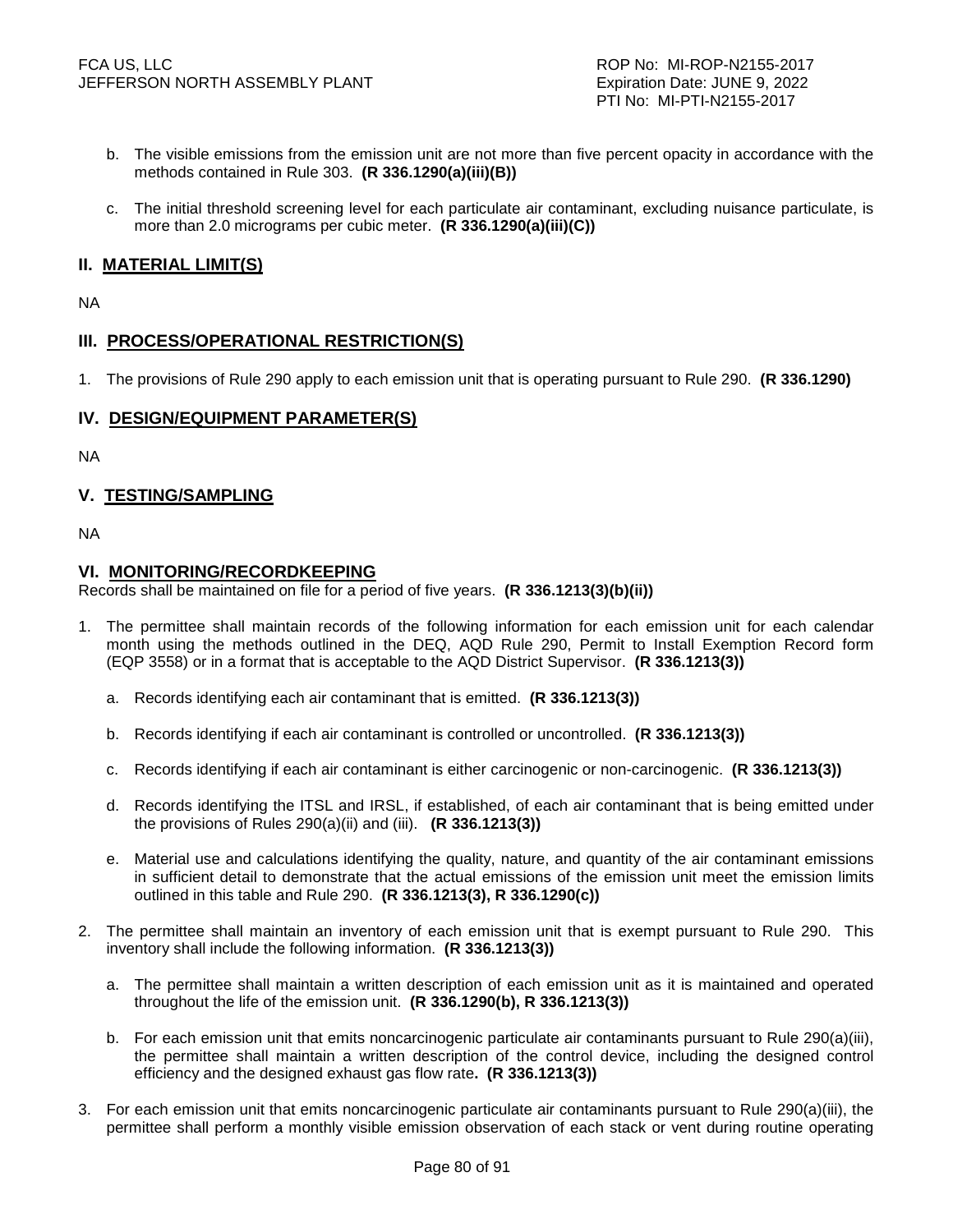b. The visible emissions from the emission unit are not more than five percent opacity in accordance with the methods contained in Rule 303. **(R 336.1290(a)(iii)(B))**

c. The initial threshold screening level for each particulate air contaminant, excluding nuisance particulate, is more than 2.0 micrograms per cubic meter. **(R 336.1290(a)(iii)(C))**

## II. MATERIAL LIMIT(S)

NA

## III. PROCESS/OPERATIONAL RESTRICTION(S)

1. The provisions of Rule 290 apply to each emission unit that is operating pursuant to Rule 290. **(R 336.1290)**

## IV. DESIGN/EQUIPMENT PARAMETER(S)

NA

## V. TESTING/SAMPLING

NA

## VI. MONITORING/RECORDKEEPING

Records shall be maintained on file for a period of five years. **(R 336.1213(3)(b)(ii))**

1. The permittee shall maintain records of the following information for each emission unit for each calendar month using the methods outlined in the DEQ, AQD Rule 290, Permit to Install Exemption Record form (EQP 3558) or in a format that is acceptable to the AQD District Supervisor. **(R 336.1213(3))**

   a. Records identifying each air contaminant that is emitted. **(R 336.1213(3))**

   b. Records identifying if each air contaminant is controlled or uncontrolled. **(R 336.1213(3))**

   c. Records identifying if each air contaminant is either carcinogenic or non-carcinogenic. **(R 336.1213(3))**

   d. Records identifying the ITSL and IRSL, if established, of each air contaminant that is being emitted under the provisions of Rules 290(a)(ii) and (iii). **(R 336.1213(3))**

   e. Material use and calculations identifying the quality, nature, and quantity of the air contaminant emissions in sufficient detail to demonstrate that the actual emissions of the emission unit meet the emission limits outlined in this table and Rule 290. **(R 336.1213(3), R 336.1290(c))**

2. The permittee shall maintain an inventory of each emission unit that is exempt pursuant to Rule 290. This inventory shall include the following information. **(R 336.1213(3))**

   a. The permittee shall maintain a written description of each emission unit as it is maintained and operated throughout the life of the emission unit. **(R 336.1290(b), R 336.1213(3))**

   b. For each emission unit that emits noncarcinogenic particulate air contaminants pursuant to Rule 290(a)(iii), the permittee shall maintain a written description of the control device, including the designed control efficiency and the designed exhaust gas flow rate**. (R 336.1213(3))**

3. For each emission unit that emits noncarcinogenic particulate air contaminants pursuant to Rule 290(a)(iii), the permittee shall perform a monthly visible emission observation of each stack or vent during routine operating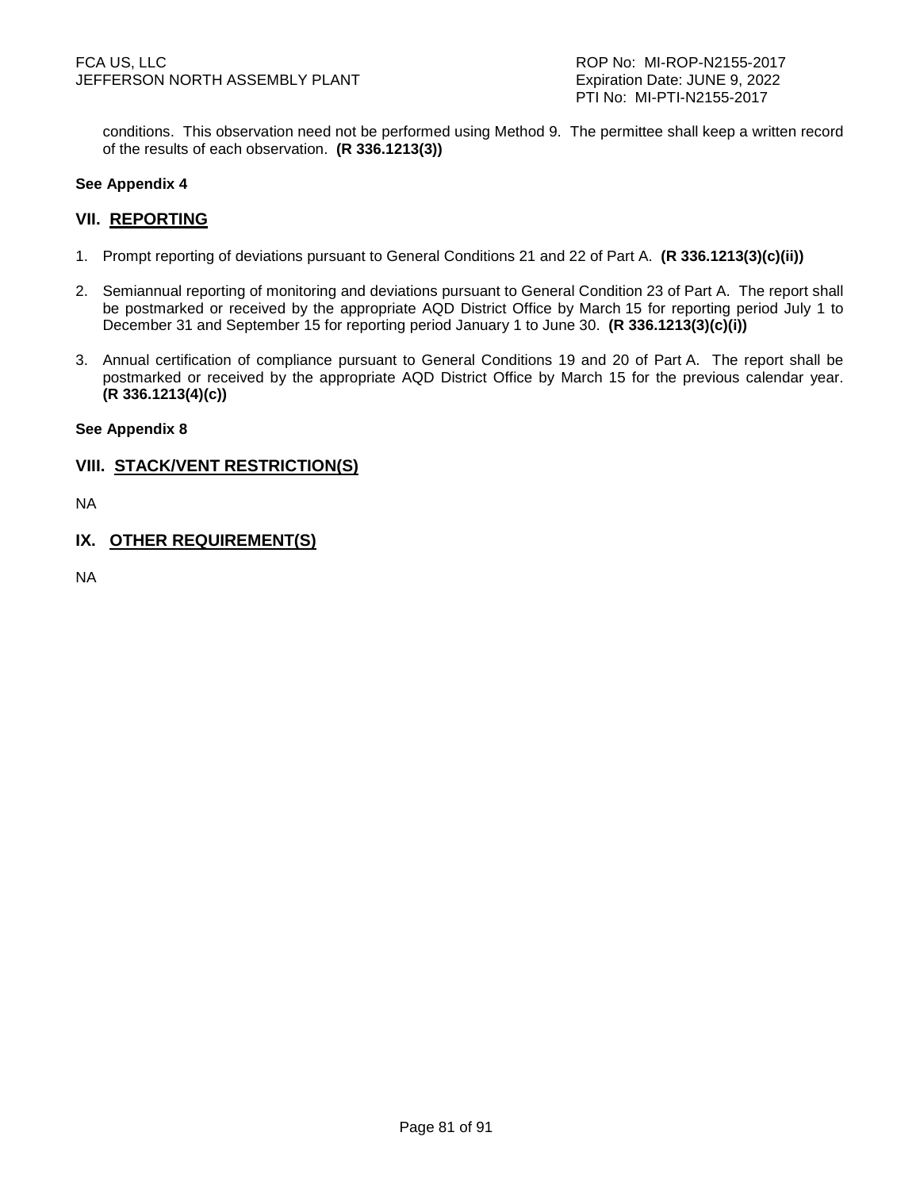conditions. This observation need not be performed using Method 9. The permittee shall keep a written record of the results of each observation. **(R 336.1213(3))**

**See Appendix 4**

## VII. REPORTING

1. Prompt reporting of deviations pursuant to General Conditions 21 and 22 of Part A. **(R 336.1213(3)(c)(ii))**

2. Semiannual reporting of monitoring and deviations pursuant to General Condition 23 of Part A. The report shall be postmarked or received by the appropriate AQD District Office by March 15 for reporting period July 1 to December 31 and September 15 for reporting period January 1 to June 30. **(R 336.1213(3)(c)(i))**

3. Annual certification of compliance pursuant to General Conditions 19 and 20 of Part A. The report shall be postmarked or received by the appropriate AQD District Office by March 15 for the previous calendar year. **(R 336.1213(4)(c))**

**See Appendix 8**

## VIII. STACK/VENT RESTRICTION(S)

NA

## IX. OTHER REQUIREMENT(S)

NA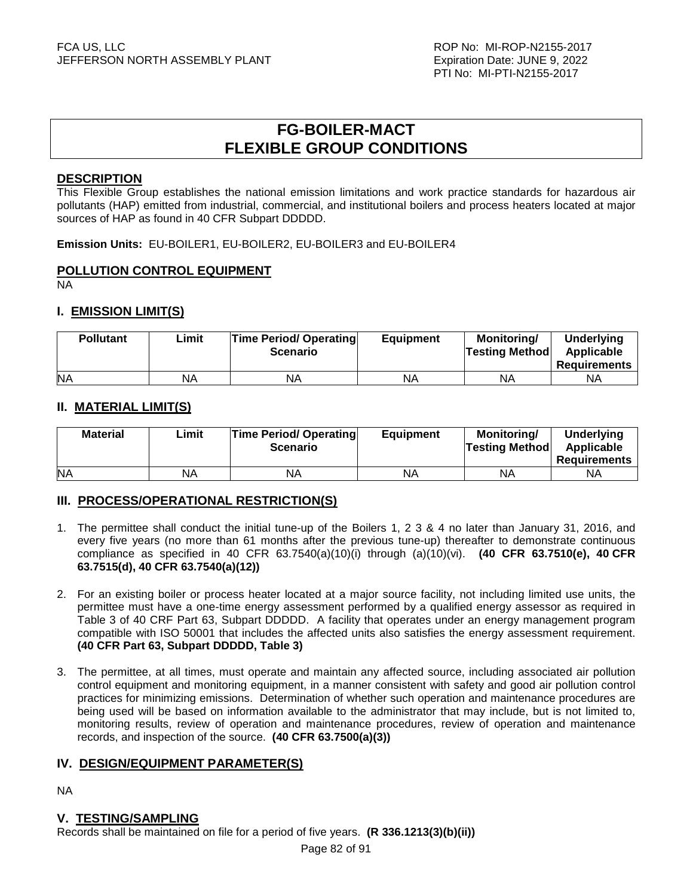# FG-BOILER-MACT
# FLEXIBLE GROUP CONDITIONS

## DESCRIPTION

This Flexible Group establishes the national emission limitations and work practice standards for hazardous air pollutants (HAP) emitted from industrial, commercial, and institutional boilers and process heaters located at major sources of HAP as found in 40 CFR Subpart DDDDD.

**Emission Units:** EU-BOILER1, EU-BOILER2, EU-BOILER3 and EU-BOILER4

## POLLUTION CONTROL EQUIPMENT

NA

## I. EMISSION LIMIT(S)

| Pollutant | Limit | Time Period/ Operating Scenario | Equipment | Monitoring/ Testing Method | Underlying Applicable Requirements |
|---|---|---|---|---|---|
| NA | NA | NA | NA | NA | NA |

## II. MATERIAL LIMIT(S)

| Material | Limit | Time Period/ Operating Scenario | Equipment | Monitoring/ Testing Method | Underlying Applicable Requirements |
|---|---|---|---|---|---|
| NA | NA | NA | NA | NA | NA |

## III. PROCESS/OPERATIONAL RESTRICTION(S)

1. The permittee shall conduct the initial tune-up of the Boilers 1, 2 3 & 4 no later than January 31, 2016, and every five years (no more than 61 months after the previous tune-up) thereafter to demonstrate continuous compliance as specified in 40 CFR 63.7540(a)(10)(i) through (a)(10)(vi). **(40 CFR 63.7510(e), 40 CFR 63.7515(d), 40 CFR 63.7540(a)(12))**

2. For an existing boiler or process heater located at a major source facility, not including limited use units, the permittee must have a one-time energy assessment performed by a qualified energy assessor as required in Table 3 of 40 CRF Part 63, Subpart DDDDD. A facility that operates under an energy management program compatible with ISO 50001 that includes the affected units also satisfies the energy assessment requirement. **(40 CFR Part 63, Subpart DDDDD, Table 3)**

3. The permittee, at all times, must operate and maintain any affected source, including associated air pollution control equipment and monitoring equipment, in a manner consistent with safety and good air pollution control practices for minimizing emissions. Determination of whether such operation and maintenance procedures are being used will be based on information available to the administrator that may include, but is not limited to, monitoring results, review of operation and maintenance procedures, review of operation and maintenance records, and inspection of the source. **(40 CFR 63.7500(a)(3))**

## IV. DESIGN/EQUIPMENT PARAMETER(S)

NA

## V. TESTING/SAMPLING

Records shall be maintained on file for a period of five years. **(R 336.1213(3)(b)(ii))**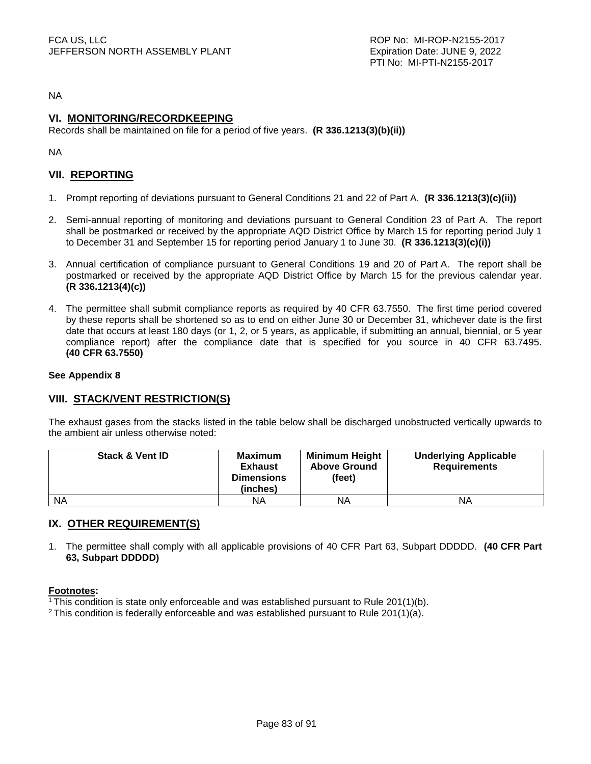NA

## VI. MONITORING/RECORDKEEPING

Records shall be maintained on file for a period of five years. **(R 336.1213(3)(b)(ii))**

NA

## VII. REPORTING

1. Prompt reporting of deviations pursuant to General Conditions 21 and 22 of Part A. **(R 336.1213(3)(c)(ii))**

2. Semi-annual reporting of monitoring and deviations pursuant to General Condition 23 of Part A. The report shall be postmarked or received by the appropriate AQD District Office by March 15 for reporting period July 1 to December 31 and September 15 for reporting period January 1 to June 30. **(R 336.1213(3)(c)(i))**

3. Annual certification of compliance pursuant to General Conditions 19 and 20 of Part A. The report shall be postmarked or received by the appropriate AQD District Office by March 15 for the previous calendar year. **(R 336.1213(4)(c))**

4. The permittee shall submit compliance reports as required by 40 CFR 63.7550. The first time period covered by these reports shall be shortened so as to end on either June 30 or December 31, whichever date is the first date that occurs at least 180 days (or 1, 2, or 5 years, as applicable, if submitting an annual, biennial, or 5 year compliance report) after the compliance date that is specified for you source in 40 CFR 63.7495. **(40 CFR 63.7550)**

**See Appendix 8**

## VIII. STACK/VENT RESTRICTION(S)

The exhaust gases from the stacks listed in the table below shall be discharged unobstructed vertically upwards to the ambient air unless otherwise noted:

| Stack & Vent ID | Maximum Exhaust Dimensions (inches) | Minimum Height Above Ground (feet) | Underlying Applicable Requirements |
|---|---|---|---|
| NA | NA | NA | NA |

## IX. OTHER REQUIREMENT(S)

1. The permittee shall comply with all applicable provisions of 40 CFR Part 63, Subpart DDDDD. **(40 CFR Part 63, Subpart DDDDD)**

**Footnotes:**

[1] This condition is state only enforceable and was established pursuant to Rule 201(1)(b).

[2] This condition is federally enforceable and was established pursuant to Rule 201(1)(a).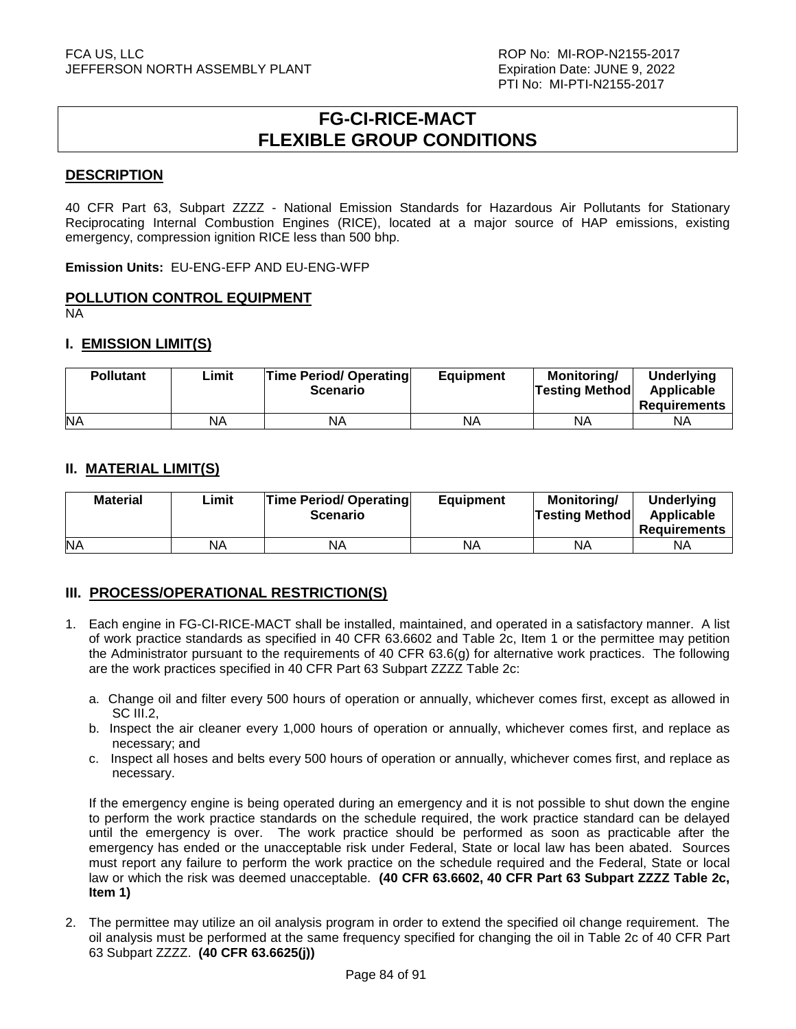# FG-CI-RICE-MACT
# FLEXIBLE GROUP CONDITIONS

## DESCRIPTION

40 CFR Part 63, Subpart ZZZZ - National Emission Standards for Hazardous Air Pollutants for Stationary Reciprocating Internal Combustion Engines (RICE), located at a major source of HAP emissions, existing emergency, compression ignition RICE less than 500 bhp.

**Emission Units:** EU-ENG-EFP AND EU-ENG-WFP

## POLLUTION CONTROL EQUIPMENT

NA

## I. EMISSION LIMIT(S)

| Pollutant | Limit | Time Period/ Operating Scenario | Equipment | Monitoring/ Testing Method | Underlying Applicable Requirements |
|---|---|---|---|---|---|
| NA | NA | NA | NA | NA | NA |

## II. MATERIAL LIMIT(S)

| Material | Limit | Time Period/ Operating Scenario | Equipment | Monitoring/ Testing Method | Underlying Applicable Requirements |
|---|---|---|---|---|---|
| NA | NA | NA | NA | NA | NA |

## III. PROCESS/OPERATIONAL RESTRICTION(S)

1. Each engine in FG-CI-RICE-MACT shall be installed, maintained, and operated in a satisfactory manner. A list of work practice standards as specified in 40 CFR 63.6602 and Table 2c, Item 1 or the permittee may petition the Administrator pursuant to the requirements of 40 CFR 63.6(g) for alternative work practices. The following are the work practices specified in 40 CFR Part 63 Subpart ZZZZ Table 2c:

   a. Change oil and filter every 500 hours of operation or annually, whichever comes first, except as allowed in SC III.2,
   b. Inspect the air cleaner every 1,000 hours of operation or annually, whichever comes first, and replace as necessary; and
   c. Inspect all hoses and belts every 500 hours of operation or annually, whichever comes first, and replace as necessary.

   If the emergency engine is being operated during an emergency and it is not possible to shut down the engine to perform the work practice standards on the schedule required, the work practice standard can be delayed until the emergency is over. The work practice should be performed as soon as practicable after the emergency has ended or the unacceptable risk under Federal, State or local law has been abated. Sources must report any failure to perform the work practice on the schedule required and the Federal, State or local law or which the risk was deemed unacceptable. **(40 CFR 63.6602, 40 CFR Part 63 Subpart ZZZZ Table 2c, Item 1)**

2. The permittee may utilize an oil analysis program in order to extend the specified oil change requirement. The oil analysis must be performed at the same frequency specified for changing the oil in Table 2c of 40 CFR Part 63 Subpart ZZZZ. **(40 CFR 63.6625(j))**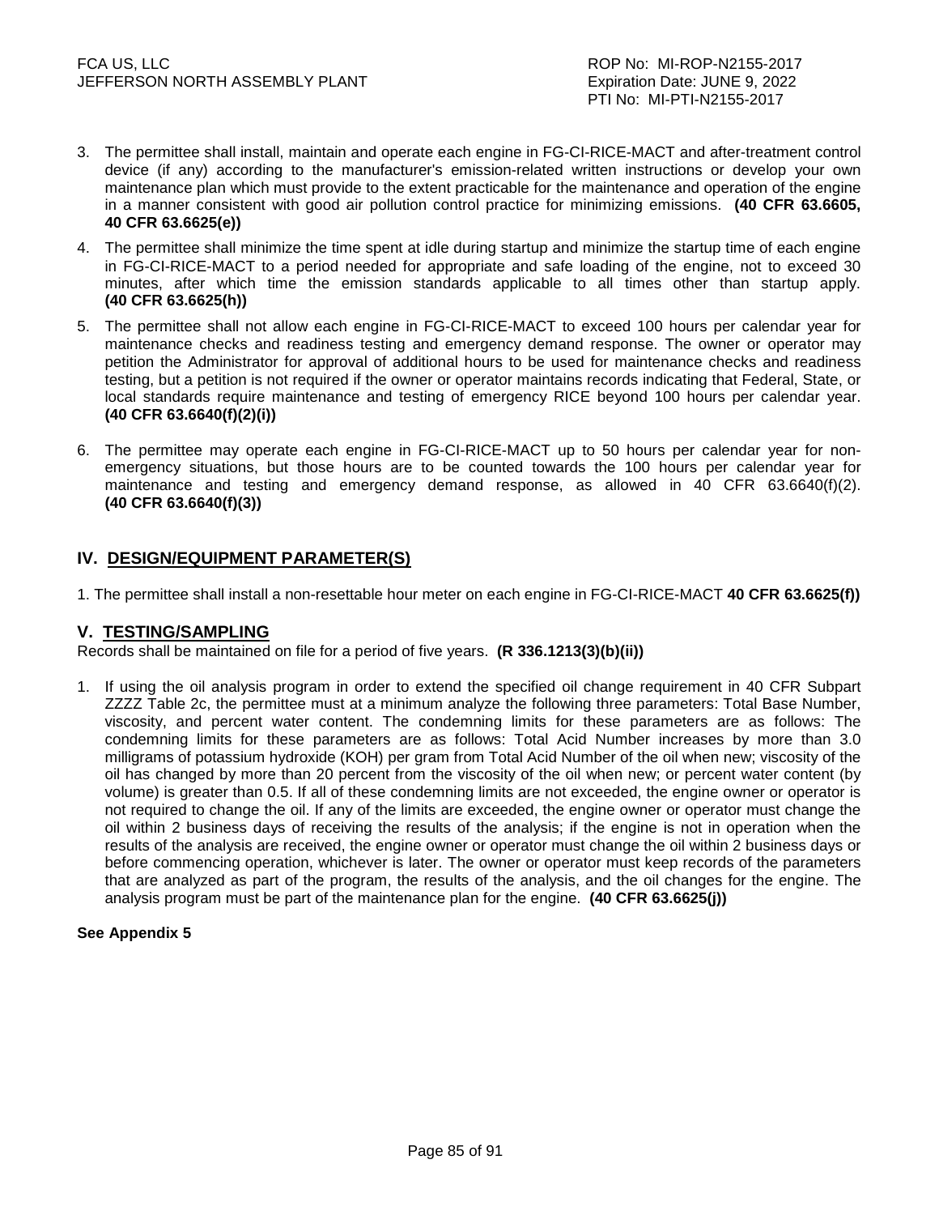3. The permittee shall install, maintain and operate each engine in FG-CI-RICE-MACT and after-treatment control device (if any) according to the manufacturer's emission-related written instructions or develop your own maintenance plan which must provide to the extent practicable for the maintenance and operation of the engine in a manner consistent with good air pollution control practice for minimizing emissions. **(40 CFR 63.6605, 40 CFR 63.6625(e))**

4. The permittee shall minimize the time spent at idle during startup and minimize the startup time of each engine in FG-CI-RICE-MACT to a period needed for appropriate and safe loading of the engine, not to exceed 30 minutes, after which time the emission standards applicable to all times other than startup apply. **(40 CFR 63.6625(h))**

5. The permittee shall not allow each engine in FG-CI-RICE-MACT to exceed 100 hours per calendar year for maintenance checks and readiness testing and emergency demand response. The owner or operator may petition the Administrator for approval of additional hours to be used for maintenance checks and readiness testing, but a petition is not required if the owner or operator maintains records indicating that Federal, State, or local standards require maintenance and testing of emergency RICE beyond 100 hours per calendar year. **(40 CFR 63.6640(f)(2)(i))**

6. The permittee may operate each engine in FG-CI-RICE-MACT up to 50 hours per calendar year for non-emergency situations, but those hours are to be counted towards the 100 hours per calendar year for maintenance and testing and emergency demand response, as allowed in 40 CFR 63.6640(f)(2). **(40 CFR 63.6640(f)(3))**

## IV. DESIGN/EQUIPMENT PARAMETER(S)

1. The permittee shall install a non-resettable hour meter on each engine in FG-CI-RICE-MACT **40 CFR 63.6625(f))**

## V. TESTING/SAMPLING

Records shall be maintained on file for a period of five years. **(R 336.1213(3)(b)(ii))**

1. If using the oil analysis program in order to extend the specified oil change requirement in 40 CFR Subpart ZZZZ Table 2c, the permittee must at a minimum analyze the following three parameters: Total Base Number, viscosity, and percent water content. The condemning limits for these parameters are as follows: The condemning limits for these parameters are as follows: Total Acid Number increases by more than 3.0 milligrams of potassium hydroxide (KOH) per gram from Total Acid Number of the oil when new; viscosity of the oil has changed by more than 20 percent from the viscosity of the oil when new; or percent water content (by volume) is greater than 0.5. If all of these condemning limits are not exceeded, the engine owner or operator is not required to change the oil. If any of the limits are exceeded, the engine owner or operator must change the oil within 2 business days of receiving the results of the analysis; if the engine is not in operation when the results of the analysis are received, the engine owner or operator must change the oil within 2 business days or before commencing operation, whichever is later. The owner or operator must keep records of the parameters that are analyzed as part of the program, the results of the analysis, and the oil changes for the engine. The analysis program must be part of the maintenance plan for the engine. **(40 CFR 63.6625(j))**

**See Appendix 5**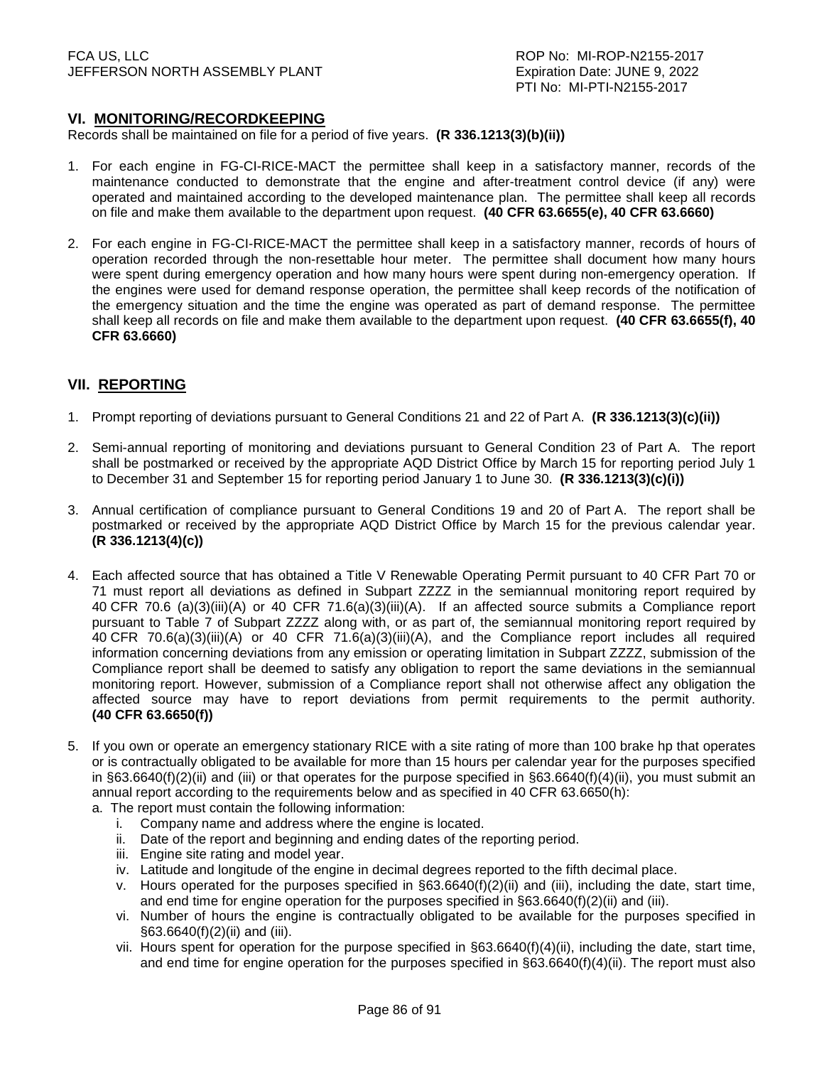## VI. MONITORING/RECORDKEEPING

Records shall be maintained on file for a period of five years. **(R 336.1213(3)(b)(ii))**

1. For each engine in FG-CI-RICE-MACT the permittee shall keep in a satisfactory manner, records of the maintenance conducted to demonstrate that the engine and after-treatment control device (if any) were operated and maintained according to the developed maintenance plan. The permittee shall keep all records on file and make them available to the department upon request. **(40 CFR 63.6655(e), 40 CFR 63.6660)**

2. For each engine in FG-CI-RICE-MACT the permittee shall keep in a satisfactory manner, records of hours of operation recorded through the non-resettable hour meter. The permittee shall document how many hours were spent during emergency operation and how many hours were spent during non-emergency operation. If the engines were used for demand response operation, the permittee shall keep records of the notification of the emergency situation and the time the engine was operated as part of demand response. The permittee shall keep all records on file and make them available to the department upon request. **(40 CFR 63.6655(f), 40 CFR 63.6660)**

## VII. REPORTING

1. Prompt reporting of deviations pursuant to General Conditions 21 and 22 of Part A. **(R 336.1213(3)(c)(ii))**

2. Semi-annual reporting of monitoring and deviations pursuant to General Condition 23 of Part A. The report shall be postmarked or received by the appropriate AQD District Office by March 15 for reporting period July 1 to December 31 and September 15 for reporting period January 1 to June 30. **(R 336.1213(3)(c)(i))**

3. Annual certification of compliance pursuant to General Conditions 19 and 20 of Part A. The report shall be postmarked or received by the appropriate AQD District Office by March 15 for the previous calendar year. **(R 336.1213(4)(c))**

4. Each affected source that has obtained a Title V Renewable Operating Permit pursuant to 40 CFR Part 70 or 71 must report all deviations as defined in Subpart ZZZZ in the semiannual monitoring report required by 40 CFR 70.6 (a)(3)(iii)(A) or 40 CFR 71.6(a)(3)(iii)(A). If an affected source submits a Compliance report pursuant to Table 7 of Subpart ZZZZ along with, or as part of, the semiannual monitoring report required by 40 CFR 70.6(a)(3)(iii)(A) or 40 CFR 71.6(a)(3)(iii)(A), and the Compliance report includes all required information concerning deviations from any emission or operating limitation in Subpart ZZZZ, submission of the Compliance report shall be deemed to satisfy any obligation to report the same deviations in the semiannual monitoring report. However, submission of a Compliance report shall not otherwise affect any obligation the affected source may have to report deviations from permit requirements to the permit authority. **(40 CFR 63.6650(f))**

5. If you own or operate an emergency stationary RICE with a site rating of more than 100 brake hp that operates or is contractually obligated to be available for more than 15 hours per calendar year for the purposes specified in §63.6640(f)(2)(ii) and (iii) or that operates for the purpose specified in §63.6640(f)(4)(ii), you must submit an annual report according to the requirements below and as specified in 40 CFR 63.6650(h):
   a. The report must contain the following information:
      i. Company name and address where the engine is located.
      ii. Date of the report and beginning and ending dates of the reporting period.
      iii. Engine site rating and model year.
      iv. Latitude and longitude of the engine in decimal degrees reported to the fifth decimal place.
      v. Hours operated for the purposes specified in §63.6640(f)(2)(ii) and (iii), including the date, start time, and end time for engine operation for the purposes specified in §63.6640(f)(2)(ii) and (iii).
      vi. Number of hours the engine is contractually obligated to be available for the purposes specified in §63.6640(f)(2)(ii) and (iii).
      vii. Hours spent for operation for the purpose specified in §63.6640(f)(4)(ii), including the date, start time, and end time for engine operation for the purposes specified in §63.6640(f)(4)(ii). The report must also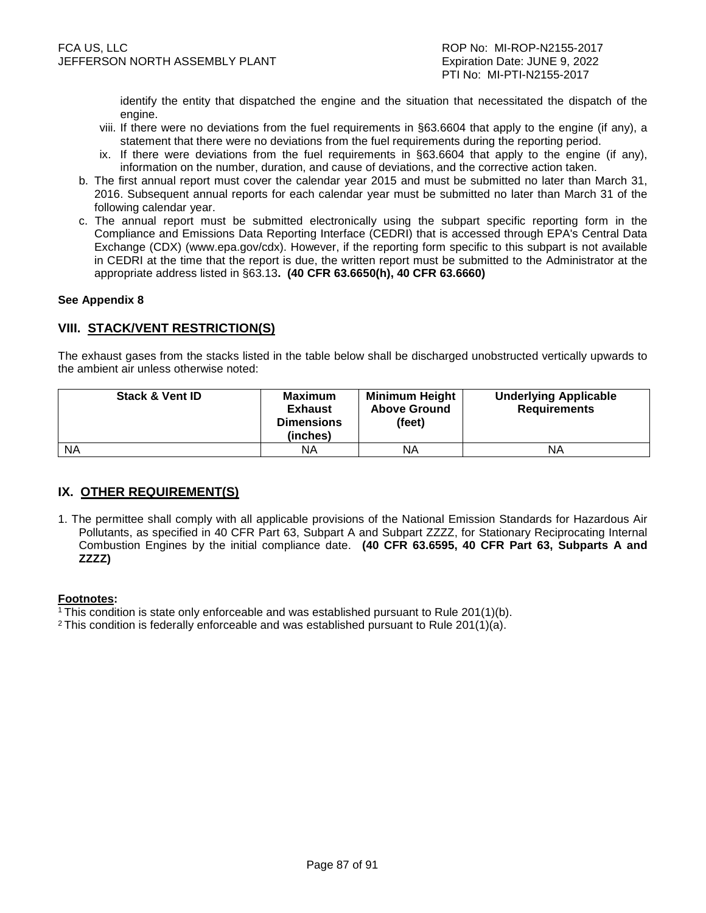identify the entity that dispatched the engine and the situation that necessitated the dispatch of the engine.

viii. If there were no deviations from the fuel requirements in §63.6604 that apply to the engine (if any), a statement that there were no deviations from the fuel requirements during the reporting period.

ix. If there were deviations from the fuel requirements in §63.6604 that apply to the engine (if any), information on the number, duration, and cause of deviations, and the corrective action taken.

b. The first annual report must cover the calendar year 2015 and must be submitted no later than March 31, 2016. Subsequent annual reports for each calendar year must be submitted no later than March 31 of the following calendar year.

c. The annual report must be submitted electronically using the subpart specific reporting form in the Compliance and Emissions Data Reporting Interface (CEDRI) that is accessed through EPA's Central Data Exchange (CDX) (www.epa.gov/cdx). However, if the reporting form specific to this subpart is not available in CEDRI at the time that the report is due, the written report must be submitted to the Administrator at the appropriate address listed in §63.13. **(40 CFR 63.6650(h), 40 CFR 63.6660)**

**See Appendix 8**

## VIII. STACK/VENT RESTRICTION(S)

The exhaust gases from the stacks listed in the table below shall be discharged unobstructed vertically upwards to the ambient air unless otherwise noted:

| Stack & Vent ID | Maximum Exhaust Dimensions (inches) | Minimum Height Above Ground (feet) | Underlying Applicable Requirements |
|---|---|---|---|
| NA | NA | NA | NA |

## IX. OTHER REQUIREMENT(S)

1. The permittee shall comply with all applicable provisions of the National Emission Standards for Hazardous Air Pollutants, as specified in 40 CFR Part 63, Subpart A and Subpart ZZZZ, for Stationary Reciprocating Internal Combustion Engines by the initial compliance date. **(40 CFR 63.6595, 40 CFR Part 63, Subparts A and ZZZZ)**

**Footnotes:**

[1] This condition is state only enforceable and was established pursuant to Rule 201(1)(b).

[2] This condition is federally enforceable and was established pursuant to Rule 201(1)(a).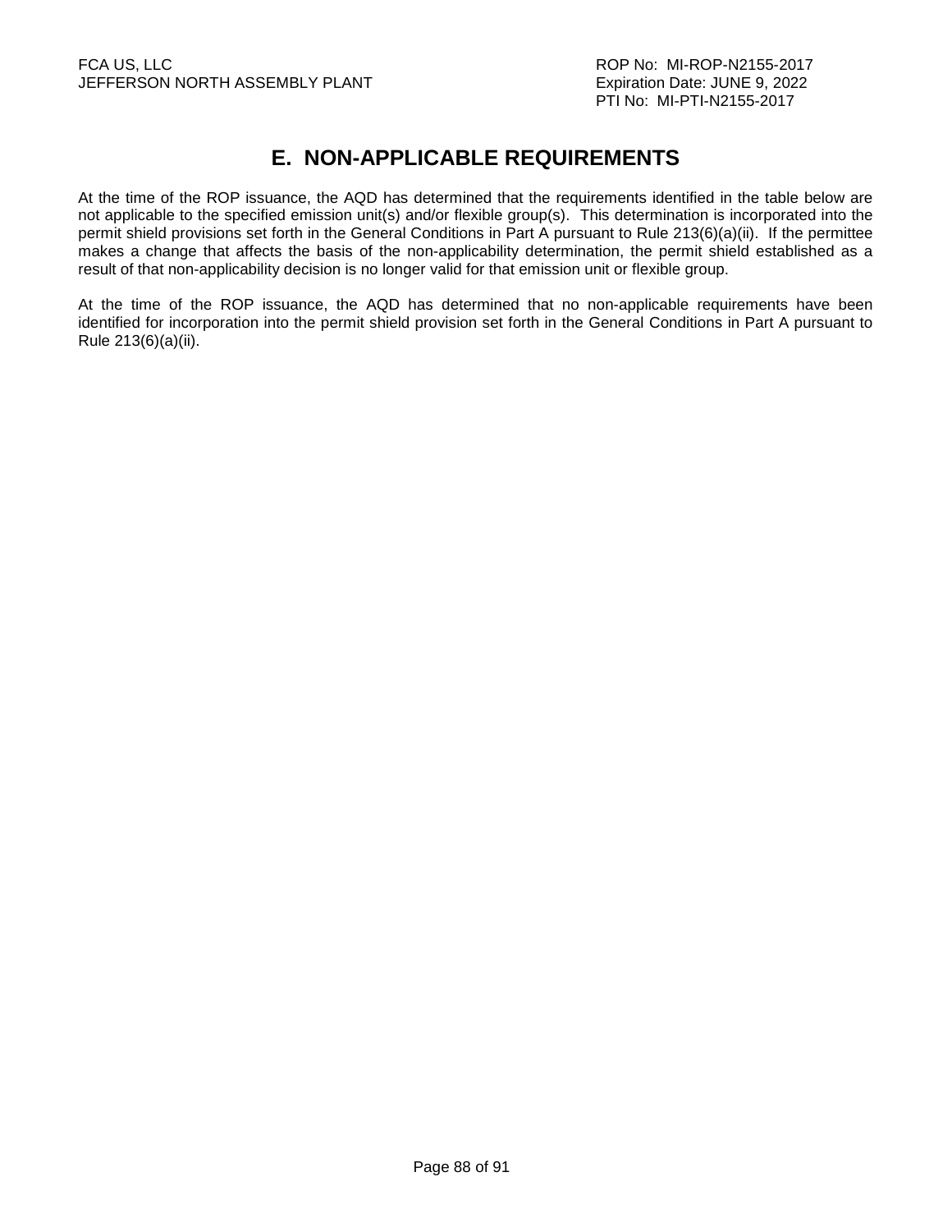# E. NON-APPLICABLE REQUIREMENTS

At the time of the ROP issuance, the AQD has determined that the requirements identified in the table below are not applicable to the specified emission unit(s) and/or flexible group(s). This determination is incorporated into the permit shield provisions set forth in the General Conditions in Part A pursuant to Rule 213(6)(a)(ii). If the permittee makes a change that affects the basis of the non-applicability determination, the permit shield established as a result of that non-applicability decision is no longer valid for that emission unit or flexible group.

At the time of the ROP issuance, the AQD has determined that no non-applicable requirements have been identified for incorporation into the permit shield provision set forth in the General Conditions in Part A pursuant to Rule 213(6)(a)(ii).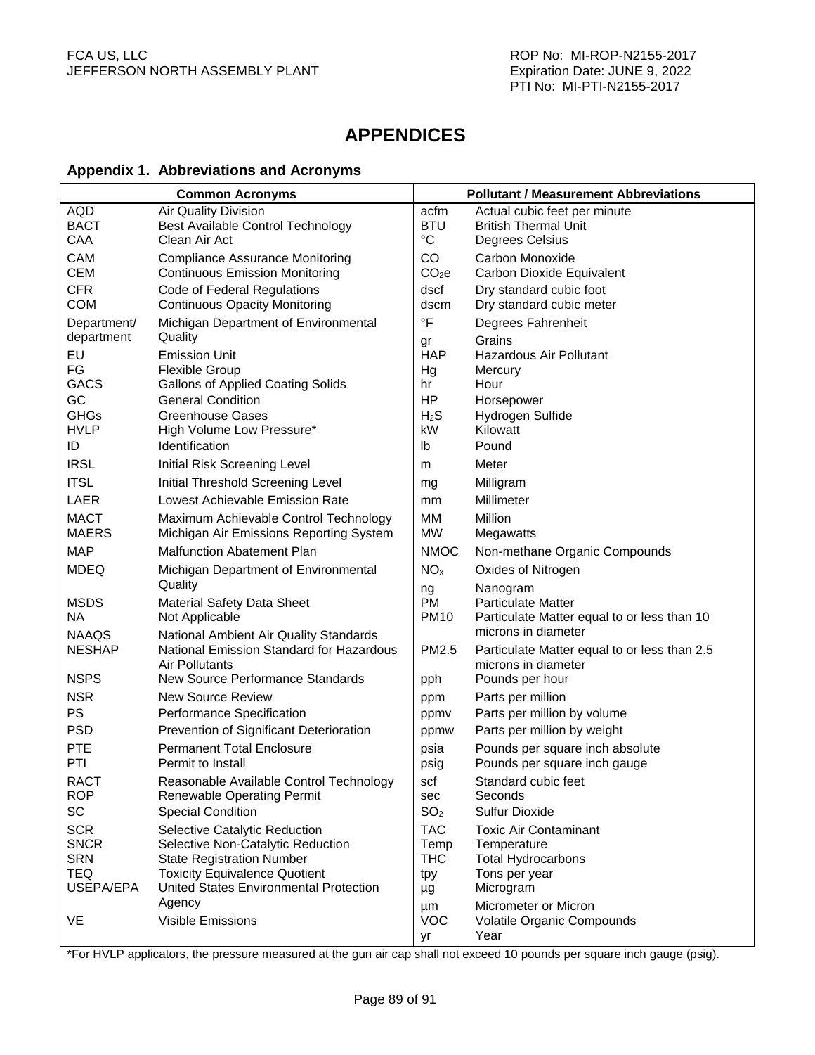# APPENDICES

## Appendix 1. Abbreviations and Acronyms

| Common Acronyms | | Pollutant / Measurement Abbreviations | |
|---|---|---|---|
| AQD | Air Quality Division | acfm | Actual cubic feet per minute |
| BACT | Best Available Control Technology | BTU | British Thermal Unit |
| CAA | Clean Air Act | °C | Degrees Celsius |
| CAM | Compliance Assurance Monitoring | CO | Carbon Monoxide |
| CEM | Continuous Emission Monitoring | $CO_2e$ | Carbon Dioxide Equivalent |
| CFR | Code of Federal Regulations | dscf | Dry standard cubic foot |
| COM | Continuous Opacity Monitoring | dscm | Dry standard cubic meter |
| Department/ department | Michigan Department of Environmental Quality | °F | Degrees Fahrenheit |
| | | gr | Grains |
| EU | Emission Unit | HAP | Hazardous Air Pollutant |
| FG | Flexible Group | Hg | Mercury |
| GACS | Gallons of Applied Coating Solids | hr | Hour |
| GC | General Condition | HP | Horsepower |
| GHGs | Greenhouse Gases | $H_2S$ | Hydrogen Sulfide |
| HVLP | High Volume Low Pressure* | kW | Kilowatt |
| ID | Identification | lb | Pound |
| IRSL | Initial Risk Screening Level | m | Meter |
| ITSL | Initial Threshold Screening Level | mg | Milligram |
| LAER | Lowest Achievable Emission Rate | mm | Millimeter |
| MACT | Maximum Achievable Control Technology | MM | Million |
| MAERS | Michigan Air Emissions Reporting System | MW | Megawatts |
| MAP | Malfunction Abatement Plan | NMOC | Non-methane Organic Compounds |
| MDEQ | Michigan Department of Environmental Quality | $NO_x$ | Oxides of Nitrogen |
| | | ng | Nanogram |
| MSDS | Material Safety Data Sheet | PM | Particulate Matter |
| NA | Not Applicable | PM10 | Particulate Matter equal to or less than 10 microns in diameter |
| NAAQS | National Ambient Air Quality Standards | | |
| NESHAP | National Emission Standard for Hazardous Air Pollutants | PM2.5 | Particulate Matter equal to or less than 2.5 microns in diameter |
| NSPS | New Source Performance Standards | pph | Pounds per hour |
| NSR | New Source Review | ppm | Parts per million |
| PS | Performance Specification | ppmv | Parts per million by volume |
| PSD | Prevention of Significant Deterioration | ppmw | Parts per million by weight |
| PTE | Permanent Total Enclosure | psia | Pounds per square inch absolute |
| PTI | Permit to Install | psig | Pounds per square inch gauge |
| RACT | Reasonable Available Control Technology | scf | Standard cubic feet |
| ROP | Renewable Operating Permit | sec | Seconds |
| SC | Special Condition | $SO_2$ | Sulfur Dioxide |
| SCR | Selective Catalytic Reduction | TAC | Toxic Air Contaminant |
| SNCR | Selective Non-Catalytic Reduction | Temp | Temperature |
| SRN | State Registration Number | THC | Total Hydrocarbons |
| TEQ | Toxicity Equivalence Quotient | tpy | Tons per year |
| USEPA/EPA | United States Environmental Protection Agency | µg | Microgram |
| | | µm | Micrometer or Micron |
| VE | Visible Emissions | VOC | Volatile Organic Compounds |
| | | yr | Year |

*For HVLP applicators, the pressure measured at the gun air cap shall not exceed 10 pounds per square inch gauge (psig).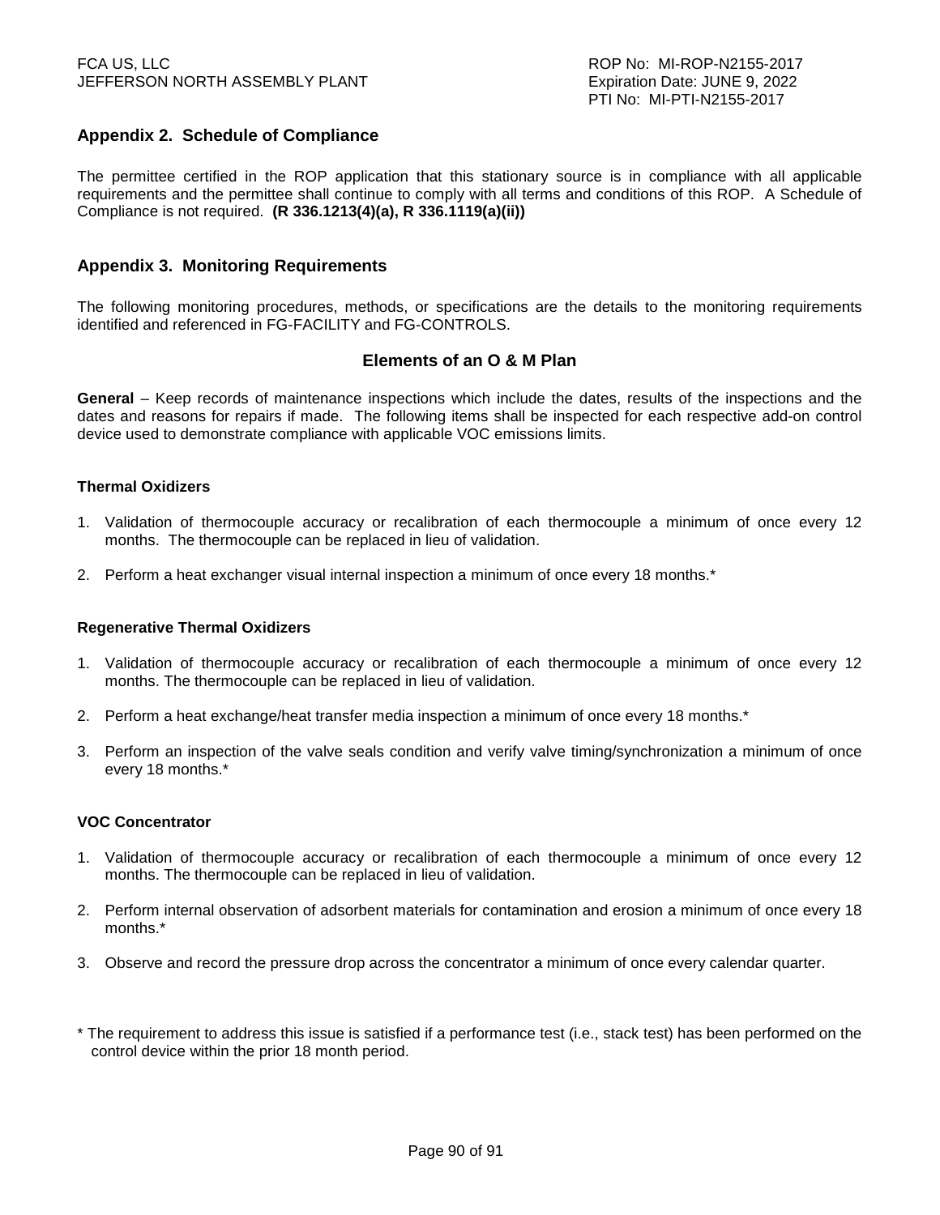## Appendix 2. Schedule of Compliance

The permittee certified in the ROP application that this stationary source is in compliance with all applicable requirements and the permittee shall continue to comply with all terms and conditions of this ROP. A Schedule of Compliance is not required. **(R 336.1213(4)(a), R 336.1119(a)(ii))**

## Appendix 3. Monitoring Requirements

The following monitoring procedures, methods, or specifications are the details to the monitoring requirements identified and referenced in FG-FACILITY and FG-CONTROLS.

### Elements of an O & M Plan

**General** – Keep records of maintenance inspections which include the dates, results of the inspections and the dates and reasons for repairs if made. The following items shall be inspected for each respective add-on control device used to demonstrate compliance with applicable VOC emissions limits.

**Thermal Oxidizers**

1. Validation of thermocouple accuracy or recalibration of each thermocouple a minimum of once every 12 months. The thermocouple can be replaced in lieu of validation.
2. Perform a heat exchanger visual internal inspection a minimum of once every 18 months.*

**Regenerative Thermal Oxidizers**

1. Validation of thermocouple accuracy or recalibration of each thermocouple a minimum of once every 12 months. The thermocouple can be replaced in lieu of validation.
2. Perform a heat exchange/heat transfer media inspection a minimum of once every 18 months.*
3. Perform an inspection of the valve seals condition and verify valve timing/synchronization a minimum of once every 18 months.*

**VOC Concentrator**

1. Validation of thermocouple accuracy or recalibration of each thermocouple a minimum of once every 12 months. The thermocouple can be replaced in lieu of validation.
2. Perform internal observation of adsorbent materials for contamination and erosion a minimum of once every 18 months.*
3. Observe and record the pressure drop across the concentrator a minimum of once every calendar quarter.

\* The requirement to address this issue is satisfied if a performance test (i.e., stack test) has been performed on the control device within the prior 18 month period.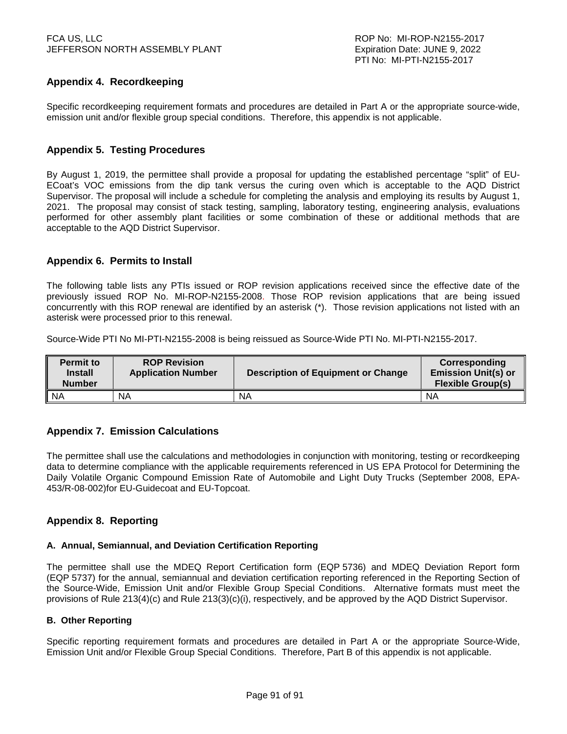## Appendix 4. Recordkeeping

Specific recordkeeping requirement formats and procedures are detailed in Part A or the appropriate source-wide, emission unit and/or flexible group special conditions. Therefore, this appendix is not applicable.

## Appendix 5. Testing Procedures

By August 1, 2019, the permittee shall provide a proposal for updating the established percentage "split" of EU-ECoat's VOC emissions from the dip tank versus the curing oven which is acceptable to the AQD District Supervisor. The proposal will include a schedule for completing the analysis and employing its results by August 1, 2021. The proposal may consist of stack testing, sampling, laboratory testing, engineering analysis, evaluations performed for other assembly plant facilities or some combination of these or additional methods that are acceptable to the AQD District Supervisor.

## Appendix 6. Permits to Install

The following table lists any PTIs issued or ROP revision applications received since the effective date of the previously issued ROP No. MI-ROP-N2155-2008. Those ROP revision applications that are being issued concurrently with this ROP renewal are identified by an asterisk (*). Those revision applications not listed with an asterisk were processed prior to this renewal.

Source-Wide PTI No MI-PTI-N2155-2008 is being reissued as Source-Wide PTI No. MI-PTI-N2155-2017.

| Permit to Install Number | ROP Revision Application Number | Description of Equipment or Change | Corresponding Emission Unit(s) or Flexible Group(s) |
|---|---|---|---|
| NA | NA | NA | NA |

## Appendix 7. Emission Calculations

The permittee shall use the calculations and methodologies in conjunction with monitoring, testing or recordkeeping data to determine compliance with the applicable requirements referenced in US EPA Protocol for Determining the Daily Volatile Organic Compound Emission Rate of Automobile and Light Duty Trucks (September 2008, EPA-453/R-08-002)for EU-Guidecoat and EU-Topcoat.

## Appendix 8. Reporting

### A. Annual, Semiannual, and Deviation Certification Reporting

The permittee shall use the MDEQ Report Certification form (EQP 5736) and MDEQ Deviation Report form (EQP 5737) for the annual, semiannual and deviation certification reporting referenced in the Reporting Section of the Source-Wide, Emission Unit and/or Flexible Group Special Conditions. Alternative formats must meet the provisions of Rule 213(4)(c) and Rule 213(3)(c)(i), respectively, and be approved by the AQD District Supervisor.

### B. Other Reporting

Specific reporting requirement formats and procedures are detailed in Part A or the appropriate Source-Wide, Emission Unit and/or Flexible Group Special Conditions. Therefore, Part B of this appendix is not applicable.